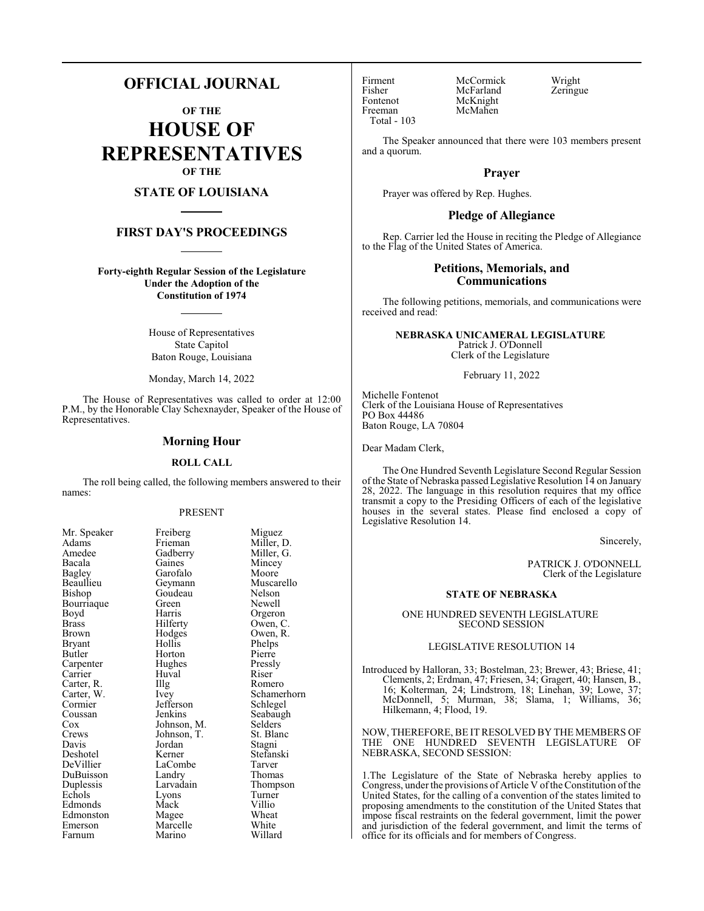# OFFICIAL JOURNAL

## OF THE

# HOUSE OF REPRESENTATIVES

## OF THE

## STATE OF LOUISIANA

## FIRST DAY'S PROCEEDINGS

**Forty-eighth Regular Session of the Legislature Under the Adoption of the Constitution of 1974**

House of Representatives
State Capitol
Baton Rouge, Louisiana

Monday, March 14, 2022

The House of Representatives was called to order at 12:00 P.M., by the Honorable Clay Schexnayder, Speaker of the House of Representatives.

## Morning Hour

### ROLL CALL

The roll being called, the following members answered to their names:

PRESENT

| | | |
|---|---|---|
| Mr. Speaker | Freiberg | Miguez |
| Adams | Frieman | Miller, D. |
| Amedee | Gadberry | Miller, G. |
| Bacala | Gaines | Mincey |
| Bagley | Garofalo | Moore |
| Beaullieu | Geymann | Muscarello |
| Bishop | Goudeau | Nelson |
| Bourriaque | Green | Newell |
| Boyd | Harris | Orgeron |
| Brass | Hilferty | Owen, C. |
| Brown | Hodges | Owen, R. |
| Bryant | Hollis | Phelps |
| Butler | Horton | Pierre |
| Carpenter | Hughes | Pressly |
| Carrier | Huval | Riser |
| Carter, R. | Illg | Romero |
| Carter, W. | Ivey | Schamerhorn |
| Cormier | Jefferson | Schlegel |
| Coussan | Jenkins | Seabaugh |
| Cox | Johnson, M. | Selders |
| Crews | Johnson, T. | St. Blanc |
| Davis | Jordan | Stagni |
| Deshotel | Kerner | Stefanski |
| DeVillier | LaCombe | Tarver |
| DuBuisson | Landry | Thomas |
| Duplessis | Larvadain | Thompson |
| Echols | Lyons | Turner |
| Edmonds | Mack | Villio |
| Edmonston | Magee | Wheat |
| Emerson | Marcelle | White |
| Farnum | Marino | Willard |
| Firment | McCormick | Wright |
| Fisher | McFarland | Zeringue |
| Fontenot | McKnight | |
| Freeman | McMahen | |

Total - 103

The Speaker announced that there were 103 members present and a quorum.

## Prayer

Prayer was offered by Rep. Hughes.

## Pledge of Allegiance

Rep. Carrier led the House in reciting the Pledge of Allegiance to the Flag of the United States of America.

## Petitions, Memorials, and Communications

The following petitions, memorials, and communications were received and read:

**NEBRASKA UNICAMERAL LEGISLATURE**
Patrick J. O'Donnell
Clerk of the Legislature

February 11, 2022

Michelle Fontenot
Clerk of the Louisiana House of Representatives
PO Box 44486
Baton Rouge, LA 70804

Dear Madam Clerk,

The One Hundred Seventh Legislature Second Regular Session of the State of Nebraska passed Legislative Resolution 14 on January 28, 2022. The language in this resolution requires that my office transmit a copy to the Presiding Officers of each of the legislative houses in the several states. Please find enclosed a copy of Legislative Resolution 14.

Sincerely,

PATRICK J. O'DONNELL
Clerk of the Legislature

**STATE OF NEBRASKA**

ONE HUNDRED SEVENTH LEGISLATURE
SECOND SESSION

LEGISLATIVE RESOLUTION 14

Introduced by Halloran, 33; Bostelman, 23; Brewer, 43; Briese, 41; Clements, 2; Erdman, 47; Friesen, 34; Gragert, 40; Hansen, B., 16; Kolterman, 24; Lindstrom, 18; Linehan, 39; Lowe, 37; McDonnell, 5; Murman, 38; Slama, 1; Williams, 36; Hilkemann, 4; Flood, 19.

NOW, THEREFORE, BE IT RESOLVED BY THE MEMBERS OF THE ONE HUNDRED SEVENTH LEGISLATURE OF NEBRASKA, SECOND SESSION:

1.The Legislature of the State of Nebraska hereby applies to Congress, under the provisions of Article V of the Constitution of the United States, for the calling of a convention of the states limited to proposing amendments to the constitution of the United States that impose fiscal restraints on the federal government, limit the power and jurisdiction of the federal government, and limit the terms of office for its officials and for members of Congress.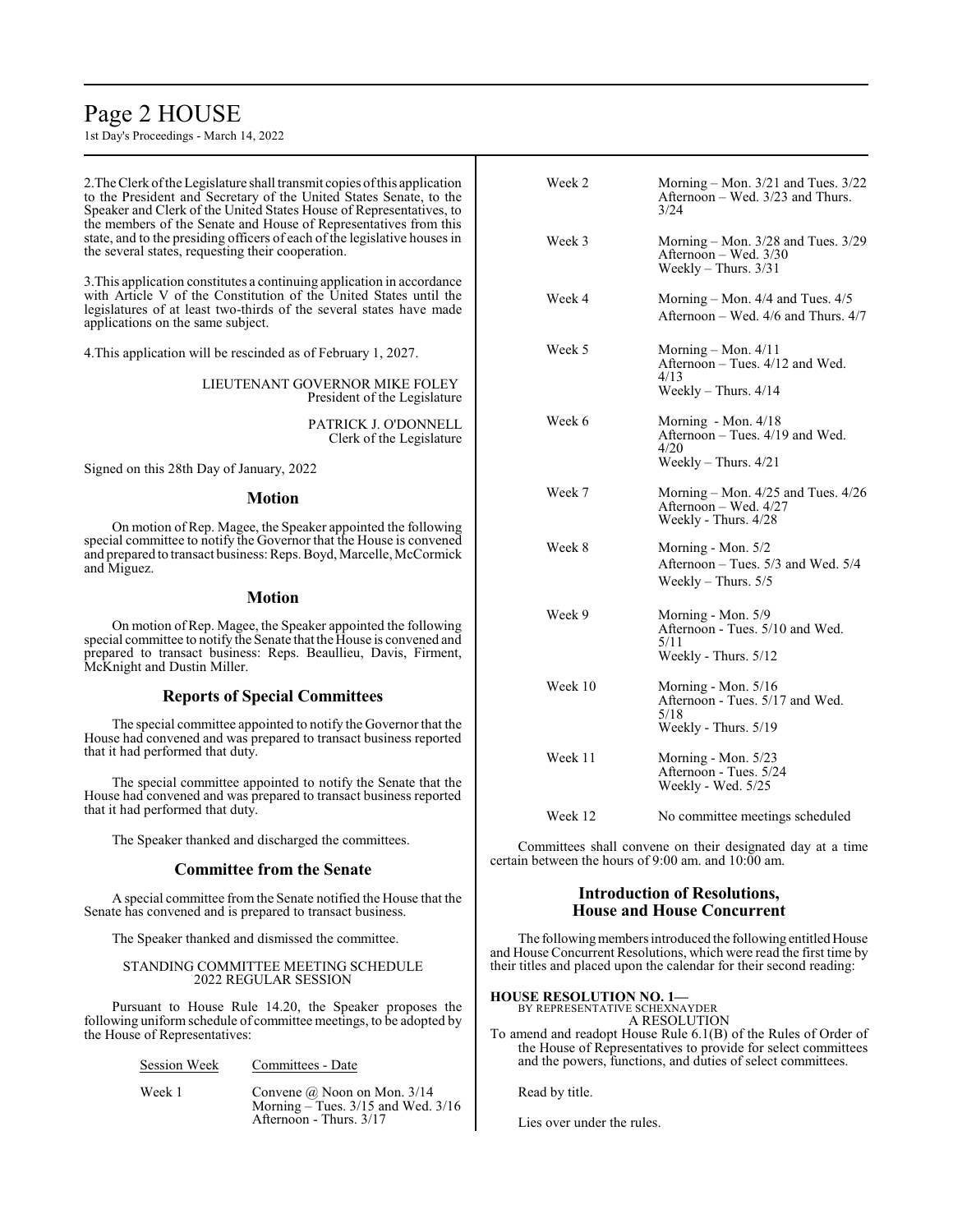2.The Clerk of the Legislature shall transmit copies of this application to the President and Secretary of the United States Senate, to the Speaker and Clerk of the United States House of Representatives, to the members of the Senate and House of Representatives from this state, and to the presiding officers of each of the legislative houses in the several states, requesting their cooperation.

3.This application constitutes a continuing application in accordance with Article V of the Constitution of the United States until the legislatures of at least two-thirds of the several states have made applications on the same subject.

4.This application will be rescinded as of February 1, 2027.

LIEUTENANT GOVERNOR MIKE FOLEY
President of the Legislature

PATRICK J. O'DONNELL
Clerk of the Legislature

Signed on this 28th Day of January, 2022

## Motion

On motion of Rep. Magee, the Speaker appointed the following special committee to notify the Governor that the House is convened and prepared to transact business: Reps. Boyd, Marcelle, McCormick and Miguez.

## Motion

On motion of Rep. Magee, the Speaker appointed the following special committee to notify the Senate that the House is convened and prepared to transact business: Reps. Beaullieu, Davis, Firment, McKnight and Dustin Miller.

## Reports of Special Committees

The special committee appointed to notify the Governor that the House had convened and was prepared to transact business reported that it had performed that duty.

The special committee appointed to notify the Senate that the House had convened and was prepared to transact business reported that it had performed that duty.

The Speaker thanked and discharged the committees.

## Committee from the Senate

A special committee from the Senate notified the House that the Senate has convened and is prepared to transact business.

The Speaker thanked and dismissed the committee.

STANDING COMMITTEE MEETING SCHEDULE
2022 REGULAR SESSION

Pursuant to House Rule 14.20, the Speaker proposes the following uniform schedule of committee meetings, to be adopted by the House of Representatives:

| Session Week | Committees - Date |
|---|---|
| Week 1 | Convene @ Noon on Mon. 3/14<br>Morning – Tues. 3/15 and Wed. 3/16<br>Afternoon - Thurs. 3/17 |
| Week 2 | Morning – Mon. 3/21 and Tues. 3/22<br>Afternoon – Wed. 3/23 and Thurs. 3/24 |
| Week 3 | Morning – Mon. 3/28 and Tues. 3/29<br>Afternoon – Wed. 3/30<br>Weekly – Thurs. 3/31 |
| Week 4 | Morning – Mon. 4/4 and Tues. 4/5<br>Afternoon – Wed. 4/6 and Thurs. 4/7 |
| Week 5 | Morning – Mon. 4/11<br>Afternoon – Tues. 4/12 and Wed. 4/13<br>Weekly – Thurs. 4/14 |
| Week 6 | Morning - Mon. 4/18<br>Afternoon – Tues. 4/19 and Wed. 4/20<br>Weekly – Thurs. 4/21 |
| Week 7 | Morning – Mon. 4/25 and Tues. 4/26<br>Afternoon – Wed. 4/27<br>Weekly - Thurs. 4/28 |
| Week 8 | Morning - Mon. 5/2<br>Afternoon – Tues. 5/3 and Wed. 5/4<br>Weekly – Thurs. 5/5 |
| Week 9 | Morning - Mon. 5/9<br>Afternoon - Tues. 5/10 and Wed. 5/11<br>Weekly - Thurs. 5/12 |
| Week 10 | Morning - Mon. 5/16<br>Afternoon - Tues. 5/17 and Wed. 5/18<br>Weekly - Thurs. 5/19 |
| Week 11 | Morning - Mon. 5/23<br>Afternoon - Tues. 5/24<br>Weekly - Wed. 5/25 |
| Week 12 | No committee meetings scheduled |

Committees shall convene on their designated day at a time certain between the hours of 9:00 am. and 10:00 am.

## Introduction of Resolutions, House and House Concurrent

The following members introduced the following entitled House and House Concurrent Resolutions, which were read the first time by their titles and placed upon the calendar for their second reading:

**HOUSE RESOLUTION NO. 1—**
BY REPRESENTATIVE SCHEXNAYDER
A RESOLUTION
To amend and readopt House Rule 6.1(B) of the Rules of Order of the House of Representatives to provide for select committees and the powers, functions, and duties of select committees.

Read by title.

Lies over under the rules.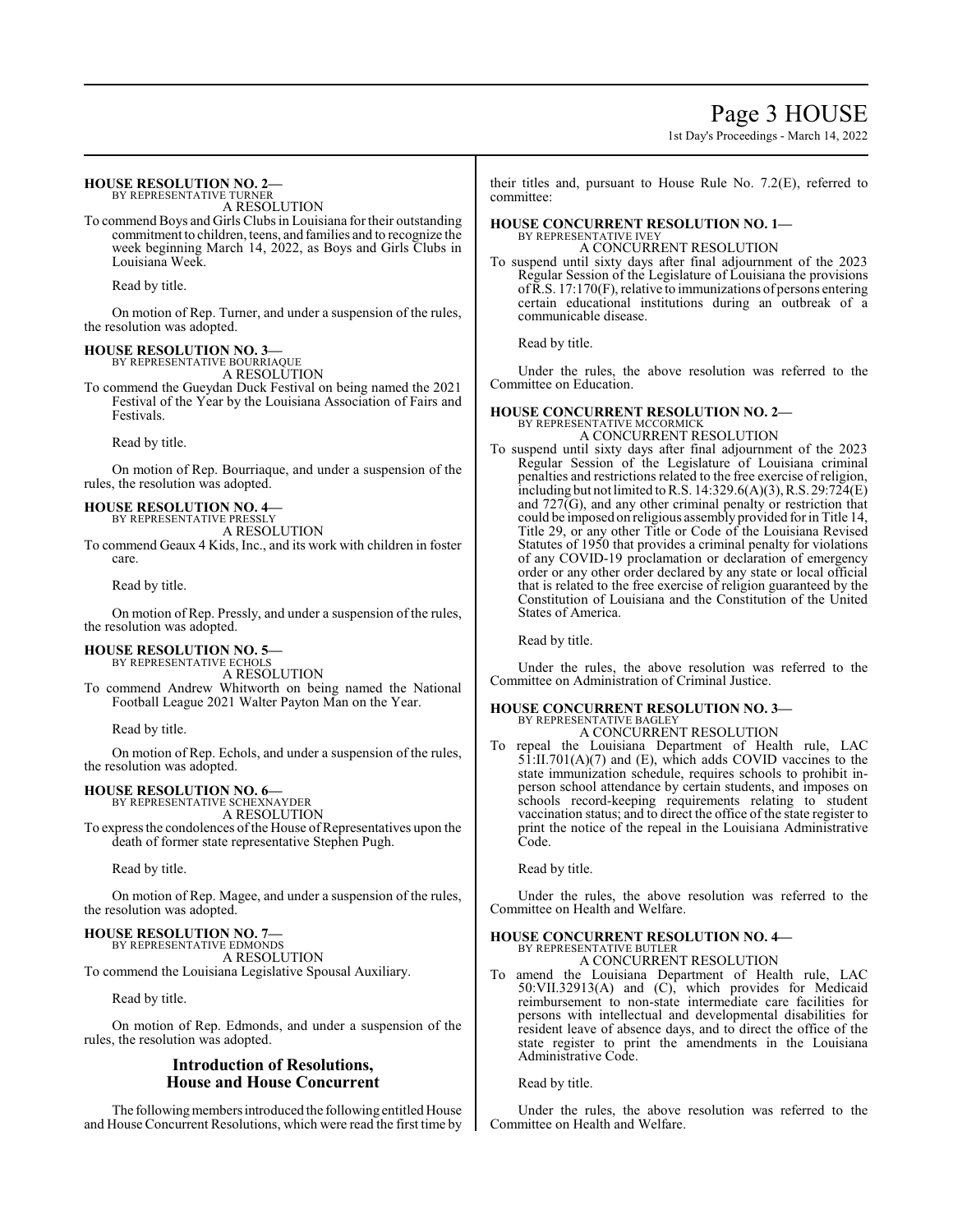**HOUSE RESOLUTION NO. 2—**
BY REPRESENTATIVE TURNER
A RESOLUTION

To commend Boys and Girls Clubs in Louisiana for their outstanding commitment to children, teens, and families and to recognize the week beginning March 14, 2022, as Boys and Girls Clubs in Louisiana Week.

Read by title.

On motion of Rep. Turner, and under a suspension of the rules, the resolution was adopted.

**HOUSE RESOLUTION NO. 3—**
BY REPRESENTATIVE BOURRIAQUE
A RESOLUTION

To commend the Gueydan Duck Festival on being named the 2021 Festival of the Year by the Louisiana Association of Fairs and Festivals.

Read by title.

On motion of Rep. Bourriaque, and under a suspension of the rules, the resolution was adopted.

**HOUSE RESOLUTION NO. 4—**
BY REPRESENTATIVE PRESSLY
A RESOLUTION

To commend Geaux 4 Kids, Inc., and its work with children in foster care.

Read by title.

On motion of Rep. Pressly, and under a suspension of the rules, the resolution was adopted.

**HOUSE RESOLUTION NO. 5—**
BY REPRESENTATIVE ECHOLS
A RESOLUTION

To commend Andrew Whitworth on being named the National Football League 2021 Walter Payton Man on the Year.

Read by title.

On motion of Rep. Echols, and under a suspension of the rules, the resolution was adopted.

**HOUSE RESOLUTION NO. 6—**
BY REPRESENTATIVE SCHEXNAYDER
A RESOLUTION

To express the condolences of the House of Representatives upon the death of former state representative Stephen Pugh.

Read by title.

On motion of Rep. Magee, and under a suspension of the rules, the resolution was adopted.

**HOUSE RESOLUTION NO. 7—**
BY REPRESENTATIVE EDMONDS
A RESOLUTION

To commend the Louisiana Legislative Spousal Auxiliary.

Read by title.

On motion of Rep. Edmonds, and under a suspension of the rules, the resolution was adopted.

## Introduction of Resolutions, House and House Concurrent

The following members introduced the following entitled House and House Concurrent Resolutions, which were read the first time by their titles and, pursuant to House Rule No. 7.2(E), referred to committee:

**HOUSE CONCURRENT RESOLUTION NO. 1—**
BY REPRESENTATIVE IVEY
A CONCURRENT RESOLUTION

To suspend until sixty days after final adjournment of the 2023 Regular Session of the Legislature of Louisiana the provisions of R.S. 17:170(F), relative to immunizations of persons entering certain educational institutions during an outbreak of a communicable disease.

Read by title.

Under the rules, the above resolution was referred to the Committee on Education.

**HOUSE CONCURRENT RESOLUTION NO. 2—**
BY REPRESENTATIVE MCCORMICK
A CONCURRENT RESOLUTION

To suspend until sixty days after final adjournment of the 2023 Regular Session of the Legislature of Louisiana criminal penalties and restrictions related to the free exercise of religion, including but not limited to R.S. 14:329.6(A)(3), R.S. 29:724(E) and 727(G), and any other criminal penalty or restriction that could be imposed on religious assembly provided for in Title 14, Title 29, or any other Title or Code of the Louisiana Revised Statutes of 1950 that provides a criminal penalty for violations of any COVID-19 proclamation or declaration of emergency order or any other order declared by any state or local official that is related to the free exercise of religion guaranteed by the Constitution of Louisiana and the Constitution of the United States of America.

Read by title.

Under the rules, the above resolution was referred to the Committee on Administration of Criminal Justice.

**HOUSE CONCURRENT RESOLUTION NO. 3—**
BY REPRESENTATIVE BAGLEY
A CONCURRENT RESOLUTION

To repeal the Louisiana Department of Health rule, LAC 51:II.701(A)(7) and (E), which adds COVID vaccines to the state immunization schedule, requires schools to prohibit in-person school attendance by certain students, and imposes on schools record-keeping requirements relating to student vaccination status; and to direct the office of the state register to print the notice of the repeal in the Louisiana Administrative Code.

Read by title.

Under the rules, the above resolution was referred to the Committee on Health and Welfare.

**HOUSE CONCURRENT RESOLUTION NO. 4—**
BY REPRESENTATIVE BUTLER
A CONCURRENT RESOLUTION

To amend the Louisiana Department of Health rule, LAC 50:VII.32913(A) and (C), which provides for Medicaid reimbursement to non-state intermediate care facilities for persons with intellectual and developmental disabilities for resident leave of absence days, and to direct the office of the state register to print the amendments in the Louisiana Administrative Code.

Read by title.

Under the rules, the above resolution was referred to the Committee on Health and Welfare.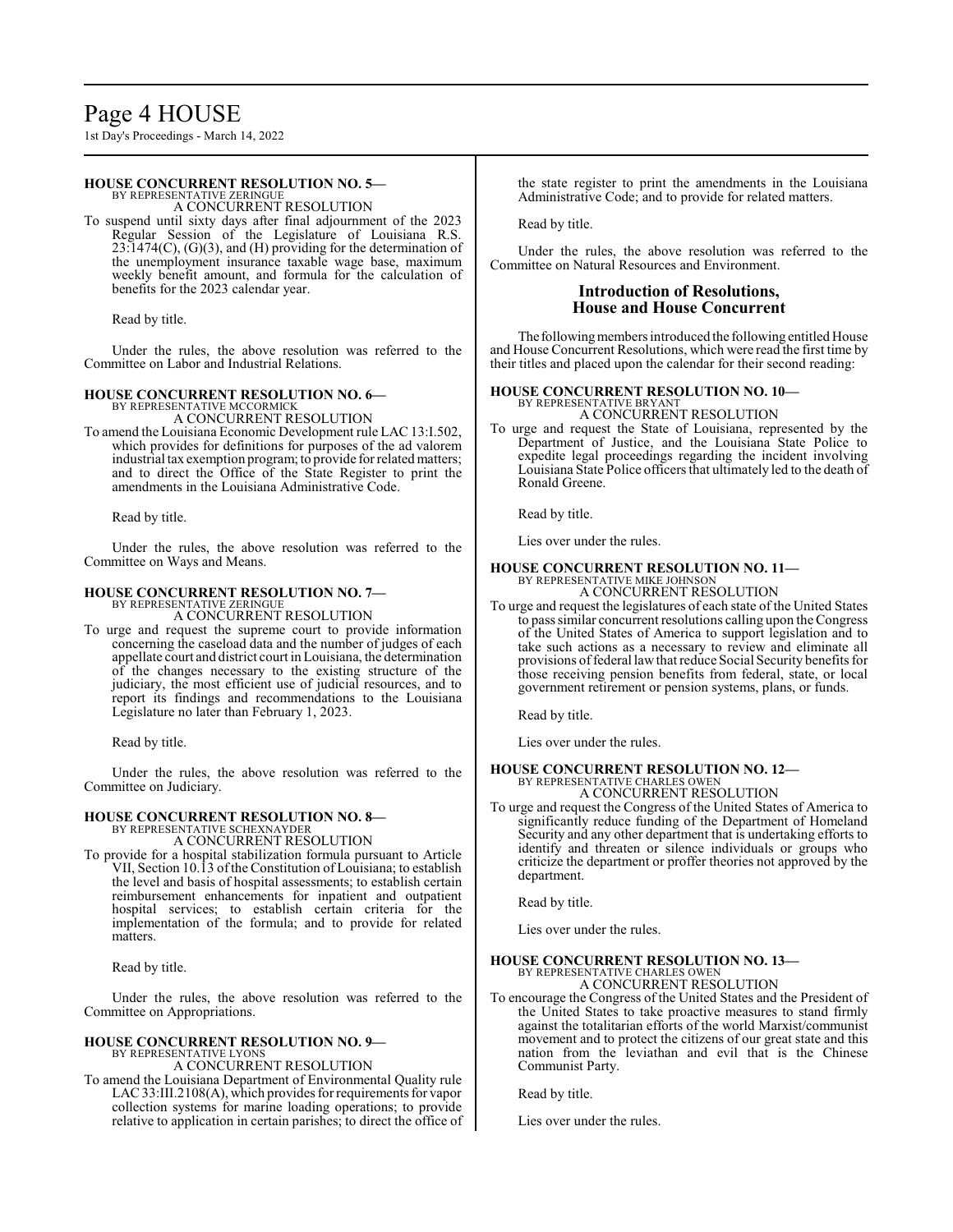**HOUSE CONCURRENT RESOLUTION NO. 5—**
BY REPRESENTATIVE ZERINGUE
A CONCURRENT RESOLUTION

To suspend until sixty days after final adjournment of the 2023 Regular Session of the Legislature of Louisiana R.S. 23:1474(C), (G)(3), and (H) providing for the determination of the unemployment insurance taxable wage base, maximum weekly benefit amount, and formula for the calculation of benefits for the 2023 calendar year.

Read by title.

Under the rules, the above resolution was referred to the Committee on Labor and Industrial Relations.

**HOUSE CONCURRENT RESOLUTION NO. 6—**
BY REPRESENTATIVE MCCORMICK
A CONCURRENT RESOLUTION

To amend the Louisiana Economic Development rule LAC 13:I.502, which provides for definitions for purposes of the ad valorem industrial tax exemption program; to provide for related matters; and to direct the Office of the State Register to print the amendments in the Louisiana Administrative Code.

Read by title.

Under the rules, the above resolution was referred to the Committee on Ways and Means.

**HOUSE CONCURRENT RESOLUTION NO. 7—**
BY REPRESENTATIVE ZERINGUE
A CONCURRENT RESOLUTION

To urge and request the supreme court to provide information concerning the caseload data and the number of judges of each appellate court and district court in Louisiana, the determination of the changes necessary to the existing structure of the judiciary, the most efficient use of judicial resources, and to report its findings and recommendations to the Louisiana Legislature no later than February 1, 2023.

Read by title.

Under the rules, the above resolution was referred to the Committee on Judiciary.

**HOUSE CONCURRENT RESOLUTION NO. 8—**
BY REPRESENTATIVE SCHEXNAYDER
A CONCURRENT RESOLUTION

To provide for a hospital stabilization formula pursuant to Article VII, Section 10.13 of the Constitution of Louisiana; to establish the level and basis of hospital assessments; to establish certain reimbursement enhancements for inpatient and outpatient hospital services; to establish certain criteria for the implementation of the formula; and to provide for related matters.

Read by title.

Under the rules, the above resolution was referred to the Committee on Appropriations.

**HOUSE CONCURRENT RESOLUTION NO. 9—**
BY REPRESENTATIVE LYONS
A CONCURRENT RESOLUTION

To amend the Louisiana Department of Environmental Quality rule LAC 33:III.2108(A), which provides for requirements for vapor collection systems for marine loading operations; to provide relative to application in certain parishes; to direct the office of the state register to print the amendments in the Louisiana Administrative Code; and to provide for related matters.

Read by title.

Under the rules, the above resolution was referred to the Committee on Natural Resources and Environment.

## Introduction of Resolutions, House and House Concurrent

The following members introduced the following entitled House and House Concurrent Resolutions, which were read the first time by their titles and placed upon the calendar for their second reading:

**HOUSE CONCURRENT RESOLUTION NO. 10—**
BY REPRESENTATIVE BRYANT
A CONCURRENT RESOLUTION

To urge and request the State of Louisiana, represented by the Department of Justice, and the Louisiana State Police to expedite legal proceedings regarding the incident involving Louisiana State Police officers that ultimately led to the death of Ronald Greene.

Read by title.

Lies over under the rules.

**HOUSE CONCURRENT RESOLUTION NO. 11—**
BY REPRESENTATIVE MIKE JOHNSON
A CONCURRENT RESOLUTION

To urge and request the legislatures of each state of the United States to pass similar concurrent resolutions calling upon the Congress of the United States of America to support legislation and to take such actions as a necessary to review and eliminate all provisions of federal law that reduce Social Security benefits for those receiving pension benefits from federal, state, or local government retirement or pension systems, plans, or funds.

Read by title.

Lies over under the rules.

**HOUSE CONCURRENT RESOLUTION NO. 12—**
BY REPRESENTATIVE CHARLES OWEN
A CONCURRENT RESOLUTION

To urge and request the Congress of the United States of America to significantly reduce funding of the Department of Homeland Security and any other department that is undertaking efforts to identify and threaten or silence individuals or groups who criticize the department or proffer theories not approved by the department.

Read by title.

Lies over under the rules.

**HOUSE CONCURRENT RESOLUTION NO. 13—**
BY REPRESENTATIVE CHARLES OWEN
A CONCURRENT RESOLUTION

To encourage the Congress of the United States and the President of the United States to take proactive measures to stand firmly against the totalitarian efforts of the world Marxist/communist movement and to protect the citizens of our great state and this nation from the leviathan and evil that is the Chinese Communist Party.

Read by title.

Lies over under the rules.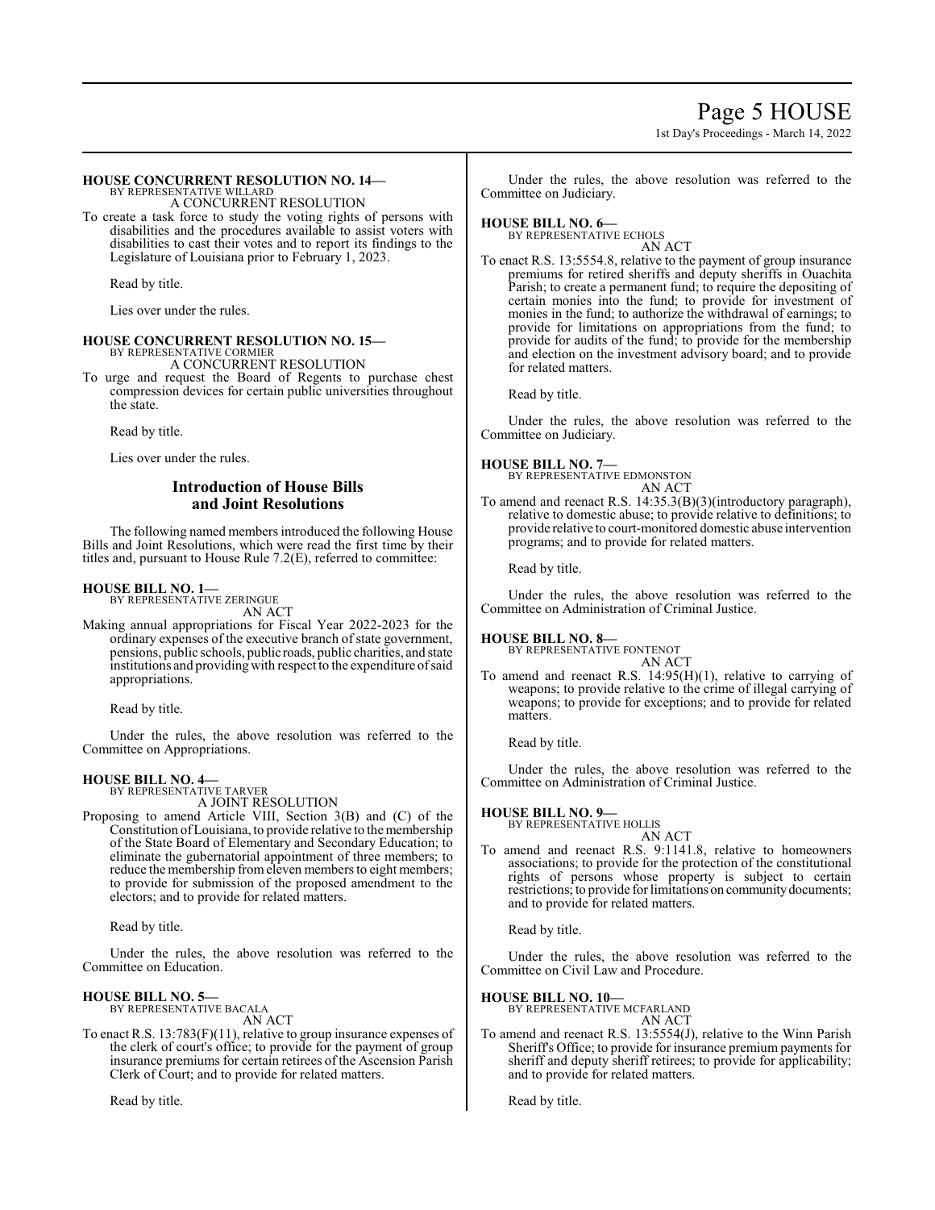**HOUSE CONCURRENT RESOLUTION NO. 14—**
BY REPRESENTATIVE WILLARD
A CONCURRENT RESOLUTION

To create a task force to study the voting rights of persons with disabilities and the procedures available to assist voters with disabilities to cast their votes and to report its findings to the Legislature of Louisiana prior to February 1, 2023.

Read by title.

Lies over under the rules.

**HOUSE CONCURRENT RESOLUTION NO. 15—**
BY REPRESENTATIVE CORMIER
A CONCURRENT RESOLUTION

To urge and request the Board of Regents to purchase chest compression devices for certain public universities throughout the state.

Read by title.

Lies over under the rules.

## Introduction of House Bills and Joint Resolutions

The following named members introduced the following House Bills and Joint Resolutions, which were read the first time by their titles and, pursuant to House Rule 7.2(E), referred to committee:

**HOUSE BILL NO. 1—**
BY REPRESENTATIVE ZERINGUE
AN ACT

Making annual appropriations for Fiscal Year 2022-2023 for the ordinary expenses of the executive branch of state government, pensions, public schools, public roads, public charities, and state institutions and providing with respect to the expenditure of said appropriations.

Read by title.

Under the rules, the above resolution was referred to the Committee on Appropriations.

**HOUSE BILL NO. 4—**
BY REPRESENTATIVE TARVER
A JOINT RESOLUTION

Proposing to amend Article VIII, Section 3(B) and (C) of the Constitution of Louisiana, to provide relative to the membership of the State Board of Elementary and Secondary Education; to eliminate the gubernatorial appointment of three members; to reduce the membership from eleven members to eight members; to provide for submission of the proposed amendment to the electors; and to provide for related matters.

Read by title.

Under the rules, the above resolution was referred to the Committee on Education.

**HOUSE BILL NO. 5—**
BY REPRESENTATIVE BACALA
AN ACT

To enact R.S. 13:783(F)(11), relative to group insurance expenses of the clerk of court's office; to provide for the payment of group insurance premiums for certain retirees of the Ascension Parish Clerk of Court; and to provide for related matters.

Read by title.

Under the rules, the above resolution was referred to the Committee on Judiciary.

**HOUSE BILL NO. 6—**
BY REPRESENTATIVE ECHOLS
AN ACT

To enact R.S. 13:5554.8, relative to the payment of group insurance premiums for retired sheriffs and deputy sheriffs in Ouachita Parish; to create a permanent fund; to require the depositing of certain monies into the fund; to provide for investment of monies in the fund; to authorize the withdrawal of earnings; to provide for limitations on appropriations from the fund; to provide for audits of the fund; to provide for the membership and election on the investment advisory board; and to provide for related matters.

Read by title.

Under the rules, the above resolution was referred to the Committee on Judiciary.

**HOUSE BILL NO. 7—**
BY REPRESENTATIVE EDMONSTON
AN ACT

To amend and reenact R.S. 14:35.3(B)(3)(introductory paragraph), relative to domestic abuse; to provide relative to definitions; to provide relative to court-monitored domestic abuse intervention programs; and to provide for related matters.

Read by title.

Under the rules, the above resolution was referred to the Committee on Administration of Criminal Justice.

**HOUSE BILL NO. 8—**
BY REPRESENTATIVE FONTENOT
AN ACT

To amend and reenact R.S. 14:95(H)(1), relative to carrying of weapons; to provide relative to the crime of illegal carrying of weapons; to provide for exceptions; and to provide for related matters.

Read by title.

Under the rules, the above resolution was referred to the Committee on Administration of Criminal Justice.

**HOUSE BILL NO. 9—**
BY REPRESENTATIVE HOLLIS
AN ACT

To amend and reenact R.S. 9:1141.8, relative to homeowners associations; to provide for the protection of the constitutional rights of persons whose property is subject to certain restrictions; to provide for limitations on community documents; and to provide for related matters.

Read by title.

Under the rules, the above resolution was referred to the Committee on Civil Law and Procedure.

**HOUSE BILL NO. 10—**
BY REPRESENTATIVE MCFARLAND
AN ACT

To amend and reenact R.S. 13:5554(J), relative to the Winn Parish Sheriff's Office; to provide for insurance premium payments for sheriff and deputy sheriff retirees; to provide for applicability; and to provide for related matters.

Read by title.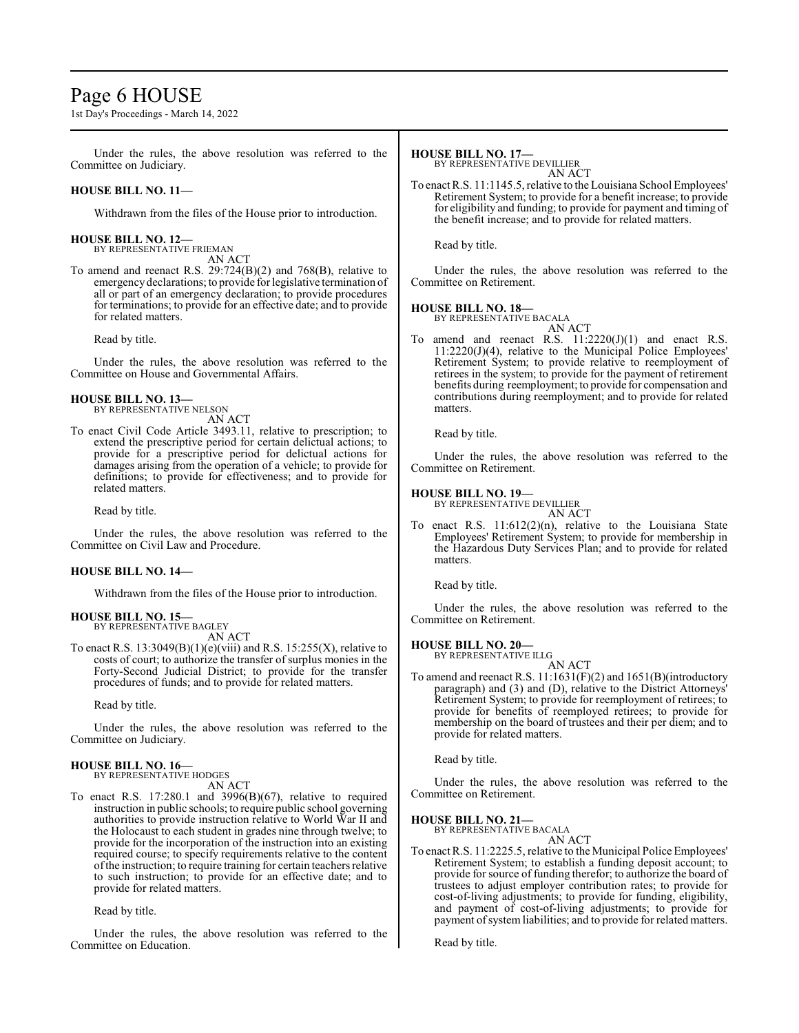Under the rules, the above resolution was referred to the Committee on Judiciary.

**HOUSE BILL NO. 11—**

Withdrawn from the files of the House prior to introduction.

**HOUSE BILL NO. 12—**
BY REPRESENTATIVE FRIEMAN
AN ACT

To amend and reenact R.S. 29:724(B)(2) and 768(B), relative to emergency declarations; to provide for legislative termination of all or part of an emergency declaration; to provide procedures for terminations; to provide for an effective date; and to provide for related matters.

Read by title.

Under the rules, the above resolution was referred to the Committee on House and Governmental Affairs.

**HOUSE BILL NO. 13—**
BY REPRESENTATIVE NELSON
AN ACT

To enact Civil Code Article 3493.11, relative to prescription; to extend the prescriptive period for certain delictual actions; to provide for a prescriptive period for delictual actions for damages arising from the operation of a vehicle; to provide for definitions; to provide for effectiveness; and to provide for related matters.

Read by title.

Under the rules, the above resolution was referred to the Committee on Civil Law and Procedure.

**HOUSE BILL NO. 14—**

Withdrawn from the files of the House prior to introduction.

**HOUSE BILL NO. 15—**
BY REPRESENTATIVE BAGLEY
AN ACT

To enact R.S. 13:3049(B)(1)(e)(viii) and R.S. 15:255(X), relative to costs of court; to authorize the transfer of surplus monies in the Forty-Second Judicial District; to provide for the transfer procedures of funds; and to provide for related matters.

Read by title.

Under the rules, the above resolution was referred to the Committee on Judiciary.

**HOUSE BILL NO. 16—**
BY REPRESENTATIVE HODGES
AN ACT

To enact R.S. 17:280.1 and 3996(B)(67), relative to required instruction in public schools; to require public school governing authorities to provide instruction relative to World War II and the Holocaust to each student in grades nine through twelve; to provide for the incorporation of the instruction into an existing required course; to specify requirements relative to the content of the instruction; to require training for certain teachers relative to such instruction; to provide for an effective date; and to provide for related matters.

Read by title.

Under the rules, the above resolution was referred to the Committee on Education.

**HOUSE BILL NO. 17—**
BY REPRESENTATIVE DEVILLIER
AN ACT

To enact R.S. 11:1145.5, relative to the Louisiana School Employees' Retirement System; to provide for a benefit increase; to provide for eligibility and funding; to provide for payment and timing of the benefit increase; and to provide for related matters.

Read by title.

Under the rules, the above resolution was referred to the Committee on Retirement.

**HOUSE BILL NO. 18—**
BY REPRESENTATIVE BACALA
AN ACT

To amend and reenact R.S. 11:2220(J)(1) and enact R.S. 11:2220(J)(4), relative to the Municipal Police Employees' Retirement System; to provide relative to reemployment of retirees in the system; to provide for the payment of retirement benefits during reemployment; to provide for compensation and contributions during reemployment; and to provide for related matters.

Read by title.

Under the rules, the above resolution was referred to the Committee on Retirement.

**HOUSE BILL NO. 19—**
BY REPRESENTATIVE DEVILLIER
AN ACT

To enact R.S. 11:612(2)(n), relative to the Louisiana State Employees' Retirement System; to provide for membership in the Hazardous Duty Services Plan; and to provide for related matters.

Read by title.

Under the rules, the above resolution was referred to the Committee on Retirement.

**HOUSE BILL NO. 20—**
BY REPRESENTATIVE ILLG
AN ACT

To amend and reenact R.S. 11:1631(F)(2) and 1651(B)(introductory paragraph) and (3) and (D), relative to the District Attorneys' Retirement System; to provide for reemployment of retirees; to provide for benefits of reemployed retirees; to provide for membership on the board of trustees and their per diem; and to provide for related matters.

Read by title.

Under the rules, the above resolution was referred to the Committee on Retirement.

**HOUSE BILL NO. 21—**
BY REPRESENTATIVE BACALA
AN ACT

To enact R.S. 11:2225.5, relative to the Municipal Police Employees' Retirement System; to establish a funding deposit account; to provide for source of funding therefor; to authorize the board of trustees to adjust employer contribution rates; to provide for cost-of-living adjustments; to provide for funding, eligibility, and payment of cost-of-living adjustments; to provide for payment of system liabilities; and to provide for related matters.

Read by title.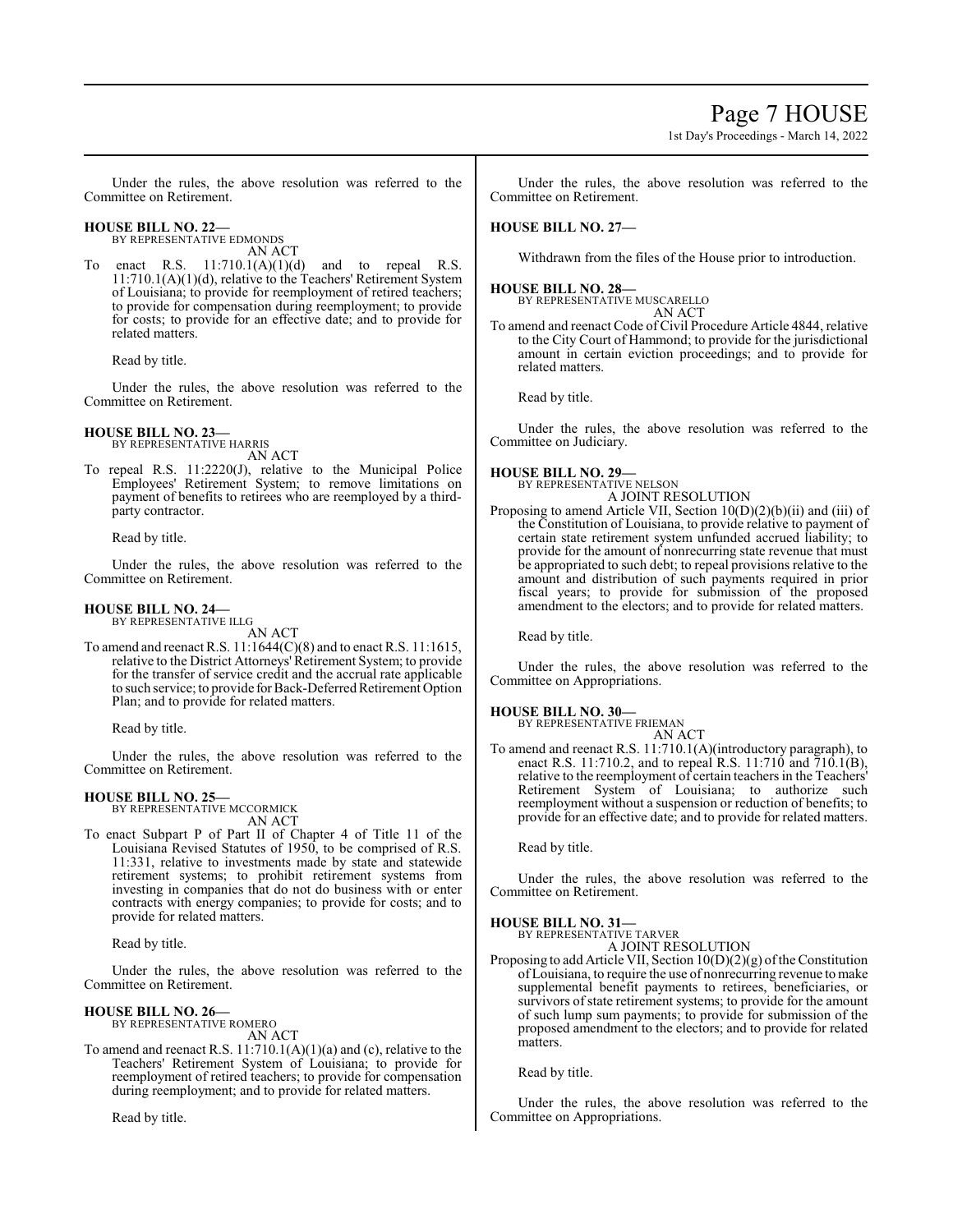Under the rules, the above resolution was referred to the Committee on Retirement.

**HOUSE BILL NO. 22—**
BY REPRESENTATIVE EDMONDS
AN ACT

To enact R.S. 11:710.1(A)(1)(d) and to repeal R.S. 11:710.1(A)(1)(d), relative to the Teachers' Retirement System of Louisiana; to provide for reemployment of retired teachers; to provide for compensation during reemployment; to provide for costs; to provide for an effective date; and to provide for related matters.

Read by title.

Under the rules, the above resolution was referred to the Committee on Retirement.

**HOUSE BILL NO. 23—**
BY REPRESENTATIVE HARRIS
AN ACT

To repeal R.S. 11:2220(J), relative to the Municipal Police Employees' Retirement System; to remove limitations on payment of benefits to retirees who are reemployed by a third-party contractor.

Read by title.

Under the rules, the above resolution was referred to the Committee on Retirement.

**HOUSE BILL NO. 24—**
BY REPRESENTATIVE ILLG
AN ACT

To amend and reenact R.S. 11:1644(C)(8) and to enact R.S. 11:1615, relative to the District Attorneys' Retirement System; to provide for the transfer of service credit and the accrual rate applicable to such service; to provide for Back-Deferred Retirement Option Plan; and to provide for related matters.

Read by title.

Under the rules, the above resolution was referred to the Committee on Retirement.

**HOUSE BILL NO. 25—**
BY REPRESENTATIVE MCCORMICK
AN ACT

To enact Subpart P of Part II of Chapter 4 of Title 11 of the Louisiana Revised Statutes of 1950, to be comprised of R.S. 11:331, relative to investments made by state and statewide retirement systems; to prohibit retirement systems from investing in companies that do not do business with or enter contracts with energy companies; to provide for costs; and to provide for related matters.

Read by title.

Under the rules, the above resolution was referred to the Committee on Retirement.

**HOUSE BILL NO. 26—**
BY REPRESENTATIVE ROMERO
AN ACT

To amend and reenact R.S. 11:710.1(A)(1)(a) and (c), relative to the Teachers' Retirement System of Louisiana; to provide for reemployment of retired teachers; to provide for compensation during reemployment; and to provide for related matters.

Read by title.

Under the rules, the above resolution was referred to the Committee on Retirement.

**HOUSE BILL NO. 27—**

Withdrawn from the files of the House prior to introduction.

**HOUSE BILL NO. 28—**
BY REPRESENTATIVE MUSCARELLO
AN ACT

To amend and reenact Code of Civil Procedure Article 4844, relative to the City Court of Hammond; to provide for the jurisdictional amount in certain eviction proceedings; and to provide for related matters.

Read by title.

Under the rules, the above resolution was referred to the Committee on Judiciary.

**HOUSE BILL NO. 29—**
BY REPRESENTATIVE NELSON
A JOINT RESOLUTION

Proposing to amend Article VII, Section 10(D)(2)(b)(ii) and (iii) of the Constitution of Louisiana, to provide relative to payment of certain state retirement system unfunded accrued liability; to provide for the amount of nonrecurring state revenue that must be appropriated to such debt; to repeal provisions relative to the amount and distribution of such payments required in prior fiscal years; to provide for submission of the proposed amendment to the electors; and to provide for related matters.

Read by title.

Under the rules, the above resolution was referred to the Committee on Appropriations.

**HOUSE BILL NO. 30—**
BY REPRESENTATIVE FRIEMAN
AN ACT

To amend and reenact R.S. 11:710.1(A)(introductory paragraph), to enact R.S. 11:710.2, and to repeal R.S. 11:710 and 710.1(B), relative to the reemployment of certain teachers in the Teachers' Retirement System of Louisiana; to authorize such reemployment without a suspension or reduction of benefits; to provide for an effective date; and to provide for related matters.

Read by title.

Under the rules, the above resolution was referred to the Committee on Retirement.

**HOUSE BILL NO. 31—**
BY REPRESENTATIVE TARVER
A JOINT RESOLUTION

Proposing to add Article VII, Section 10(D)(2)(g) of the Constitution of Louisiana, to require the use of nonrecurring revenue to make supplemental benefit payments to retirees, beneficiaries, or survivors of state retirement systems; to provide for the amount of such lump sum payments; to provide for submission of the proposed amendment to the electors; and to provide for related matters.

Read by title.

Under the rules, the above resolution was referred to the Committee on Appropriations.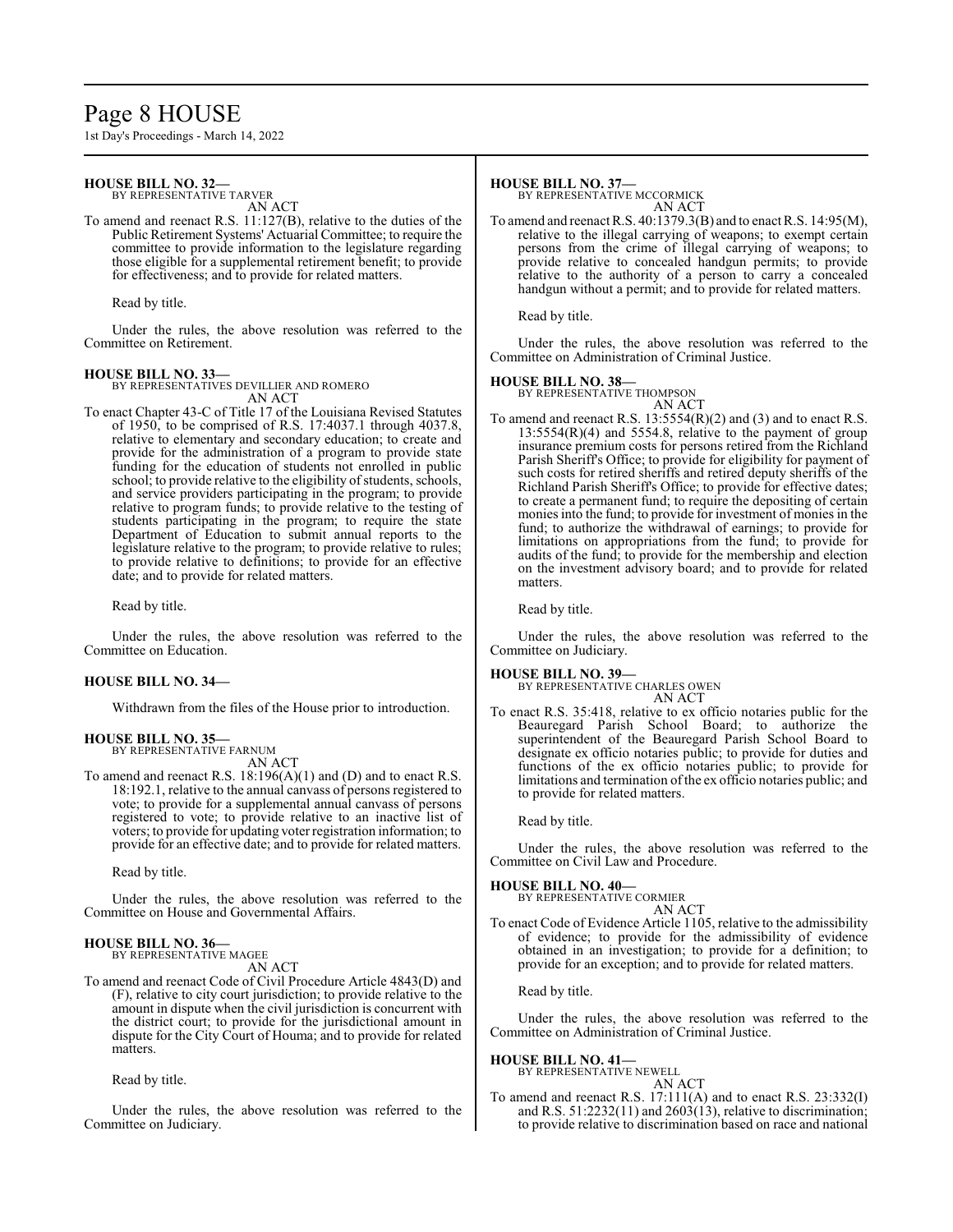**HOUSE BILL NO. 32—**
BY REPRESENTATIVE TARVER
AN ACT
To amend and reenact R.S. 11:127(B), relative to the duties of the Public Retirement Systems' Actuarial Committee; to require the committee to provide information to the legislature regarding those eligible for a supplemental retirement benefit; to provide for effectiveness; and to provide for related matters.

Read by title.

Under the rules, the above resolution was referred to the Committee on Retirement.

**HOUSE BILL NO. 33—**
BY REPRESENTATIVES DEVILLIER AND ROMERO
AN ACT
To enact Chapter 43-C of Title 17 of the Louisiana Revised Statutes of 1950, to be comprised of R.S. 17:4037.1 through 4037.8, relative to elementary and secondary education; to create and provide for the administration of a program to provide state funding for the education of students not enrolled in public school; to provide relative to the eligibility of students, schools, and service providers participating in the program; to provide relative to program funds; to provide relative to the testing of students participating in the program; to require the state Department of Education to submit annual reports to the legislature relative to the program; to provide relative to rules; to provide relative to definitions; to provide for an effective date; and to provide for related matters.

Read by title.

Under the rules, the above resolution was referred to the Committee on Education.

**HOUSE BILL NO. 34—**

Withdrawn from the files of the House prior to introduction.

**HOUSE BILL NO. 35—**
BY REPRESENTATIVE FARNUM
AN ACT
To amend and reenact R.S. 18:196(A)(1) and (D) and to enact R.S. 18:192.1, relative to the annual canvass of persons registered to vote; to provide for a supplemental annual canvass of persons registered to vote; to provide relative to an inactive list of voters; to provide for updating voter registration information; to provide for an effective date; and to provide for related matters.

Read by title.

Under the rules, the above resolution was referred to the Committee on House and Governmental Affairs.

**HOUSE BILL NO. 36—**
BY REPRESENTATIVE MAGEE
AN ACT
To amend and reenact Code of Civil Procedure Article 4843(D) and (F), relative to city court jurisdiction; to provide relative to the amount in dispute when the civil jurisdiction is concurrent with the district court; to provide for the jurisdictional amount in dispute for the City Court of Houma; and to provide for related matters.

Read by title.

Under the rules, the above resolution was referred to the Committee on Judiciary.

**HOUSE BILL NO. 37—**
BY REPRESENTATIVE MCCORMICK
AN ACT
To amend and reenact R.S. 40:1379.3(B) and to enact R.S. 14:95(M), relative to the illegal carrying of weapons; to exempt certain persons from the crime of illegal carrying of weapons; to provide relative to concealed handgun permits; to provide relative to the authority of a person to carry a concealed handgun without a permit; and to provide for related matters.

Read by title.

Under the rules, the above resolution was referred to the Committee on Administration of Criminal Justice.

**HOUSE BILL NO. 38—**
BY REPRESENTATIVE THOMPSON
AN ACT
To amend and reenact R.S. 13:5554(R)(2) and (3) and to enact R.S. 13:5554(R)(4) and 5554.8, relative to the payment of group insurance premium costs for persons retired from the Richland Parish Sheriff's Office; to provide for eligibility for payment of such costs for retired sheriffs and retired deputy sheriffs of the Richland Parish Sheriff's Office; to provide for effective dates; to create a permanent fund; to require the depositing of certain monies into the fund; to provide for investment of monies in the fund; to authorize the withdrawal of earnings; to provide for limitations on appropriations from the fund; to provide for audits of the fund; to provide for the membership and election on the investment advisory board; and to provide for related matters.

Read by title.

Under the rules, the above resolution was referred to the Committee on Judiciary.

**HOUSE BILL NO. 39—**
BY REPRESENTATIVE CHARLES OWEN
AN ACT
To enact R.S. 35:418, relative to ex officio notaries public for the Beauregard Parish School Board; to authorize the superintendent of the Beauregard Parish School Board to designate ex officio notaries public; to provide for duties and functions of the ex officio notaries public; to provide for limitations and termination of the ex officio notaries public; and to provide for related matters.

Read by title.

Under the rules, the above resolution was referred to the Committee on Civil Law and Procedure.

**HOUSE BILL NO. 40—**
BY REPRESENTATIVE CORMIER
AN ACT
To enact Code of Evidence Article 1105, relative to the admissibility of evidence; to provide for the admissibility of evidence obtained in an investigation; to provide for a definition; to provide for an exception; and to provide for related matters.

Read by title.

Under the rules, the above resolution was referred to the Committee on Administration of Criminal Justice.

**HOUSE BILL NO. 41—**
BY REPRESENTATIVE NEWELL
AN ACT
To amend and reenact R.S. 17:111(A) and to enact R.S. 23:332(I) and R.S. 51:2232(11) and 2603(13), relative to discrimination; to provide relative to discrimination based on race and national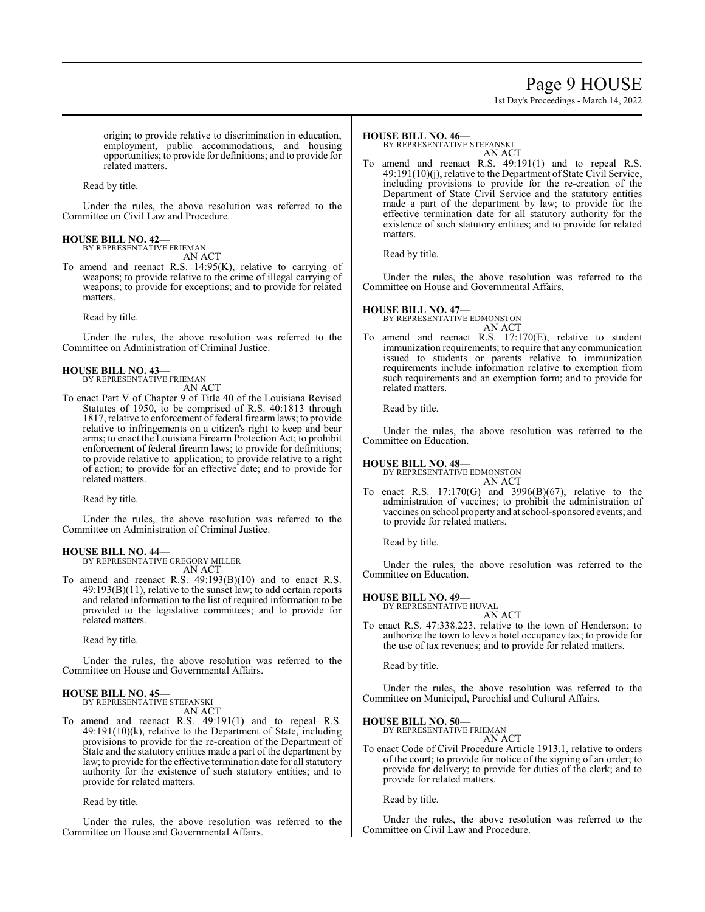origin; to provide relative to discrimination in education, employment, public accommodations, and housing opportunities; to provide for definitions; and to provide for related matters.

Read by title.

Under the rules, the above resolution was referred to the Committee on Civil Law and Procedure.

**HOUSE BILL NO. 42—**
BY REPRESENTATIVE FRIEMAN
AN ACT

To amend and reenact R.S. 14:95(K), relative to carrying of weapons; to provide relative to the crime of illegal carrying of weapons; to provide for exceptions; and to provide for related matters.

Read by title.

Under the rules, the above resolution was referred to the Committee on Administration of Criminal Justice.

**HOUSE BILL NO. 43—**
BY REPRESENTATIVE FRIEMAN
AN ACT

To enact Part V of Chapter 9 of Title 40 of the Louisiana Revised Statutes of 1950, to be comprised of R.S. 40:1813 through 1817, relative to enforcement of federal firearm laws; to provide relative to infringements on a citizen's right to keep and bear arms; to enact the Louisiana Firearm Protection Act; to prohibit enforcement of federal firearm laws; to provide for definitions; to provide relative to application; to provide relative to a right of action; to provide for an effective date; and to provide for related matters.

Read by title.

Under the rules, the above resolution was referred to the Committee on Administration of Criminal Justice.

**HOUSE BILL NO. 44—**
BY REPRESENTATIVE GREGORY MILLER
AN ACT

To amend and reenact R.S. 49:193(B)(10) and to enact R.S. 49:193(B)(11), relative to the sunset law; to add certain reports and related information to the list of required information to be provided to the legislative committees; and to provide for related matters.

Read by title.

Under the rules, the above resolution was referred to the Committee on House and Governmental Affairs.

**HOUSE BILL NO. 45—**
BY REPRESENTATIVE STEFANSKI
AN ACT

To amend and reenact R.S. 49:191(1) and to repeal R.S. 49:191(10)(k), relative to the Department of State, including provisions to provide for the re-creation of the Department of State and the statutory entities made a part of the department by law; to provide for the effective termination date for all statutory authority for the existence of such statutory entities; and to provide for related matters.

Read by title.

Under the rules, the above resolution was referred to the Committee on House and Governmental Affairs.

**HOUSE BILL NO. 46—**
BY REPRESENTATIVE STEFANSKI
AN ACT

To amend and reenact R.S. 49:191(1) and to repeal R.S. 49:191(10)(j), relative to the Department of State Civil Service, including provisions to provide for the re-creation of the Department of State Civil Service and the statutory entities made a part of the department by law; to provide for the effective termination date for all statutory authority for the existence of such statutory entities; and to provide for related matters.

Read by title.

Under the rules, the above resolution was referred to the Committee on House and Governmental Affairs.

**HOUSE BILL NO. 47—**
BY REPRESENTATIVE EDMONSTON
AN ACT

To amend and reenact R.S. 17:170(E), relative to student immunization requirements; to require that any communication issued to students or parents relative to immunization requirements include information relative to exemption from such requirements and an exemption form; and to provide for related matters.

Read by title.

Under the rules, the above resolution was referred to the Committee on Education.

**HOUSE BILL NO. 48—**
BY REPRESENTATIVE EDMONSTON
AN ACT

To enact R.S. 17:170(G) and 3996(B)(67), relative to the administration of vaccines; to prohibit the administration of vaccines on school property and at school-sponsored events; and to provide for related matters.

Read by title.

Under the rules, the above resolution was referred to the Committee on Education.

**HOUSE BILL NO. 49—**
BY REPRESENTATIVE HUVAL
AN ACT

To enact R.S. 47:338.223, relative to the town of Henderson; to authorize the town to levy a hotel occupancy tax; to provide for the use of tax revenues; and to provide for related matters.

Read by title.

Under the rules, the above resolution was referred to the Committee on Municipal, Parochial and Cultural Affairs.

**HOUSE BILL NO. 50—**
BY REPRESENTATIVE FRIEMAN
AN ACT

To enact Code of Civil Procedure Article 1913.1, relative to orders of the court; to provide for notice of the signing of an order; to provide for delivery; to provide for duties of the clerk; and to provide for related matters.

Read by title.

Under the rules, the above resolution was referred to the Committee on Civil Law and Procedure.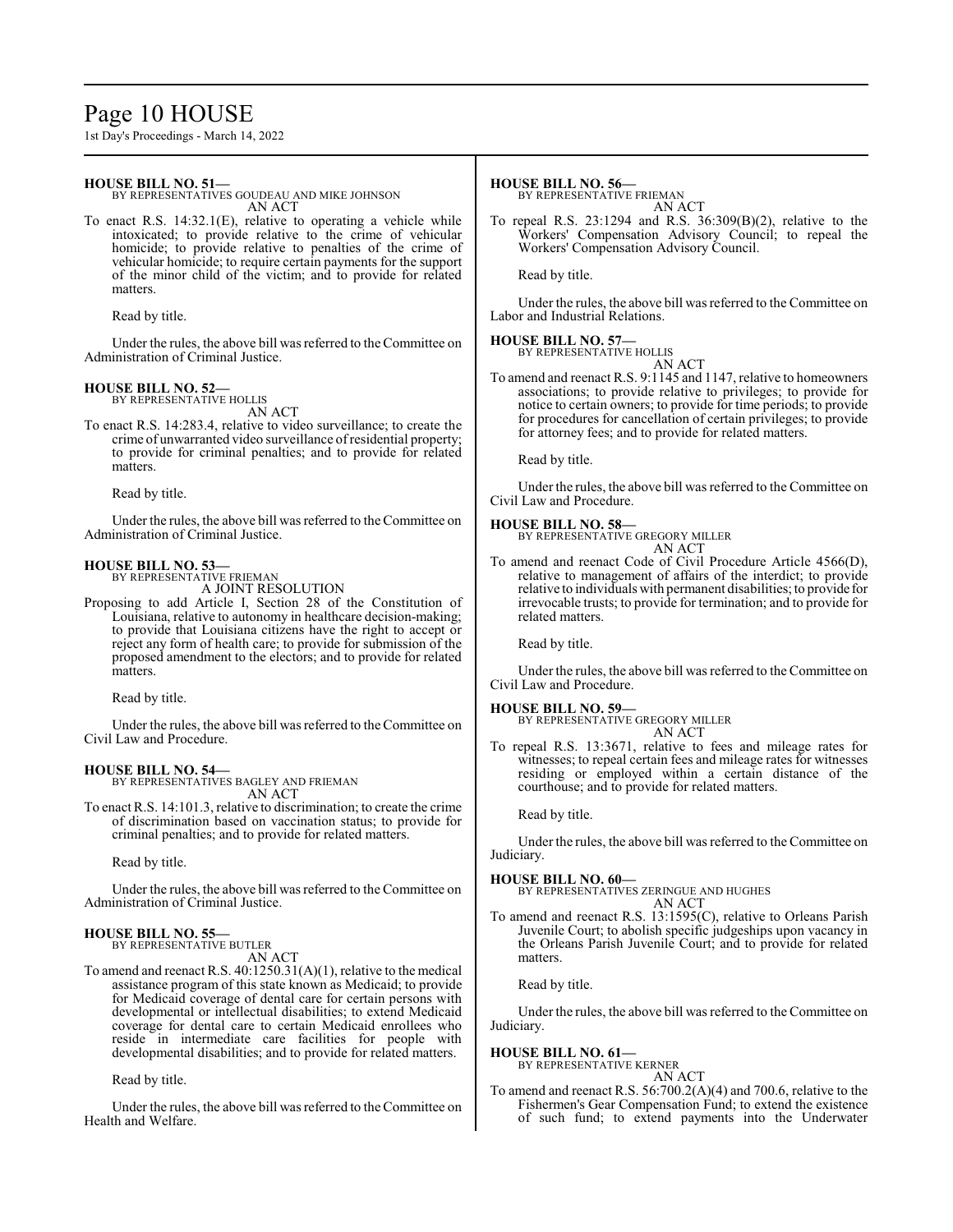**HOUSE BILL NO. 51—**
BY REPRESENTATIVES GOUDEAU AND MIKE JOHNSON
AN ACT

To enact R.S. 14:32.1(E), relative to operating a vehicle while intoxicated; to provide relative to the crime of vehicular homicide; to provide relative to penalties of the crime of vehicular homicide; to require certain payments for the support of the minor child of the victim; and to provide for related matters.

Read by title.

Under the rules, the above bill was referred to the Committee on Administration of Criminal Justice.

**HOUSE BILL NO. 52—**
BY REPRESENTATIVE HOLLIS
AN ACT

To enact R.S. 14:283.4, relative to video surveillance; to create the crime of unwarranted video surveillance of residential property; to provide for criminal penalties; and to provide for related matters.

Read by title.

Under the rules, the above bill was referred to the Committee on Administration of Criminal Justice.

**HOUSE BILL NO. 53—**
BY REPRESENTATIVE FRIEMAN
A JOINT RESOLUTION

Proposing to add Article I, Section 28 of the Constitution of Louisiana, relative to autonomy in healthcare decision-making; to provide that Louisiana citizens have the right to accept or reject any form of health care; to provide for submission of the proposed amendment to the electors; and to provide for related matters.

Read by title.

Under the rules, the above bill was referred to the Committee on Civil Law and Procedure.

**HOUSE BILL NO. 54—**
BY REPRESENTATIVES BAGLEY AND FRIEMAN
AN ACT

To enact R.S. 14:101.3, relative to discrimination; to create the crime of discrimination based on vaccination status; to provide for criminal penalties; and to provide for related matters.

Read by title.

Under the rules, the above bill was referred to the Committee on Administration of Criminal Justice.

**HOUSE BILL NO. 55—**
BY REPRESENTATIVE BUTLER
AN ACT

To amend and reenact R.S. 40:1250.31(A)(1), relative to the medical assistance program of this state known as Medicaid; to provide for Medicaid coverage of dental care for certain persons with developmental or intellectual disabilities; to extend Medicaid coverage for dental care to certain Medicaid enrollees who reside in intermediate care facilities for people with developmental disabilities; and to provide for related matters.

Read by title.

Under the rules, the above bill was referred to the Committee on Health and Welfare.

**HOUSE BILL NO. 56—**
BY REPRESENTATIVE FRIEMAN
AN ACT

To repeal R.S. 23:1294 and R.S. 36:309(B)(2), relative to the Workers' Compensation Advisory Council; to repeal the Workers' Compensation Advisory Council.

Read by title.

Under the rules, the above bill was referred to the Committee on Labor and Industrial Relations.

**HOUSE BILL NO. 57—**
BY REPRESENTATIVE HOLLIS
AN ACT

To amend and reenact R.S. 9:1145 and 1147, relative to homeowners associations; to provide relative to privileges; to provide for notice to certain owners; to provide for time periods; to provide for procedures for cancellation of certain privileges; to provide for attorney fees; and to provide for related matters.

Read by title.

Under the rules, the above bill was referred to the Committee on Civil Law and Procedure.

**HOUSE BILL NO. 58—**
BY REPRESENTATIVE GREGORY MILLER
AN ACT

To amend and reenact Code of Civil Procedure Article 4566(D), relative to management of affairs of the interdict; to provide relative to individuals with permanent disabilities; to provide for irrevocable trusts; to provide for termination; and to provide for related matters.

Read by title.

Under the rules, the above bill was referred to the Committee on Civil Law and Procedure.

**HOUSE BILL NO. 59—**
BY REPRESENTATIVE GREGORY MILLER
AN ACT

To repeal R.S. 13:3671, relative to fees and mileage rates for witnesses; to repeal certain fees and mileage rates for witnesses residing or employed within a certain distance of the courthouse; and to provide for related matters.

Read by title.

Under the rules, the above bill was referred to the Committee on Judiciary.

**HOUSE BILL NO. 60—**
BY REPRESENTATIVES ZERINGUE AND HUGHES
AN ACT

To amend and reenact R.S. 13:1595(C), relative to Orleans Parish Juvenile Court; to abolish specific judgeships upon vacancy in the Orleans Parish Juvenile Court; and to provide for related matters.

Read by title.

Under the rules, the above bill was referred to the Committee on Judiciary.

**HOUSE BILL NO. 61—**
BY REPRESENTATIVE KERNER
AN ACT

To amend and reenact R.S. 56:700.2(A)(4) and 700.6, relative to the Fishermen's Gear Compensation Fund; to extend the existence of such fund; to extend payments into the Underwater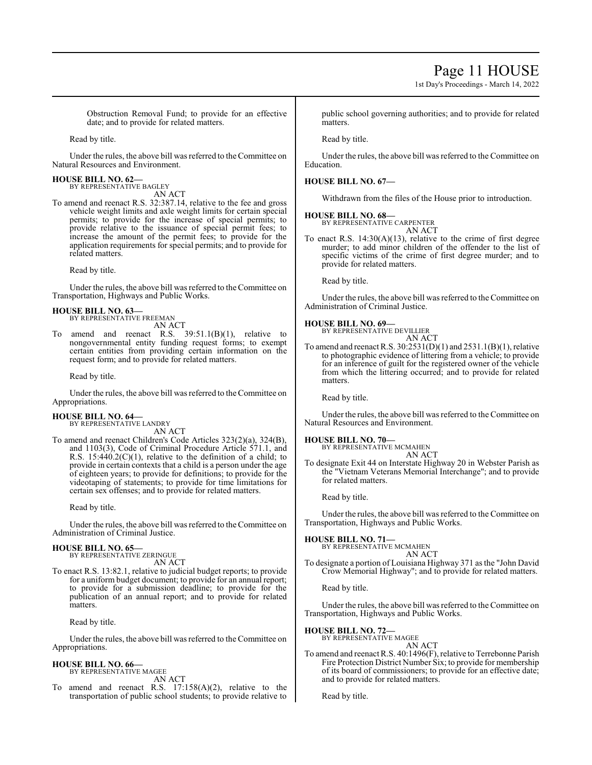Obstruction Removal Fund; to provide for an effective date; and to provide for related matters.

Read by title.

Under the rules, the above bill was referred to the Committee on Natural Resources and Environment.

**HOUSE BILL NO. 62—**
BY REPRESENTATIVE BAGLEY
AN ACT

To amend and reenact R.S. 32:387.14, relative to the fee and gross vehicle weight limits and axle weight limits for certain special permits; to provide for the increase of special permits; to provide relative to the issuance of special permit fees; to increase the amount of the permit fees; to provide for the application requirements for special permits; and to provide for related matters.

Read by title.

Under the rules, the above bill was referred to the Committee on Transportation, Highways and Public Works.

**HOUSE BILL NO. 63—**
BY REPRESENTATIVE FREEMAN
AN ACT

To amend and reenact R.S. 39:51.1(B)(1), relative to nongovernmental entity funding request forms; to exempt certain entities from providing certain information on the request form; and to provide for related matters.

Read by title.

Under the rules, the above bill was referred to the Committee on Appropriations.

**HOUSE BILL NO. 64—**
BY REPRESENTATIVE LANDRY
AN ACT

To amend and reenact Children's Code Articles 323(2)(a), 324(B), and 1103(3), Code of Criminal Procedure Article 571.1, and R.S. 15:440.2(C)(1), relative to the definition of a child; to provide in certain contexts that a child is a person under the age of eighteen years; to provide for definitions; to provide for the videotaping of statements; to provide for time limitations for certain sex offenses; and to provide for related matters.

Read by title.

Under the rules, the above bill was referred to the Committee on Administration of Criminal Justice.

**HOUSE BILL NO. 65—**
BY REPRESENTATIVE ZERINGUE
AN ACT

To enact R.S. 13:82.1, relative to judicial budget reports; to provide for a uniform budget document; to provide for an annual report; to provide for a submission deadline; to provide for the publication of an annual report; and to provide for related matters.

Read by title.

Under the rules, the above bill was referred to the Committee on Appropriations.

**HOUSE BILL NO. 66—**
BY REPRESENTATIVE MAGEE
AN ACT

To amend and reenact R.S. 17:158(A)(2), relative to the transportation of public school students; to provide relative to public school governing authorities; and to provide for related matters.

Read by title.

Under the rules, the above bill was referred to the Committee on Education.

**HOUSE BILL NO. 67—**

Withdrawn from the files of the House prior to introduction.

**HOUSE BILL NO. 68—**
BY REPRESENTATIVE CARPENTER
AN ACT

To enact R.S. 14:30(A)(13), relative to the crime of first degree murder; to add minor children of the offender to the list of specific victims of the crime of first degree murder; and to provide for related matters.

Read by title.

Under the rules, the above bill was referred to the Committee on Administration of Criminal Justice.

**HOUSE BILL NO. 69—**
BY REPRESENTATIVE DEVILLIER
AN ACT

To amend and reenact R.S. 30:2531(D)(1) and 2531.1(B)(1), relative to photographic evidence of littering from a vehicle; to provide for an inference of guilt for the registered owner of the vehicle from which the littering occurred; and to provide for related matters.

Read by title.

Under the rules, the above bill was referred to the Committee on Natural Resources and Environment.

**HOUSE BILL NO. 70—**
BY REPRESENTATIVE MCMAHEN
AN ACT

To designate Exit 44 on Interstate Highway 20 in Webster Parish as the "Vietnam Veterans Memorial Interchange"; and to provide for related matters.

Read by title.

Under the rules, the above bill was referred to the Committee on Transportation, Highways and Public Works.

**HOUSE BILL NO. 71—**
BY REPRESENTATIVE MCMAHEN
AN ACT

To designate a portion of Louisiana Highway 371 as the "John David Crow Memorial Highway"; and to provide for related matters.

Read by title.

Under the rules, the above bill was referred to the Committee on Transportation, Highways and Public Works.

**HOUSE BILL NO. 72—**
BY REPRESENTATIVE MAGEE
AN ACT

To amend and reenact R.S. 40:1496(F), relative to Terrebonne Parish Fire Protection District Number Six; to provide for membership of its board of commissioners; to provide for an effective date; and to provide for related matters.

Read by title.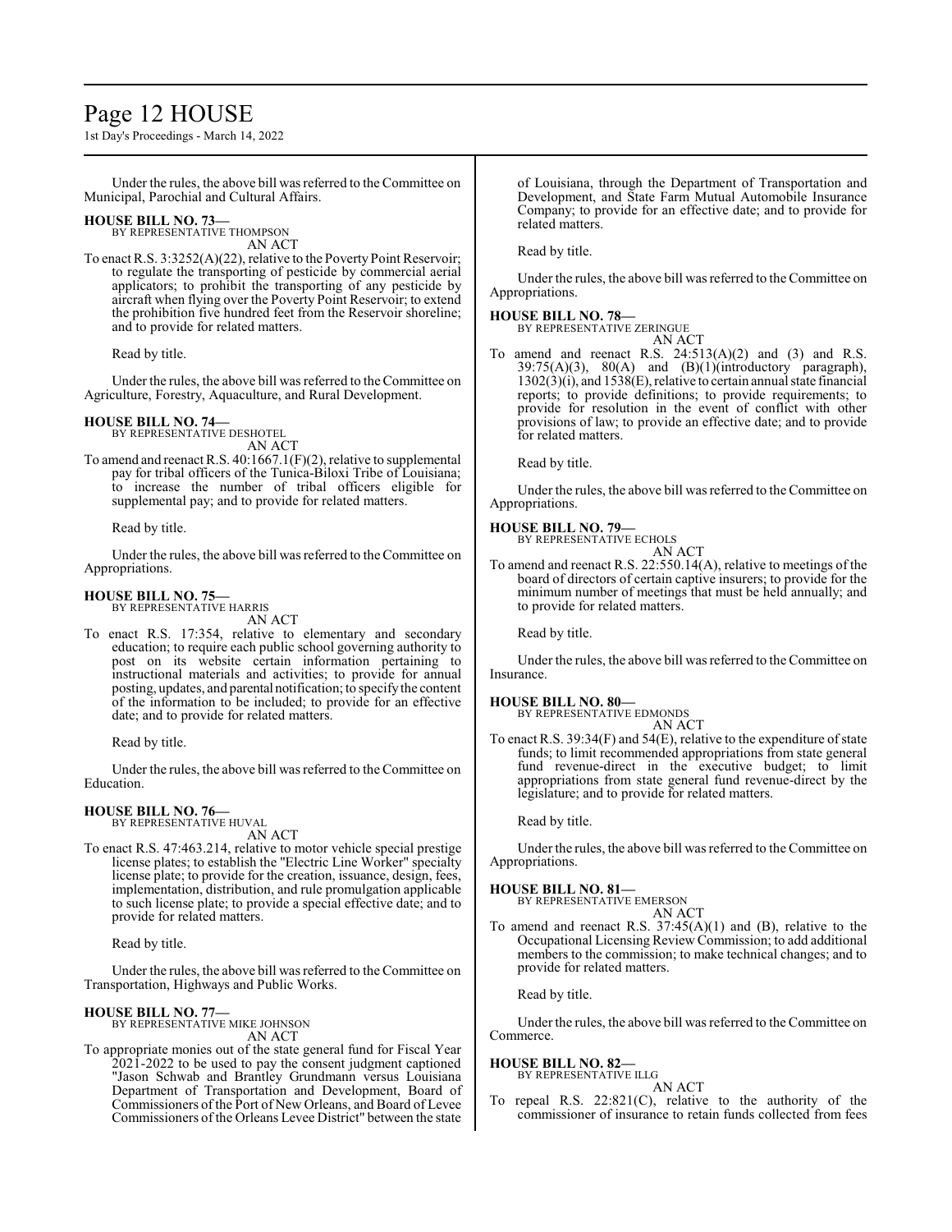Under the rules, the above bill was referred to the Committee on Municipal, Parochial and Cultural Affairs.

**HOUSE BILL NO. 73—**
BY REPRESENTATIVE THOMPSON
AN ACT

To enact R.S. 3:3252(A)(22), relative to the Poverty Point Reservoir; to regulate the transporting of pesticide by commercial aerial applicators; to prohibit the transporting of any pesticide by aircraft when flying over the Poverty Point Reservoir; to extend the prohibition five hundred feet from the Reservoir shoreline; and to provide for related matters.

Read by title.

Under the rules, the above bill was referred to the Committee on Agriculture, Forestry, Aquaculture, and Rural Development.

**HOUSE BILL NO. 74—**
BY REPRESENTATIVE DESHOTEL
AN ACT

To amend and reenact R.S. 40:1667.1(F)(2), relative to supplemental pay for tribal officers of the Tunica-Biloxi Tribe of Louisiana; to increase the number of tribal officers eligible for supplemental pay; and to provide for related matters.

Read by title.

Under the rules, the above bill was referred to the Committee on Appropriations.

**HOUSE BILL NO. 75—**
BY REPRESENTATIVE HARRIS
AN ACT

To enact R.S. 17:354, relative to elementary and secondary education; to require each public school governing authority to post on its website certain information pertaining to instructional materials and activities; to provide for annual posting, updates, and parental notification; to specify the content of the information to be included; to provide for an effective date; and to provide for related matters.

Read by title.

Under the rules, the above bill was referred to the Committee on Education.

**HOUSE BILL NO. 76—**
BY REPRESENTATIVE HUVAL
AN ACT

To enact R.S. 47:463.214, relative to motor vehicle special prestige license plates; to establish the "Electric Line Worker" specialty license plate; to provide for the creation, issuance, design, fees, implementation, distribution, and rule promulgation applicable to such license plate; to provide a special effective date; and to provide for related matters.

Read by title.

Under the rules, the above bill was referred to the Committee on Transportation, Highways and Public Works.

**HOUSE BILL NO. 77—**
BY REPRESENTATIVE MIKE JOHNSON
AN ACT

To appropriate monies out of the state general fund for Fiscal Year 2021-2022 to be used to pay the consent judgment captioned "Jason Schwab and Brantley Grundmann versus Louisiana Department of Transportation and Development, Board of Commissioners of the Port of New Orleans, and Board of Levee Commissioners of the Orleans Levee District" between the state of Louisiana, through the Department of Transportation and Development, and State Farm Mutual Automobile Insurance Company; to provide for an effective date; and to provide for related matters.

Read by title.

Under the rules, the above bill was referred to the Committee on Appropriations.

**HOUSE BILL NO. 78—**
BY REPRESENTATIVE ZERINGUE
AN ACT

To amend and reenact R.S. 24:513(A)(2) and (3) and R.S. 39:75(A)(3), 80(A) and (B)(1)(introductory paragraph), 1302(3)(i), and 1538(E), relative to certain annual state financial reports; to provide definitions; to provide requirements; to provide for resolution in the event of conflict with other provisions of law; to provide an effective date; and to provide for related matters.

Read by title.

Under the rules, the above bill was referred to the Committee on Appropriations.

**HOUSE BILL NO. 79—**
BY REPRESENTATIVE ECHOLS
AN ACT

To amend and reenact R.S. 22:550.14(A), relative to meetings of the board of directors of certain captive insurers; to provide for the minimum number of meetings that must be held annually; and to provide for related matters.

Read by title.

Under the rules, the above bill was referred to the Committee on Insurance.

**HOUSE BILL NO. 80—**
BY REPRESENTATIVE EDMONDS
AN ACT

To enact R.S. 39:34(F) and 54(E), relative to the expenditure of state funds; to limit recommended appropriations from state general fund revenue-direct in the executive budget; to limit appropriations from state general fund revenue-direct by the legislature; and to provide for related matters.

Read by title.

Under the rules, the above bill was referred to the Committee on Appropriations.

**HOUSE BILL NO. 81—**
BY REPRESENTATIVE EMERSON
AN ACT

To amend and reenact R.S. 37:45(A)(1) and (B), relative to the Occupational Licensing Review Commission; to add additional members to the commission; to make technical changes; and to provide for related matters.

Read by title.

Under the rules, the above bill was referred to the Committee on Commerce.

**HOUSE BILL NO. 82—**
BY REPRESENTATIVE ILLG
AN ACT

To repeal R.S. 22:821(C), relative to the authority of the commissioner of insurance to retain funds collected from fees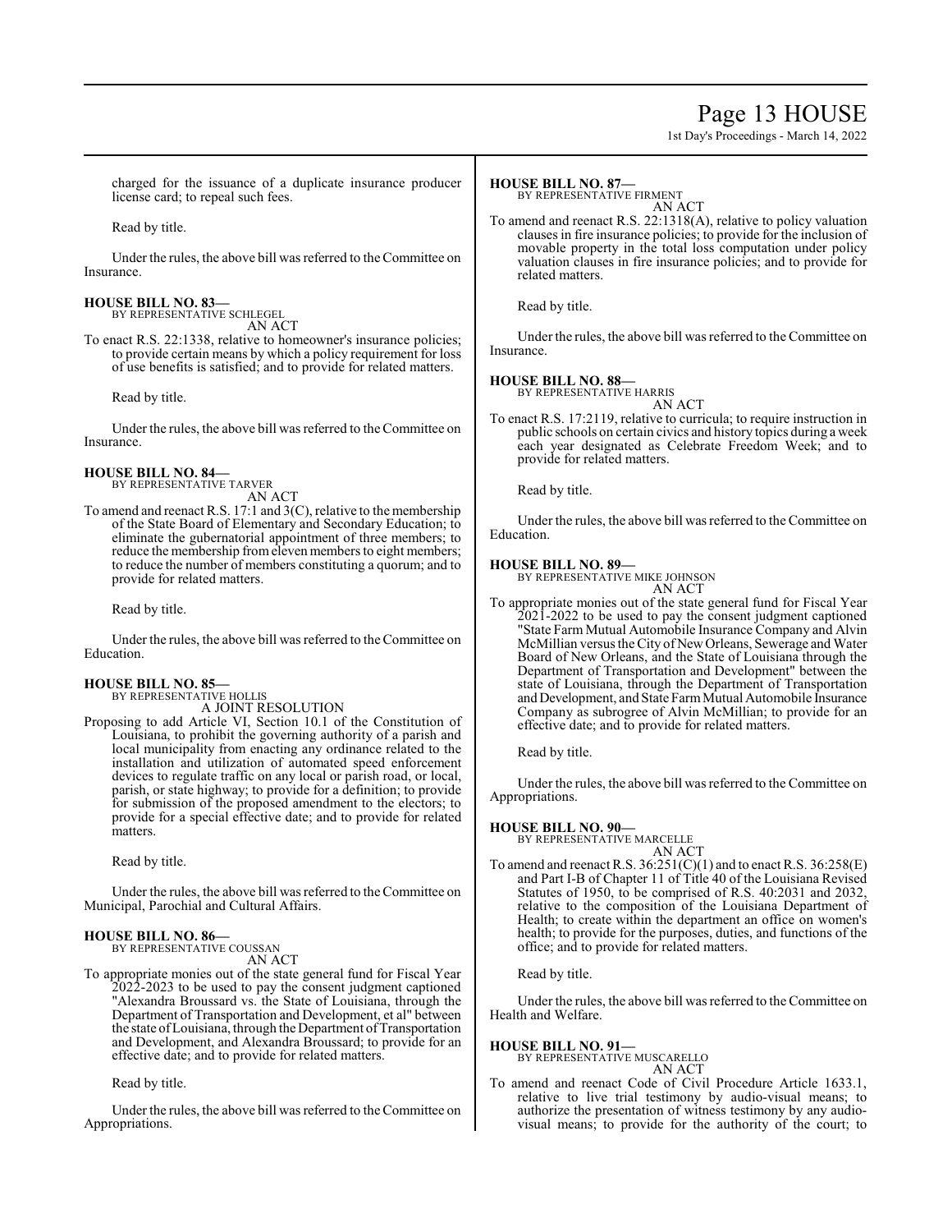charged for the issuance of a duplicate insurance producer license card; to repeal such fees.

Read by title.

Under the rules, the above bill was referred to the Committee on Insurance.

**HOUSE BILL NO. 83—**
BY REPRESENTATIVE SCHLEGEL
AN ACT

To enact R.S. 22:1338, relative to homeowner's insurance policies; to provide certain means by which a policy requirement for loss of use benefits is satisfied; and to provide for related matters.

Read by title.

Under the rules, the above bill was referred to the Committee on Insurance.

**HOUSE BILL NO. 84—**
BY REPRESENTATIVE TARVER
AN ACT

To amend and reenact R.S. 17:1 and 3(C), relative to the membership of the State Board of Elementary and Secondary Education; to eliminate the gubernatorial appointment of three members; to reduce the membership from eleven members to eight members; to reduce the number of members constituting a quorum; and to provide for related matters.

Read by title.

Under the rules, the above bill was referred to the Committee on Education.

**HOUSE BILL NO. 85—**
BY REPRESENTATIVE HOLLIS
A JOINT RESOLUTION

Proposing to add Article VI, Section 10.1 of the Constitution of Louisiana, to prohibit the governing authority of a parish and local municipality from enacting any ordinance related to the installation and utilization of automated speed enforcement devices to regulate traffic on any local or parish road, or local, parish, or state highway; to provide for a definition; to provide for submission of the proposed amendment to the electors; to provide for a special effective date; and to provide for related matters.

Read by title.

Under the rules, the above bill was referred to the Committee on Municipal, Parochial and Cultural Affairs.

**HOUSE BILL NO. 86—**
BY REPRESENTATIVE COUSSAN
AN ACT

To appropriate monies out of the state general fund for Fiscal Year 2022-2023 to be used to pay the consent judgment captioned "Alexandra Broussard vs. the State of Louisiana, through the Department of Transportation and Development, et al" between the state of Louisiana, through the Department of Transportation and Development, and Alexandra Broussard; to provide for an effective date; and to provide for related matters.

Read by title.

Under the rules, the above bill was referred to the Committee on Appropriations.

**HOUSE BILL NO. 87—**
BY REPRESENTATIVE FIRMENT
AN ACT

To amend and reenact R.S. 22:1318(A), relative to policy valuation clauses in fire insurance policies; to provide for the inclusion of movable property in the total loss computation under policy valuation clauses in fire insurance policies; and to provide for related matters.

Read by title.

Under the rules, the above bill was referred to the Committee on Insurance.

**HOUSE BILL NO. 88—**
BY REPRESENTATIVE HARRIS
AN ACT

To enact R.S. 17:2119, relative to curricula; to require instruction in public schools on certain civics and history topics during a week each year designated as Celebrate Freedom Week; and to provide for related matters.

Read by title.

Under the rules, the above bill was referred to the Committee on Education.

**HOUSE BILL NO. 89—**
BY REPRESENTATIVE MIKE JOHNSON
AN ACT

To appropriate monies out of the state general fund for Fiscal Year 2021-2022 to be used to pay the consent judgment captioned "State Farm Mutual Automobile Insurance Company and Alvin McMillian versus the City of New Orleans, Sewerage and Water Board of New Orleans, and the State of Louisiana through the Department of Transportation and Development" between the state of Louisiana, through the Department of Transportation and Development, and State Farm Mutual Automobile Insurance Company as subrogree of Alvin McMillian; to provide for an effective date; and to provide for related matters.

Read by title.

Under the rules, the above bill was referred to the Committee on Appropriations.

**HOUSE BILL NO. 90—**
BY REPRESENTATIVE MARCELLE
AN ACT

To amend and reenact R.S. 36:251(C)(1) and to enact R.S. 36:258(E) and Part I-B of Chapter 11 of Title 40 of the Louisiana Revised Statutes of 1950, to be comprised of R.S. 40:2031 and 2032, relative to the composition of the Louisiana Department of Health; to create within the department an office on women's health; to provide for the purposes, duties, and functions of the office; and to provide for related matters.

Read by title.

Under the rules, the above bill was referred to the Committee on Health and Welfare.

**HOUSE BILL NO. 91—**
BY REPRESENTATIVE MUSCARELLO
AN ACT

To amend and reenact Code of Civil Procedure Article 1633.1, relative to live trial testimony by audio-visual means; to authorize the presentation of witness testimony by any audio-visual means; to provide for the authority of the court; to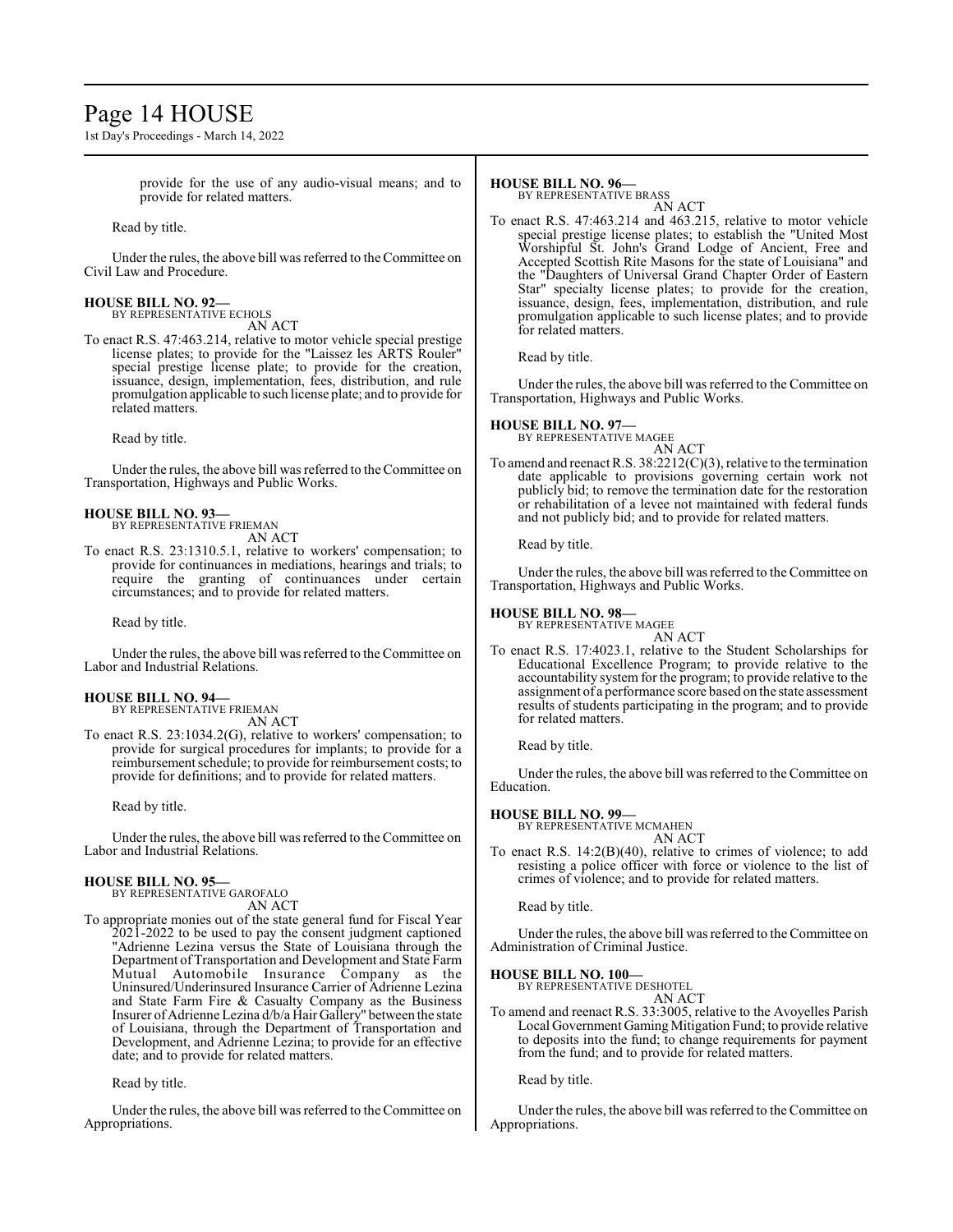provide for the use of any audio-visual means; and to provide for related matters.

Read by title.

Under the rules, the above bill was referred to the Committee on Civil Law and Procedure.

**HOUSE BILL NO. 92—**
BY REPRESENTATIVE ECHOLS

AN ACT

To enact R.S. 47:463.214, relative to motor vehicle special prestige license plates; to provide for the "Laissez les ARTS Rouler" special prestige license plate; to provide for the creation, issuance, design, implementation, fees, distribution, and rule promulgation applicable to such license plate; and to provide for related matters.

Read by title.

Under the rules, the above bill was referred to the Committee on Transportation, Highways and Public Works.

**HOUSE BILL NO. 93—**
BY REPRESENTATIVE FRIEMAN

AN ACT

To enact R.S. 23:1310.5.1, relative to workers' compensation; to provide for continuances in mediations, hearings and trials; to require the granting of continuances under certain circumstances; and to provide for related matters.

Read by title.

Under the rules, the above bill was referred to the Committee on Labor and Industrial Relations.

**HOUSE BILL NO. 94—**
BY REPRESENTATIVE FRIEMAN

AN ACT

To enact R.S. 23:1034.2(G), relative to workers' compensation; to provide for surgical procedures for implants; to provide for a reimbursement schedule; to provide for reimbursement costs; to provide for definitions; and to provide for related matters.

Read by title.

Under the rules, the above bill was referred to the Committee on Labor and Industrial Relations.

**HOUSE BILL NO. 95—**
BY REPRESENTATIVE GAROFALO

AN ACT

To appropriate monies out of the state general fund for Fiscal Year 2021-2022 to be used to pay the consent judgment captioned "Adrienne Lezina versus the State of Louisiana through the Department of Transportation and Development and State Farm Mutual Automobile Insurance Company as the Uninsured/Underinsured Insurance Carrier of Adrienne Lezina and State Farm Fire & Casualty Company as the Business Insurer of Adrienne Lezina d/b/a Hair Gallery" between the state of Louisiana, through the Department of Transportation and Development, and Adrienne Lezina; to provide for an effective date; and to provide for related matters.

Read by title.

Under the rules, the above bill was referred to the Committee on Appropriations.

**HOUSE BILL NO. 96—**
BY REPRESENTATIVE BRASS

AN ACT

To enact R.S. 47:463.214 and 463.215, relative to motor vehicle special prestige license plates; to establish the "United Most Worshipful St. John's Grand Lodge of Ancient, Free and Accepted Scottish Rite Masons for the state of Louisiana" and the "Daughters of Universal Grand Chapter Order of Eastern Star" specialty license plates; to provide for the creation, issuance, design, fees, implementation, distribution, and rule promulgation applicable to such license plates; and to provide for related matters.

Read by title.

Under the rules, the above bill was referred to the Committee on Transportation, Highways and Public Works.

**HOUSE BILL NO. 97—**
BY REPRESENTATIVE MAGEE

AN ACT

To amend and reenact R.S. 38:2212(C)(3), relative to the termination date applicable to provisions governing certain work not publicly bid; to remove the termination date for the restoration or rehabilitation of a levee not maintained with federal funds and not publicly bid; and to provide for related matters.

Read by title.

Under the rules, the above bill was referred to the Committee on Transportation, Highways and Public Works.

**HOUSE BILL NO. 98—**
BY REPRESENTATIVE MAGEE

AN ACT

To enact R.S. 17:4023.1, relative to the Student Scholarships for Educational Excellence Program; to provide relative to the accountability system for the program; to provide relative to the assignment of a performance score based on the state assessment results of students participating in the program; and to provide for related matters.

Read by title.

Under the rules, the above bill was referred to the Committee on Education.

**HOUSE BILL NO. 99—**
BY REPRESENTATIVE MCMAHEN

AN ACT

To enact R.S. 14:2(B)(40), relative to crimes of violence; to add resisting a police officer with force or violence to the list of crimes of violence; and to provide for related matters.

Read by title.

Under the rules, the above bill was referred to the Committee on Administration of Criminal Justice.

**HOUSE BILL NO. 100—**
BY REPRESENTATIVE DESHOTEL

AN ACT

To amend and reenact R.S. 33:3005, relative to the Avoyelles Parish Local Government Gaming Mitigation Fund; to provide relative to deposits into the fund; to change requirements for payment from the fund; and to provide for related matters.

Read by title.

Under the rules, the above bill was referred to the Committee on Appropriations.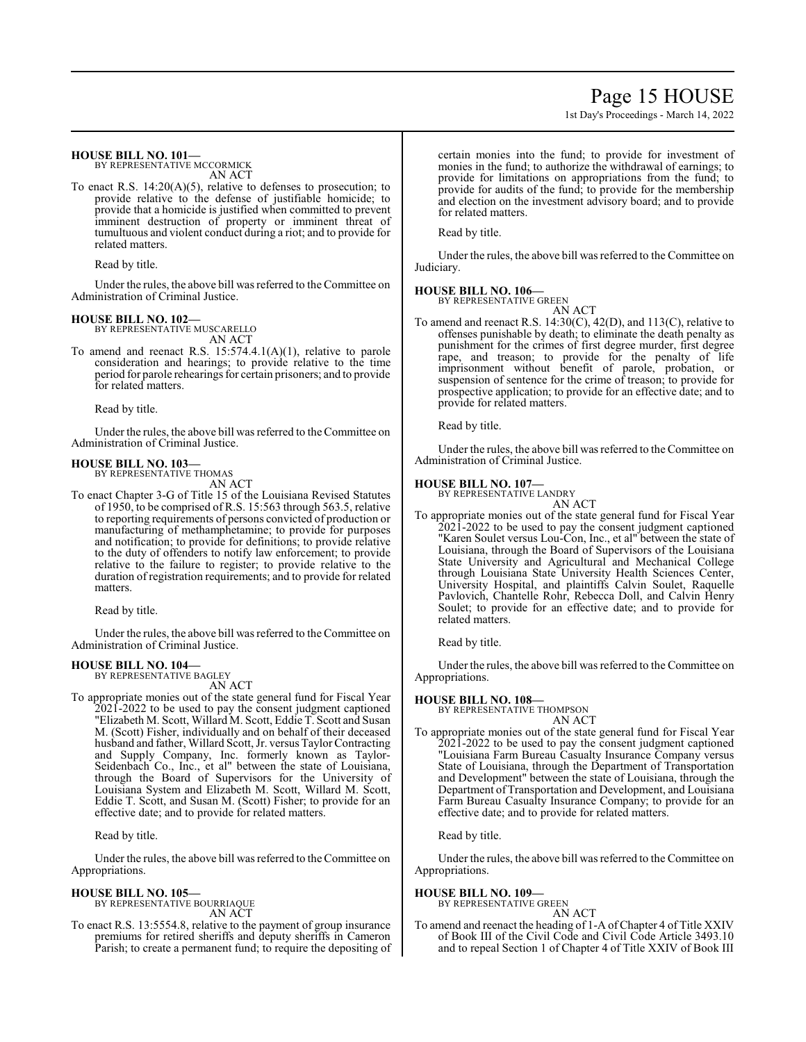**HOUSE BILL NO. 101—**
BY REPRESENTATIVE MCCORMICK
AN ACT

To enact R.S. 14:20(A)(5), relative to defenses to prosecution; to provide relative to the defense of justifiable homicide; to provide that a homicide is justified when committed to prevent imminent destruction of property or imminent threat of tumultuous and violent conduct during a riot; and to provide for related matters.

Read by title.

Under the rules, the above bill was referred to the Committee on Administration of Criminal Justice.

**HOUSE BILL NO. 102—**
BY REPRESENTATIVE MUSCARELLO
AN ACT

To amend and reenact R.S. 15:574.4.1(A)(1), relative to parole consideration and hearings; to provide relative to the time period for parole rehearings for certain prisoners; and to provide for related matters.

Read by title.

Under the rules, the above bill was referred to the Committee on Administration of Criminal Justice.

**HOUSE BILL NO. 103—**
BY REPRESENTATIVE THOMAS
AN ACT

To enact Chapter 3-G of Title 15 of the Louisiana Revised Statutes of 1950, to be comprised of R.S. 15:563 through 563.5, relative to reporting requirements of persons convicted of production or manufacturing of methamphetamine; to provide for purposes and notification; to provide for definitions; to provide relative to the duty of offenders to notify law enforcement; to provide relative to the failure to register; to provide relative to the duration of registration requirements; and to provide for related matters.

Read by title.

Under the rules, the above bill was referred to the Committee on Administration of Criminal Justice.

**HOUSE BILL NO. 104—**
BY REPRESENTATIVE BAGLEY
AN ACT

To appropriate monies out of the state general fund for Fiscal Year 2021-2022 to be used to pay the consent judgment captioned "Elizabeth M. Scott, Willard M. Scott, Eddie T. Scott and Susan M. (Scott) Fisher, individually and on behalf of their deceased husband and father, Willard Scott, Jr. versus Taylor Contracting and Supply Company, Inc. formerly known as Taylor-Seidenbach Co., Inc., et al" between the state of Louisiana, through the Board of Supervisors for the University of Louisiana System and Elizabeth M. Scott, Willard M. Scott, Eddie T. Scott, and Susan M. (Scott) Fisher; to provide for an effective date; and to provide for related matters.

Read by title.

Under the rules, the above bill was referred to the Committee on Appropriations.

**HOUSE BILL NO. 105—**
BY REPRESENTATIVE BOURRIAQUE
AN ACT

To enact R.S. 13:5554.8, relative to the payment of group insurance premiums for retired sheriffs and deputy sheriffs in Cameron Parish; to create a permanent fund; to require the depositing of certain monies into the fund; to provide for investment of monies in the fund; to authorize the withdrawal of earnings; to provide for limitations on appropriations from the fund; to provide for audits of the fund; to provide for the membership and election on the investment advisory board; and to provide for related matters.

Read by title.

Under the rules, the above bill was referred to the Committee on Judiciary.

**HOUSE BILL NO. 106—**
BY REPRESENTATIVE GREEN
AN ACT

To amend and reenact R.S. 14:30(C), 42(D), and 113(C), relative to offenses punishable by death; to eliminate the death penalty as punishment for the crimes of first degree murder, first degree rape, and treason; to provide for the penalty of life imprisonment without benefit of parole, probation, or suspension of sentence for the crime of treason; to provide for prospective application; to provide for an effective date; and to provide for related matters.

Read by title.

Under the rules, the above bill was referred to the Committee on Administration of Criminal Justice.

**HOUSE BILL NO. 107—**
BY REPRESENTATIVE LANDRY
AN ACT

To appropriate monies out of the state general fund for Fiscal Year 2021-2022 to be used to pay the consent judgment captioned "Karen Soulet versus Lou-Con, Inc., et al" between the state of Louisiana, through the Board of Supervisors of the Louisiana State University and Agricultural and Mechanical College through Louisiana State University Health Sciences Center, University Hospital, and plaintiffs Calvin Soulet, Raquelle Pavlovich, Chantelle Rohr, Rebecca Doll, and Calvin Henry Soulet; to provide for an effective date; and to provide for related matters.

Read by title.

Under the rules, the above bill was referred to the Committee on Appropriations.

**HOUSE BILL NO. 108—**
BY REPRESENTATIVE THOMPSON
AN ACT

To appropriate monies out of the state general fund for Fiscal Year 2021-2022 to be used to pay the consent judgment captioned "Louisiana Farm Bureau Casualty Insurance Company versus State of Louisiana, through the Department of Transportation and Development" between the state of Louisiana, through the Department of Transportation and Development, and Louisiana Farm Bureau Casualty Insurance Company; to provide for an effective date; and to provide for related matters.

Read by title.

Under the rules, the above bill was referred to the Committee on Appropriations.

**HOUSE BILL NO. 109—**
BY REPRESENTATIVE GREEN
AN ACT

To amend and reenact the heading of 1-A of Chapter 4 of Title XXIV of Book III of the Civil Code and Civil Code Article 3493.10 and to repeal Section 1 of Chapter 4 of Title XXIV of Book III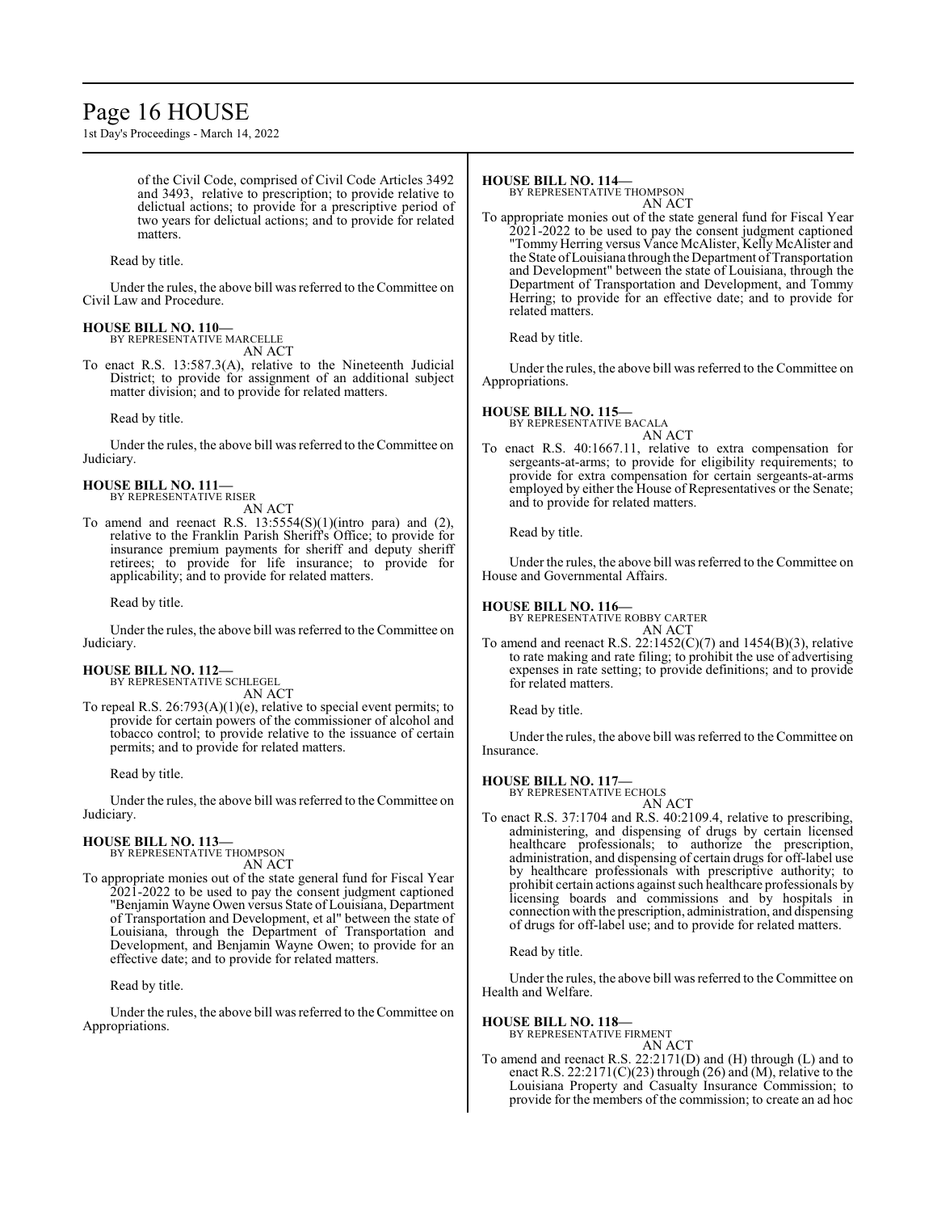of the Civil Code, comprised of Civil Code Articles 3492 and 3493, relative to prescription; to provide relative to delictual actions; to provide for a prescriptive period of two years for delictual actions; and to provide for related matters.

Read by title.

Under the rules, the above bill was referred to the Committee on Civil Law and Procedure.

**HOUSE BILL NO. 110—**
BY REPRESENTATIVE MARCELLE
AN ACT

To enact R.S. 13:587.3(A), relative to the Nineteenth Judicial District; to provide for assignment of an additional subject matter division; and to provide for related matters.

Read by title.

Under the rules, the above bill was referred to the Committee on Judiciary.

**HOUSE BILL NO. 111—**
BY REPRESENTATIVE RISER
AN ACT

To amend and reenact R.S. 13:5554(S)(1)(intro para) and (2), relative to the Franklin Parish Sheriff's Office; to provide for insurance premium payments for sheriff and deputy sheriff retirees; to provide for life insurance; to provide for applicability; and to provide for related matters.

Read by title.

Under the rules, the above bill was referred to the Committee on Judiciary.

**HOUSE BILL NO. 112—**
BY REPRESENTATIVE SCHLEGEL
AN ACT

To repeal R.S. 26:793(A)(1)(e), relative to special event permits; to provide for certain powers of the commissioner of alcohol and tobacco control; to provide relative to the issuance of certain permits; and to provide for related matters.

Read by title.

Under the rules, the above bill was referred to the Committee on Judiciary.

**HOUSE BILL NO. 113—**
BY REPRESENTATIVE THOMPSON
AN ACT

To appropriate monies out of the state general fund for Fiscal Year 2021-2022 to be used to pay the consent judgment captioned "Benjamin Wayne Owen versus State of Louisiana, Department of Transportation and Development, et al" between the state of Louisiana, through the Department of Transportation and Development, and Benjamin Wayne Owen; to provide for an effective date; and to provide for related matters.

Read by title.

Under the rules, the above bill was referred to the Committee on Appropriations.

**HOUSE BILL NO. 114—**
BY REPRESENTATIVE THOMPSON
AN ACT

To appropriate monies out of the state general fund for Fiscal Year 2021-2022 to be used to pay the consent judgment captioned "Tommy Herring versus Vance McAlister, Kelly McAlister and the State of Louisiana through the Department of Transportation and Development" between the state of Louisiana, through the Department of Transportation and Development, and Tommy Herring; to provide for an effective date; and to provide for related matters.

Read by title.

Under the rules, the above bill was referred to the Committee on Appropriations.

**HOUSE BILL NO. 115—**
BY REPRESENTATIVE BACALA
AN ACT

To enact R.S. 40:1667.11, relative to extra compensation for sergeants-at-arms; to provide for eligibility requirements; to provide for extra compensation for certain sergeants-at-arms employed by either the House of Representatives or the Senate; and to provide for related matters.

Read by title.

Under the rules, the above bill was referred to the Committee on House and Governmental Affairs.

**HOUSE BILL NO. 116—**
BY REPRESENTATIVE ROBBY CARTER
AN ACT

To amend and reenact R.S. 22:1452(C)(7) and 1454(B)(3), relative to rate making and rate filing; to prohibit the use of advertising expenses in rate setting; to provide definitions; and to provide for related matters.

Read by title.

Under the rules, the above bill was referred to the Committee on Insurance.

**HOUSE BILL NO. 117—**
BY REPRESENTATIVE ECHOLS
AN ACT

To enact R.S. 37:1704 and R.S. 40:2109.4, relative to prescribing, administering, and dispensing of drugs by certain licensed healthcare professionals; to authorize the prescription, administration, and dispensing of certain drugs for off-label use by healthcare professionals with prescriptive authority; to prohibit certain actions against such healthcare professionals by licensing boards and commissions and by hospitals in connection with the prescription, administration, and dispensing of drugs for off-label use; and to provide for related matters.

Read by title.

Under the rules, the above bill was referred to the Committee on Health and Welfare.

**HOUSE BILL NO. 118—**
BY REPRESENTATIVE FIRMENT
AN ACT

To amend and reenact R.S. 22:2171(D) and (H) through (L) and to enact R.S. 22:2171(C)(23) through (26) and (M), relative to the Louisiana Property and Casualty Insurance Commission; to provide for the members of the commission; to create an ad hoc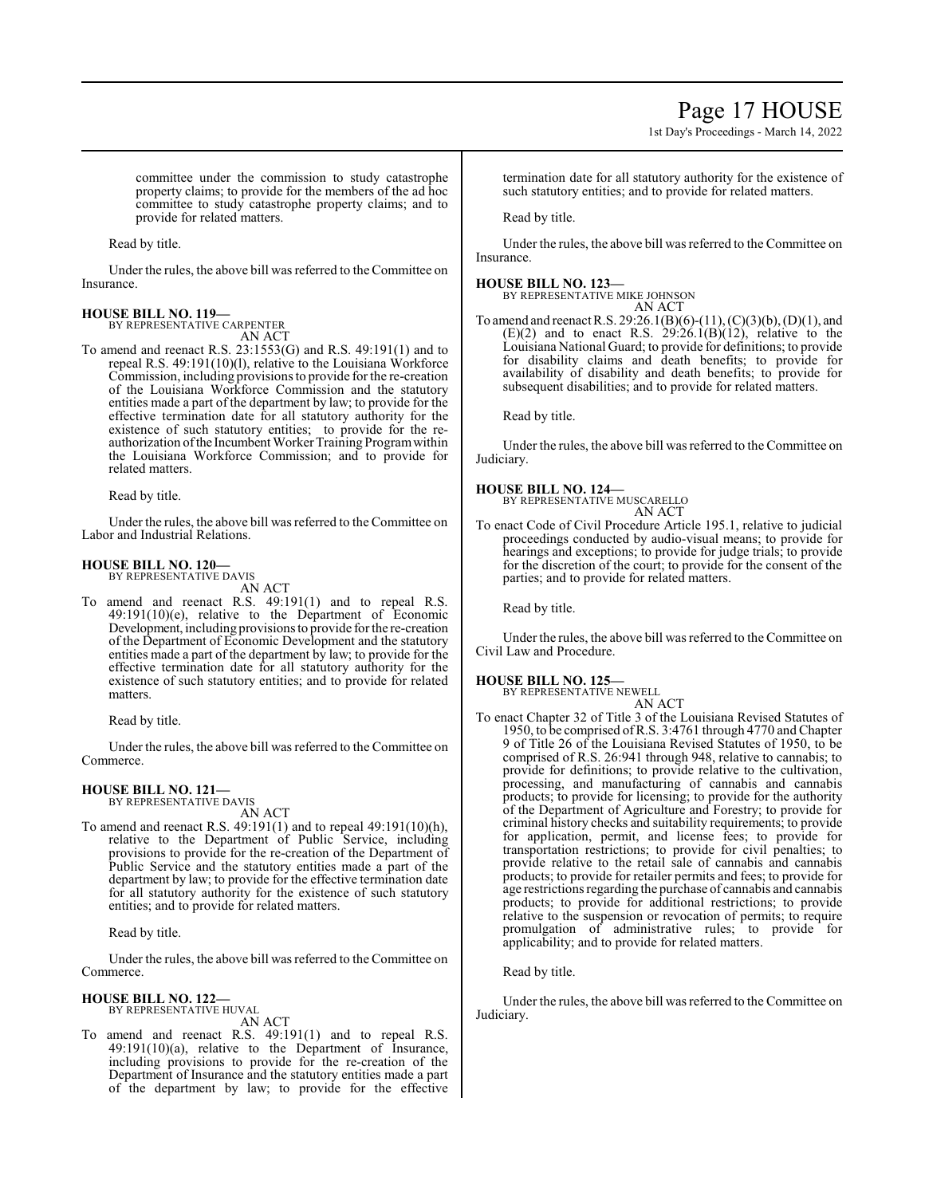committee under the commission to study catastrophe property claims; to provide for the members of the ad hoc committee to study catastrophe property claims; and to provide for related matters.

Read by title.

Under the rules, the above bill was referred to the Committee on Insurance.

**HOUSE BILL NO. 119—**
BY REPRESENTATIVE CARPENTER
AN ACT

To amend and reenact R.S. 23:1553(G) and R.S. 49:191(1) and to repeal R.S. 49:191(10)(l), relative to the Louisiana Workforce Commission, including provisions to provide for the re-creation of the Louisiana Workforce Commission and the statutory entities made a part of the department by law; to provide for the effective termination date for all statutory authority for the existence of such statutory entities; to provide for the re-authorization of the Incumbent Worker Training Program within the Louisiana Workforce Commission; and to provide for related matters.

Read by title.

Under the rules, the above bill was referred to the Committee on Labor and Industrial Relations.

**HOUSE BILL NO. 120—**
BY REPRESENTATIVE DAVIS
AN ACT

To amend and reenact R.S. 49:191(1) and to repeal R.S. 49:191(10)(e), relative to the Department of Economic Development, including provisions to provide for the re-creation of the Department of Economic Development and the statutory entities made a part of the department by law; to provide for the effective termination date for all statutory authority for the existence of such statutory entities; and to provide for related matters.

Read by title.

Under the rules, the above bill was referred to the Committee on Commerce.

**HOUSE BILL NO. 121—**
BY REPRESENTATIVE DAVIS
AN ACT

To amend and reenact R.S. 49:191(1) and to repeal 49:191(10)(h), relative to the Department of Public Service, including provisions to provide for the re-creation of the Department of Public Service and the statutory entities made a part of the department by law; to provide for the effective termination date for all statutory authority for the existence of such statutory entities; and to provide for related matters.

Read by title.

Under the rules, the above bill was referred to the Committee on Commerce.

**HOUSE BILL NO. 122—**
BY REPRESENTATIVE HUVAL
AN ACT

To amend and reenact R.S. 49:191(1) and to repeal R.S. 49:191(10)(a), relative to the Department of Insurance, including provisions to provide for the re-creation of the Department of Insurance and the statutory entities made a part of the department by law; to provide for the effective termination date for all statutory authority for the existence of such statutory entities; and to provide for related matters.

Read by title.

Under the rules, the above bill was referred to the Committee on Insurance.

**HOUSE BILL NO. 123—**
BY REPRESENTATIVE MIKE JOHNSON
AN ACT

To amend and reenact R.S. 29:26.1(B)(6)-(11), (C)(3)(b), (D)(1), and (E)(2) and to enact R.S. 29:26.1(B)(12), relative to the Louisiana National Guard; to provide for definitions; to provide for disability claims and death benefits; to provide for availability of disability and death benefits; to provide for subsequent disabilities; and to provide for related matters.

Read by title.

Under the rules, the above bill was referred to the Committee on Judiciary.

**HOUSE BILL NO. 124—**
BY REPRESENTATIVE MUSCARELLO
AN ACT

To enact Code of Civil Procedure Article 195.1, relative to judicial proceedings conducted by audio-visual means; to provide for hearings and exceptions; to provide for judge trials; to provide for the discretion of the court; to provide for the consent of the parties; and to provide for related matters.

Read by title.

Under the rules, the above bill was referred to the Committee on Civil Law and Procedure.

**HOUSE BILL NO. 125—**
BY REPRESENTATIVE NEWELL
AN ACT

To enact Chapter 32 of Title 3 of the Louisiana Revised Statutes of 1950, to be comprised of R.S. 3:4761 through 4770 and Chapter 9 of Title 26 of the Louisiana Revised Statutes of 1950, to be comprised of R.S. 26:941 through 948, relative to cannabis; to provide for definitions; to provide relative to the cultivation, processing, and manufacturing of cannabis and cannabis products; to provide for licensing; to provide for the authority of the Department of Agriculture and Forestry; to provide for criminal history checks and suitability requirements; to provide for application, permit, and license fees; to provide for transportation restrictions; to provide for civil penalties; to provide relative to the retail sale of cannabis and cannabis products; to provide for retailer permits and fees; to provide for age restrictions regarding the purchase of cannabis and cannabis products; to provide for additional restrictions; to provide relative to the suspension or revocation of permits; to require promulgation of administrative rules; to provide for applicability; and to provide for related matters.

Read by title.

Under the rules, the above bill was referred to the Committee on Judiciary.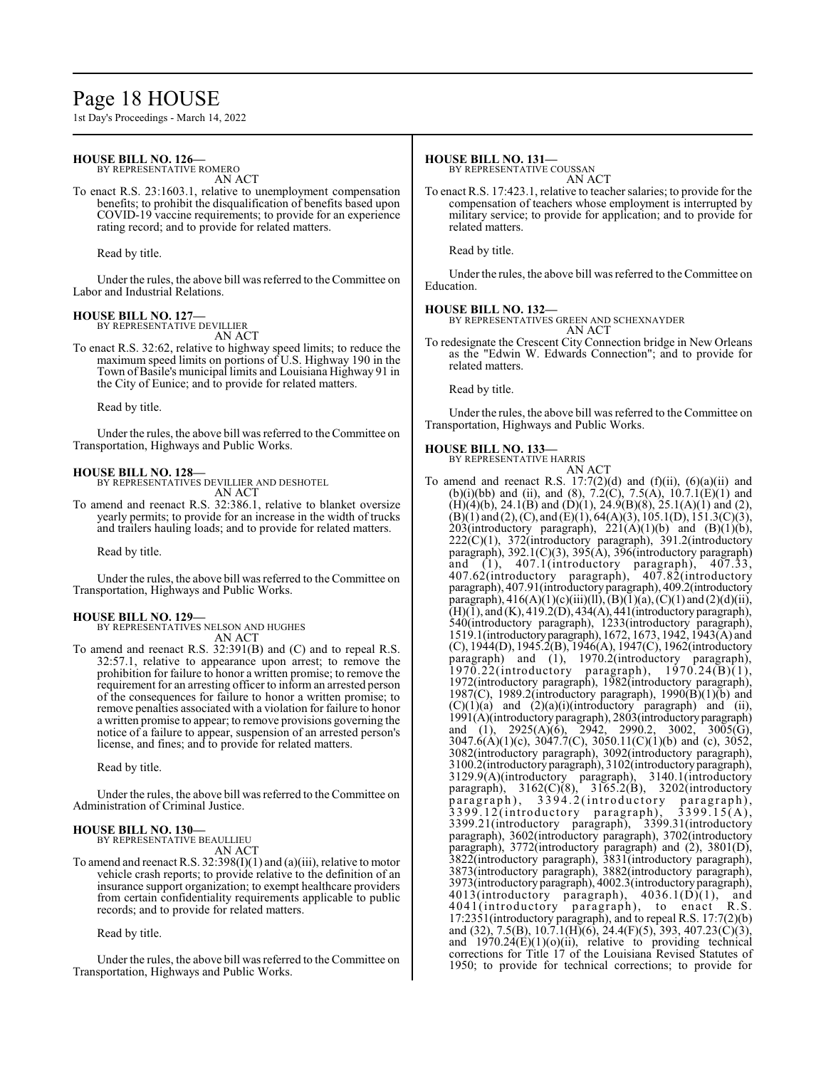**HOUSE BILL NO. 126—**
BY REPRESENTATIVE ROMERO
AN ACT

To enact R.S. 23:1603.1, relative to unemployment compensation benefits; to prohibit the disqualification of benefits based upon COVID-19 vaccine requirements; to provide for an experience rating record; and to provide for related matters.

Read by title.

Under the rules, the above bill was referred to the Committee on Labor and Industrial Relations.

**HOUSE BILL NO. 127—**
BY REPRESENTATIVE DEVILLIER
AN ACT

To enact R.S. 32:62, relative to highway speed limits; to reduce the maximum speed limits on portions of U.S. Highway 190 in the Town of Basile's municipal limits and Louisiana Highway 91 in the City of Eunice; and to provide for related matters.

Read by title.

Under the rules, the above bill was referred to the Committee on Transportation, Highways and Public Works.

**HOUSE BILL NO. 128—**
BY REPRESENTATIVES DEVILLIER AND DESHOTEL
AN ACT

To amend and reenact R.S. 32:386.1, relative to blanket oversize yearly permits; to provide for an increase in the width of trucks and trailers hauling loads; and to provide for related matters.

Read by title.

Under the rules, the above bill was referred to the Committee on Transportation, Highways and Public Works.

**HOUSE BILL NO. 129—**
BY REPRESENTATIVES NELSON AND HUGHES
AN ACT

To amend and reenact R.S. 32:391(B) and (C) and to repeal R.S. 32:57.1, relative to appearance upon arrest; to remove the prohibition for failure to honor a written promise; to remove the requirement for an arresting officer to inform an arrested person of the consequences for failure to honor a written promise; to remove penalties associated with a violation for failure to honor a written promise to appear; to remove provisions governing the notice of a failure to appear, suspension of an arrested person's license, and fines; and to provide for related matters.

Read by title.

Under the rules, the above bill was referred to the Committee on Administration of Criminal Justice.

**HOUSE BILL NO. 130—**
BY REPRESENTATIVE BEAULLIEU
AN ACT

To amend and reenact R.S. 32:398(I)(1) and (a)(iii), relative to motor vehicle crash reports; to provide relative to the definition of an insurance support organization; to exempt healthcare providers from certain confidentiality requirements applicable to public records; and to provide for related matters.

Read by title.

Under the rules, the above bill was referred to the Committee on Transportation, Highways and Public Works.

**HOUSE BILL NO. 131—**
BY REPRESENTATIVE COUSSAN
AN ACT

To enact R.S. 17:423.1, relative to teacher salaries; to provide for the compensation of teachers whose employment is interrupted by military service; to provide for application; and to provide for related matters.

Read by title.

Under the rules, the above bill was referred to the Committee on Education.

**HOUSE BILL NO. 132—**
BY REPRESENTATIVES GREEN AND SCHEXNAYDER
AN ACT

To redesignate the Crescent City Connection bridge in New Orleans as the "Edwin W. Edwards Connection"; and to provide for related matters.

Read by title.

Under the rules, the above bill was referred to the Committee on Transportation, Highways and Public Works.

**HOUSE BILL NO. 133—**
BY REPRESENTATIVE HARRIS
AN ACT

To amend and reenact R.S. 17:7(2)(d) and (f)(ii), (6)(a)(ii) and (b)(i)(bb) and (ii), and (8), 7.2(C), 7.5(A), 10.7.1(E)(1) and (H)(4)(b), 24.1(B) and (D)(1), 24.9(B)(8), 25.1(A)(1) and (2), (B)(1) and (2), (C), and (E)(1), 64(A)(3), 105.1(D), 151.3(C)(3), 203(introductory paragraph), 221(A)(1)(b) and (B)(1)(b), 222(C)(1), 372(introductory paragraph), 391.2(introductory paragraph), 392.1(C)(3), 395(A), 396(introductory paragraph) and (1), 407.1(introductory paragraph), 407.33, 407.62(introductory paragraph), 407.82(introductory paragraph), 407.91(introductory paragraph), 409.2(introductory paragraph), 416(A)(1)(c)(iii)(ll), (B)(1)(a), (C)(1) and (2)(d)(ii), (H)(1), and (K), 419.2(D), 434(A), 441(introductory paragraph), 540(introductory paragraph), 1233(introductory paragraph), 1519.1(introductory paragraph), 1672, 1673, 1942, 1943(A) and (C), 1944(D), 1945.2(B), 1946(A), 1947(C), 1962(introductory paragraph) and (1), 1970.2(introductory paragraph), 1970.22(introductory paragraph), 1970.24(B)(1), 1972(introductory paragraph), 1982(introductory paragraph), 1987(C), 1989.2(introductory paragraph), 1990(B)(1)(b) and (C)(1)(a) and (2)(a)(i)(introductory paragraph) and (ii), 1991(A)(introductory paragraph), 2803(introductory paragraph) and (1), 2925(A)(6), 2942, 2990.2, 3002, 3005(G), 3047.6(A)(1)(c), 3047.7(C), 3050.11(C)(1)(b) and (c), 3052, 3082(introductory paragraph), 3092(introductory paragraph), 3100.2(introductory paragraph), 3102(introductory paragraph), 3129.9(A)(introductory paragraph), 3140.1(introductory paragraph), 3162(C)(8), 3165.2(B), 3202(introductory paragraph), 3394.2(introductory paragraph), 3399.12(introductory paragraph), 3399.15(A), 3399.21(introductory paragraph), 3399.31(introductory paragraph), 3602(introductory paragraph), 3702(introductory paragraph), 3772(introductory paragraph) and (2), 3801(D), 3822(introductory paragraph), 3831(introductory paragraph), 3873(introductory paragraph), 3882(introductory paragraph), 3973(introductory paragraph), 4002.3(introductory paragraph), 4013(introductory paragraph), 4036.1(D)(1), and 4041(introductory paragraph), to enact R.S. 17:2351(introductory paragraph), and to repeal R.S. 17:7(2)(b) and (32), 7.5(B), 10.7.1(H)(6), 24.4(F)(5), 393, 407.23(C)(3), and 1970.24(E)(1)(o)(ii), relative to providing technical corrections for Title 17 of the Louisiana Revised Statutes of 1950; to provide for technical corrections; to provide for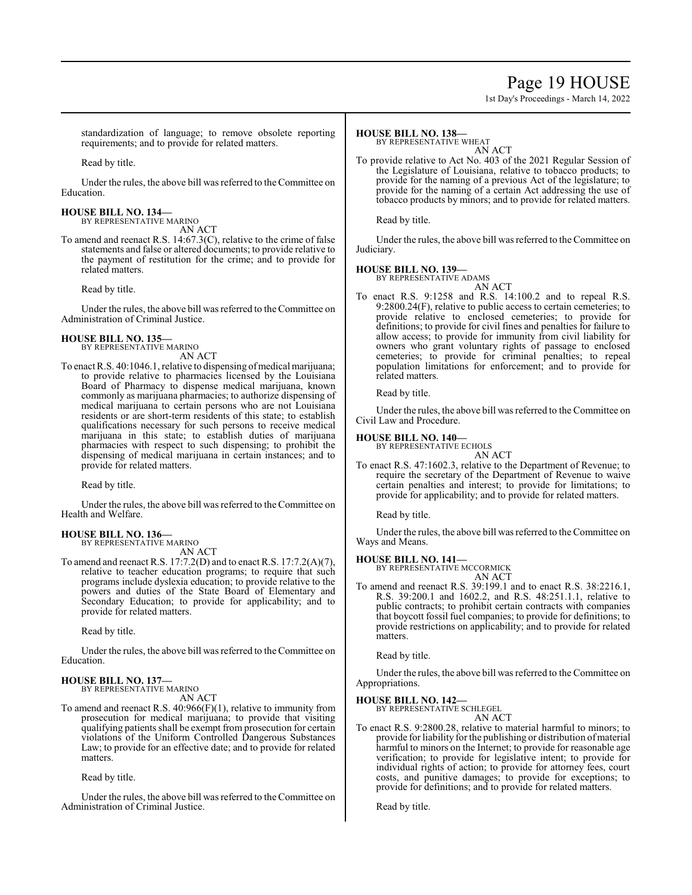standardization of language; to remove obsolete reporting requirements; and to provide for related matters.

Read by title.

Under the rules, the above bill was referred to the Committee on Education.

**HOUSE BILL NO. 134—**
BY REPRESENTATIVE MARINO
AN ACT

To amend and reenact R.S. 14:67.3(C), relative to the crime of false statements and false or altered documents; to provide relative to the payment of restitution for the crime; and to provide for related matters.

Read by title.

Under the rules, the above bill was referred to the Committee on Administration of Criminal Justice.

**HOUSE BILL NO. 135—**
BY REPRESENTATIVE MARINO
AN ACT

To enact R.S. 40:1046.1, relative to dispensing of medical marijuana; to provide relative to pharmacies licensed by the Louisiana Board of Pharmacy to dispense medical marijuana, known commonly as marijuana pharmacies; to authorize dispensing of medical marijuana to certain persons who are not Louisiana residents or are short-term residents of this state; to establish qualifications necessary for such persons to receive medical marijuana in this state; to establish duties of marijuana pharmacies with respect to such dispensing; to prohibit the dispensing of medical marijuana in certain instances; and to provide for related matters.

Read by title.

Under the rules, the above bill was referred to the Committee on Health and Welfare.

**HOUSE BILL NO. 136—**
BY REPRESENTATIVE MARINO
AN ACT

To amend and reenact R.S. 17:7.2(D) and to enact R.S. 17:7.2(A)(7), relative to teacher education programs; to require that such programs include dyslexia education; to provide relative to the powers and duties of the State Board of Elementary and Secondary Education; to provide for applicability; and to provide for related matters.

Read by title.

Under the rules, the above bill was referred to the Committee on Education.

**HOUSE BILL NO. 137—**
BY REPRESENTATIVE MARINO
AN ACT

To amend and reenact R.S. 40:966(F)(1), relative to immunity from prosecution for medical marijuana; to provide that visiting qualifying patients shall be exempt from prosecution for certain violations of the Uniform Controlled Dangerous Substances Law; to provide for an effective date; and to provide for related matters.

Read by title.

Under the rules, the above bill was referred to the Committee on Administration of Criminal Justice.

**HOUSE BILL NO. 138—**
BY REPRESENTATIVE WHEAT
AN ACT

To provide relative to Act No. 403 of the 2021 Regular Session of the Legislature of Louisiana, relative to tobacco products; to provide for the naming of a previous Act of the legislature; to provide for the naming of a certain Act addressing the use of tobacco products by minors; and to provide for related matters.

Read by title.

Under the rules, the above bill was referred to the Committee on Judiciary.

**HOUSE BILL NO. 139—**
BY REPRESENTATIVE ADAMS
AN ACT

To enact R.S. 9:1258 and R.S. 14:100.2 and to repeal R.S. 9:2800.24(F), relative to public access to certain cemeteries; to provide relative to enclosed cemeteries; to provide for definitions; to provide for civil fines and penalties for failure to allow access; to provide for immunity from civil liability for owners who grant voluntary rights of passage to enclosed cemeteries; to provide for criminal penalties; to repeal population limitations for enforcement; and to provide for related matters.

Read by title.

Under the rules, the above bill was referred to the Committee on Civil Law and Procedure.

**HOUSE BILL NO. 140—**
BY REPRESENTATIVE ECHOLS
AN ACT

To enact R.S. 47:1602.3, relative to the Department of Revenue; to require the secretary of the Department of Revenue to waive certain penalties and interest; to provide for limitations; to provide for applicability; and to provide for related matters.

Read by title.

Under the rules, the above bill was referred to the Committee on Ways and Means.

**HOUSE BILL NO. 141—**
BY REPRESENTATIVE MCCORMICK
AN ACT

To amend and reenact R.S. 39:199.1 and to enact R.S. 38:2216.1, R.S. 39:200.1 and 1602.2, and R.S. 48:251.1.1, relative to public contracts; to prohibit certain contracts with companies that boycott fossil fuel companies; to provide for definitions; to provide restrictions on applicability; and to provide for related matters.

Read by title.

Under the rules, the above bill was referred to the Committee on Appropriations.

**HOUSE BILL NO. 142—**
BY REPRESENTATIVE SCHLEGEL
AN ACT

To enact R.S. 9:2800.28, relative to material harmful to minors; to provide for liability for the publishing or distribution of material harmful to minors on the Internet; to provide for reasonable age verification; to provide for legislative intent; to provide for individual rights of action; to provide for attorney fees, court costs, and punitive damages; to provide for exceptions; to provide for definitions; and to provide for related matters.

Read by title.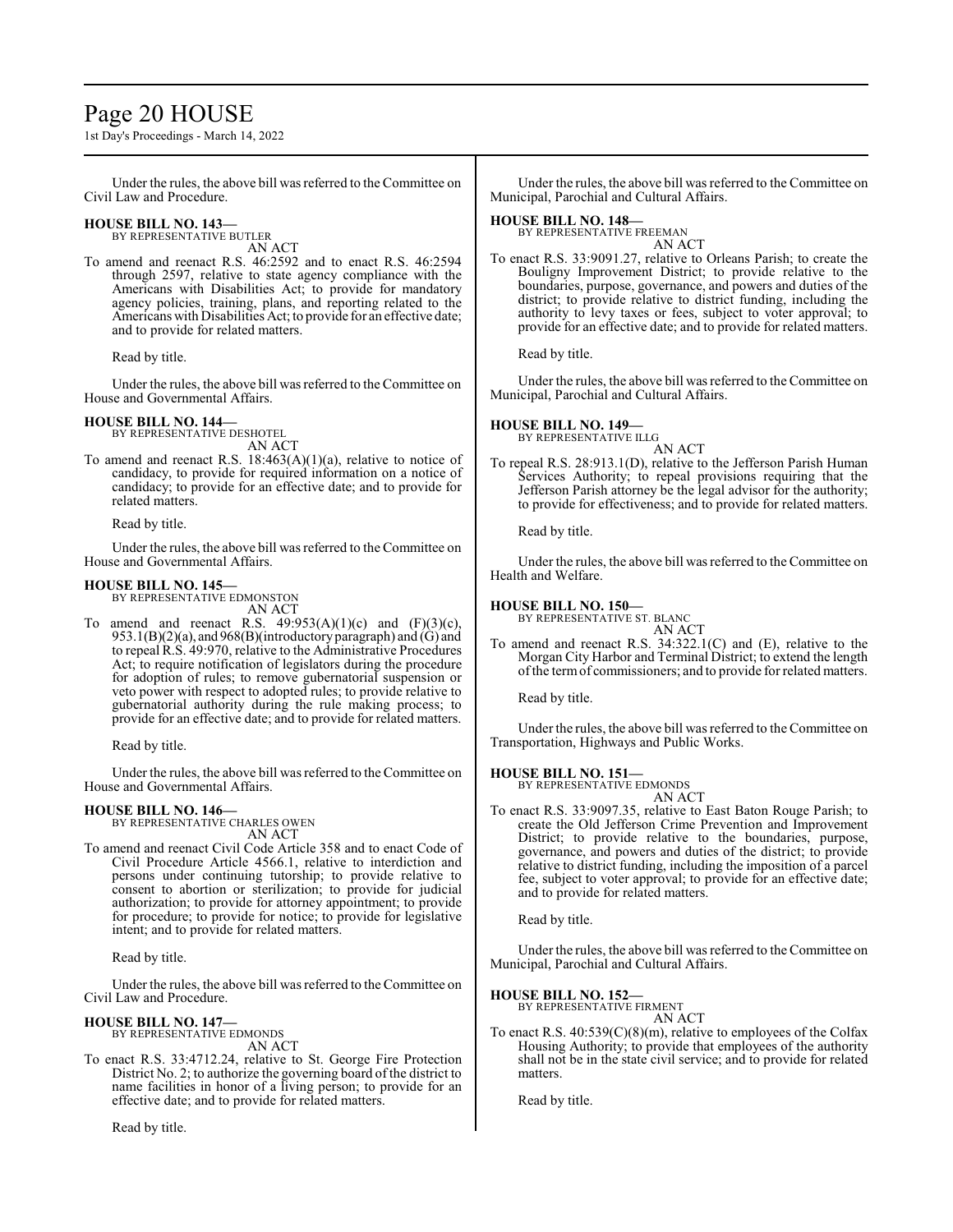Under the rules, the above bill was referred to the Committee on Civil Law and Procedure.

**HOUSE BILL NO. 143—**
BY REPRESENTATIVE BUTLER
AN ACT

To amend and reenact R.S. 46:2592 and to enact R.S. 46:2594 through 2597, relative to state agency compliance with the Americans with Disabilities Act; to provide for mandatory agency policies, training, plans, and reporting related to the Americans with Disabilities Act; to provide for an effective date; and to provide for related matters.

Read by title.

Under the rules, the above bill was referred to the Committee on House and Governmental Affairs.

**HOUSE BILL NO. 144—**
BY REPRESENTATIVE DESHOTEL
AN ACT

To amend and reenact R.S. 18:463(A)(1)(a), relative to notice of candidacy, to provide for required information on a notice of candidacy; to provide for an effective date; and to provide for related matters.

Read by title.

Under the rules, the above bill was referred to the Committee on House and Governmental Affairs.

**HOUSE BILL NO. 145—**
BY REPRESENTATIVE EDMONSTON
AN ACT

To amend and reenact R.S. 49:953(A)(1)(c) and (F)(3)(c), 953.1(B)(2)(a), and 968(B)(introductory paragraph) and (G) and to repeal R.S. 49:970, relative to the Administrative Procedures Act; to require notification of legislators during the procedure for adoption of rules; to remove gubernatorial suspension or veto power with respect to adopted rules; to provide relative to gubernatorial authority during the rule making process; to provide for an effective date; and to provide for related matters.

Read by title.

Under the rules, the above bill was referred to the Committee on House and Governmental Affairs.

**HOUSE BILL NO. 146—**
BY REPRESENTATIVE CHARLES OWEN
AN ACT

To amend and reenact Civil Code Article 358 and to enact Code of Civil Procedure Article 4566.1, relative to interdiction and persons under continuing tutorship; to provide relative to consent to abortion or sterilization; to provide for judicial authorization; to provide for attorney appointment; to provide for procedure; to provide for notice; to provide for legislative intent; and to provide for related matters.

Read by title.

Under the rules, the above bill was referred to the Committee on Civil Law and Procedure.

**HOUSE BILL NO. 147—**
BY REPRESENTATIVE EDMONDS
AN ACT

To enact R.S. 33:4712.24, relative to St. George Fire Protection District No. 2; to authorize the governing board of the district to name facilities in honor of a living person; to provide for an effective date; and to provide for related matters.

Read by title.

Under the rules, the above bill was referred to the Committee on Municipal, Parochial and Cultural Affairs.

**HOUSE BILL NO. 148—**
BY REPRESENTATIVE FREEMAN
AN ACT

To enact R.S. 33:9091.27, relative to Orleans Parish; to create the Bouligny Improvement District; to provide relative to the boundaries, purpose, governance, and powers and duties of the district; to provide relative to district funding, including the authority to levy taxes or fees, subject to voter approval; to provide for an effective date; and to provide for related matters.

Read by title.

Under the rules, the above bill was referred to the Committee on Municipal, Parochial and Cultural Affairs.

**HOUSE BILL NO. 149—**
BY REPRESENTATIVE ILLG
AN ACT

To repeal R.S. 28:913.1(D), relative to the Jefferson Parish Human Services Authority; to repeal provisions requiring that the Jefferson Parish attorney be the legal advisor for the authority; to provide for effectiveness; and to provide for related matters.

Read by title.

Under the rules, the above bill was referred to the Committee on Health and Welfare.

**HOUSE BILL NO. 150—**
BY REPRESENTATIVE ST. BLANC
AN ACT

To amend and reenact R.S. 34:322.1(C) and (E), relative to the Morgan City Harbor and Terminal District; to extend the length of the term of commissioners; and to provide for related matters.

Read by title.

Under the rules, the above bill was referred to the Committee on Transportation, Highways and Public Works.

**HOUSE BILL NO. 151—**
BY REPRESENTATIVE EDMONDS
AN ACT

To enact R.S. 33:9097.35, relative to East Baton Rouge Parish; to create the Old Jefferson Crime Prevention and Improvement District; to provide relative to the boundaries, purpose, governance, and powers and duties of the district; to provide relative to district funding, including the imposition of a parcel fee, subject to voter approval; to provide for an effective date; and to provide for related matters.

Read by title.

Under the rules, the above bill was referred to the Committee on Municipal, Parochial and Cultural Affairs.

**HOUSE BILL NO. 152—**
BY REPRESENTATIVE FIRMENT
AN ACT

To enact R.S. 40:539(C)(8)(m), relative to employees of the Colfax Housing Authority; to provide that employees of the authority shall not be in the state civil service; and to provide for related matters.

Read by title.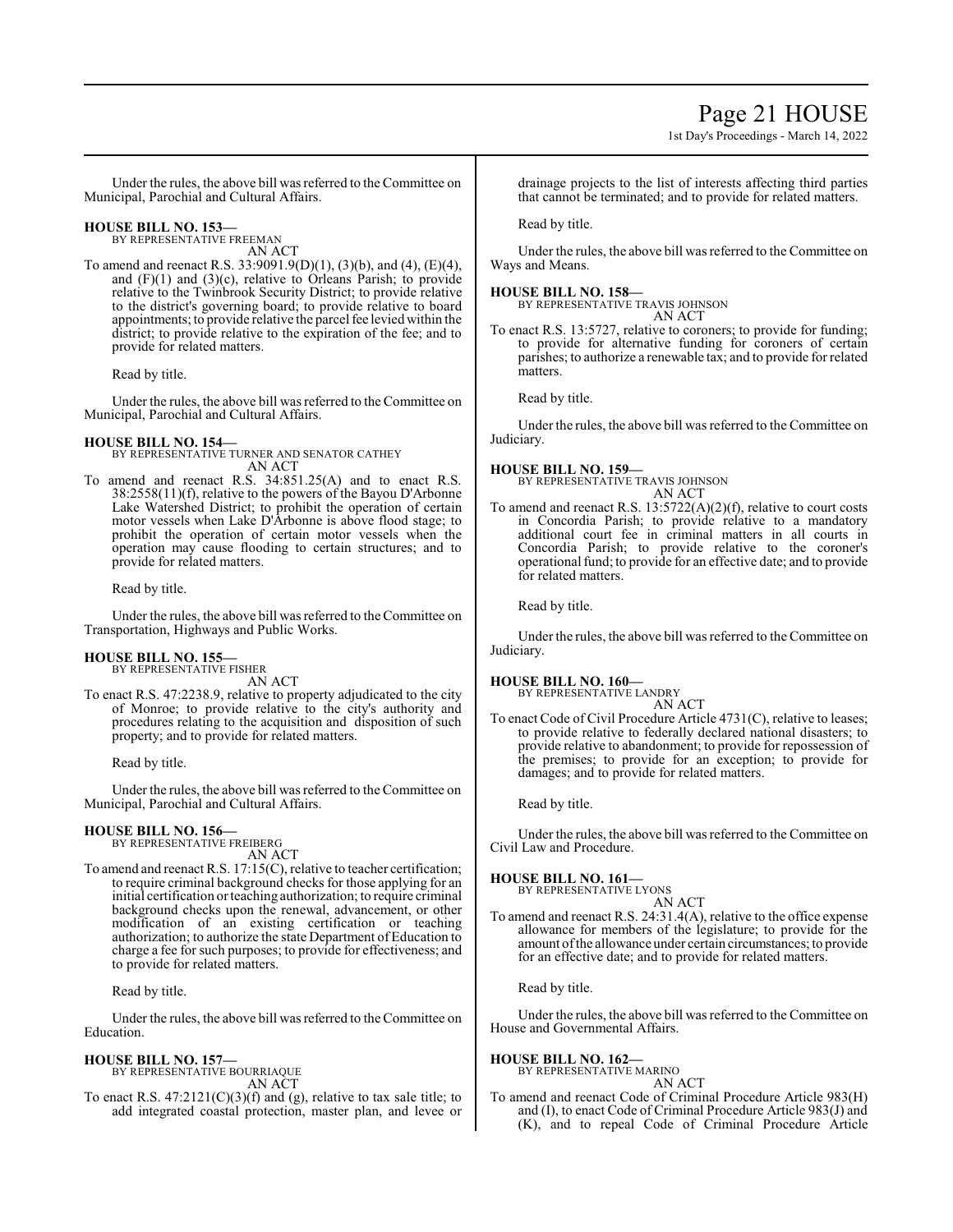Under the rules, the above bill was referred to the Committee on Municipal, Parochial and Cultural Affairs.

**HOUSE BILL NO. 153—**
BY REPRESENTATIVE FREEMAN
AN ACT

To amend and reenact R.S. 33:9091.9(D)(1), (3)(b), and (4), (E)(4), and (F)(1) and (3)(c), relative to Orleans Parish; to provide relative to the Twinbrook Security District; to provide relative to the district's governing board; to provide relative to board appointments; to provide relative the parcel fee levied within the district; to provide relative to the expiration of the fee; and to provide for related matters.

Read by title.

Under the rules, the above bill was referred to the Committee on Municipal, Parochial and Cultural Affairs.

**HOUSE BILL NO. 154—**
BY REPRESENTATIVE TURNER AND SENATOR CATHEY
AN ACT

To amend and reenact R.S. 34:851.25(A) and to enact R.S. 38:2558(11)(f), relative to the powers of the Bayou D'Arbonne Lake Watershed District; to prohibit the operation of certain motor vessels when Lake D'Arbonne is above flood stage; to prohibit the operation of certain motor vessels when the operation may cause flooding to certain structures; and to provide for related matters.

Read by title.

Under the rules, the above bill was referred to the Committee on Transportation, Highways and Public Works.

**HOUSE BILL NO. 155—**
BY REPRESENTATIVE FISHER
AN ACT

To enact R.S. 47:2238.9, relative to property adjudicated to the city of Monroe; to provide relative to the city's authority and procedures relating to the acquisition and disposition of such property; and to provide for related matters.

Read by title.

Under the rules, the above bill was referred to the Committee on Municipal, Parochial and Cultural Affairs.

**HOUSE BILL NO. 156—**
BY REPRESENTATIVE FREIBERG
AN ACT

To amend and reenact R.S. 17:15(C), relative to teacher certification; to require criminal background checks for those applying for an initial certification or teaching authorization; to require criminal background checks upon the renewal, advancement, or other modification of an existing certification or teaching authorization; to authorize the state Department of Education to charge a fee for such purposes; to provide for effectiveness; and to provide for related matters.

Read by title.

Under the rules, the above bill was referred to the Committee on Education.

**HOUSE BILL NO. 157—**
BY REPRESENTATIVE BOURRIAQUE
AN ACT

To enact R.S. 47:2121(C)(3)(f) and (g), relative to tax sale title; to add integrated coastal protection, master plan, and levee or drainage projects to the list of interests affecting third parties that cannot be terminated; and to provide for related matters.

Read by title.

Under the rules, the above bill was referred to the Committee on Ways and Means.

**HOUSE BILL NO. 158—**
BY REPRESENTATIVE TRAVIS JOHNSON
AN ACT

To enact R.S. 13:5727, relative to coroners; to provide for funding; to provide for alternative funding for coroners of certain parishes; to authorize a renewable tax; and to provide for related matters.

Read by title.

Under the rules, the above bill was referred to the Committee on Judiciary.

**HOUSE BILL NO. 159—**
BY REPRESENTATIVE TRAVIS JOHNSON
AN ACT

To amend and reenact R.S. 13:5722(A)(2)(f), relative to court costs in Concordia Parish; to provide relative to a mandatory additional court fee in criminal matters in all courts in Concordia Parish; to provide relative to the coroner's operational fund; to provide for an effective date; and to provide for related matters.

Read by title.

Under the rules, the above bill was referred to the Committee on Judiciary.

**HOUSE BILL NO. 160—**
BY REPRESENTATIVE LANDRY
AN ACT

To enact Code of Civil Procedure Article 4731(C), relative to leases; to provide relative to federally declared national disasters; to provide relative to abandonment; to provide for repossession of the premises; to provide for an exception; to provide for damages; and to provide for related matters.

Read by title.

Under the rules, the above bill was referred to the Committee on Civil Law and Procedure.

**HOUSE BILL NO. 161—**
BY REPRESENTATIVE LYONS
AN ACT

To amend and reenact R.S. 24:31.4(A), relative to the office expense allowance for members of the legislature; to provide for the amount of the allowance under certain circumstances; to provide for an effective date; and to provide for related matters.

Read by title.

Under the rules, the above bill was referred to the Committee on House and Governmental Affairs.

**HOUSE BILL NO. 162—**
BY REPRESENTATIVE MARINO
AN ACT

To amend and reenact Code of Criminal Procedure Article 983(H) and (I), to enact Code of Criminal Procedure Article 983(J) and (K), and to repeal Code of Criminal Procedure Article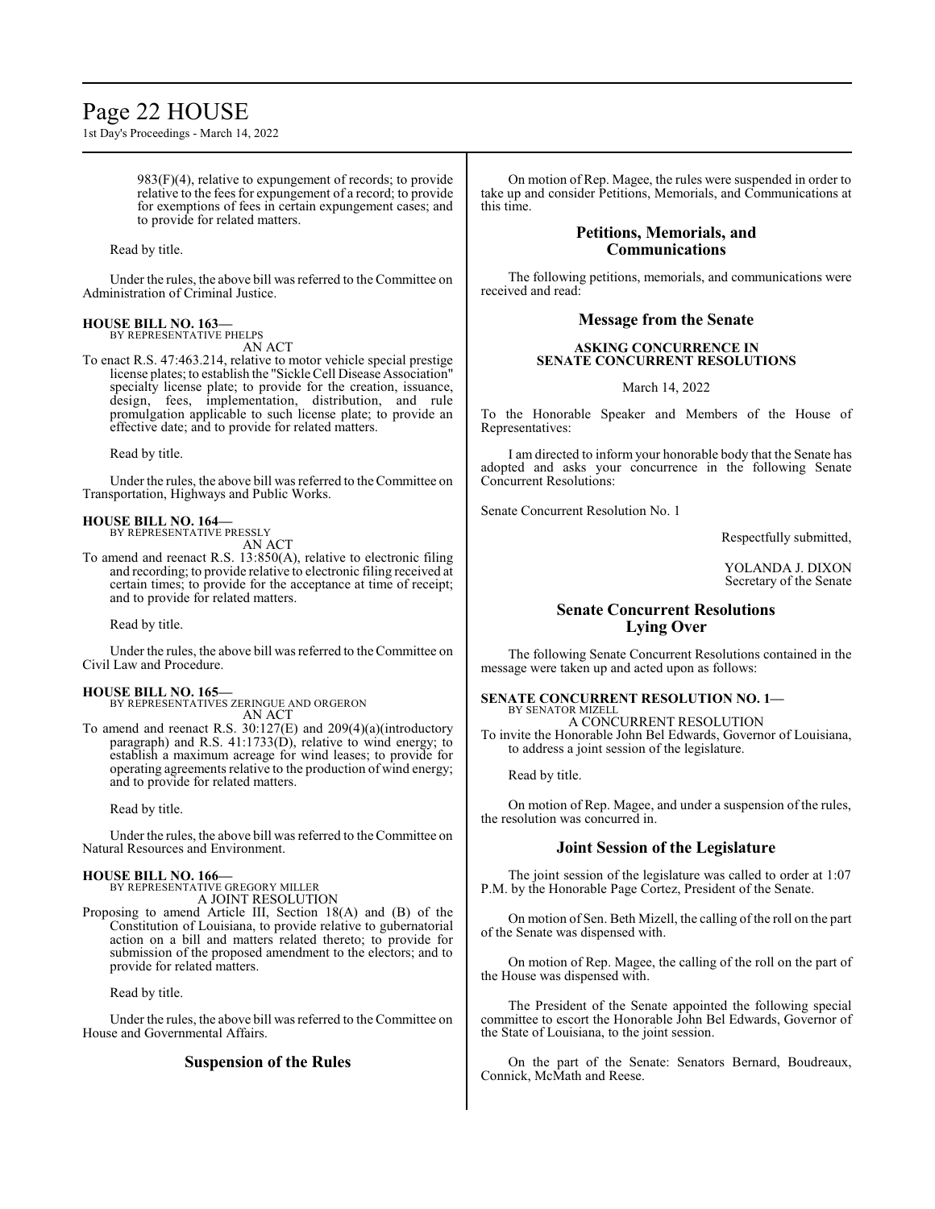983(F)(4), relative to expungement of records; to provide relative to the fees for expungement of a record; to provide for exemptions of fees in certain expungement cases; and to provide for related matters.

Read by title.

Under the rules, the above bill was referred to the Committee on Administration of Criminal Justice.

**HOUSE BILL NO. 163—**
BY REPRESENTATIVE PHELPS
AN ACT

To enact R.S. 47:463.214, relative to motor vehicle special prestige license plates; to establish the "Sickle Cell Disease Association" specialty license plate; to provide for the creation, issuance, design, fees, implementation, distribution, and rule promulgation applicable to such license plate; to provide an effective date; and to provide for related matters.

Read by title.

Under the rules, the above bill was referred to the Committee on Transportation, Highways and Public Works.

**HOUSE BILL NO. 164—**
BY REPRESENTATIVE PRESSLY
AN ACT

To amend and reenact R.S. 13:850(A), relative to electronic filing and recording; to provide relative to electronic filing received at certain times; to provide for the acceptance at time of receipt; and to provide for related matters.

Read by title.

Under the rules, the above bill was referred to the Committee on Civil Law and Procedure.

**HOUSE BILL NO. 165—**
BY REPRESENTATIVES ZERINGUE AND ORGERON
AN ACT

To amend and reenact R.S. 30:127(E) and 209(4)(a)(introductory paragraph) and R.S. 41:1733(D), relative to wind energy; to establish a maximum acreage for wind leases; to provide for operating agreements relative to the production of wind energy; and to provide for related matters.

Read by title.

Under the rules, the above bill was referred to the Committee on Natural Resources and Environment.

**HOUSE BILL NO. 166—**
BY REPRESENTATIVE GREGORY MILLER
A JOINT RESOLUTION

Proposing to amend Article III, Section 18(A) and (B) of the Constitution of Louisiana, to provide relative to gubernatorial action on a bill and matters related thereto; to provide for submission of the proposed amendment to the electors; and to provide for related matters.

Read by title.

Under the rules, the above bill was referred to the Committee on House and Governmental Affairs.

## Suspension of the Rules

On motion of Rep. Magee, the rules were suspended in order to take up and consider Petitions, Memorials, and Communications at this time.

## Petitions, Memorials, and Communications

The following petitions, memorials, and communications were received and read:

### Message from the Senate

**ASKING CONCURRENCE IN SENATE CONCURRENT RESOLUTIONS**

March 14, 2022

To the Honorable Speaker and Members of the House of Representatives:

I am directed to inform your honorable body that the Senate has adopted and asks your concurrence in the following Senate Concurrent Resolutions:

Senate Concurrent Resolution No. 1

Respectfully submitted,

YOLANDA J. DIXON
Secretary of the Senate

## Senate Concurrent Resolutions Lying Over

The following Senate Concurrent Resolutions contained in the message were taken up and acted upon as follows:

**SENATE CONCURRENT RESOLUTION NO. 1—**
BY SENATOR MIZELL
A CONCURRENT RESOLUTION

To invite the Honorable John Bel Edwards, Governor of Louisiana, to address a joint session of the legislature.

Read by title.

On motion of Rep. Magee, and under a suspension of the rules, the resolution was concurred in.

## Joint Session of the Legislature

The joint session of the legislature was called to order at 1:07 P.M. by the Honorable Page Cortez, President of the Senate.

On motion of Sen. Beth Mizell, the calling of the roll on the part of the Senate was dispensed with.

On motion of Rep. Magee, the calling of the roll on the part of the House was dispensed with.

The President of the Senate appointed the following special committee to escort the Honorable John Bel Edwards, Governor of the State of Louisiana, to the joint session.

On the part of the Senate: Senators Bernard, Boudreaux, Connick, McMath and Reese.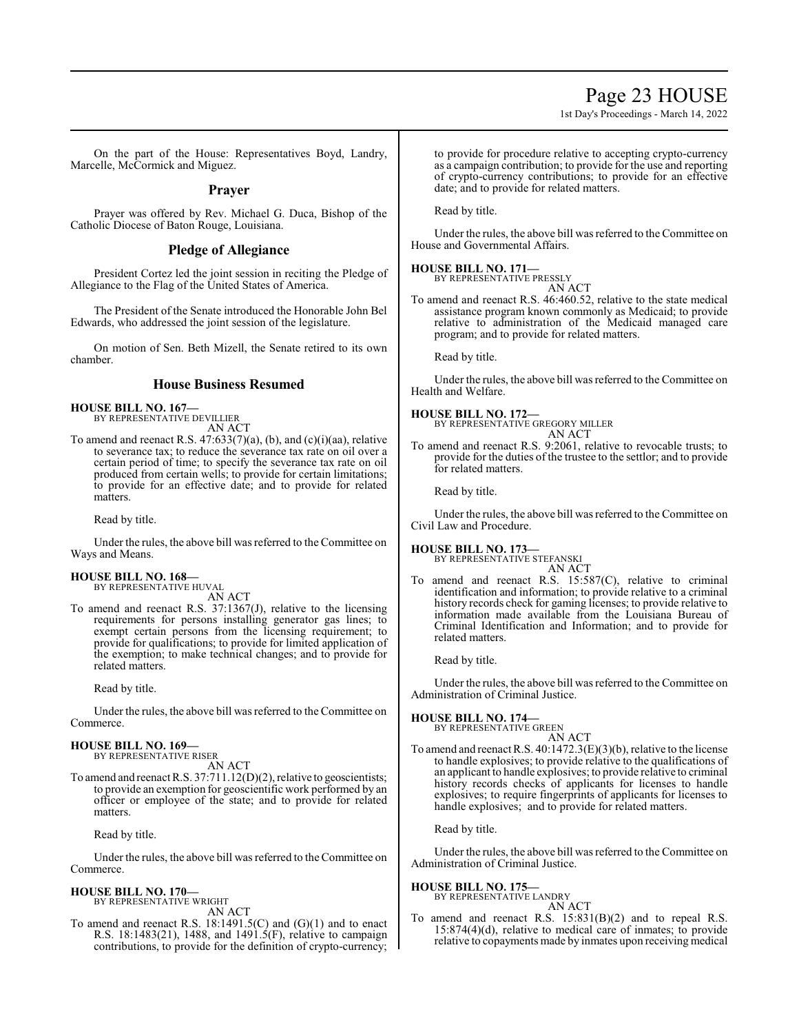On the part of the House: Representatives Boyd, Landry, Marcelle, McCormick and Miguez.

## Prayer

Prayer was offered by Rev. Michael G. Duca, Bishop of the Catholic Diocese of Baton Rouge, Louisiana.

## Pledge of Allegiance

President Cortez led the joint session in reciting the Pledge of Allegiance to the Flag of the United States of America.

The President of the Senate introduced the Honorable John Bel Edwards, who addressed the joint session of the legislature.

On motion of Sen. Beth Mizell, the Senate retired to its own chamber.

## House Business Resumed

**HOUSE BILL NO. 167—**
BY REPRESENTATIVE DEVILLIER
AN ACT

To amend and reenact R.S. 47:633(7)(a), (b), and (c)(i)(aa), relative to severance tax; to reduce the severance tax rate on oil over a certain period of time; to specify the severance tax rate on oil produced from certain wells; to provide for certain limitations; to provide for an effective date; and to provide for related matters.

Read by title.

Under the rules, the above bill was referred to the Committee on Ways and Means.

**HOUSE BILL NO. 168—**
BY REPRESENTATIVE HUVAL
AN ACT

To amend and reenact R.S. 37:1367(J), relative to the licensing requirements for persons installing generator gas lines; to exempt certain persons from the licensing requirement; to provide for qualifications; to provide for limited application of the exemption; to make technical changes; and to provide for related matters.

Read by title.

Under the rules, the above bill was referred to the Committee on Commerce.

**HOUSE BILL NO. 169—**
BY REPRESENTATIVE RISER
AN ACT

To amend and reenact R.S. 37:711.12(D)(2), relative to geoscientists; to provide an exemption for geoscientific work performed by an officer or employee of the state; and to provide for related matters.

Read by title.

Under the rules, the above bill was referred to the Committee on Commerce.

**HOUSE BILL NO. 170—**
BY REPRESENTATIVE WRIGHT
AN ACT

To amend and reenact R.S. 18:1491.5(C) and (G)(1) and to enact R.S. 18:1483(21), 1488, and 1491.5(F), relative to campaign contributions, to provide for the definition of crypto-currency; to provide for procedure relative to accepting crypto-currency as a campaign contribution; to provide for the use and reporting of crypto-currency contributions; to provide for an effective date; and to provide for related matters.

Read by title.

Under the rules, the above bill was referred to the Committee on House and Governmental Affairs.

**HOUSE BILL NO. 171—**
BY REPRESENTATIVE PRESSLY
AN ACT

To amend and reenact R.S. 46:460.52, relative to the state medical assistance program known commonly as Medicaid; to provide relative to administration of the Medicaid managed care program; and to provide for related matters.

Read by title.

Under the rules, the above bill was referred to the Committee on Health and Welfare.

**HOUSE BILL NO. 172—**
BY REPRESENTATIVE GREGORY MILLER
AN ACT

To amend and reenact R.S. 9:2061, relative to revocable trusts; to provide for the duties of the trustee to the settlor; and to provide for related matters.

Read by title.

Under the rules, the above bill was referred to the Committee on Civil Law and Procedure.

**HOUSE BILL NO. 173—**
BY REPRESENTATIVE STEFANSKI
AN ACT

To amend and reenact R.S. 15:587(C), relative to criminal identification and information; to provide relative to a criminal history records check for gaming licenses; to provide relative to information made available from the Louisiana Bureau of Criminal Identification and Information; and to provide for related matters.

Read by title.

Under the rules, the above bill was referred to the Committee on Administration of Criminal Justice.

**HOUSE BILL NO. 174—**
BY REPRESENTATIVE GREEN
AN ACT

To amend and reenact R.S. 40:1472.3(E)(3)(b), relative to the license to handle explosives; to provide relative to the qualifications of an applicant to handle explosives; to provide relative to criminal history records checks of applicants for licenses to handle explosives; to require fingerprints of applicants for licenses to handle explosives; and to provide for related matters.

Read by title.

Under the rules, the above bill was referred to the Committee on Administration of Criminal Justice.

**HOUSE BILL NO. 175—**
BY REPRESENTATIVE LANDRY
AN ACT

To amend and reenact R.S. 15:831(B)(2) and to repeal R.S. 15:874(4)(d), relative to medical care of inmates; to provide relative to copayments made by inmates upon receiving medical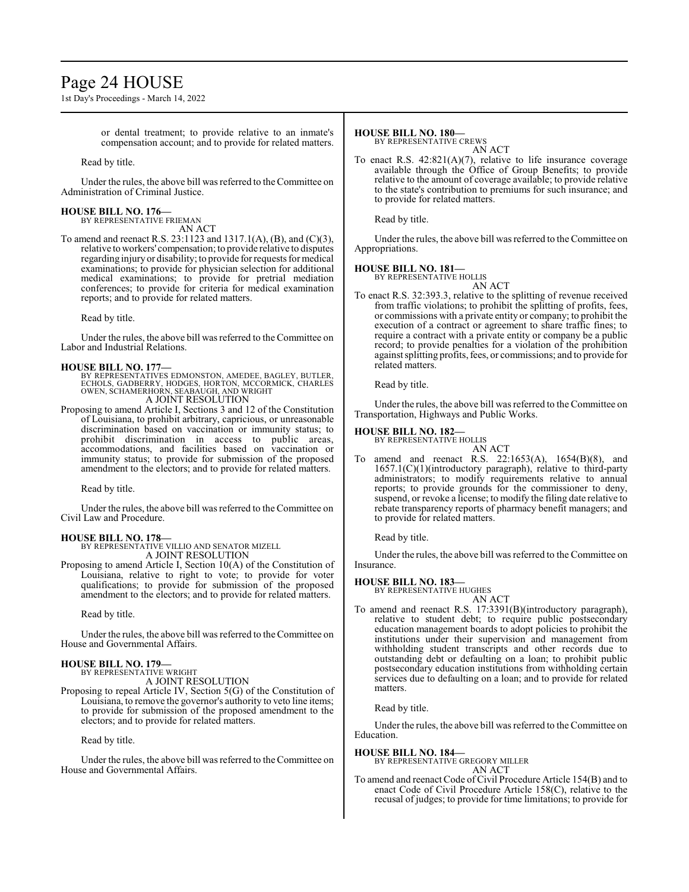or dental treatment; to provide relative to an inmate's compensation account; and to provide for related matters.

Read by title.

Under the rules, the above bill was referred to the Committee on Administration of Criminal Justice.

**HOUSE BILL NO. 176—**
BY REPRESENTATIVE FRIEMAN
AN ACT

To amend and reenact R.S. 23:1123 and 1317.1(A), (B), and (C)(3), relative to workers' compensation; to provide relative to disputes regarding injury or disability; to provide for requests for medical examinations; to provide for physician selection for additional medical examinations; to provide for pretrial mediation conferences; to provide for criteria for medical examination reports; and to provide for related matters.

Read by title.

Under the rules, the above bill was referred to the Committee on Labor and Industrial Relations.

**HOUSE BILL NO. 177—**
BY REPRESENTATIVES EDMONSTON, AMEDEE, BAGLEY, BUTLER, ECHOLS, GADBERRY, HODGES, HORTON, MCCORMICK, CHARLES OWEN, SCHAMERHORN, SEABAUGH, AND WRIGHT
A JOINT RESOLUTION

Proposing to amend Article I, Sections 3 and 12 of the Constitution of Louisiana, to prohibit arbitrary, capricious, or unreasonable discrimination based on vaccination or immunity status; to prohibit discrimination in access to public areas, accommodations, and facilities based on vaccination or immunity status; to provide for submission of the proposed amendment to the electors; and to provide for related matters.

Read by title.

Under the rules, the above bill was referred to the Committee on Civil Law and Procedure.

**HOUSE BILL NO. 178—**
BY REPRESENTATIVE VILLIO AND SENATOR MIZELL
A JOINT RESOLUTION

Proposing to amend Article I, Section 10(A) of the Constitution of Louisiana, relative to right to vote; to provide for voter qualifications; to provide for submission of the proposed amendment to the electors; and to provide for related matters.

Read by title.

Under the rules, the above bill was referred to the Committee on House and Governmental Affairs.

**HOUSE BILL NO. 179—**
BY REPRESENTATIVE WRIGHT
A JOINT RESOLUTION

Proposing to repeal Article IV, Section 5(G) of the Constitution of Louisiana, to remove the governor's authority to veto line items; to provide for submission of the proposed amendment to the electors; and to provide for related matters.

Read by title.

Under the rules, the above bill was referred to the Committee on House and Governmental Affairs.

**HOUSE BILL NO. 180—**
BY REPRESENTATIVE CREWS
AN ACT

To enact R.S. 42:821(A)(7), relative to life insurance coverage available through the Office of Group Benefits; to provide relative to the amount of coverage available; to provide relative to the state's contribution to premiums for such insurance; and to provide for related matters.

Read by title.

Under the rules, the above bill was referred to the Committee on Appropriations.

**HOUSE BILL NO. 181—**
BY REPRESENTATIVE HOLLIS
AN ACT

To enact R.S. 32:393.3, relative to the splitting of revenue received from traffic violations; to prohibit the splitting of profits, fees, or commissions with a private entity or company; to prohibit the execution of a contract or agreement to share traffic fines; to require a contract with a private entity or company be a public record; to provide penalties for a violation of the prohibition against splitting profits, fees, or commissions; and to provide for related matters.

Read by title.

Under the rules, the above bill was referred to the Committee on Transportation, Highways and Public Works.

**HOUSE BILL NO. 182—**
BY REPRESENTATIVE HOLLIS
AN ACT

To amend and reenact R.S. 22:1653(A), 1654(B)(8), and 1657.1(C)(1)(introductory paragraph), relative to third-party administrators; to modify requirements relative to annual reports; to provide grounds for the commissioner to deny, suspend, or revoke a license; to modify the filing date relative to rebate transparency reports of pharmacy benefit managers; and to provide for related matters.

Read by title.

Under the rules, the above bill was referred to the Committee on Insurance.

**HOUSE BILL NO. 183—**
BY REPRESENTATIVE HUGHES
AN ACT

To amend and reenact R.S. 17:3391(B)(introductory paragraph), relative to student debt; to require public postsecondary education management boards to adopt policies to prohibit the institutions under their supervision and management from withholding student transcripts and other records due to outstanding debt or defaulting on a loan; to prohibit public postsecondary education institutions from withholding certain services due to defaulting on a loan; and to provide for related matters.

Read by title.

Under the rules, the above bill was referred to the Committee on Education.

**HOUSE BILL NO. 184—**
BY REPRESENTATIVE GREGORY MILLER
AN ACT

To amend and reenact Code of Civil Procedure Article 154(B) and to enact Code of Civil Procedure Article 158(C), relative to the recusal of judges; to provide for time limitations; to provide for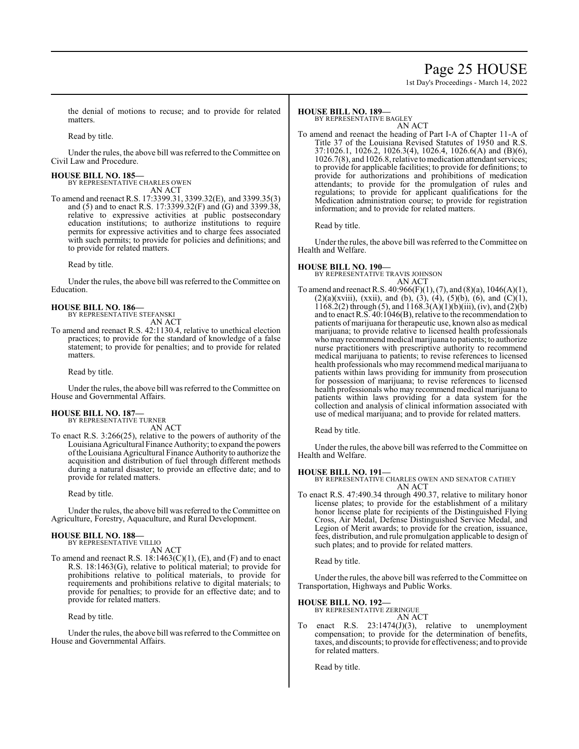the denial of motions to recuse; and to provide for related matters.

Read by title.

Under the rules, the above bill was referred to the Committee on Civil Law and Procedure.

**HOUSE BILL NO. 185—**
BY REPRESENTATIVE CHARLES OWEN
AN ACT

To amend and reenact R.S. 17:3399.31, 3399.32(E), and 3399.35(3) and (5) and to enact R.S. 17:3399.32(F) and (G) and 3399.38, relative to expressive activities at public postsecondary education institutions; to authorize institutions to require permits for expressive activities and to charge fees associated with such permits; to provide for policies and definitions; and to provide for related matters.

Read by title.

Under the rules, the above bill was referred to the Committee on Education.

**HOUSE BILL NO. 186—**
BY REPRESENTATIVE STEFANSKI
AN ACT

To amend and reenact R.S. 42:1130.4, relative to unethical election practices; to provide for the standard of knowledge of a false statement; to provide for penalties; and to provide for related matters.

Read by title.

Under the rules, the above bill was referred to the Committee on House and Governmental Affairs.

**HOUSE BILL NO. 187—**
BY REPRESENTATIVE TURNER
AN ACT

To enact R.S. 3:266(25), relative to the powers of authority of the Louisiana Agricultural Finance Authority; to expand the powers of the Louisiana Agricultural Finance Authority to authorize the acquisition and distribution of fuel through different methods during a natural disaster; to provide an effective date; and to provide for related matters.

Read by title.

Under the rules, the above bill was referred to the Committee on Agriculture, Forestry, Aquaculture, and Rural Development.

**HOUSE BILL NO. 188—**
BY REPRESENTATIVE VILLIO
AN ACT

To amend and reenact R.S. 18:1463(C)(1), (E), and (F) and to enact R.S. 18:1463(G), relative to political material; to provide for prohibitions relative to political materials, to provide for requirements and prohibitions relative to digital materials; to provide for penalties; to provide for an effective date; and to provide for related matters.

Read by title.

Under the rules, the above bill was referred to the Committee on House and Governmental Affairs.

**HOUSE BILL NO. 189—**
BY REPRESENTATIVE BAGLEY
AN ACT

To amend and reenact the heading of Part I-A of Chapter 11-A of Title 37 of the Louisiana Revised Statutes of 1950 and R.S. 37:1026.1, 1026.2, 1026.3(4), 1026.4, 1026.6(A) and (B)(6), 1026.7(8), and 1026.8, relative to medication attendant services; to provide for applicable facilities; to provide for definitions; to provide for authorizations and prohibitions of medication attendants; to provide for the promulgation of rules and regulations; to provide for applicant qualifications for the Medication administration course; to provide for registration information; and to provide for related matters.

Read by title.

Under the rules, the above bill was referred to the Committee on Health and Welfare.

**HOUSE BILL NO. 190—**
BY REPRESENTATIVE TRAVIS JOHNSON
AN ACT

To amend and reenact R.S. 40:966(F)(1), (7), and (8)(a), 1046(A)(1), (2)(a)(xviii), (xxii), and (b), (3), (4), (5)(b), (6), and (C)(1), 1168.2(2) through (5), and 1168.3(A)(1)(b)(iii), (iv), and (2)(b) and to enact R.S. 40:1046(B), relative to the recommendation to patients of marijuana for therapeutic use, known also as medical marijuana; to provide relative to licensed health professionals who may recommend medical marijuana to patients; to authorize nurse practitioners with prescriptive authority to recommend medical marijuana to patients; to revise references to licensed health professionals who may recommend medical marijuana to patients within laws providing for immunity from prosecution for possession of marijuana; to revise references to licensed health professionals who may recommend medical marijuana to patients within laws providing for a data system for the collection and analysis of clinical information associated with use of medical marijuana; and to provide for related matters.

Read by title.

Under the rules, the above bill was referred to the Committee on Health and Welfare.

**HOUSE BILL NO. 191—**
BY REPRESENTATIVE CHARLES OWEN AND SENATOR CATHEY
AN ACT

To enact R.S. 47:490.34 through 490.37, relative to military honor license plates; to provide for the establishment of a military honor license plate for recipients of the Distinguished Flying Cross, Air Medal, Defense Distinguished Service Medal, and Legion of Merit awards; to provide for the creation, issuance, fees, distribution, and rule promulgation applicable to design of such plates; and to provide for related matters.

Read by title.

Under the rules, the above bill was referred to the Committee on Transportation, Highways and Public Works.

**HOUSE BILL NO. 192—**
BY REPRESENTATIVE ZERINGUE
AN ACT

To enact R.S. 23:1474(J)(3), relative to unemployment compensation; to provide for the determination of benefits, taxes, and discounts; to provide for effectiveness; and to provide for related matters.

Read by title.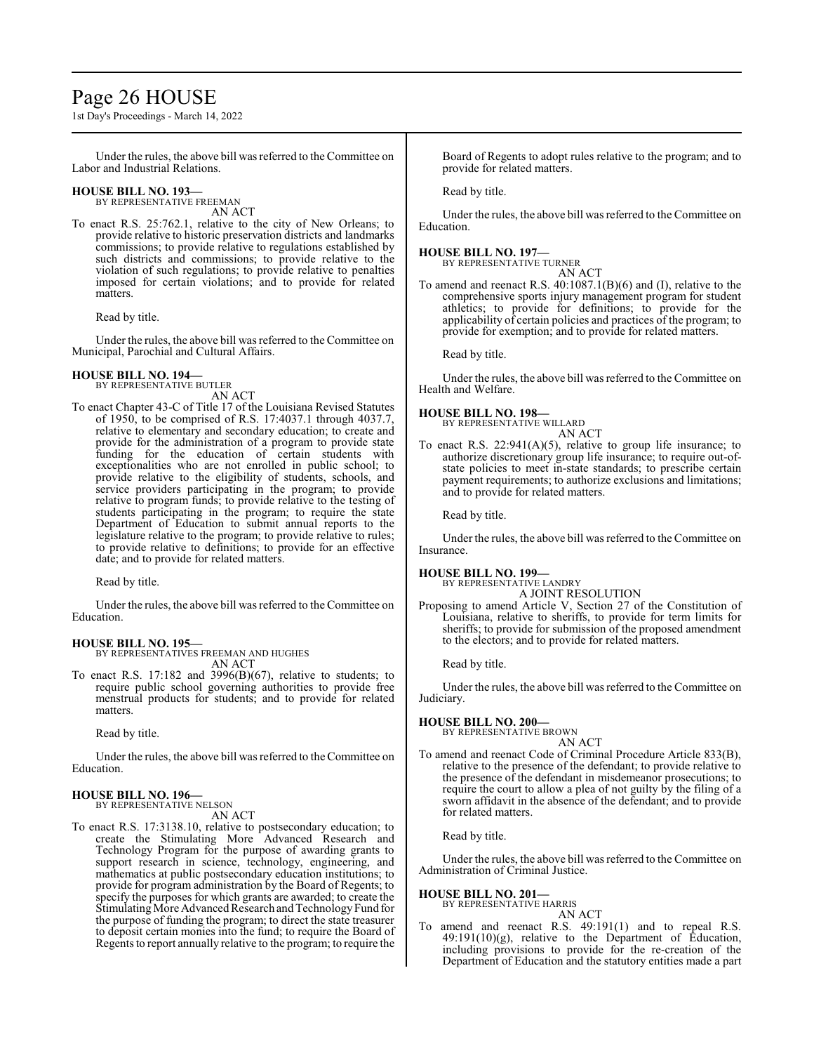Under the rules, the above bill was referred to the Committee on Labor and Industrial Relations.

**HOUSE BILL NO. 193—**

BY REPRESENTATIVE FREEMAN

AN ACT

To enact R.S. 25:762.1, relative to the city of New Orleans; to provide relative to historic preservation districts and landmarks commissions; to provide relative to regulations established by such districts and commissions; to provide relative to the violation of such regulations; to provide relative to penalties imposed for certain violations; and to provide for related matters.

Read by title.

Under the rules, the above bill was referred to the Committee on Municipal, Parochial and Cultural Affairs.

**HOUSE BILL NO. 194—**

BY REPRESENTATIVE BUTLER

AN ACT

To enact Chapter 43-C of Title 17 of the Louisiana Revised Statutes of 1950, to be comprised of R.S. 17:4037.1 through 4037.7, relative to elementary and secondary education; to create and provide for the administration of a program to provide state funding for the education of certain students with exceptionalities who are not enrolled in public school; to provide relative to the eligibility of students, schools, and service providers participating in the program; to provide relative to program funds; to provide relative to the testing of students participating in the program; to require the state Department of Education to submit annual reports to the legislature relative to the program; to provide relative to rules; to provide relative to definitions; to provide for an effective date; and to provide for related matters.

Read by title.

Under the rules, the above bill was referred to the Committee on Education.

**HOUSE BILL NO. 195—**

BY REPRESENTATIVES FREEMAN AND HUGHES

AN ACT

To enact R.S. 17:182 and 3996(B)(67), relative to students; to require public school governing authorities to provide free menstrual products for students; and to provide for related matters.

Read by title.

Under the rules, the above bill was referred to the Committee on Education.

**HOUSE BILL NO. 196—**

BY REPRESENTATIVE NELSON

AN ACT

To enact R.S. 17:3138.10, relative to postsecondary education; to create the Stimulating More Advanced Research and Technology Program for the purpose of awarding grants to support research in science, technology, engineering, and mathematics at public postsecondary education institutions; to provide for program administration by the Board of Regents; to specify the purposes for which grants are awarded; to create the Stimulating More Advanced Research and Technology Fund for the purpose of funding the program; to direct the state treasurer to deposit certain monies into the fund; to require the Board of Regents to report annually relative to the program; to require the Board of Regents to adopt rules relative to the program; and to provide for related matters.

Read by title.

Under the rules, the above bill was referred to the Committee on Education.

**HOUSE BILL NO. 197—**

BY REPRESENTATIVE TURNER

AN ACT

To amend and reenact R.S. 40:1087.1(B)(6) and (I), relative to the comprehensive sports injury management program for student athletics; to provide for definitions; to provide for the applicability of certain policies and practices of the program; to provide for exemption; and to provide for related matters.

Read by title.

Under the rules, the above bill was referred to the Committee on Health and Welfare.

**HOUSE BILL NO. 198—**

BY REPRESENTATIVE WILLARD

AN ACT

To enact R.S. 22:941(A)(5), relative to group life insurance; to authorize discretionary group life insurance; to require out-of-state policies to meet in-state standards; to prescribe certain payment requirements; to authorize exclusions and limitations; and to provide for related matters.

Read by title.

Under the rules, the above bill was referred to the Committee on Insurance.

**HOUSE BILL NO. 199—**

BY REPRESENTATIVE LANDRY

A JOINT RESOLUTION

Proposing to amend Article V, Section 27 of the Constitution of Louisiana, relative to sheriffs, to provide for term limits for sheriffs; to provide for submission of the proposed amendment to the electors; and to provide for related matters.

Read by title.

Under the rules, the above bill was referred to the Committee on Judiciary.

**HOUSE BILL NO. 200—**

BY REPRESENTATIVE BROWN

AN ACT

To amend and reenact Code of Criminal Procedure Article 833(B), relative to the presence of the defendant; to provide relative to the presence of the defendant in misdemeanor prosecutions; to require the court to allow a plea of not guilty by the filing of a sworn affidavit in the absence of the defendant; and to provide for related matters.

Read by title.

Under the rules, the above bill was referred to the Committee on Administration of Criminal Justice.

**HOUSE BILL NO. 201—**

BY REPRESENTATIVE HARRIS

AN ACT

To amend and reenact R.S. 49:191(1) and to repeal R.S. 49:191(10)(g), relative to the Department of Education, including provisions to provide for the re-creation of the Department of Education and the statutory entities made a part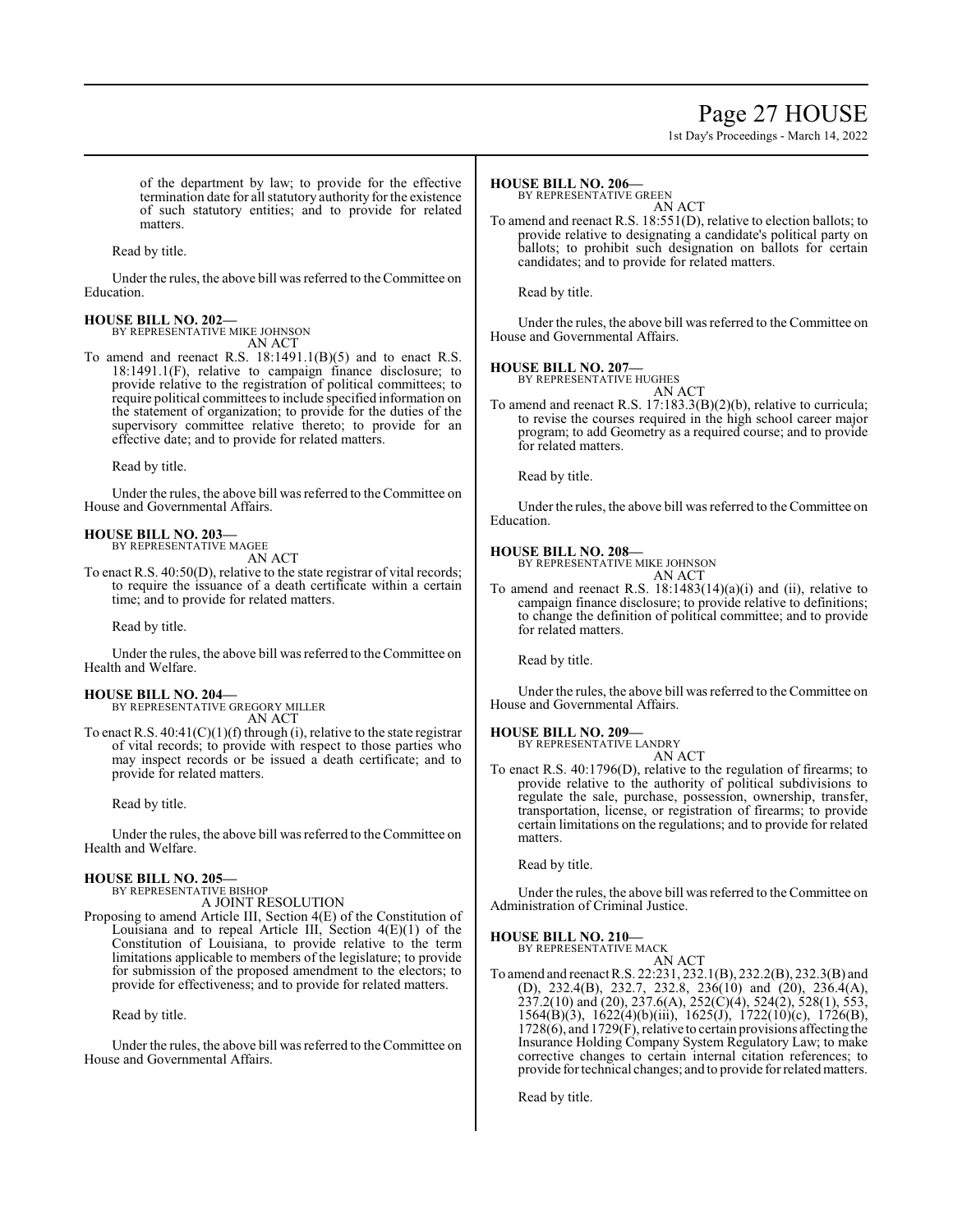of the department by law; to provide for the effective termination date for all statutory authority for the existence of such statutory entities; and to provide for related matters.

Read by title.

Under the rules, the above bill was referred to the Committee on Education.

**HOUSE BILL NO. 202—**
BY REPRESENTATIVE MIKE JOHNSON
AN ACT

To amend and reenact R.S. 18:1491.1(B)(5) and to enact R.S. 18:1491.1(F), relative to campaign finance disclosure; to provide relative to the registration of political committees; to require political committees to include specified information on the statement of organization; to provide for the duties of the supervisory committee relative thereto; to provide for an effective date; and to provide for related matters.

Read by title.

Under the rules, the above bill was referred to the Committee on House and Governmental Affairs.

**HOUSE BILL NO. 203—**
BY REPRESENTATIVE MAGEE
AN ACT

To enact R.S. 40:50(D), relative to the state registrar of vital records; to require the issuance of a death certificate within a certain time; and to provide for related matters.

Read by title.

Under the rules, the above bill was referred to the Committee on Health and Welfare.

**HOUSE BILL NO. 204—**
BY REPRESENTATIVE GREGORY MILLER
AN ACT

To enact R.S. 40:41(C)(1)(f) through (i), relative to the state registrar of vital records; to provide with respect to those parties who may inspect records or be issued a death certificate; and to provide for related matters.

Read by title.

Under the rules, the above bill was referred to the Committee on Health and Welfare.

**HOUSE BILL NO. 205—**
BY REPRESENTATIVE BISHOP
A JOINT RESOLUTION

Proposing to amend Article III, Section 4(E) of the Constitution of Louisiana and to repeal Article III, Section 4(E)(1) of the Constitution of Louisiana, to provide relative to the term limitations applicable to members of the legislature; to provide for submission of the proposed amendment to the electors; to provide for effectiveness; and to provide for related matters.

Read by title.

Under the rules, the above bill was referred to the Committee on House and Governmental Affairs.

**HOUSE BILL NO. 206—**
BY REPRESENTATIVE GREEN
AN ACT

To amend and reenact R.S. 18:551(D), relative to election ballots; to provide relative to designating a candidate's political party on ballots; to prohibit such designation on ballots for certain candidates; and to provide for related matters.

Read by title.

Under the rules, the above bill was referred to the Committee on House and Governmental Affairs.

**HOUSE BILL NO. 207—**
BY REPRESENTATIVE HUGHES
AN ACT

To amend and reenact R.S. 17:183.3(B)(2)(b), relative to curricula; to revise the courses required in the high school career major program; to add Geometry as a required course; and to provide for related matters.

Read by title.

Under the rules, the above bill was referred to the Committee on Education.

**HOUSE BILL NO. 208—**
BY REPRESENTATIVE MIKE JOHNSON
AN ACT

To amend and reenact R.S. 18:1483(14)(a)(i) and (ii), relative to campaign finance disclosure; to provide relative to definitions; to change the definition of political committee; and to provide for related matters.

Read by title.

Under the rules, the above bill was referred to the Committee on House and Governmental Affairs.

**HOUSE BILL NO. 209—**
BY REPRESENTATIVE LANDRY
AN ACT

To enact R.S. 40:1796(D), relative to the regulation of firearms; to provide relative to the authority of political subdivisions to regulate the sale, purchase, possession, ownership, transfer, transportation, license, or registration of firearms; to provide certain limitations on the regulations; and to provide for related matters.

Read by title.

Under the rules, the above bill was referred to the Committee on Administration of Criminal Justice.

**HOUSE BILL NO. 210—**
BY REPRESENTATIVE MACK
AN ACT

To amend and reenact R.S. 22:231, 232.1(B), 232.2(B), 232.3(B) and (D), 232.4(B), 232.7, 232.8, 236(10) and (20), 236.4(A), 237.2(10) and (20), 237.6(A), 252(C)(4), 524(2), 528(1), 553, 1564(B)(3), 1622(4)(b)(iii), 1625(J), 1722(10)(c), 1726(B), 1728(6), and 1729(F), relative to certain provisions affecting the Insurance Holding Company System Regulatory Law; to make corrective changes to certain internal citation references; to provide for technical changes; and to provide for related matters.

Read by title.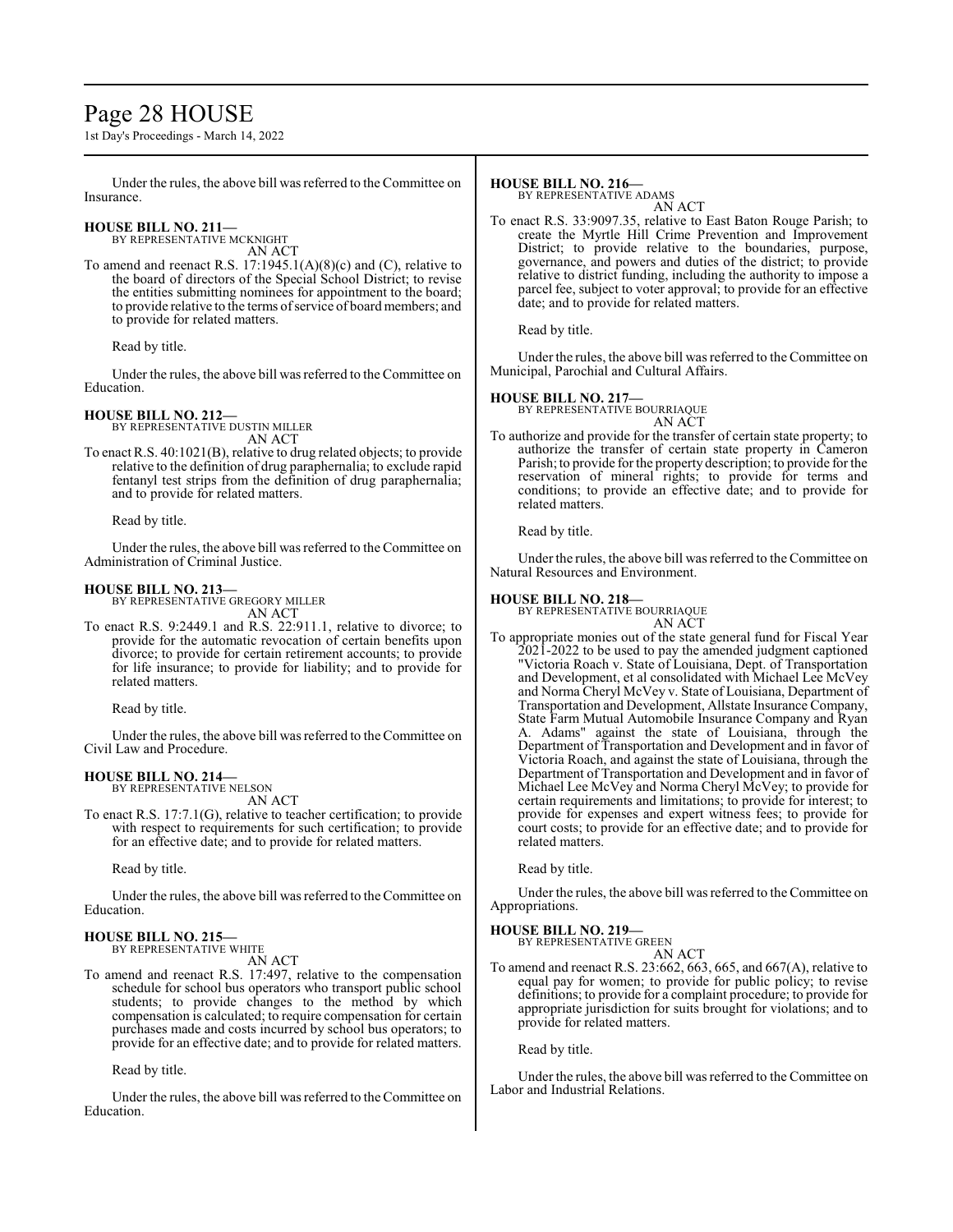Under the rules, the above bill was referred to the Committee on Insurance.

**HOUSE BILL NO. 211—**
BY REPRESENTATIVE MCKNIGHT
AN ACT

To amend and reenact R.S. 17:1945.1(A)(8)(c) and (C), relative to the board of directors of the Special School District; to revise the entities submitting nominees for appointment to the board; to provide relative to the terms of service of board members; and to provide for related matters.

Read by title.

Under the rules, the above bill was referred to the Committee on Education.

**HOUSE BILL NO. 212—**
BY REPRESENTATIVE DUSTIN MILLER
AN ACT

To enact R.S. 40:1021(B), relative to drug related objects; to provide relative to the definition of drug paraphernalia; to exclude rapid fentanyl test strips from the definition of drug paraphernalia; and to provide for related matters.

Read by title.

Under the rules, the above bill was referred to the Committee on Administration of Criminal Justice.

**HOUSE BILL NO. 213—**
BY REPRESENTATIVE GREGORY MILLER
AN ACT

To enact R.S. 9:2449.1 and R.S. 22:911.1, relative to divorce; to provide for the automatic revocation of certain benefits upon divorce; to provide for certain retirement accounts; to provide for life insurance; to provide for liability; and to provide for related matters.

Read by title.

Under the rules, the above bill was referred to the Committee on Civil Law and Procedure.

**HOUSE BILL NO. 214—**
BY REPRESENTATIVE NELSON
AN ACT

To enact R.S. 17:7.1(G), relative to teacher certification; to provide with respect to requirements for such certification; to provide for an effective date; and to provide for related matters.

Read by title.

Under the rules, the above bill was referred to the Committee on Education.

**HOUSE BILL NO. 215—**
BY REPRESENTATIVE WHITE
AN ACT

To amend and reenact R.S. 17:497, relative to the compensation schedule for school bus operators who transport public school students; to provide changes to the method by which compensation is calculated; to require compensation for certain purchases made and costs incurred by school bus operators; to provide for an effective date; and to provide for related matters.

Read by title.

Under the rules, the above bill was referred to the Committee on Education.

**HOUSE BILL NO. 216—**
BY REPRESENTATIVE ADAMS
AN ACT

To enact R.S. 33:9097.35, relative to East Baton Rouge Parish; to create the Myrtle Hill Crime Prevention and Improvement District; to provide relative to the boundaries, purpose, governance, and powers and duties of the district; to provide relative to district funding, including the authority to impose a parcel fee, subject to voter approval; to provide for an effective date; and to provide for related matters.

Read by title.

Under the rules, the above bill was referred to the Committee on Municipal, Parochial and Cultural Affairs.

**HOUSE BILL NO. 217—**
BY REPRESENTATIVE BOURRIAQUE
AN ACT

To authorize and provide for the transfer of certain state property; to authorize the transfer of certain state property in Cameron Parish; to provide for the property description; to provide for the reservation of mineral rights; to provide for terms and conditions; to provide an effective date; and to provide for related matters.

Read by title.

Under the rules, the above bill was referred to the Committee on Natural Resources and Environment.

**HOUSE BILL NO. 218—**
BY REPRESENTATIVE BOURRIAQUE
AN ACT

To appropriate monies out of the state general fund for Fiscal Year 2021-2022 to be used to pay the amended judgment captioned "Victoria Roach v. State of Louisiana, Dept. of Transportation and Development, et al consolidated with Michael Lee McVey and Norma Cheryl McVey v. State of Louisiana, Department of Transportation and Development, Allstate Insurance Company, State Farm Mutual Automobile Insurance Company and Ryan A. Adams" against the state of Louisiana, through the Department of Transportation and Development and in favor of Victoria Roach, and against the state of Louisiana, through the Department of Transportation and Development and in favor of Michael Lee McVey and Norma Cheryl McVey; to provide for certain requirements and limitations; to provide for interest; to provide for expenses and expert witness fees; to provide for court costs; to provide for an effective date; and to provide for related matters.

Read by title.

Under the rules, the above bill was referred to the Committee on Appropriations.

**HOUSE BILL NO. 219—**
BY REPRESENTATIVE GREEN
AN ACT

To amend and reenact R.S. 23:662, 663, 665, and 667(A), relative to equal pay for women; to provide for public policy; to revise definitions; to provide for a complaint procedure; to provide for appropriate jurisdiction for suits brought for violations; and to provide for related matters.

Read by title.

Under the rules, the above bill was referred to the Committee on Labor and Industrial Relations.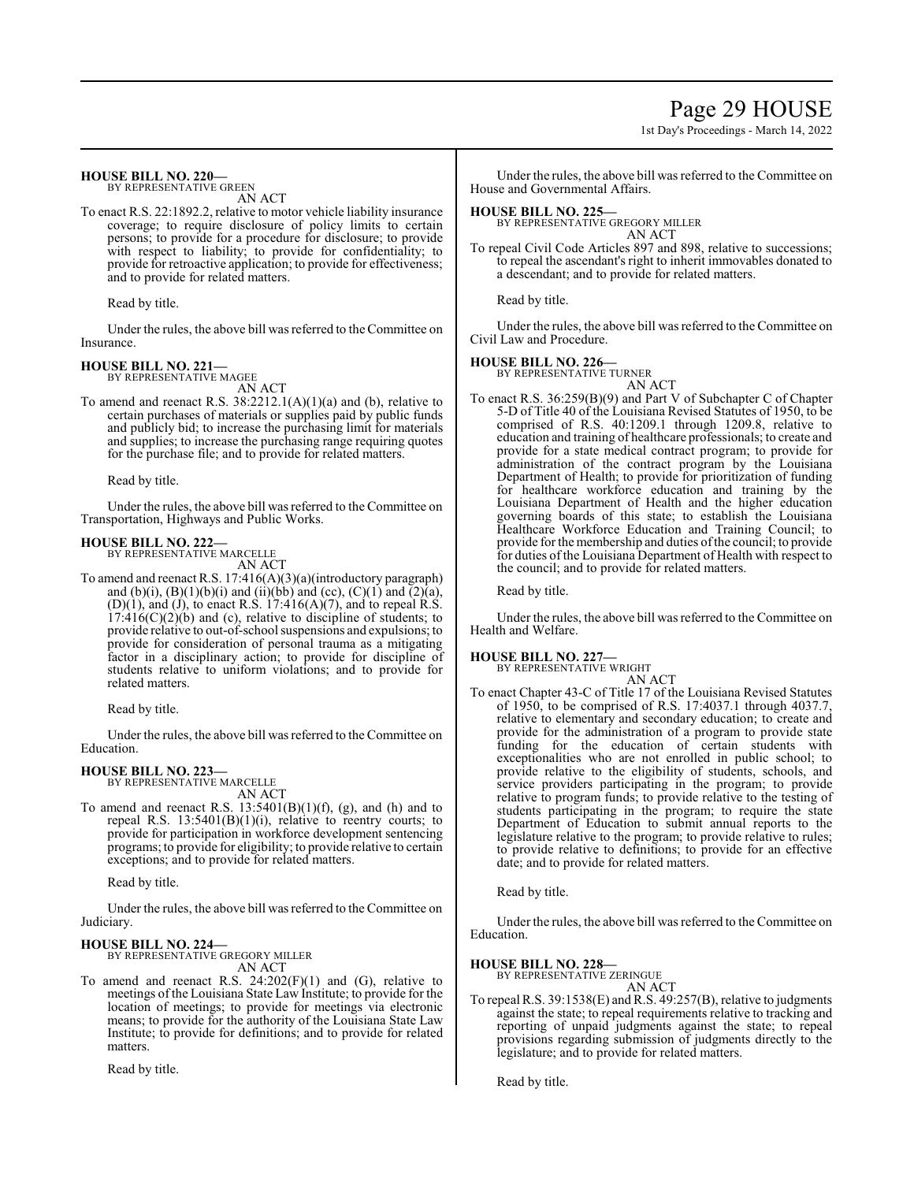**HOUSE BILL NO. 220—**
BY REPRESENTATIVE GREEN
AN ACT

To enact R.S. 22:1892.2, relative to motor vehicle liability insurance coverage; to require disclosure of policy limits to certain persons; to provide for a procedure for disclosure; to provide with respect to liability; to provide for confidentiality; to provide for retroactive application; to provide for effectiveness; and to provide for related matters.

Read by title.

Under the rules, the above bill was referred to the Committee on Insurance.

**HOUSE BILL NO. 221—**
BY REPRESENTATIVE MAGEE
AN ACT

To amend and reenact R.S. 38:2212.1(A)(1)(a) and (b), relative to certain purchases of materials or supplies paid by public funds and publicly bid; to increase the purchasing limit for materials and supplies; to increase the purchasing range requiring quotes for the purchase file; and to provide for related matters.

Read by title.

Under the rules, the above bill was referred to the Committee on Transportation, Highways and Public Works.

**HOUSE BILL NO. 222—**
BY REPRESENTATIVE MARCELLE
AN ACT

To amend and reenact R.S. 17:416(A)(3)(a)(introductory paragraph) and (b)(i), (B)(1)(b)(i) and (ii)(bb) and (cc), (C)(1) and (2)(a), (D)(1), and (J), to enact R.S. 17:416(A)(7), and to repeal R.S. 17:416(C)(2)(b) and (c), relative to discipline of students; to provide relative to out-of-school suspensions and expulsions; to provide for consideration of personal trauma as a mitigating factor in a disciplinary action; to provide for discipline of students relative to uniform violations; and to provide for related matters.

Read by title.

Under the rules, the above bill was referred to the Committee on Education.

**HOUSE BILL NO. 223—**
BY REPRESENTATIVE MARCELLE
AN ACT

To amend and reenact R.S. 13:5401(B)(1)(f), (g), and (h) and to repeal R.S. 13:5401(B)(1)(i), relative to reentry courts; to provide for participation in workforce development sentencing programs; to provide for eligibility; to provide relative to certain exceptions; and to provide for related matters.

Read by title.

Under the rules, the above bill was referred to the Committee on Judiciary.

**HOUSE BILL NO. 224—**
BY REPRESENTATIVE GREGORY MILLER
AN ACT

To amend and reenact R.S. 24:202(F)(1) and (G), relative to meetings of the Louisiana State Law Institute; to provide for the location of meetings; to provide for meetings via electronic means; to provide for the authority of the Louisiana State Law Institute; to provide for definitions; and to provide for related matters.

Read by title.

Under the rules, the above bill was referred to the Committee on House and Governmental Affairs.

**HOUSE BILL NO. 225—**
BY REPRESENTATIVE GREGORY MILLER
AN ACT

To repeal Civil Code Articles 897 and 898, relative to successions; to repeal the ascendant's right to inherit immovables donated to a descendant; and to provide for related matters.

Read by title.

Under the rules, the above bill was referred to the Committee on Civil Law and Procedure.

**HOUSE BILL NO. 226—**
BY REPRESENTATIVE TURNER
AN ACT

To enact R.S. 36:259(B)(9) and Part V of Subchapter C of Chapter 5-D of Title 40 of the Louisiana Revised Statutes of 1950, to be comprised of R.S. 40:1209.1 through 1209.8, relative to education and training of healthcare professionals; to create and provide for a state medical contract program; to provide for administration of the contract program by the Louisiana Department of Health; to provide for prioritization of funding for healthcare workforce education and training by the Louisiana Department of Health and the higher education governing boards of this state; to establish the Louisiana Healthcare Workforce Education and Training Council; to provide for the membership and duties of the council; to provide for duties of the Louisiana Department of Health with respect to the council; and to provide for related matters.

Read by title.

Under the rules, the above bill was referred to the Committee on Health and Welfare.

**HOUSE BILL NO. 227—**
BY REPRESENTATIVE WRIGHT
AN ACT

To enact Chapter 43-C of Title 17 of the Louisiana Revised Statutes of 1950, to be comprised of R.S. 17:4037.1 through 4037.7, relative to elementary and secondary education; to create and provide for the administration of a program to provide state funding for the education of certain students with exceptionalities who are not enrolled in public school; to provide relative to the eligibility of students, schools, and service providers participating in the program; to provide relative to program funds; to provide relative to the testing of students participating in the program; to require the state Department of Education to submit annual reports to the legislature relative to the program; to provide relative to rules; to provide relative to definitions; to provide for an effective date; and to provide for related matters.

Read by title.

Under the rules, the above bill was referred to the Committee on Education.

**HOUSE BILL NO. 228—**
BY REPRESENTATIVE ZERINGUE
AN ACT

To repeal R.S. 39:1538(E) and R.S. 49:257(B), relative to judgments against the state; to repeal requirements relative to tracking and reporting of unpaid judgments against the state; to repeal provisions regarding submission of judgments directly to the legislature; and to provide for related matters.

Read by title.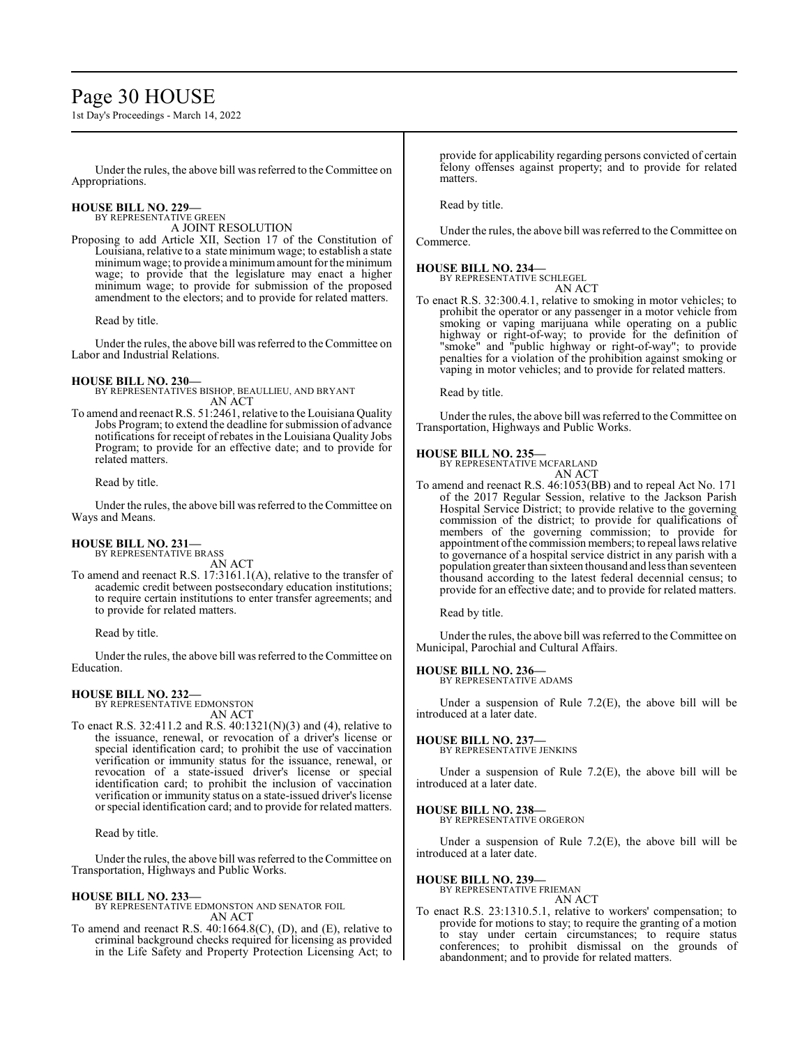Under the rules, the above bill was referred to the Committee on Appropriations.

**HOUSE BILL NO. 229—**
BY REPRESENTATIVE GREEN
A JOINT RESOLUTION

Proposing to add Article XII, Section 17 of the Constitution of Louisiana, relative to a state minimum wage; to establish a state minimum wage; to provide a minimum amount for the minimum wage; to provide that the legislature may enact a higher minimum wage; to provide for submission of the proposed amendment to the electors; and to provide for related matters.

Read by title.

Under the rules, the above bill was referred to the Committee on Labor and Industrial Relations.

**HOUSE BILL NO. 230—**
BY REPRESENTATIVES BISHOP, BEAULLIEU, AND BRYANT
AN ACT

To amend and reenact R.S. 51:2461, relative to the Louisiana Quality Jobs Program; to extend the deadline for submission of advance notifications for receipt of rebates in the Louisiana Quality Jobs Program; to provide for an effective date; and to provide for related matters.

Read by title.

Under the rules, the above bill was referred to the Committee on Ways and Means.

**HOUSE BILL NO. 231—**
BY REPRESENTATIVE BRASS
AN ACT

To amend and reenact R.S. 17:3161.1(A), relative to the transfer of academic credit between postsecondary education institutions; to require certain institutions to enter transfer agreements; and to provide for related matters.

Read by title.

Under the rules, the above bill was referred to the Committee on Education.

**HOUSE BILL NO. 232—**
BY REPRESENTATIVE EDMONSTON
AN ACT

To enact R.S. 32:411.2 and R.S. 40:1321(N)(3) and (4), relative to the issuance, renewal, or revocation of a driver's license or special identification card; to prohibit the use of vaccination verification or immunity status for the issuance, renewal, or revocation of a state-issued driver's license or special identification card; to prohibit the inclusion of vaccination verification or immunity status on a state-issued driver's license or special identification card; and to provide for related matters.

Read by title.

Under the rules, the above bill was referred to the Committee on Transportation, Highways and Public Works.

**HOUSE BILL NO. 233—**
BY REPRESENTATIVE EDMONSTON AND SENATOR FOIL
AN ACT

To amend and reenact R.S. 40:1664.8(C), (D), and (E), relative to criminal background checks required for licensing as provided in the Life Safety and Property Protection Licensing Act; to provide for applicability regarding persons convicted of certain felony offenses against property; and to provide for related matters.

Read by title.

Under the rules, the above bill was referred to the Committee on Commerce.

**HOUSE BILL NO. 234—**
BY REPRESENTATIVE SCHLEGEL
AN ACT

To enact R.S. 32:300.4.1, relative to smoking in motor vehicles; to prohibit the operator or any passenger in a motor vehicle from smoking or vaping marijuana while operating on a public highway or right-of-way; to provide for the definition of "smoke" and "public highway or right-of-way"; to provide penalties for a violation of the prohibition against smoking or vaping in motor vehicles; and to provide for related matters.

Read by title.

Under the rules, the above bill was referred to the Committee on Transportation, Highways and Public Works.

**HOUSE BILL NO. 235—**
BY REPRESENTATIVE MCFARLAND
AN ACT

To amend and reenact R.S. 46:1053(BB) and to repeal Act No. 171 of the 2017 Regular Session, relative to the Jackson Parish Hospital Service District; to provide relative to the governing commission of the district; to provide for qualifications of members of the governing commission; to provide for appointment of the commission members; to repeal laws relative to governance of a hospital service district in any parish with a population greater than sixteen thousand and less than seventeen thousand according to the latest federal decennial census; to provide for an effective date; and to provide for related matters.

Read by title.

Under the rules, the above bill was referred to the Committee on Municipal, Parochial and Cultural Affairs.

**HOUSE BILL NO. 236—**
BY REPRESENTATIVE ADAMS

Under a suspension of Rule 7.2(E), the above bill will be introduced at a later date.

**HOUSE BILL NO. 237—**
BY REPRESENTATIVE JENKINS

Under a suspension of Rule 7.2(E), the above bill will be introduced at a later date.

**HOUSE BILL NO. 238—**
BY REPRESENTATIVE ORGERON

Under a suspension of Rule 7.2(E), the above bill will be introduced at a later date.

**HOUSE BILL NO. 239—**
BY REPRESENTATIVE FRIEMAN
AN ACT

To enact R.S. 23:1310.5.1, relative to workers' compensation; to provide for motions to stay; to require the granting of a motion to stay under certain circumstances; to require status conferences; to prohibit dismissal on the grounds of abandonment; and to provide for related matters.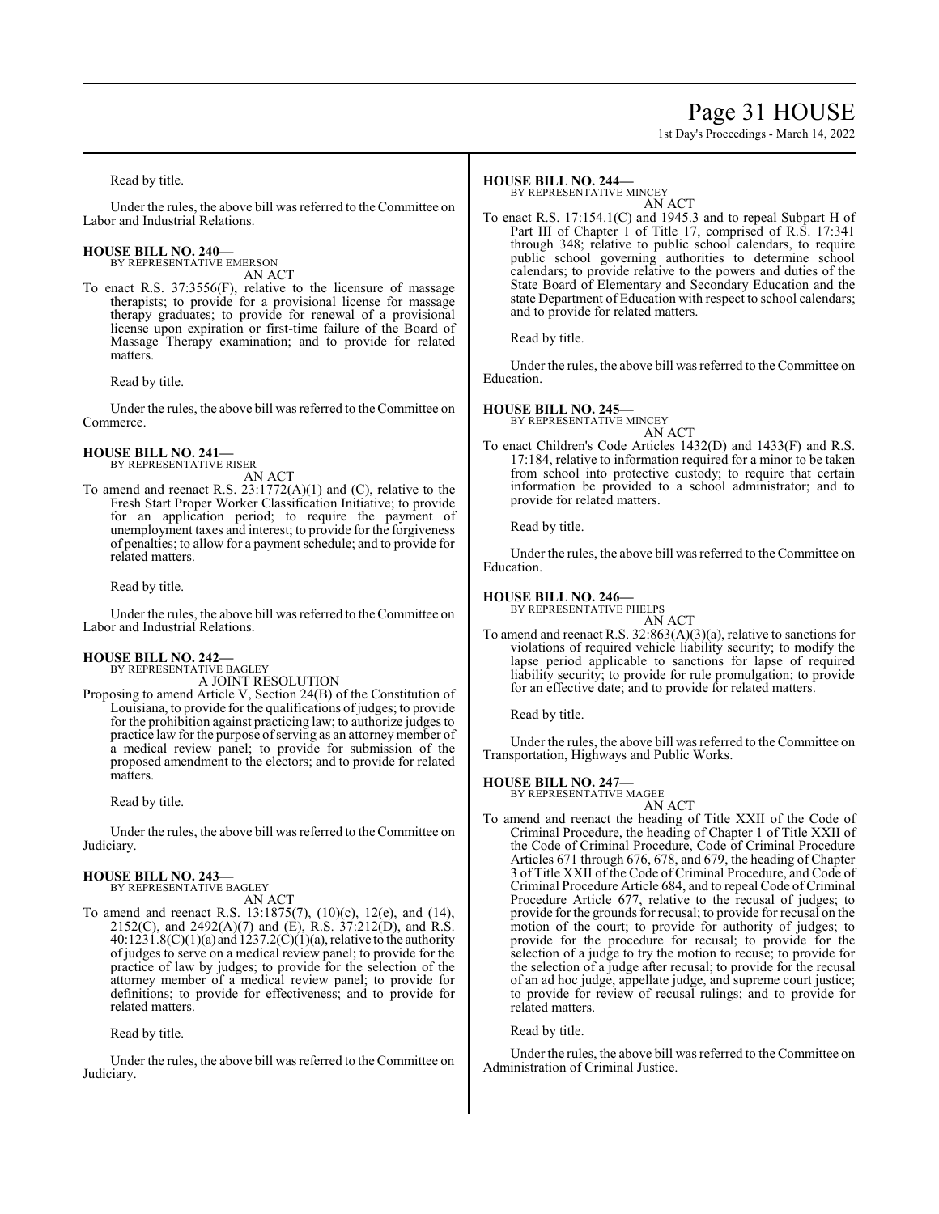Read by title.

Under the rules, the above bill was referred to the Committee on Labor and Industrial Relations.

**HOUSE BILL NO. 240—**
BY REPRESENTATIVE EMERSON
AN ACT

To enact R.S. 37:3556(F), relative to the licensure of massage therapists; to provide for a provisional license for massage therapy graduates; to provide for renewal of a provisional license upon expiration or first-time failure of the Board of Massage Therapy examination; and to provide for related matters.

Read by title.

Under the rules, the above bill was referred to the Committee on Commerce.

**HOUSE BILL NO. 241—**
BY REPRESENTATIVE RISER
AN ACT

To amend and reenact R.S. 23:1772(A)(1) and (C), relative to the Fresh Start Proper Worker Classification Initiative; to provide for an application period; to require the payment of unemployment taxes and interest; to provide for the forgiveness of penalties; to allow for a payment schedule; and to provide for related matters.

Read by title.

Under the rules, the above bill was referred to the Committee on Labor and Industrial Relations.

**HOUSE BILL NO. 242—**
BY REPRESENTATIVE BAGLEY
A JOINT RESOLUTION

Proposing to amend Article V, Section 24(B) of the Constitution of Louisiana, to provide for the qualifications of judges; to provide for the prohibition against practicing law; to authorize judges to practice law for the purpose of serving as an attorney member of a medical review panel; to provide for submission of the proposed amendment to the electors; and to provide for related matters.

Read by title.

Under the rules, the above bill was referred to the Committee on Judiciary.

**HOUSE BILL NO. 243—**
BY REPRESENTATIVE BAGLEY
AN ACT

To amend and reenact R.S. 13:1875(7), (10)(c), 12(e), and (14), 2152(C), and 2492(A)(7) and (E), R.S. 37:212(D), and R.S. 40:1231.8(C)(1)(a) and 1237.2(C)(1)(a), relative to the authority of judges to serve on a medical review panel; to provide for the practice of law by judges; to provide for the selection of the attorney member of a medical review panel; to provide for definitions; to provide for effectiveness; and to provide for related matters.

Read by title.

Under the rules, the above bill was referred to the Committee on Judiciary.

**HOUSE BILL NO. 244—**
BY REPRESENTATIVE MINCEY
AN ACT

To enact R.S. 17:154.1(C) and 1945.3 and to repeal Subpart H of Part III of Chapter 1 of Title 17, comprised of R.S. 17:341 through 348; relative to public school calendars, to require public school governing authorities to determine school calendars; to provide relative to the powers and duties of the State Board of Elementary and Secondary Education and the state Department of Education with respect to school calendars; and to provide for related matters.

Read by title.

Under the rules, the above bill was referred to the Committee on Education.

**HOUSE BILL NO. 245—**
BY REPRESENTATIVE MINCEY
AN ACT

To enact Children's Code Articles 1432(D) and 1433(F) and R.S. 17:184, relative to information required for a minor to be taken from school into protective custody; to require that certain information be provided to a school administrator; and to provide for related matters.

Read by title.

Under the rules, the above bill was referred to the Committee on Education.

**HOUSE BILL NO. 246—**
BY REPRESENTATIVE PHELPS
AN ACT

To amend and reenact R.S. 32:863(A)(3)(a), relative to sanctions for violations of required vehicle liability security; to modify the lapse period applicable to sanctions for lapse of required liability security; to provide for rule promulgation; to provide for an effective date; and to provide for related matters.

Read by title.

Under the rules, the above bill was referred to the Committee on Transportation, Highways and Public Works.

**HOUSE BILL NO. 247—**
BY REPRESENTATIVE MAGEE
AN ACT

To amend and reenact the heading of Title XXII of the Code of Criminal Procedure, the heading of Chapter 1 of Title XXII of the Code of Criminal Procedure, Code of Criminal Procedure Articles 671 through 676, 678, and 679, the heading of Chapter 3 of Title XXII of the Code of Criminal Procedure, and Code of Criminal Procedure Article 684, and to repeal Code of Criminal Procedure Article 677, relative to the recusal of judges; to provide for the grounds for recusal; to provide for recusal on the motion of the court; to provide for authority of judges; to provide for the procedure for recusal; to provide for the selection of a judge to try the motion to recuse; to provide for the selection of a judge after recusal; to provide for the recusal of an ad hoc judge, appellate judge, and supreme court justice; to provide for review of recusal rulings; and to provide for related matters.

Read by title.

Under the rules, the above bill was referred to the Committee on Administration of Criminal Justice.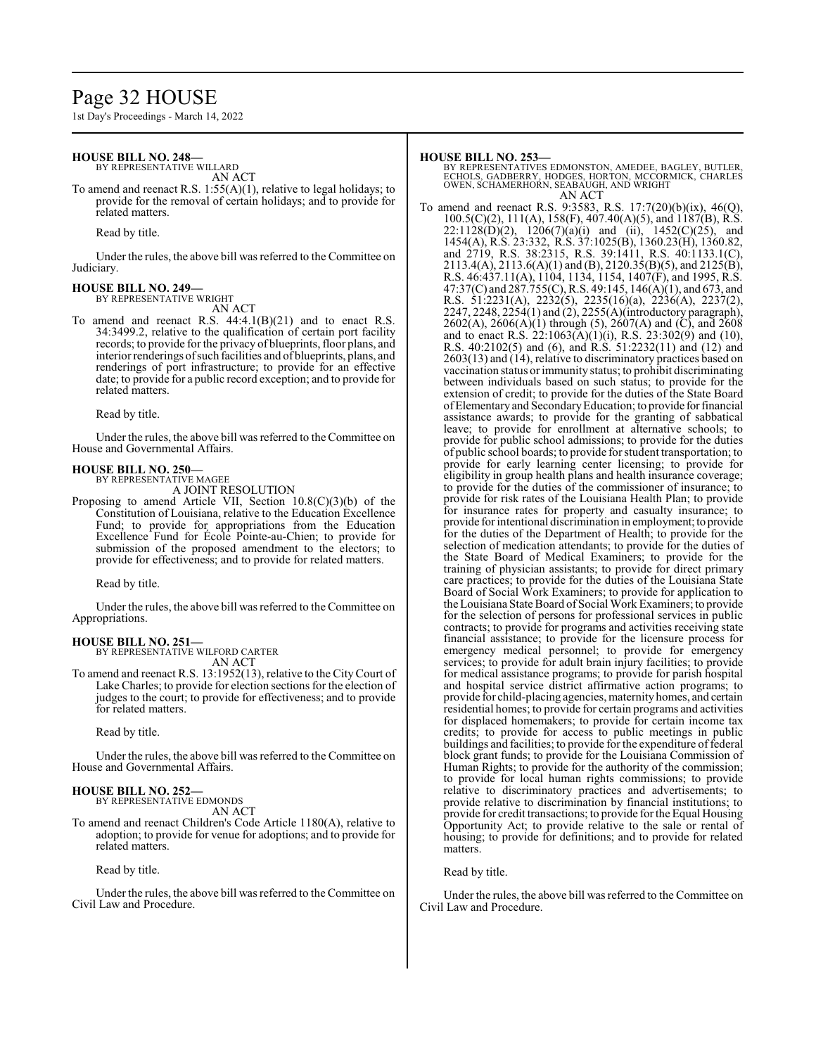**HOUSE BILL NO. 248—**

BY REPRESENTATIVE WILLARD

AN ACT

To amend and reenact R.S. 1:55(A)(1), relative to legal holidays; to provide for the removal of certain holidays; and to provide for related matters.

Read by title.

Under the rules, the above bill was referred to the Committee on Judiciary.

**HOUSE BILL NO. 249—**

BY REPRESENTATIVE WRIGHT

AN ACT

To amend and reenact R.S. 44:4.1(B)(21) and to enact R.S. 34:3499.2, relative to the qualification of certain port facility records; to provide for the privacy of blueprints, floor plans, and interior renderings of such facilities and of blueprints, plans, and renderings of port infrastructure; to provide for an effective date; to provide for a public record exception; and to provide for related matters.

Read by title.

Under the rules, the above bill was referred to the Committee on House and Governmental Affairs.

**HOUSE BILL NO. 250—**

BY REPRESENTATIVE MAGEE

A JOINT RESOLUTION

Proposing to amend Article VII, Section 10.8(C)(3)(b) of the Constitution of Louisiana, relative to the Education Excellence Fund; to provide for appropriations from the Education Excellence Fund for École Pointe-au-Chien; to provide for submission of the proposed amendment to the electors; to provide for effectiveness; and to provide for related matters.

Read by title.

Under the rules, the above bill was referred to the Committee on Appropriations.

**HOUSE BILL NO. 251—**

BY REPRESENTATIVE WILFORD CARTER

AN ACT

To amend and reenact R.S. 13:1952(13), relative to the City Court of Lake Charles; to provide for election sections for the election of judges to the court; to provide for effectiveness; and to provide for related matters.

Read by title.

Under the rules, the above bill was referred to the Committee on House and Governmental Affairs.

**HOUSE BILL NO. 252—**

BY REPRESENTATIVE EDMONDS

AN ACT

To amend and reenact Children's Code Article 1180(A), relative to adoption; to provide for venue for adoptions; and to provide for related matters.

Read by title.

Under the rules, the above bill was referred to the Committee on Civil Law and Procedure.

**HOUSE BILL NO. 253—**

BY REPRESENTATIVES EDMONSTON, AMEDEE, BAGLEY, BUTLER, ECHOLS, GADBERRY, HODGES, HORTON, MCCORMICK, CHARLES OWEN, SCHAMERHORN, SEABAUGH, AND WRIGHT

AN ACT

To amend and reenact R.S. 9:3583, R.S. 17:7(20)(b)(ix), 46(Q), 100.5(C)(2), 111(A), 158(F), 407.40(A)(5), and 1187(B), R.S. 22:1128(D)(2), 1206(7)(a)(i) and (ii), 1452(C)(25), and 1454(A), R.S. 23:332, R.S. 37:1025(B), 1360.23(H), 1360.82, and 2719, R.S. 38:2315, R.S. 39:1411, R.S. 40:1133.1(C), 2113.4(A), 2113.6(A)(1) and (B), 2120.35(B)(5), and 2125(B), R.S. 46:437.11(A), 1104, 1134, 1154, 1407(F), and 1995, R.S. 47:37(C) and 287.755(C), R.S. 49:145, 146(A)(1), and 673, and R.S. 51:2231(A), 2232(5), 2235(16)(a), 2236(A), 2237(2), 2247, 2248, 2254(1) and (2), 2255(A)(introductory paragraph), 2602(A), 2606(A)(1) through (5), 2607(A) and (C), and 2608 and to enact R.S. 22:1063(A)(1)(i), R.S. 23:302(9) and (10), R.S. 40:2102(5) and (6), and R.S. 51:2232(11) and (12) and 2603(13) and (14), relative to discriminatory practices based on vaccination status or immunity status; to prohibit discriminating between individuals based on such status; to provide for the extension of credit; to provide for the duties of the State Board of Elementary and Secondary Education; to provide for financial assistance awards; to provide for the granting of sabbatical leave; to provide for enrollment at alternative schools; to provide for public school admissions; to provide for the duties of public school boards; to provide for student transportation; to provide for early learning center licensing; to provide for eligibility in group health plans and health insurance coverage; to provide for the duties of the commissioner of insurance; to provide for risk rates of the Louisiana Health Plan; to provide for insurance rates for property and casualty insurance; to provide for intentional discrimination in employment; to provide for the duties of the Department of Health; to provide for the selection of medication attendants; to provide for the duties of the State Board of Medical Examiners; to provide for the training of physician assistants; to provide for direct primary care practices; to provide for the duties of the Louisiana State Board of Social Work Examiners; to provide for application to the Louisiana State Board of Social Work Examiners; to provide for the selection of persons for professional services in public contracts; to provide for programs and activities receiving state financial assistance; to provide for the licensure process for emergency medical personnel; to provide for emergency services; to provide for adult brain injury facilities; to provide for medical assistance programs; to provide for parish hospital and hospital service district affirmative action programs; to provide for child-placing agencies, maternity homes, and certain residential homes; to provide for certain programs and activities for displaced homemakers; to provide for certain income tax credits; to provide for access to public meetings in public buildings and facilities; to provide for the expenditure of federal block grant funds; to provide for the Louisiana Commission of Human Rights; to provide for the authority of the commission; to provide for local human rights commissions; to provide relative to discriminatory practices and advertisements; to provide relative to discrimination by financial institutions; to provide for credit transactions; to provide for the Equal Housing Opportunity Act; to provide relative to the sale or rental of housing; to provide for definitions; and to provide for related matters.

Read by title.

Under the rules, the above bill was referred to the Committee on Civil Law and Procedure.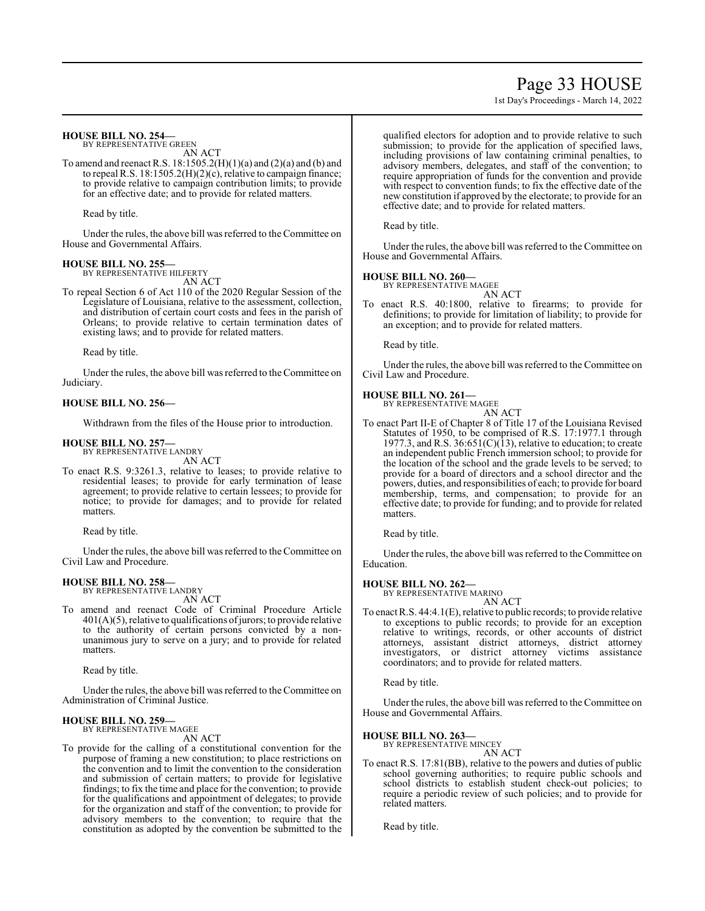### HOUSE BILL NO. 254—

BY REPRESENTATIVE GREEN

AN ACT

To amend and reenact R.S. 18:1505.2(H)(1)(a) and (2)(a) and (b) and to repeal R.S. 18:1505.2(H)(2)(c), relative to campaign finance; to provide relative to campaign contribution limits; to provide for an effective date; and to provide for related matters.

Read by title.

Under the rules, the above bill was referred to the Committee on House and Governmental Affairs.

### HOUSE BILL NO. 255—

BY REPRESENTATIVE HILFERTY

AN ACT

To repeal Section 6 of Act 110 of the 2020 Regular Session of the Legislature of Louisiana, relative to the assessment, collection, and distribution of certain court costs and fees in the parish of Orleans; to provide relative to certain termination dates of existing laws; and to provide for related matters.

Read by title.

Under the rules, the above bill was referred to the Committee on Judiciary.

### HOUSE BILL NO. 256—

Withdrawn from the files of the House prior to introduction.

### HOUSE BILL NO. 257—

BY REPRESENTATIVE LANDRY

AN ACT

To enact R.S. 9:3261.3, relative to leases; to provide relative to residential leases; to provide for early termination of lease agreement; to provide relative to certain lessees; to provide for notice; to provide for damages; and to provide for related matters.

Read by title.

Under the rules, the above bill was referred to the Committee on Civil Law and Procedure.

### HOUSE BILL NO. 258—

BY REPRESENTATIVE LANDRY

AN ACT

To amend and reenact Code of Criminal Procedure Article 401(A)(5), relative to qualifications of jurors; to provide relative to the authority of certain persons convicted by a non-unanimous jury to serve on a jury; and to provide for related matters.

Read by title.

Under the rules, the above bill was referred to the Committee on Administration of Criminal Justice.

### HOUSE BILL NO. 259—

BY REPRESENTATIVE MAGEE

AN ACT

To provide for the calling of a constitutional convention for the purpose of framing a new constitution; to place restrictions on the convention and to limit the convention to the consideration and submission of certain matters; to provide for legislative findings; to fix the time and place for the convention; to provide for the qualifications and appointment of delegates; to provide for the organization and staff of the convention; to provide for advisory members to the convention; to require that the constitution as adopted by the convention be submitted to the qualified electors for adoption and to provide relative to such submission; to provide for the application of specified laws, including provisions of law containing criminal penalties, to advisory members, delegates, and staff of the convention; to require appropriation of funds for the convention and provide with respect to convention funds; to fix the effective date of the new constitution if approved by the electorate; to provide for an effective date; and to provide for related matters.

Read by title.

Under the rules, the above bill was referred to the Committee on House and Governmental Affairs.

### HOUSE BILL NO. 260—

BY REPRESENTATIVE MAGEE

AN ACT

To enact R.S. 40:1800, relative to firearms; to provide for definitions; to provide for limitation of liability; to provide for an exception; and to provide for related matters.

Read by title.

Under the rules, the above bill was referred to the Committee on Civil Law and Procedure.

### HOUSE BILL NO. 261—

BY REPRESENTATIVE MAGEE

AN ACT

To enact Part II-E of Chapter 8 of Title 17 of the Louisiana Revised Statutes of 1950, to be comprised of R.S. 17:1977.1 through 1977.3, and R.S. 36:651(C)(13), relative to education; to create an independent public French immersion school; to provide for the location of the school and the grade levels to be served; to provide for a board of directors and a school director and the powers, duties, and responsibilities of each; to provide for board membership, terms, and compensation; to provide for an effective date; to provide for funding; and to provide for related matters.

Read by title.

Under the rules, the above bill was referred to the Committee on Education.

### HOUSE BILL NO. 262—

BY REPRESENTATIVE MARINO

AN ACT

To enact R.S. 44:4.1(E), relative to public records; to provide relative to exceptions to public records; to provide for an exception relative to writings, records, or other accounts of district attorneys, assistant district attorneys, district attorney investigators, or district attorney victims assistance coordinators; and to provide for related matters.

Read by title.

Under the rules, the above bill was referred to the Committee on House and Governmental Affairs.

### HOUSE BILL NO. 263—

BY REPRESENTATIVE MINCEY

AN ACT

To enact R.S. 17:81(BB), relative to the powers and duties of public school governing authorities; to require public schools and school districts to establish student check-out policies; to require a periodic review of such policies; and to provide for related matters.

Read by title.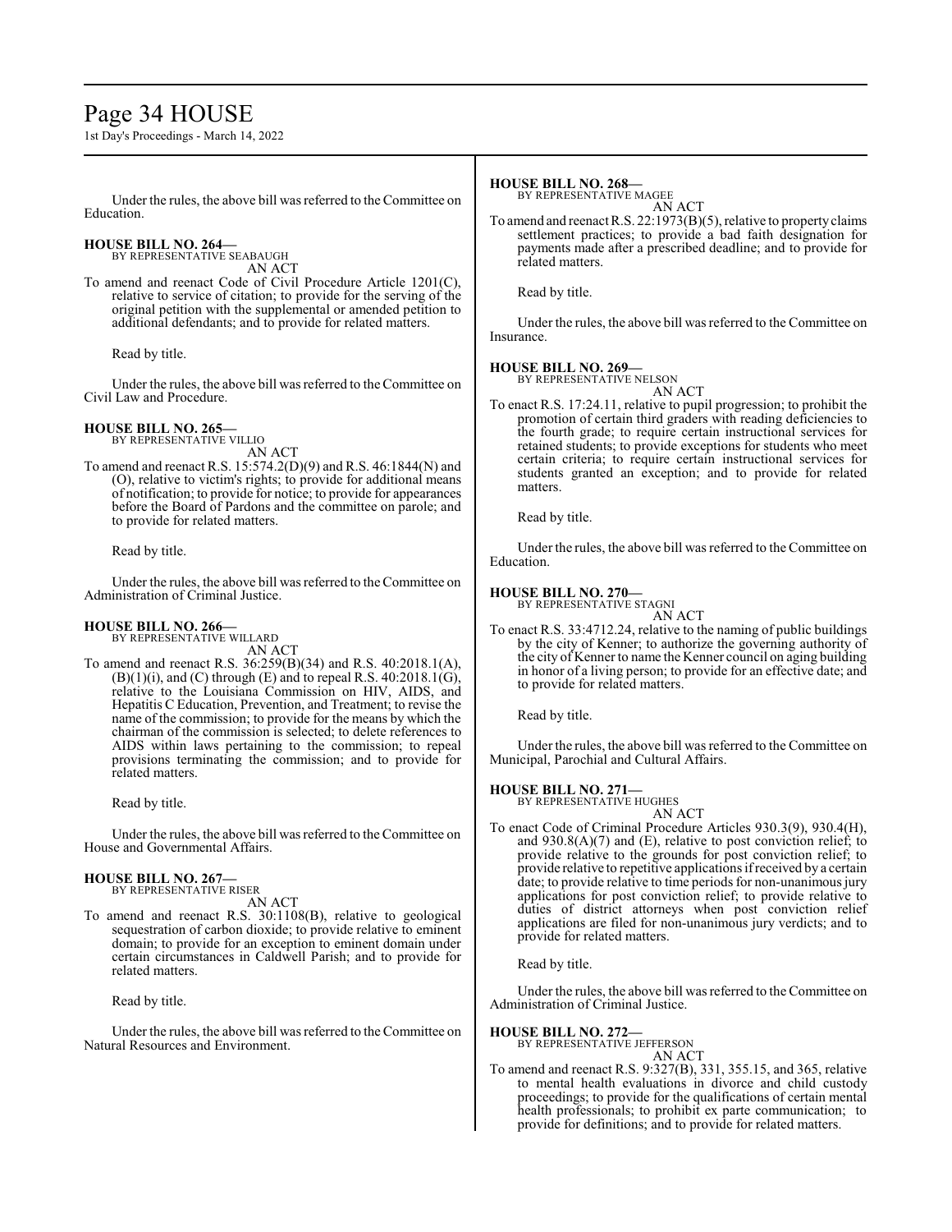Under the rules, the above bill was referred to the Committee on Education.

**HOUSE BILL NO. 264—**
BY REPRESENTATIVE SEABAUGH
AN ACT

To amend and reenact Code of Civil Procedure Article 1201(C), relative to service of citation; to provide for the serving of the original petition with the supplemental or amended petition to additional defendants; and to provide for related matters.

Read by title.

Under the rules, the above bill was referred to the Committee on Civil Law and Procedure.

**HOUSE BILL NO. 265—**
BY REPRESENTATIVE VILLIO
AN ACT

To amend and reenact R.S. 15:574.2(D)(9) and R.S. 46:1844(N) and (O), relative to victim's rights; to provide for additional means of notification; to provide for notice; to provide for appearances before the Board of Pardons and the committee on parole; and to provide for related matters.

Read by title.

Under the rules, the above bill was referred to the Committee on Administration of Criminal Justice.

**HOUSE BILL NO. 266—**
BY REPRESENTATIVE WILLARD
AN ACT

To amend and reenact R.S. 36:259(B)(34) and R.S. 40:2018.1(A), (B)(1)(i), and (C) through (E) and to repeal R.S. 40:2018.1(G), relative to the Louisiana Commission on HIV, AIDS, and Hepatitis C Education, Prevention, and Treatment; to revise the name of the commission; to provide for the means by which the chairman of the commission is selected; to delete references to AIDS within laws pertaining to the commission; to repeal provisions terminating the commission; and to provide for related matters.

Read by title.

Under the rules, the above bill was referred to the Committee on House and Governmental Affairs.

**HOUSE BILL NO. 267—**
BY REPRESENTATIVE RISER
AN ACT

To amend and reenact R.S. 30:1108(B), relative to geological sequestration of carbon dioxide; to provide relative to eminent domain; to provide for an exception to eminent domain under certain circumstances in Caldwell Parish; and to provide for related matters.

Read by title.

Under the rules, the above bill was referred to the Committee on Natural Resources and Environment.

**HOUSE BILL NO. 268—**
BY REPRESENTATIVE MAGEE
AN ACT

To amend and reenact R.S. 22:1973(B)(5), relative to property claims settlement practices; to provide a bad faith designation for payments made after a prescribed deadline; and to provide for related matters.

Read by title.

Under the rules, the above bill was referred to the Committee on Insurance.

**HOUSE BILL NO. 269—**
BY REPRESENTATIVE NELSON
AN ACT

To enact R.S. 17:24.11, relative to pupil progression; to prohibit the promotion of certain third graders with reading deficiencies to the fourth grade; to require certain instructional services for retained students; to provide exceptions for students who meet certain criteria; to require certain instructional services for students granted an exception; and to provide for related matters.

Read by title.

Under the rules, the above bill was referred to the Committee on Education.

**HOUSE BILL NO. 270—**
BY REPRESENTATIVE STAGNI
AN ACT

To enact R.S. 33:4712.24, relative to the naming of public buildings by the city of Kenner; to authorize the governing authority of the city of Kenner to name the Kenner council on aging building in honor of a living person; to provide for an effective date; and to provide for related matters.

Read by title.

Under the rules, the above bill was referred to the Committee on Municipal, Parochial and Cultural Affairs.

**HOUSE BILL NO. 271—**
BY REPRESENTATIVE HUGHES
AN ACT

To enact Code of Criminal Procedure Articles 930.3(9), 930.4(H), and 930.8(A)(7) and (E), relative to post conviction relief; to provide relative to the grounds for post conviction relief; to provide relative to repetitive applications if received by a certain date; to provide relative to time periods for non-unanimous jury applications for post conviction relief; to provide relative to duties of district attorneys when post conviction relief applications are filed for non-unanimous jury verdicts; and to provide for related matters.

Read by title.

Under the rules, the above bill was referred to the Committee on Administration of Criminal Justice.

**HOUSE BILL NO. 272—**
BY REPRESENTATIVE JEFFERSON
AN ACT

To amend and reenact R.S. 9:327(B), 331, 355.15, and 365, relative to mental health evaluations in divorce and child custody proceedings; to provide for the qualifications of certain mental health professionals; to prohibit ex parte communication; to provide for definitions; and to provide for related matters.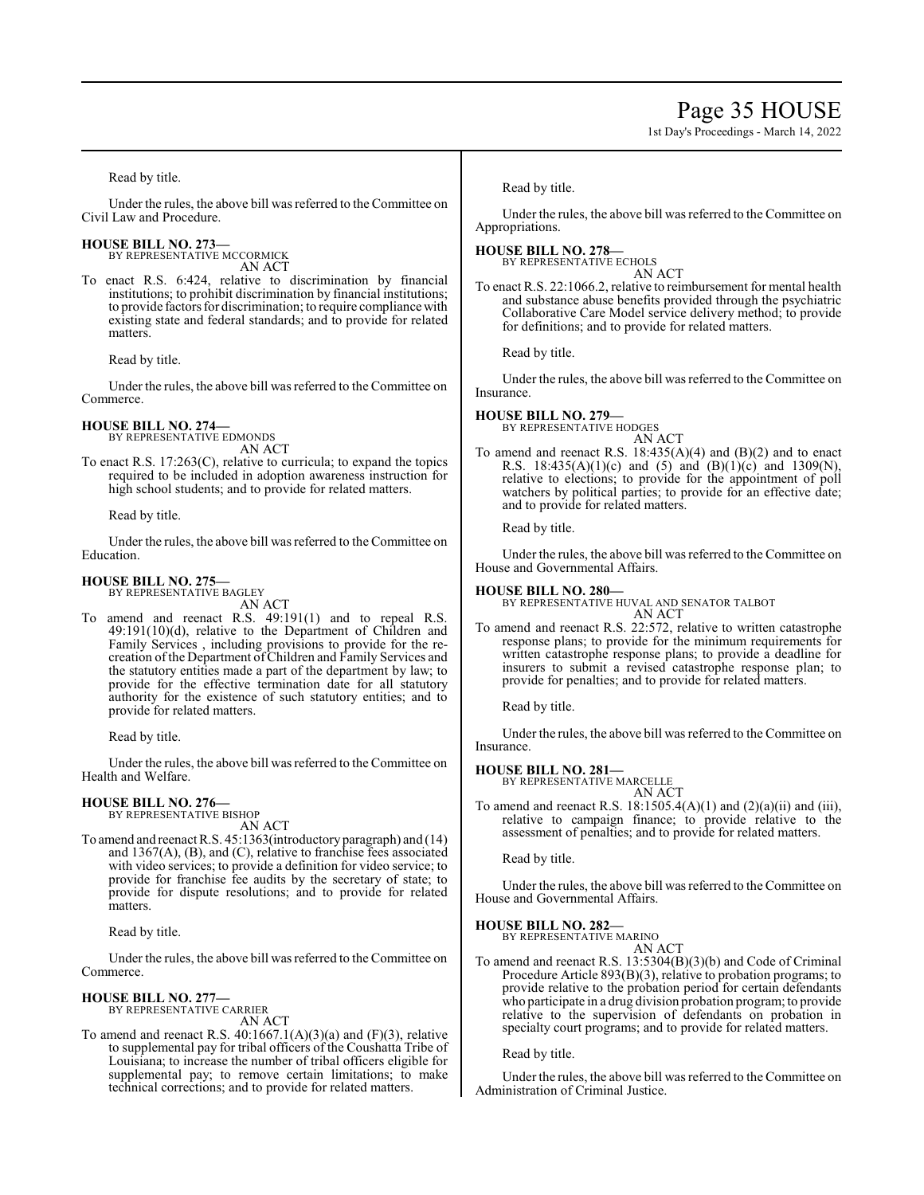Read by title.

Under the rules, the above bill was referred to the Committee on Civil Law and Procedure.

**HOUSE BILL NO. 273—**
BY REPRESENTATIVE MCCORMICK
AN ACT

To enact R.S. 6:424, relative to discrimination by financial institutions; to prohibit discrimination by financial institutions; to provide factors for discrimination; to require compliance with existing state and federal standards; and to provide for related matters.

Read by title.

Under the rules, the above bill was referred to the Committee on Commerce.

**HOUSE BILL NO. 274—**
BY REPRESENTATIVE EDMONDS
AN ACT

To enact R.S. 17:263(C), relative to curricula; to expand the topics required to be included in adoption awareness instruction for high school students; and to provide for related matters.

Read by title.

Under the rules, the above bill was referred to the Committee on Education.

**HOUSE BILL NO. 275—**
BY REPRESENTATIVE BAGLEY
AN ACT

To amend and reenact R.S. 49:191(1) and to repeal R.S. 49:191(10)(d), relative to the Department of Children and Family Services , including provisions to provide for the re-creation of the Department of Children and Family Services and the statutory entities made a part of the department by law; to provide for the effective termination date for all statutory authority for the existence of such statutory entities; and to provide for related matters.

Read by title.

Under the rules, the above bill was referred to the Committee on Health and Welfare.

**HOUSE BILL NO. 276—**
BY REPRESENTATIVE BISHOP
AN ACT

To amend and reenact R.S. 45:1363(introductory paragraph) and (14) and 1367(A), (B), and (C), relative to franchise fees associated with video services; to provide a definition for video service; to provide for franchise fee audits by the secretary of state; to provide for dispute resolutions; and to provide for related matters.

Read by title.

Under the rules, the above bill was referred to the Committee on Commerce.

**HOUSE BILL NO. 277—**
BY REPRESENTATIVE CARRIER
AN ACT

To amend and reenact R.S. 40:1667.1(A)(3)(a) and (F)(3), relative to supplemental pay for tribal officers of the Coushatta Tribe of Louisiana; to increase the number of tribal officers eligible for supplemental pay; to remove certain limitations; to make technical corrections; and to provide for related matters.

Read by title.

Under the rules, the above bill was referred to the Committee on Appropriations.

**HOUSE BILL NO. 278—**
BY REPRESENTATIVE ECHOLS
AN ACT

To enact R.S. 22:1066.2, relative to reimbursement for mental health and substance abuse benefits provided through the psychiatric Collaborative Care Model service delivery method; to provide for definitions; and to provide for related matters.

Read by title.

Under the rules, the above bill was referred to the Committee on Insurance.

**HOUSE BILL NO. 279—**
BY REPRESENTATIVE HODGES
AN ACT

To amend and reenact R.S. 18:435(A)(4) and (B)(2) and to enact R.S. 18:435(A)(1)(c) and (5) and (B)(1)(c) and 1309(N), relative to elections; to provide for the appointment of poll watchers by political parties; to provide for an effective date; and to provide for related matters.

Read by title.

Under the rules, the above bill was referred to the Committee on House and Governmental Affairs.

**HOUSE BILL NO. 280—**
BY REPRESENTATIVE HUVAL AND SENATOR TALBOT
AN ACT

To amend and reenact R.S. 22:572, relative to written catastrophe response plans; to provide for the minimum requirements for written catastrophe response plans; to provide a deadline for insurers to submit a revised catastrophe response plan; to provide for penalties; and to provide for related matters.

Read by title.

Under the rules, the above bill was referred to the Committee on Insurance.

**HOUSE BILL NO. 281—**
BY REPRESENTATIVE MARCELLE
AN ACT

To amend and reenact R.S. 18:1505.4(A)(1) and (2)(a)(ii) and (iii), relative to campaign finance; to provide relative to the assessment of penalties; and to provide for related matters.

Read by title.

Under the rules, the above bill was referred to the Committee on House and Governmental Affairs.

**HOUSE BILL NO. 282—**
BY REPRESENTATIVE MARINO
AN ACT

To amend and reenact R.S. 13:5304(B)(3)(b) and Code of Criminal Procedure Article 893(B)(3), relative to probation programs; to provide relative to the probation period for certain defendants who participate in a drug division probation program; to provide relative to the supervision of defendants on probation in specialty court programs; and to provide for related matters.

Read by title.

Under the rules, the above bill was referred to the Committee on Administration of Criminal Justice.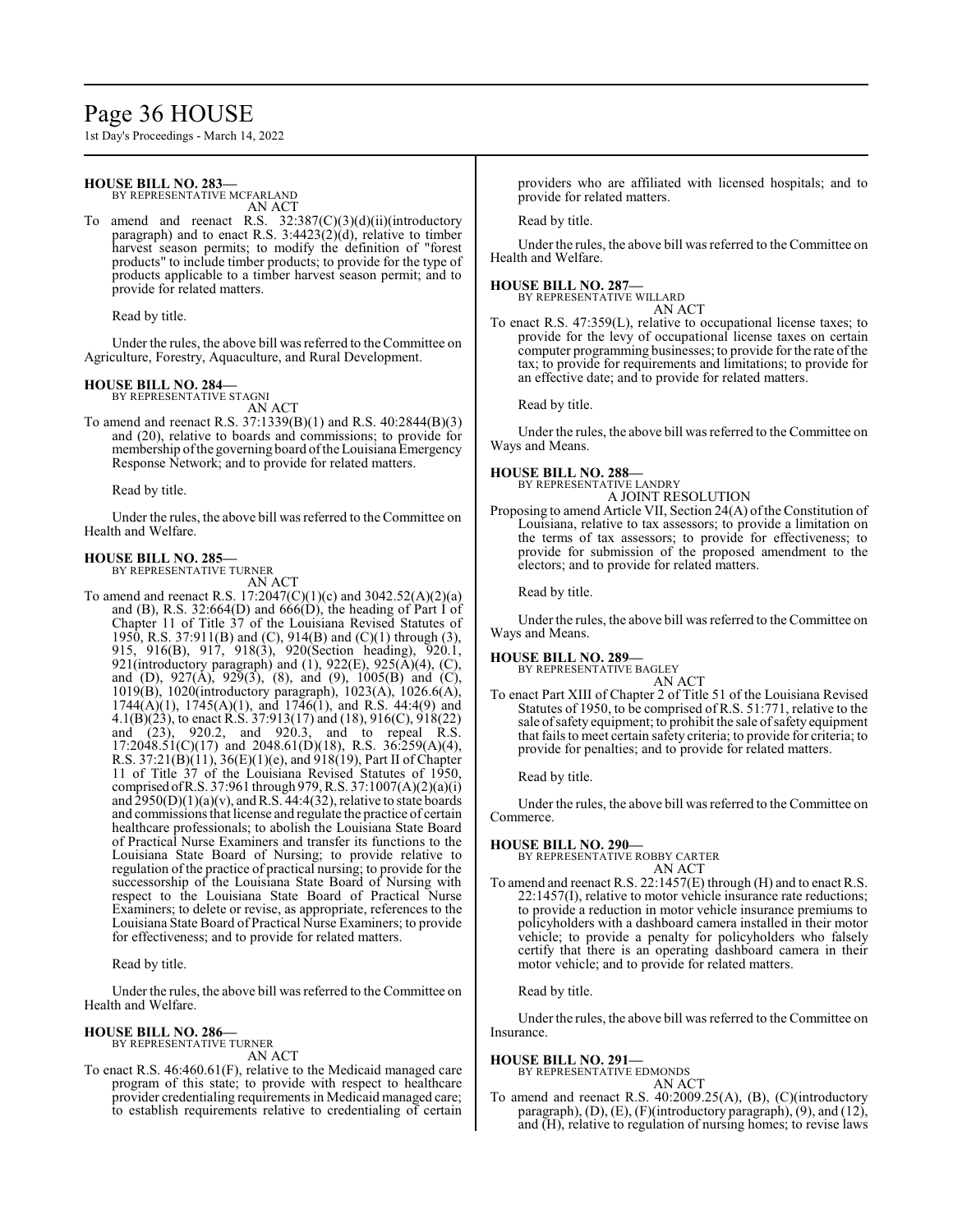### HOUSE BILL NO. 283—

BY REPRESENTATIVE MCFARLAND

AN ACT

To amend and reenact R.S. 32:387(C)(3)(d)(ii)(introductory paragraph) and to enact R.S. 3:4423(2)(d), relative to timber harvest season permits; to modify the definition of "forest products" to include timber products; to provide for the type of products applicable to a timber harvest season permit; and to provide for related matters.

Read by title.

Under the rules, the above bill was referred to the Committee on Agriculture, Forestry, Aquaculture, and Rural Development.

### HOUSE BILL NO. 284—

BY REPRESENTATIVE STAGNI

AN ACT

To amend and reenact R.S. 37:1339(B)(1) and R.S. 40:2844(B)(3) and (20), relative to boards and commissions; to provide for membership of the governing board of the Louisiana Emergency Response Network; and to provide for related matters.

Read by title.

Under the rules, the above bill was referred to the Committee on Health and Welfare.

### HOUSE BILL NO. 285—

BY REPRESENTATIVE TURNER

AN ACT

To amend and reenact R.S. 17:2047(C)(1)(c) and 3042.52(A)(2)(a) and (B), R.S. 32:664(D) and 666(D), the heading of Part I of Chapter 11 of Title 37 of the Louisiana Revised Statutes of 1950, R.S. 37:911(B) and (C), 914(B) and (C)(1) through (3), 915, 916(B), 917, 918(3), 920(Section heading), 920.1, 921(introductory paragraph) and (1), 922(E), 925(A)(4), (C), and (D), 927(A), 929(3), (8), and (9), 1005(B) and (C), 1019(B), 1020(introductory paragraph), 1023(A), 1026.6(A), 1744(A)(1), 1745(A)(1), and 1746(1), and R.S. 44:4(9) and 4.1(B)(23), to enact R.S. 37:913(17) and (18), 916(C), 918(22) and (23), 920.2, and 920.3, and to repeal R.S. 17:2048.51(C)(17) and 2048.61(D)(18), R.S. 36:259(A)(4), R.S. 37:21(B)(11), 36(E)(1)(e), and 918(19), Part II of Chapter 11 of Title 37 of the Louisiana Revised Statutes of 1950, comprised of R.S. 37:961 through 979, R.S. 37:1007(A)(2)(a)(i) and 2950(D)(1)(a)(v), and R.S. 44:4(32), relative to state boards and commissions that license and regulate the practice of certain healthcare professionals; to abolish the Louisiana State Board of Practical Nurse Examiners and transfer its functions to the Louisiana State Board of Nursing; to provide relative to regulation of the practice of practical nursing; to provide for the successorship of the Louisiana State Board of Nursing with respect to the Louisiana State Board of Practical Nurse Examiners; to delete or revise, as appropriate, references to the Louisiana State Board of Practical Nurse Examiners; to provide for effectiveness; and to provide for related matters.

Read by title.

Under the rules, the above bill was referred to the Committee on Health and Welfare.

### HOUSE BILL NO. 286—

BY REPRESENTATIVE TURNER

AN ACT

To enact R.S. 46:460.61(F), relative to the Medicaid managed care program of this state; to provide with respect to healthcare provider credentialing requirements in Medicaid managed care; to establish requirements relative to credentialing of certain providers who are affiliated with licensed hospitals; and to provide for related matters.

Read by title.

Under the rules, the above bill was referred to the Committee on Health and Welfare.

### HOUSE BILL NO. 287—

BY REPRESENTATIVE WILLARD

AN ACT

To enact R.S. 47:359(L), relative to occupational license taxes; to provide for the levy of occupational license taxes on certain computer programming businesses; to provide for the rate of the tax; to provide for requirements and limitations; to provide for an effective date; and to provide for related matters.

Read by title.

Under the rules, the above bill was referred to the Committee on Ways and Means.

### HOUSE BILL NO. 288—

BY REPRESENTATIVE LANDRY

A JOINT RESOLUTION

Proposing to amend Article VII, Section 24(A) of the Constitution of Louisiana, relative to tax assessors; to provide a limitation on the terms of tax assessors; to provide for effectiveness; to provide for submission of the proposed amendment to the electors; and to provide for related matters.

Read by title.

Under the rules, the above bill was referred to the Committee on Ways and Means.

### HOUSE BILL NO. 289—

BY REPRESENTATIVE BAGLEY

AN ACT

To enact Part XIII of Chapter 2 of Title 51 of the Louisiana Revised Statutes of 1950, to be comprised of R.S. 51:771, relative to the sale of safety equipment; to prohibit the sale of safety equipment that fails to meet certain safety criteria; to provide for criteria; to provide for penalties; and to provide for related matters.

Read by title.

Under the rules, the above bill was referred to the Committee on Commerce.

### HOUSE BILL NO. 290—

BY REPRESENTATIVE ROBBY CARTER

AN ACT

To amend and reenact R.S. 22:1457(E) through (H) and to enact R.S. 22:1457(I), relative to motor vehicle insurance rate reductions; to provide a reduction in motor vehicle insurance premiums to policyholders with a dashboard camera installed in their motor vehicle; to provide a penalty for policyholders who falsely certify that there is an operating dashboard camera in their motor vehicle; and to provide for related matters.

Read by title.

Under the rules, the above bill was referred to the Committee on Insurance.

### HOUSE BILL NO. 291—

BY REPRESENTATIVE EDMONDS

AN ACT

To amend and reenact R.S. 40:2009.25(A), (B), (C)(introductory paragraph), (D), (E), (F)(introductory paragraph), (9), and (12), and (H), relative to regulation of nursing homes; to revise laws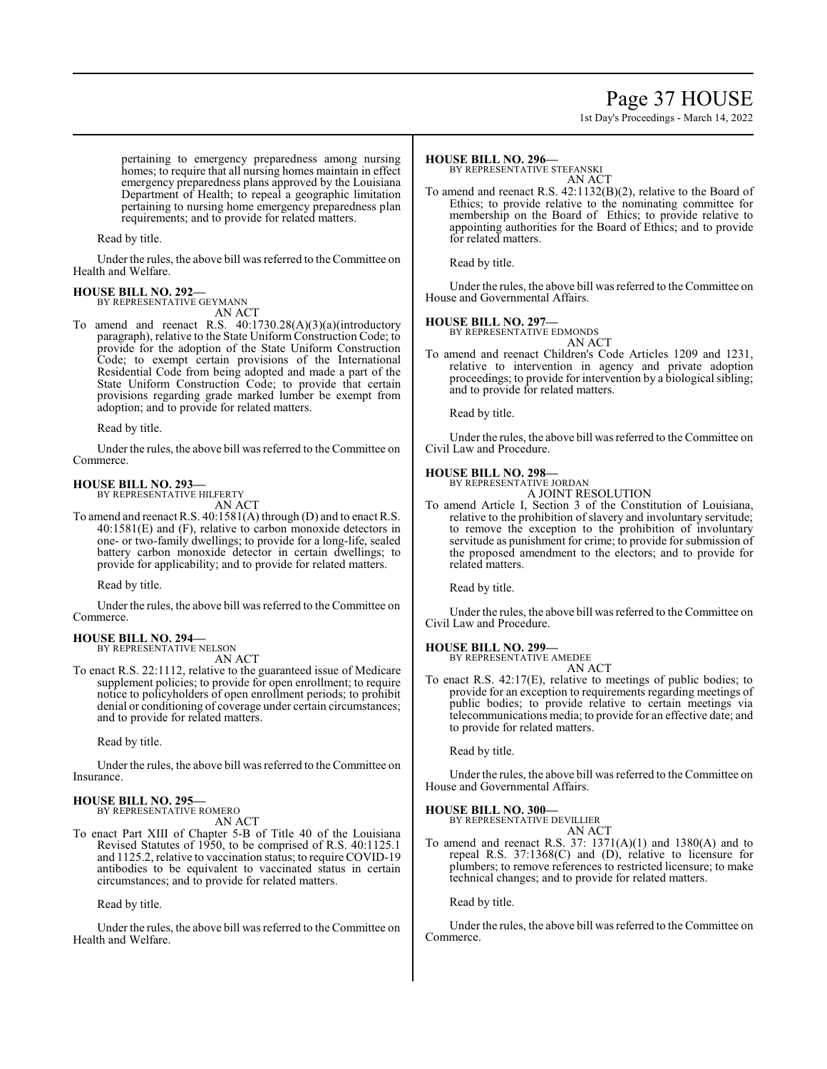pertaining to emergency preparedness among nursing homes; to require that all nursing homes maintain in effect emergency preparedness plans approved by the Louisiana Department of Health; to repeal a geographic limitation pertaining to nursing home emergency preparedness plan requirements; and to provide for related matters.

Read by title.

Under the rules, the above bill was referred to the Committee on Health and Welfare.

**HOUSE BILL NO. 292—**
BY REPRESENTATIVE GEYMANN
AN ACT

To amend and reenact R.S. 40:1730.28(A)(3)(a)(introductory paragraph), relative to the State Uniform Construction Code; to provide for the adoption of the State Uniform Construction Code; to exempt certain provisions of the International Residential Code from being adopted and made a part of the State Uniform Construction Code; to provide that certain provisions regarding grade marked lumber be exempt from adoption; and to provide for related matters.

Read by title.

Under the rules, the above bill was referred to the Committee on Commerce.

**HOUSE BILL NO. 293—**
BY REPRESENTATIVE HILFERTY
AN ACT

To amend and reenact R.S. 40:1581(A) through (D) and to enact R.S. 40:1581(E) and (F), relative to carbon monoxide detectors in one- or two-family dwellings; to provide for a long-life, sealed battery carbon monoxide detector in certain dwellings; to provide for applicability; and to provide for related matters.

Read by title.

Under the rules, the above bill was referred to the Committee on Commerce.

**HOUSE BILL NO. 294—**
BY REPRESENTATIVE NELSON
AN ACT

To enact R.S. 22:1112, relative to the guaranteed issue of Medicare supplement policies; to provide for open enrollment; to require notice to policyholders of open enrollment periods; to prohibit denial or conditioning of coverage under certain circumstances; and to provide for related matters.

Read by title.

Under the rules, the above bill was referred to the Committee on Insurance.

**HOUSE BILL NO. 295—**
BY REPRESENTATIVE ROMERO
AN ACT

To enact Part XIII of Chapter 5-B of Title 40 of the Louisiana Revised Statutes of 1950, to be comprised of R.S. 40:1125.1 and 1125.2, relative to vaccination status; to require COVID-19 antibodies to be equivalent to vaccinated status in certain circumstances; and to provide for related matters.

Read by title.

Under the rules, the above bill was referred to the Committee on Health and Welfare.

**HOUSE BILL NO. 296—**
BY REPRESENTATIVE STEFANSKI
AN ACT

To amend and reenact R.S. 42:1132(B)(2), relative to the Board of Ethics; to provide relative to the nominating committee for membership on the Board of Ethics; to provide relative to appointing authorities for the Board of Ethics; and to provide for related matters.

Read by title.

Under the rules, the above bill was referred to the Committee on House and Governmental Affairs.

**HOUSE BILL NO. 297—**
BY REPRESENTATIVE EDMONDS
AN ACT

To amend and reenact Children's Code Articles 1209 and 1231, relative to intervention in agency and private adoption proceedings; to provide for intervention by a biological sibling; and to provide for related matters.

Read by title.

Under the rules, the above bill was referred to the Committee on Civil Law and Procedure.

**HOUSE BILL NO. 298—**
BY REPRESENTATIVE JORDAN
A JOINT RESOLUTION

To amend Article I, Section 3 of the Constitution of Louisiana, relative to the prohibition of slavery and involuntary servitude; to remove the exception to the prohibition of involuntary servitude as punishment for crime; to provide for submission of the proposed amendment to the electors; and to provide for related matters.

Read by title.

Under the rules, the above bill was referred to the Committee on Civil Law and Procedure.

**HOUSE BILL NO. 299—**
BY REPRESENTATIVE AMEDEE
AN ACT

To enact R.S. 42:17(E), relative to meetings of public bodies; to provide for an exception to requirements regarding meetings of public bodies; to provide relative to certain meetings via telecommunications media; to provide for an effective date; and to provide for related matters.

Read by title.

Under the rules, the above bill was referred to the Committee on House and Governmental Affairs.

**HOUSE BILL NO. 300—**
BY REPRESENTATIVE DEVILLIER
AN ACT

To amend and reenact R.S. 37: 1371(A)(1) and 1380(A) and to repeal R.S. 37:1368(C) and (D), relative to licensure for plumbers; to remove references to restricted licensure; to make technical changes; and to provide for related matters.

Read by title.

Under the rules, the above bill was referred to the Committee on Commerce.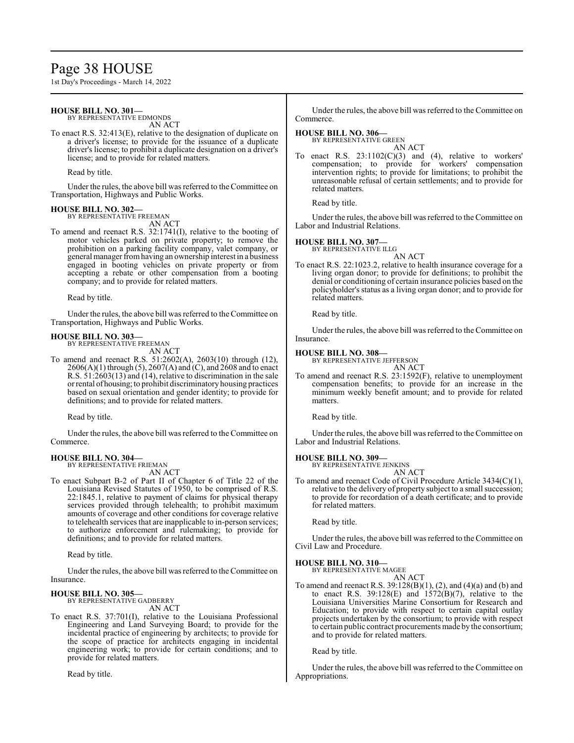**HOUSE BILL NO. 301—**
BY REPRESENTATIVE EDMONDS
AN ACT

To enact R.S. 32:413(E), relative to the designation of duplicate on a driver's license; to provide for the issuance of a duplicate driver's license; to prohibit a duplicate designation on a driver's license; and to provide for related matters.

Read by title.

Under the rules, the above bill was referred to the Committee on Transportation, Highways and Public Works.

**HOUSE BILL NO. 302—**
BY REPRESENTATIVE FREEMAN
AN ACT

To amend and reenact R.S. 32:1741(I), relative to the booting of motor vehicles parked on private property; to remove the prohibition on a parking facility company, valet company, or general manager from having an ownership interest in a business engaged in booting vehicles on private property or from accepting a rebate or other compensation from a booting company; and to provide for related matters.

Read by title.

Under the rules, the above bill was referred to the Committee on Transportation, Highways and Public Works.

**HOUSE BILL NO. 303—**
BY REPRESENTATIVE FREEMAN
AN ACT

To amend and reenact R.S. 51:2602(A), 2603(10) through (12), 2606(A)(1) through (5), 2607(A) and (C), and 2608 and to enact R.S. 51:2603(13) and (14), relative to discrimination in the sale or rental of housing; to prohibit discriminatory housing practices based on sexual orientation and gender identity; to provide for definitions; and to provide for related matters.

Read by title.

Under the rules, the above bill was referred to the Committee on Commerce.

**HOUSE BILL NO. 304—**
BY REPRESENTATIVE FRIEMAN
AN ACT

To enact Subpart B-2 of Part II of Chapter 6 of Title 22 of the Louisiana Revised Statutes of 1950, to be comprised of R.S. 22:1845.1, relative to payment of claims for physical therapy services provided through telehealth; to prohibit maximum amounts of coverage and other conditions for coverage relative to telehealth services that are inapplicable to in-person services; to authorize enforcement and rulemaking; to provide for definitions; and to provide for related matters.

Read by title.

Under the rules, the above bill was referred to the Committee on Insurance.

**HOUSE BILL NO. 305—**
BY REPRESENTATIVE GADBERRY
AN ACT

To enact R.S. 37:701(I), relative to the Louisiana Professional Engineering and Land Surveying Board; to provide for the incidental practice of engineering by architects; to provide for the scope of practice for architects engaging in incidental engineering work; to provide for certain conditions; and to provide for related matters.

Read by title.

Under the rules, the above bill was referred to the Committee on Commerce.

**HOUSE BILL NO. 306—**
BY REPRESENTATIVE GREEN
AN ACT

To enact R.S. 23:1102(C)(3) and (4), relative to workers' compensation; to provide for workers' compensation intervention rights; to provide for limitations; to prohibit the unreasonable refusal of certain settlements; and to provide for related matters.

Read by title.

Under the rules, the above bill was referred to the Committee on Labor and Industrial Relations.

**HOUSE BILL NO. 307—**
BY REPRESENTATIVE ILLG
AN ACT

To enact R.S. 22:1023.2, relative to health insurance coverage for a living organ donor; to provide for definitions; to prohibit the denial or conditioning of certain insurance policies based on the policyholder's status as a living organ donor; and to provide for related matters.

Read by title.

Under the rules, the above bill was referred to the Committee on Insurance.

**HOUSE BILL NO. 308—**
BY REPRESENTATIVE JEFFERSON
AN ACT

To amend and reenact R.S. 23:1592(F), relative to unemployment compensation benefits; to provide for an increase in the minimum weekly benefit amount; and to provide for related matters.

Read by title.

Under the rules, the above bill was referred to the Committee on Labor and Industrial Relations.

**HOUSE BILL NO. 309—**
BY REPRESENTATIVE JENKINS
AN ACT

To amend and reenact Code of Civil Procedure Article 3434(C)(1), relative to the delivery of property subject to a small succession; to provide for recordation of a death certificate; and to provide for related matters.

Read by title.

Under the rules, the above bill was referred to the Committee on Civil Law and Procedure.

**HOUSE BILL NO. 310—**
BY REPRESENTATIVE MAGEE
AN ACT

To amend and reenact R.S. 39:128(B)(1), (2), and (4)(a) and (b) and to enact R.S. 39:128(E) and 1572(B)(7), relative to the Louisiana Universities Marine Consortium for Research and Education; to provide with respect to certain capital outlay projects undertaken by the consortium; to provide with respect to certain public contract procurements made by the consortium; and to provide for related matters.

Read by title.

Under the rules, the above bill was referred to the Committee on Appropriations.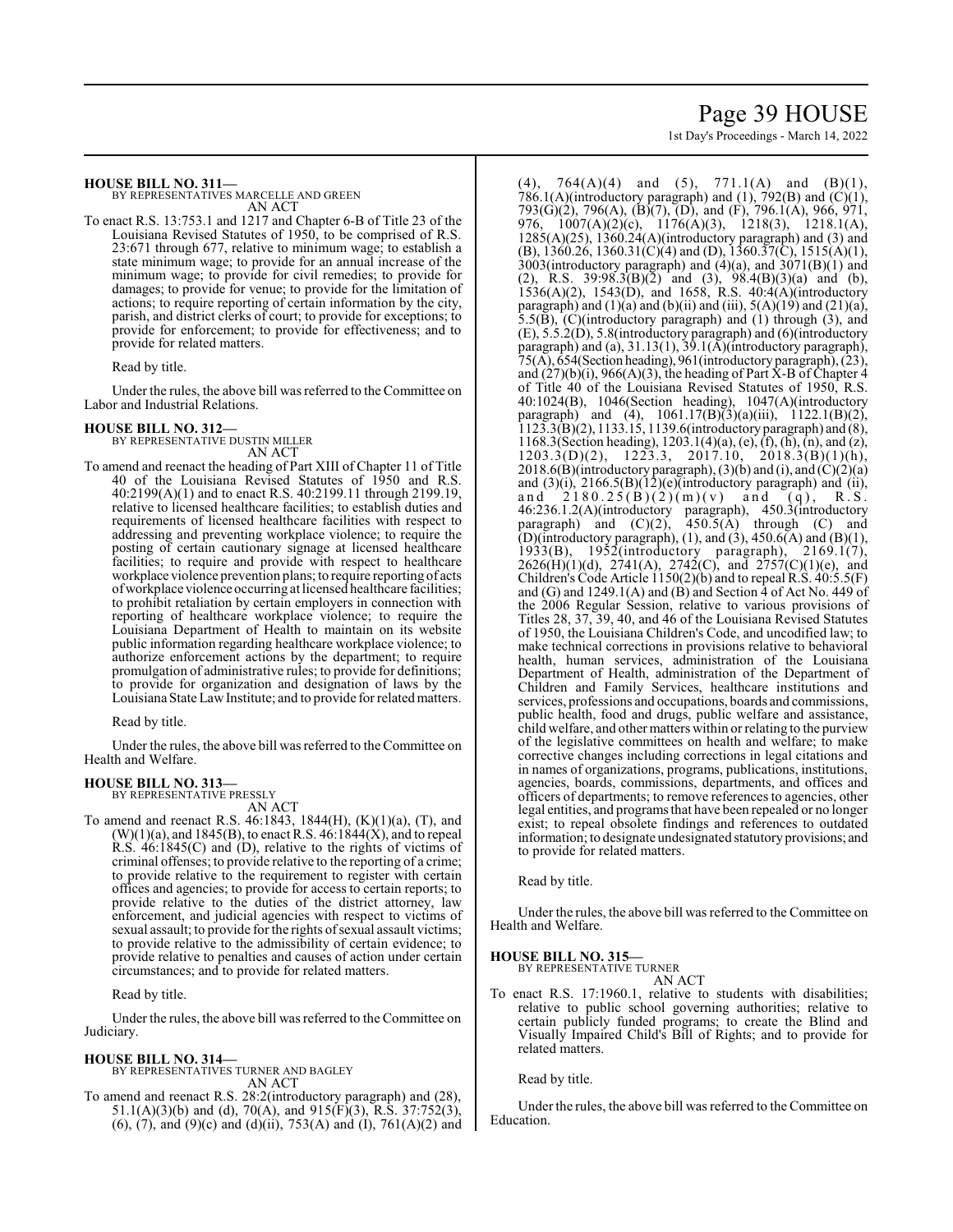**HOUSE BILL NO. 311—**
BY REPRESENTATIVES MARCELLE AND GREEN
AN ACT

To enact R.S. 13:753.1 and 1217 and Chapter 6-B of Title 23 of the Louisiana Revised Statutes of 1950, to be comprised of R.S. 23:671 through 677, relative to minimum wage; to establish a state minimum wage; to provide for an annual increase of the minimum wage; to provide for civil remedies; to provide for damages; to provide for venue; to provide for the limitation of actions; to require reporting of certain information by the city, parish, and district clerks of court; to provide for exceptions; to provide for enforcement; to provide for effectiveness; and to provide for related matters.

Read by title.

Under the rules, the above bill was referred to the Committee on Labor and Industrial Relations.

**HOUSE BILL NO. 312—**
BY REPRESENTATIVE DUSTIN MILLER
AN ACT

To amend and reenact the heading of Part XIII of Chapter 11 of Title 40 of the Louisiana Revised Statutes of 1950 and R.S. 40:2199(A)(1) and to enact R.S. 40:2199.11 through 2199.19, relative to licensed healthcare facilities; to establish duties and requirements of licensed healthcare facilities with respect to addressing and preventing workplace violence; to require the posting of certain cautionary signage at licensed healthcare facilities; to require and provide with respect to healthcare workplace violence prevention plans; to require reporting of acts of workplace violence occurring at licensed healthcare facilities; to prohibit retaliation by certain employers in connection with reporting of healthcare workplace violence; to require the Louisiana Department of Health to maintain on its website public information regarding healthcare workplace violence; to authorize enforcement actions by the department; to require promulgation of administrative rules; to provide for definitions; to provide for organization and designation of laws by the Louisiana State Law Institute; and to provide for related matters.

Read by title.

Under the rules, the above bill was referred to the Committee on Health and Welfare.

**HOUSE BILL NO. 313—**
BY REPRESENTATIVE PRESSLY
AN ACT

To amend and reenact R.S. 46:1843, 1844(H), (K)(1)(a), (T), and (W)(1)(a), and 1845(B), to enact R.S. 46:1844(X), and to repeal R.S. 46:1845(C) and (D), relative to the rights of victims of criminal offenses; to provide relative to the reporting of a crime; to provide relative to the requirement to register with certain offices and agencies; to provide for access to certain reports; to provide relative to the duties of the district attorney, law enforcement, and judicial agencies with respect to victims of sexual assault; to provide for the rights of sexual assault victims; to provide relative to the admissibility of certain evidence; to provide relative to penalties and causes of action under certain circumstances; and to provide for related matters.

Read by title.

Under the rules, the above bill was referred to the Committee on Judiciary.

**HOUSE BILL NO. 314—**
BY REPRESENTATIVES TURNER AND BAGLEY
AN ACT

To amend and reenact R.S. 28:2(introductory paragraph) and (28), 51.1(A)(3)(b) and (d), 70(A), and 915(F)(3), R.S. 37:752(3), (6), (7), and (9)(c) and (d)(ii), 753(A) and (I), 761(A)(2) and (4), 764(A)(4) and (5), 771.1(A) and (B)(1), 786.1(A)(introductory paragraph) and (1), 792(B) and (C)(1), 793(G)(2), 796(A), (B)(7), (D), and (F), 796.1(A), 966, 971, 976, 1007(A)(2)(c), 1176(A)(3), 1218(3), 1218.1(A), 1285(A)(25), 1360.24(A)(introductory paragraph) and (3) and (B), 1360.26, 1360.31(C)(4) and (D), 1360.37(C), 1515(A)(1), 3003(introductory paragraph) and (4)(a), and 3071(B)(1) and (2), R.S. 39:98.3(B)(2) and (3), 98.4(B)(3)(a) and (b), 1536(A)(2), 1543(D), and 1658, R.S. 40:4(A)(introductory paragraph) and (1)(a) and (b)(ii) and (iii), 5(A)(19) and (21)(a), 5.5(B), (C)(introductory paragraph) and (1) through (3), and (E), 5.5.2(D), 5.8(introductory paragraph) and (6)(introductory paragraph) and (a), 31.13(1), 39.1(A)(introductory paragraph), 75(A), 654(Section heading), 961(introductory paragraph), (23), and (27)(b)(i), 966(A)(3), the heading of Part X-B of Chapter 4 of Title 40 of the Louisiana Revised Statutes of 1950, R.S. 40:1024(B), 1046(Section heading), 1047(A)(introductory paragraph) and (4), 1061.17(B)(3)(a)(iii), 1122.1(B)(2), 1123.3(B)(2), 1133.15, 1139.6(introductory paragraph) and (8), 1168.3(Section heading), 1203.1(4)(a), (e), (f), (h), (n), and (z), 1203.3(D)(2), 1223.3, 2017.10, 2018.3(B)(1)(h), 2018.6(B)(introductory paragraph), (3)(b) and (i), and (C)(2)(a) and (3)(i), 2166.5(B)(12)(e)(introductory paragraph) and (ii), and 2180.25(B)(2)(m)(v) and (q), R.S. 46:236.1.2(A)(introductory paragraph), 450.3(introductory paragraph) and (C)(2), 450.5(A) through (C) and (D)(introductory paragraph), (1), and (3), 450.6(A) and (B)(1), 1933(B), 1952(introductory paragraph), 2169.1(7), 2626(H)(1)(d), 2741(A), 2742(C), and 2757(C)(1)(e), and Children's Code Article 1150(2)(b) and to repeal R.S. 40:5.5(F) and (G) and 1249.1(A) and (B) and Section 4 of Act No. 449 of the 2006 Regular Session, relative to various provisions of Titles 28, 37, 39, 40, and 46 of the Louisiana Revised Statutes of 1950, the Louisiana Children's Code, and uncodified law; to make technical corrections in provisions relative to behavioral health, human services, administration of the Louisiana Department of Health, administration of the Department of Children and Family Services, healthcare institutions and services, professions and occupations, boards and commissions, public health, food and drugs, public welfare and assistance, child welfare, and other matters within or relating to the purview of the legislative committees on health and welfare; to make corrective changes including corrections in legal citations and in names of organizations, programs, publications, institutions, agencies, boards, commissions, departments, and offices and officers of departments; to remove references to agencies, other legal entities, and programs that have been repealed or no longer exist; to repeal obsolete findings and references to outdated information; to designate undesignated statutory provisions; and to provide for related matters.

Read by title.

Under the rules, the above bill was referred to the Committee on Health and Welfare.

**HOUSE BILL NO. 315—**
BY REPRESENTATIVE TURNER
AN ACT

To enact R.S. 17:1960.1, relative to students with disabilities; relative to public school governing authorities; relative to certain publicly funded programs; to create the Blind and Visually Impaired Child's Bill of Rights; and to provide for related matters.

Read by title.

Under the rules, the above bill was referred to the Committee on Education.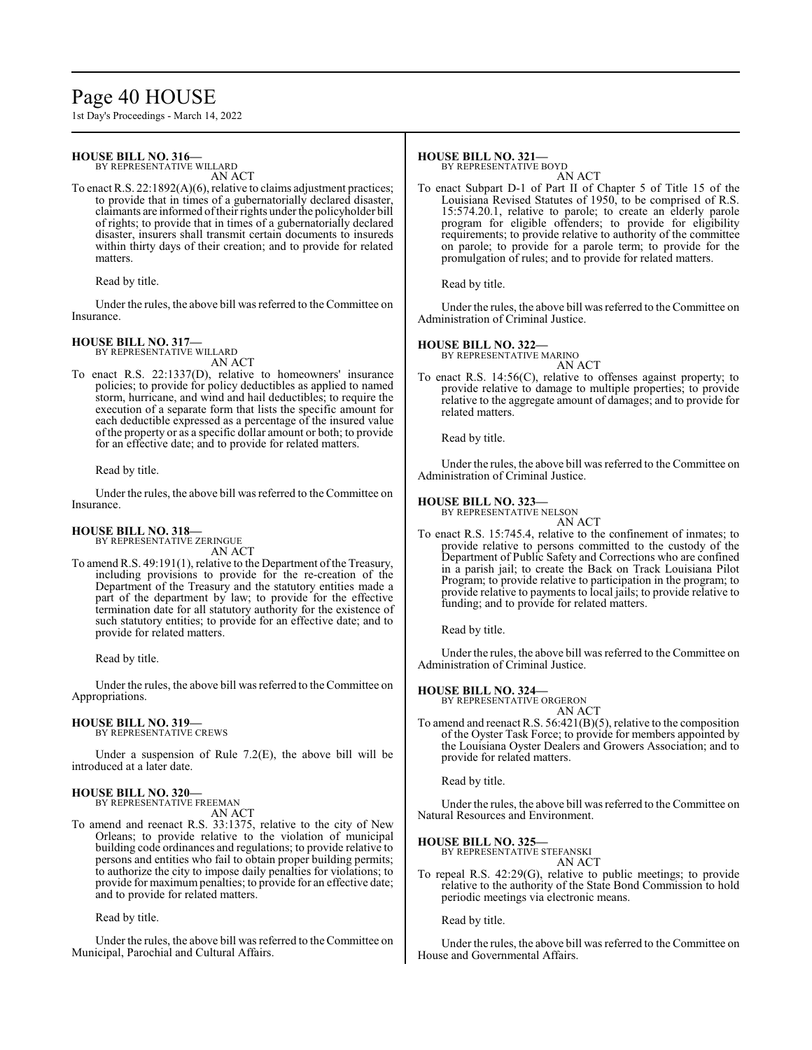**HOUSE BILL NO. 316—**
BY REPRESENTATIVE WILLARD
AN ACT

To enact R.S. 22:1892(A)(6), relative to claims adjustment practices; to provide that in times of a gubernatorially declared disaster, claimants are informed of their rights under the policyholder bill of rights; to provide that in times of a gubernatorially declared disaster, insurers shall transmit certain documents to insureds within thirty days of their creation; and to provide for related matters.

Read by title.

Under the rules, the above bill was referred to the Committee on Insurance.

**HOUSE BILL NO. 317—**
BY REPRESENTATIVE WILLARD
AN ACT

To enact R.S. 22:1337(D), relative to homeowners' insurance policies; to provide for policy deductibles as applied to named storm, hurricane, and wind and hail deductibles; to require the execution of a separate form that lists the specific amount for each deductible expressed as a percentage of the insured value of the property or as a specific dollar amount or both; to provide for an effective date; and to provide for related matters.

Read by title.

Under the rules, the above bill was referred to the Committee on Insurance.

**HOUSE BILL NO. 318—**
BY REPRESENTATIVE ZERINGUE
AN ACT

To amend R.S. 49:191(1), relative to the Department of the Treasury, including provisions to provide for the re-creation of the Department of the Treasury and the statutory entities made a part of the department by law; to provide for the effective termination date for all statutory authority for the existence of such statutory entities; to provide for an effective date; and to provide for related matters.

Read by title.

Under the rules, the above bill was referred to the Committee on Appropriations.

**HOUSE BILL NO. 319—**
BY REPRESENTATIVE CREWS

Under a suspension of Rule 7.2(E), the above bill will be introduced at a later date.

**HOUSE BILL NO. 320—**
BY REPRESENTATIVE FREEMAN
AN ACT

To amend and reenact R.S. 33:1375, relative to the city of New Orleans; to provide relative to the violation of municipal building code ordinances and regulations; to provide relative to persons and entities who fail to obtain proper building permits; to authorize the city to impose daily penalties for violations; to provide for maximum penalties; to provide for an effective date; and to provide for related matters.

Read by title.

Under the rules, the above bill was referred to the Committee on Municipal, Parochial and Cultural Affairs.

**HOUSE BILL NO. 321—**
BY REPRESENTATIVE BOYD
AN ACT

To enact Subpart D-1 of Part II of Chapter 5 of Title 15 of the Louisiana Revised Statutes of 1950, to be comprised of R.S. 15:574.20.1, relative to parole; to create an elderly parole program for eligible offenders; to provide for eligibility requirements; to provide relative to authority of the committee on parole; to provide for a parole term; to provide for the promulgation of rules; and to provide for related matters.

Read by title.

Under the rules, the above bill was referred to the Committee on Administration of Criminal Justice.

**HOUSE BILL NO. 322—**
BY REPRESENTATIVE MARINO
AN ACT

To enact R.S. 14:56(C), relative to offenses against property; to provide relative to damage to multiple properties; to provide relative to the aggregate amount of damages; and to provide for related matters.

Read by title.

Under the rules, the above bill was referred to the Committee on Administration of Criminal Justice.

**HOUSE BILL NO. 323—**
BY REPRESENTATIVE NELSON
AN ACT

To enact R.S. 15:745.4, relative to the confinement of inmates; to provide relative to persons committed to the custody of the Department of Public Safety and Corrections who are confined in a parish jail; to create the Back on Track Louisiana Pilot Program; to provide relative to participation in the program; to provide relative to payments to local jails; to provide relative to funding; and to provide for related matters.

Read by title.

Under the rules, the above bill was referred to the Committee on Administration of Criminal Justice.

**HOUSE BILL NO. 324—**
BY REPRESENTATIVE ORGERON
AN ACT

To amend and reenact R.S. 56:421(B)(5), relative to the composition of the Oyster Task Force; to provide for members appointed by the Louisiana Oyster Dealers and Growers Association; and to provide for related matters.

Read by title.

Under the rules, the above bill was referred to the Committee on Natural Resources and Environment.

**HOUSE BILL NO. 325—**
BY REPRESENTATIVE STEFANSKI
AN ACT

To repeal R.S. 42:29(G), relative to public meetings; to provide relative to the authority of the State Bond Commission to hold periodic meetings via electronic means.

Read by title.

Under the rules, the above bill was referred to the Committee on House and Governmental Affairs.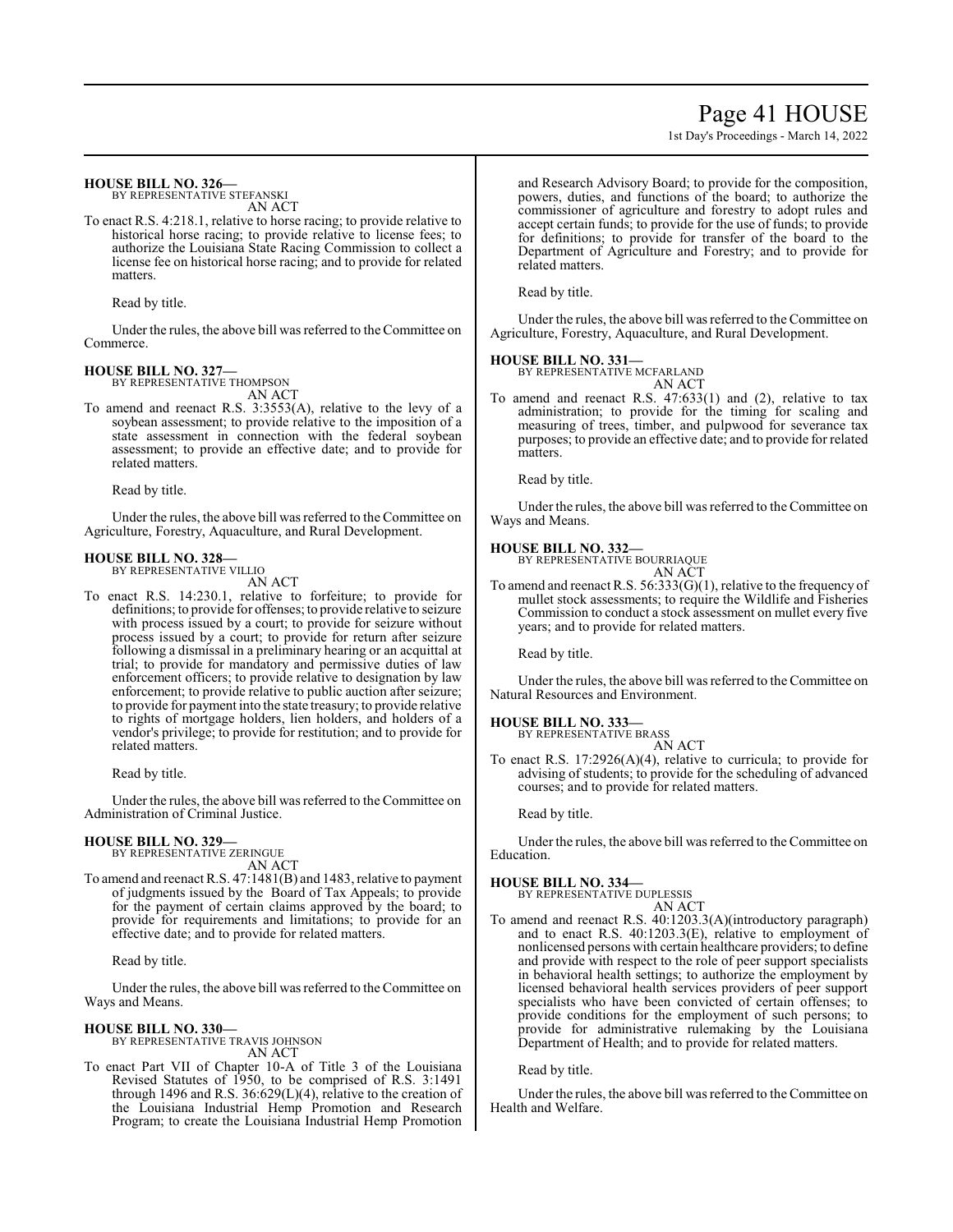**HOUSE BILL NO. 326—**
BY REPRESENTATIVE STEFANSKI
AN ACT

To enact R.S. 4:218.1, relative to horse racing; to provide relative to historical horse racing; to provide relative to license fees; to authorize the Louisiana State Racing Commission to collect a license fee on historical horse racing; and to provide for related matters.

Read by title.

Under the rules, the above bill was referred to the Committee on Commerce.

**HOUSE BILL NO. 327—**
BY REPRESENTATIVE THOMPSON
AN ACT

To amend and reenact R.S. 3:3553(A), relative to the levy of a soybean assessment; to provide relative to the imposition of a state assessment in connection with the federal soybean assessment; to provide an effective date; and to provide for related matters.

Read by title.

Under the rules, the above bill was referred to the Committee on Agriculture, Forestry, Aquaculture, and Rural Development.

**HOUSE BILL NO. 328—**
BY REPRESENTATIVE VILLIO
AN ACT

To enact R.S. 14:230.1, relative to forfeiture; to provide for definitions; to provide for offenses; to provide relative to seizure with process issued by a court; to provide for seizure without process issued by a court; to provide for return after seizure following a dismissal in a preliminary hearing or an acquittal at trial; to provide for mandatory and permissive duties of law enforcement officers; to provide relative to designation by law enforcement; to provide relative to public auction after seizure; to provide for payment into the state treasury; to provide relative to rights of mortgage holders, lien holders, and holders of a vendor's privilege; to provide for restitution; and to provide for related matters.

Read by title.

Under the rules, the above bill was referred to the Committee on Administration of Criminal Justice.

**HOUSE BILL NO. 329—**
BY REPRESENTATIVE ZERINGUE
AN ACT

To amend and reenact R.S. 47:1481(B) and 1483, relative to payment of judgments issued by the Board of Tax Appeals; to provide for the payment of certain claims approved by the board; to provide for requirements and limitations; to provide for an effective date; and to provide for related matters.

Read by title.

Under the rules, the above bill was referred to the Committee on Ways and Means.

**HOUSE BILL NO. 330—**
BY REPRESENTATIVE TRAVIS JOHNSON
AN ACT

To enact Part VII of Chapter 10-A of Title 3 of the Louisiana Revised Statutes of 1950, to be comprised of R.S. 3:1491 through 1496 and R.S. 36:629(L)(4), relative to the creation of the Louisiana Industrial Hemp Promotion and Research Program; to create the Louisiana Industrial Hemp Promotion and Research Advisory Board; to provide for the composition, powers, duties, and functions of the board; to authorize the commissioner of agriculture and forestry to adopt rules and accept certain funds; to provide for the use of funds; to provide for definitions; to provide for transfer of the board to the Department of Agriculture and Forestry; and to provide for related matters.

Read by title.

Under the rules, the above bill was referred to the Committee on Agriculture, Forestry, Aquaculture, and Rural Development.

**HOUSE BILL NO. 331—**
BY REPRESENTATIVE MCFARLAND
AN ACT

To amend and reenact R.S. 47:633(1) and (2), relative to tax administration; to provide for the timing for scaling and measuring of trees, timber, and pulpwood for severance tax purposes; to provide an effective date; and to provide for related matters.

Read by title.

Under the rules, the above bill was referred to the Committee on Ways and Means.

**HOUSE BILL NO. 332—**
BY REPRESENTATIVE BOURRIAQUE
AN ACT

To amend and reenact R.S. 56:333(G)(1), relative to the frequency of mullet stock assessments; to require the Wildlife and Fisheries Commission to conduct a stock assessment on mullet every five years; and to provide for related matters.

Read by title.

Under the rules, the above bill was referred to the Committee on Natural Resources and Environment.

**HOUSE BILL NO. 333—**
BY REPRESENTATIVE BRASS
AN ACT

To enact R.S. 17:2926(A)(4), relative to curricula; to provide for advising of students; to provide for the scheduling of advanced courses; and to provide for related matters.

Read by title.

Under the rules, the above bill was referred to the Committee on Education.

**HOUSE BILL NO. 334—**
BY REPRESENTATIVE DUPLESSIS
AN ACT

To amend and reenact R.S. 40:1203.3(A)(introductory paragraph) and to enact R.S. 40:1203.3(E), relative to employment of nonlicensed persons with certain healthcare providers; to define and provide with respect to the role of peer support specialists in behavioral health settings; to authorize the employment by licensed behavioral health services providers of peer support specialists who have been convicted of certain offenses; to provide conditions for the employment of such persons; to provide for administrative rulemaking by the Louisiana Department of Health; and to provide for related matters.

Read by title.

Under the rules, the above bill was referred to the Committee on Health and Welfare.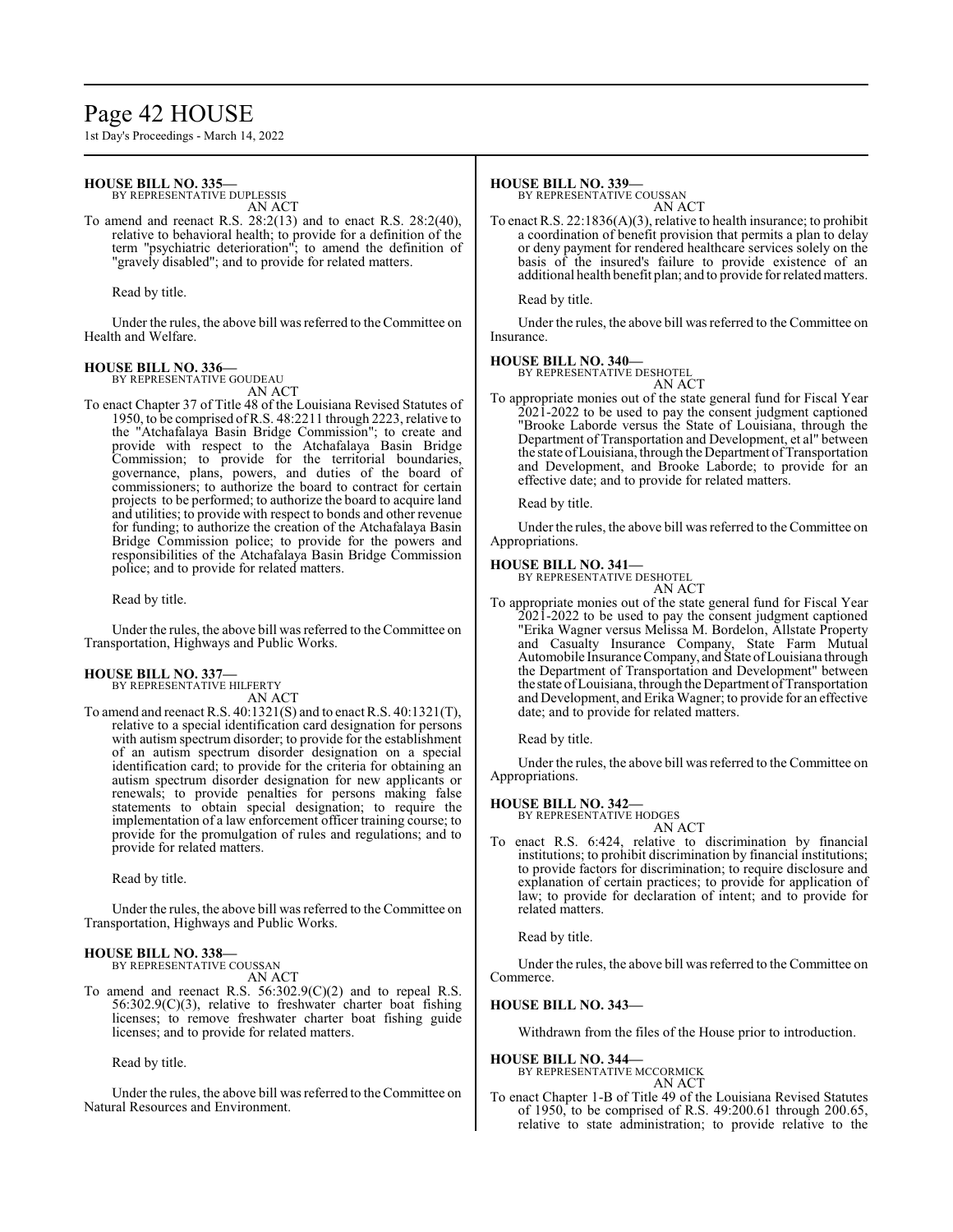**HOUSE BILL NO. 335—**
BY REPRESENTATIVE DUPLESSIS
AN ACT

To amend and reenact R.S. 28:2(13) and to enact R.S. 28:2(40), relative to behavioral health; to provide for a definition of the term "psychiatric deterioration"; to amend the definition of "gravely disabled"; and to provide for related matters.

Read by title.

Under the rules, the above bill was referred to the Committee on Health and Welfare.

**HOUSE BILL NO. 336—**
BY REPRESENTATIVE GOUDEAU
AN ACT

To enact Chapter 37 of Title 48 of the Louisiana Revised Statutes of 1950, to be comprised of R.S. 48:2211 through 2223, relative to the "Atchafalaya Basin Bridge Commission"; to create and provide with respect to the Atchafalaya Basin Bridge Commission; to provide for the territorial boundaries, governance, plans, powers, and duties of the board of commissioners; to authorize the board to contract for certain projects to be performed; to authorize the board to acquire land and utilities; to provide with respect to bonds and other revenue for funding; to authorize the creation of the Atchafalaya Basin Bridge Commission police; to provide for the powers and responsibilities of the Atchafalaya Basin Bridge Commission police; and to provide for related matters.

Read by title.

Under the rules, the above bill was referred to the Committee on Transportation, Highways and Public Works.

**HOUSE BILL NO. 337—**
BY REPRESENTATIVE HILFERTY
AN ACT

To amend and reenact R.S. 40:1321(S) and to enact R.S. 40:1321(T), relative to a special identification card designation for persons with autism spectrum disorder; to provide for the establishment of an autism spectrum disorder designation on a special identification card; to provide for the criteria for obtaining an autism spectrum disorder designation for new applicants or renewals; to provide penalties for persons making false statements to obtain special designation; to require the implementation of a law enforcement officer training course; to provide for the promulgation of rules and regulations; and to provide for related matters.

Read by title.

Under the rules, the above bill was referred to the Committee on Transportation, Highways and Public Works.

**HOUSE BILL NO. 338—**
BY REPRESENTATIVE COUSSAN
AN ACT

To amend and reenact R.S. 56:302.9(C)(2) and to repeal R.S. 56:302.9(C)(3), relative to freshwater charter boat fishing licenses; to remove freshwater charter boat fishing guide licenses; and to provide for related matters.

Read by title.

Under the rules, the above bill was referred to the Committee on Natural Resources and Environment.

**HOUSE BILL NO. 339—**
BY REPRESENTATIVE COUSSAN
AN ACT

To enact R.S. 22:1836(A)(3), relative to health insurance; to prohibit a coordination of benefit provision that permits a plan to delay or deny payment for rendered healthcare services solely on the basis of the insured's failure to provide existence of an additional health benefit plan; and to provide for related matters.

Read by title.

Under the rules, the above bill was referred to the Committee on Insurance.

**HOUSE BILL NO. 340—**
BY REPRESENTATIVE DESHOTEL
AN ACT

To appropriate monies out of the state general fund for Fiscal Year 2021-2022 to be used to pay the consent judgment captioned "Brooke Laborde versus the State of Louisiana, through the Department of Transportation and Development, et al" between the state of Louisiana, through the Department of Transportation and Development, and Brooke Laborde; to provide for an effective date; and to provide for related matters.

Read by title.

Under the rules, the above bill was referred to the Committee on Appropriations.

**HOUSE BILL NO. 341—**
BY REPRESENTATIVE DESHOTEL
AN ACT

To appropriate monies out of the state general fund for Fiscal Year 2021-2022 to be used to pay the consent judgment captioned "Erika Wagner versus Melissa M. Bordelon, Allstate Property and Casualty Insurance Company, State Farm Mutual Automobile Insurance Company, and State of Louisiana through the Department of Transportation and Development" between the state of Louisiana, through the Department of Transportation and Development, and Erika Wagner; to provide for an effective date; and to provide for related matters.

Read by title.

Under the rules, the above bill was referred to the Committee on Appropriations.

**HOUSE BILL NO. 342—**
BY REPRESENTATIVE HODGES
AN ACT

To enact R.S. 6:424, relative to discrimination by financial institutions; to prohibit discrimination by financial institutions; to provide factors for discrimination; to require disclosure and explanation of certain practices; to provide for application of law; to provide for declaration of intent; and to provide for related matters.

Read by title.

Under the rules, the above bill was referred to the Committee on Commerce.

**HOUSE BILL NO. 343—**

Withdrawn from the files of the House prior to introduction.

**HOUSE BILL NO. 344—**
BY REPRESENTATIVE MCCORMICK
AN ACT

To enact Chapter 1-B of Title 49 of the Louisiana Revised Statutes of 1950, to be comprised of R.S. 49:200.61 through 200.65, relative to state administration; to provide relative to the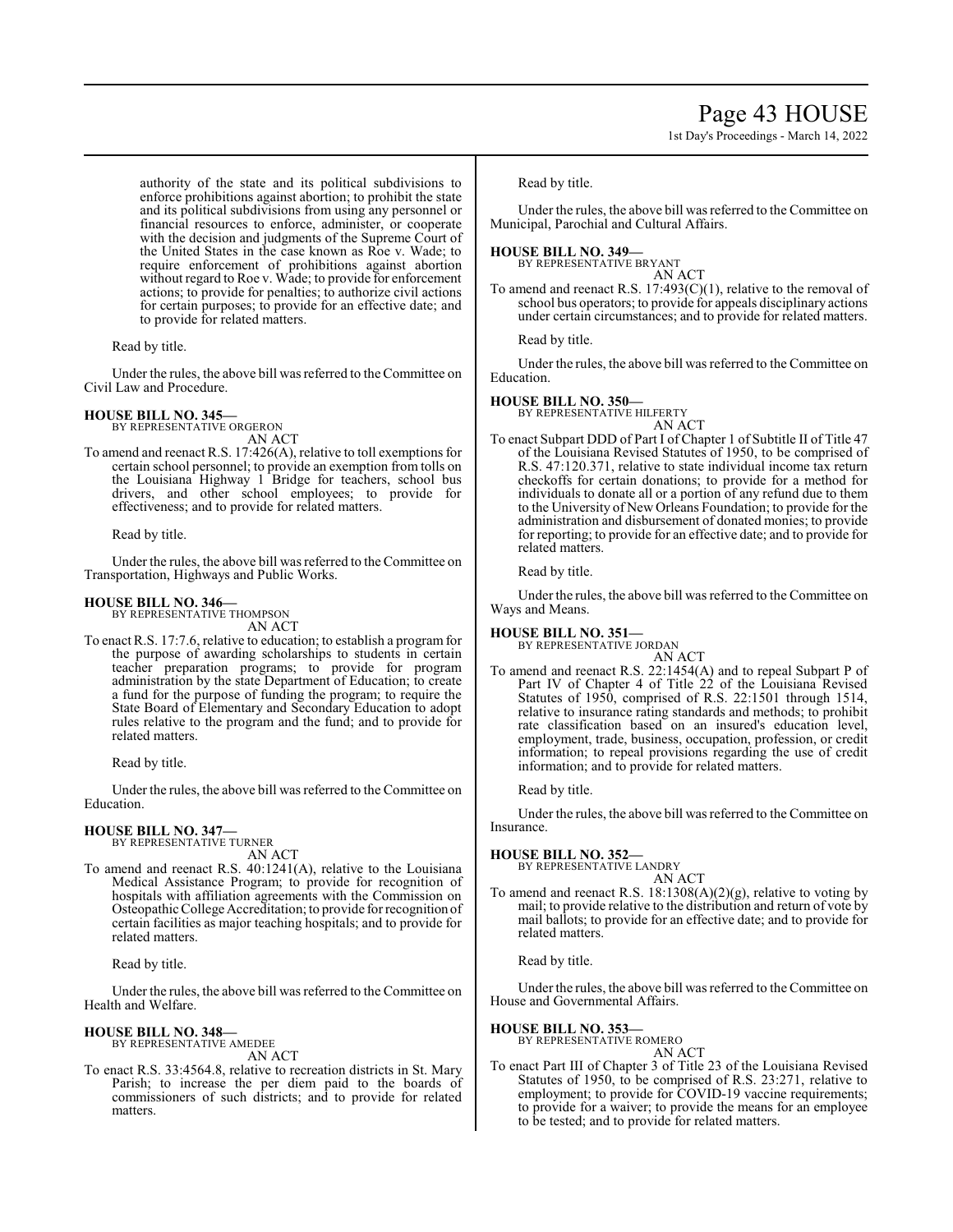authority of the state and its political subdivisions to enforce prohibitions against abortion; to prohibit the state and its political subdivisions from using any personnel or financial resources to enforce, administer, or cooperate with the decision and judgments of the Supreme Court of the United States in the case known as Roe v. Wade; to require enforcement of prohibitions against abortion without regard to Roe v. Wade; to provide for enforcement actions; to provide for penalties; to authorize civil actions for certain purposes; to provide for an effective date; and to provide for related matters.

Read by title.

Under the rules, the above bill was referred to the Committee on Civil Law and Procedure.

**HOUSE BILL NO. 345—**
BY REPRESENTATIVE ORGERON
AN ACT

To amend and reenact R.S. 17:426(A), relative to toll exemptions for certain school personnel; to provide an exemption from tolls on the Louisiana Highway 1 Bridge for teachers, school bus drivers, and other school employees; to provide for effectiveness; and to provide for related matters.

Read by title.

Under the rules, the above bill was referred to the Committee on Transportation, Highways and Public Works.

**HOUSE BILL NO. 346—**
BY REPRESENTATIVE THOMPSON
AN ACT

To enact R.S. 17:7.6, relative to education; to establish a program for the purpose of awarding scholarships to students in certain teacher preparation programs; to provide for program administration by the state Department of Education; to create a fund for the purpose of funding the program; to require the State Board of Elementary and Secondary Education to adopt rules relative to the program and the fund; and to provide for related matters.

Read by title.

Under the rules, the above bill was referred to the Committee on Education.

**HOUSE BILL NO. 347—**
BY REPRESENTATIVE TURNER
AN ACT

To amend and reenact R.S. 40:1241(A), relative to the Louisiana Medical Assistance Program; to provide for recognition of hospitals with affiliation agreements with the Commission on Osteopathic College Accreditation; to provide for recognition of certain facilities as major teaching hospitals; and to provide for related matters.

Read by title.

Under the rules, the above bill was referred to the Committee on Health and Welfare.

**HOUSE BILL NO. 348—**
BY REPRESENTATIVE AMEDEE
AN ACT

To enact R.S. 33:4564.8, relative to recreation districts in St. Mary Parish; to increase the per diem paid to the boards of commissioners of such districts; and to provide for related matters.

Read by title.

Under the rules, the above bill was referred to the Committee on Municipal, Parochial and Cultural Affairs.

**HOUSE BILL NO. 349—**
BY REPRESENTATIVE BRYANT
AN ACT

To amend and reenact R.S. 17:493(C)(1), relative to the removal of school bus operators; to provide for appeals disciplinary actions under certain circumstances; and to provide for related matters.

Read by title.

Under the rules, the above bill was referred to the Committee on Education.

**HOUSE BILL NO. 350—**
BY REPRESENTATIVE HILFERTY
AN ACT

To enact Subpart DDD of Part I of Chapter 1 of Subtitle II of Title 47 of the Louisiana Revised Statutes of 1950, to be comprised of R.S. 47:120.371, relative to state individual income tax return checkoffs for certain donations; to provide for a method for individuals to donate all or a portion of any refund due to them to the University of New Orleans Foundation; to provide for the administration and disbursement of donated monies; to provide for reporting; to provide for an effective date; and to provide for related matters.

Read by title.

Under the rules, the above bill was referred to the Committee on Ways and Means.

**HOUSE BILL NO. 351—**
BY REPRESENTATIVE JORDAN
AN ACT

To amend and reenact R.S. 22:1454(A) and to repeal Subpart P of Part IV of Chapter 4 of Title 22 of the Louisiana Revised Statutes of 1950, comprised of R.S. 22:1501 through 1514, relative to insurance rating standards and methods; to prohibit rate classification based on an insured's education level, employment, trade, business, occupation, profession, or credit information; to repeal provisions regarding the use of credit information; and to provide for related matters.

Read by title.

Under the rules, the above bill was referred to the Committee on Insurance.

**HOUSE BILL NO. 352—**
BY REPRESENTATIVE LANDRY
AN ACT

To amend and reenact R.S. 18:1308(A)(2)(g), relative to voting by mail; to provide relative to the distribution and return of vote by mail ballots; to provide for an effective date; and to provide for related matters.

Read by title.

Under the rules, the above bill was referred to the Committee on House and Governmental Affairs.

**HOUSE BILL NO. 353—**
BY REPRESENTATIVE ROMERO
AN ACT

To enact Part III of Chapter 3 of Title 23 of the Louisiana Revised Statutes of 1950, to be comprised of R.S. 23:271, relative to employment; to provide for COVID-19 vaccine requirements; to provide for a waiver; to provide the means for an employee to be tested; and to provide for related matters.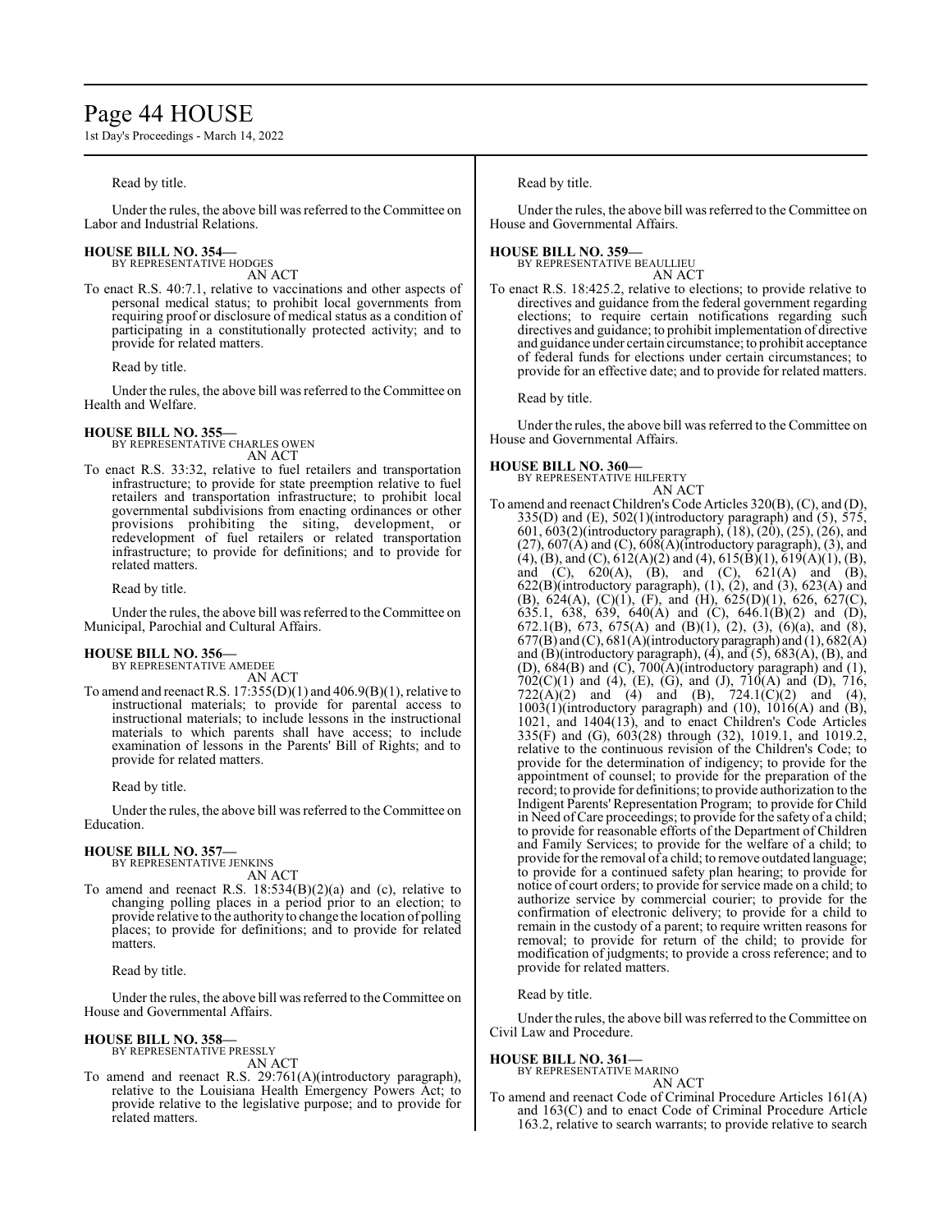Read by title.

Under the rules, the above bill was referred to the Committee on Labor and Industrial Relations.

**HOUSE BILL NO. 354—**
BY REPRESENTATIVE HODGES
AN ACT

To enact R.S. 40:7.1, relative to vaccinations and other aspects of personal medical status; to prohibit local governments from requiring proof or disclosure of medical status as a condition of participating in a constitutionally protected activity; and to provide for related matters.

Read by title.

Under the rules, the above bill was referred to the Committee on Health and Welfare.

**HOUSE BILL NO. 355—**
BY REPRESENTATIVE CHARLES OWEN
AN ACT

To enact R.S. 33:32, relative to fuel retailers and transportation infrastructure; to provide for state preemption relative to fuel retailers and transportation infrastructure; to prohibit local governmental subdivisions from enacting ordinances or other provisions prohibiting the siting, development, or redevelopment of fuel retailers or related transportation infrastructure; to provide for definitions; and to provide for related matters.

Read by title.

Under the rules, the above bill was referred to the Committee on Municipal, Parochial and Cultural Affairs.

**HOUSE BILL NO. 356—**
BY REPRESENTATIVE AMEDEE
AN ACT

To amend and reenact R.S. 17:355(D)(1) and 406.9(B)(1), relative to instructional materials; to provide for parental access to instructional materials; to include lessons in the instructional materials to which parents shall have access; to include examination of lessons in the Parents' Bill of Rights; and to provide for related matters.

Read by title.

Under the rules, the above bill was referred to the Committee on Education.

**HOUSE BILL NO. 357—**
BY REPRESENTATIVE JENKINS
AN ACT

To amend and reenact R.S. 18:534(B)(2)(a) and (c), relative to changing polling places in a period prior to an election; to provide relative to the authority to change the location of polling places; to provide for definitions; and to provide for related matters.

Read by title.

Under the rules, the above bill was referred to the Committee on House and Governmental Affairs.

**HOUSE BILL NO. 358—**
BY REPRESENTATIVE PRESSLY
AN ACT

To amend and reenact R.S. 29:761(A)(introductory paragraph), relative to the Louisiana Health Emergency Powers Act; to provide relative to the legislative purpose; and to provide for related matters.

Read by title.

Under the rules, the above bill was referred to the Committee on House and Governmental Affairs.

**HOUSE BILL NO. 359—**
BY REPRESENTATIVE BEAULLIEU
AN ACT

To enact R.S. 18:425.2, relative to elections; to provide relative to directives and guidance from the federal government regarding elections; to require certain notifications regarding such directives and guidance; to prohibit implementation of directive and guidance under certain circumstance; to prohibit acceptance of federal funds for elections under certain circumstances; to provide for an effective date; and to provide for related matters.

Read by title.

Under the rules, the above bill was referred to the Committee on House and Governmental Affairs.

**HOUSE BILL NO. 360—**
BY REPRESENTATIVE HILFERTY
AN ACT

To amend and reenact Children's Code Articles 320(B), (C), and (D), 335(D) and (E), 502(1)(introductory paragraph) and (5), 575, 601, 603(2)(introductory paragraph), (18), (20), (25), (26), and (27), 607(A) and (C), 608(A)(introductory paragraph), (3), and (4), (B), and (C), 612(A)(2) and (4), 615(B)(1), 619(A)(1), (B), and (C), 620(A), (B), and (C), 621(A) and (B), 622(B)(introductory paragraph), (1), (2), and (3), 623(A) and (B), 624(A), (C)(1), (F), and (H), 625(D)(1), 626, 627(C), 635.1, 638, 639, 640(A) and (C), 646.1(B)(2) and (D), 672.1(B), 673, 675(A) and (B)(1), (2), (3), (6)(a), and (8), 677(B) and (C), 681(A)(introductory paragraph) and (1), 682(A) and (B)(introductory paragraph), (4), and (5), 683(A), (B), and (D), 684(B) and (C), 700(A)(introductory paragraph) and (1), 702(C)(1) and (4), (E), (G), and (J), 710(A) and (D), 716, 722(A)(2) and (4) and (B), 724.1(C)(2) and (4), 1003(1)(introductory paragraph) and (10), 1016(A) and (B), 1021, and 1404(13), and to enact Children's Code Articles 335(F) and (G), 603(28) through (32), 1019.1, and 1019.2, relative to the continuous revision of the Children's Code; to provide for the determination of indigency; to provide for the appointment of counsel; to provide for the preparation of the record; to provide for definitions; to provide authorization to the Indigent Parents' Representation Program; to provide for Child in Need of Care proceedings; to provide for the safety of a child; to provide for reasonable efforts of the Department of Children and Family Services; to provide for the welfare of a child; to provide for the removal of a child; to remove outdated language; to provide for a continued safety plan hearing; to provide for notice of court orders; to provide for service made on a child; to authorize service by commercial courier; to provide for the confirmation of electronic delivery; to provide for a child to remain in the custody of a parent; to require written reasons for removal; to provide for return of the child; to provide for modification of judgments; to provide a cross reference; and to provide for related matters.

Read by title.

Under the rules, the above bill was referred to the Committee on Civil Law and Procedure.

**HOUSE BILL NO. 361—**
BY REPRESENTATIVE MARINO
AN ACT

To amend and reenact Code of Criminal Procedure Articles 161(A) and 163(C) and to enact Code of Criminal Procedure Article 163.2, relative to search warrants; to provide relative to search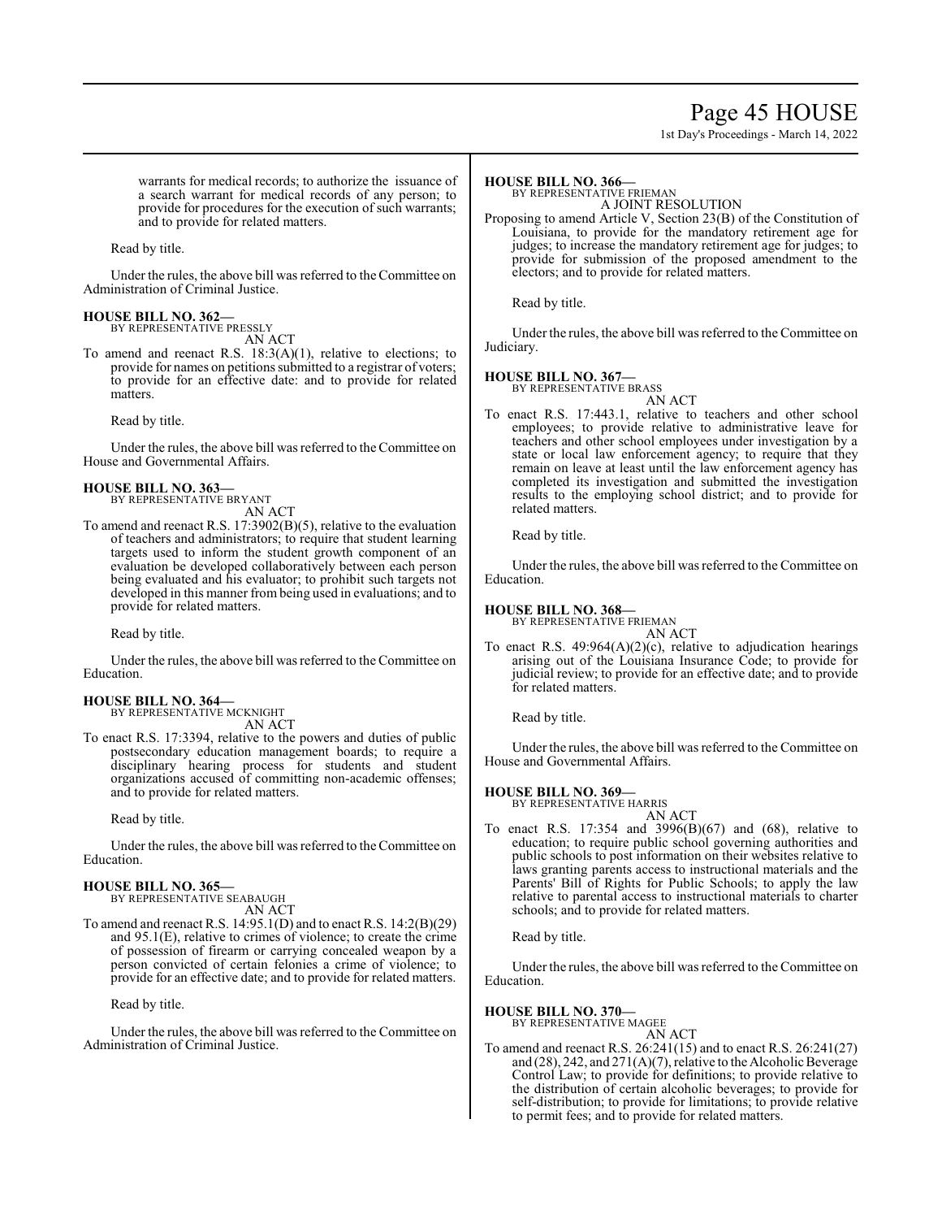warrants for medical records; to authorize the issuance of a search warrant for medical records of any person; to provide for procedures for the execution of such warrants; and to provide for related matters.

Read by title.

Under the rules, the above bill was referred to the Committee on Administration of Criminal Justice.

**HOUSE BILL NO. 362—**
BY REPRESENTATIVE PRESSLY
AN ACT

To amend and reenact R.S. 18:3(A)(1), relative to elections; to provide for names on petitions submitted to a registrar of voters; to provide for an effective date: and to provide for related matters.

Read by title.

Under the rules, the above bill was referred to the Committee on House and Governmental Affairs.

**HOUSE BILL NO. 363—**
BY REPRESENTATIVE BRYANT
AN ACT

To amend and reenact R.S. 17:3902(B)(5), relative to the evaluation of teachers and administrators; to require that student learning targets used to inform the student growth component of an evaluation be developed collaboratively between each person being evaluated and his evaluator; to prohibit such targets not developed in this manner from being used in evaluations; and to provide for related matters.

Read by title.

Under the rules, the above bill was referred to the Committee on Education.

**HOUSE BILL NO. 364—**
BY REPRESENTATIVE MCKNIGHT
AN ACT

To enact R.S. 17:3394, relative to the powers and duties of public postsecondary education management boards; to require a disciplinary hearing process for students and student organizations accused of committing non-academic offenses; and to provide for related matters.

Read by title.

Under the rules, the above bill was referred to the Committee on Education.

**HOUSE BILL NO. 365—**
BY REPRESENTATIVE SEABAUGH
AN ACT

To amend and reenact R.S. 14:95.1(D) and to enact R.S. 14:2(B)(29) and 95.1(E), relative to crimes of violence; to create the crime of possession of firearm or carrying concealed weapon by a person convicted of certain felonies a crime of violence; to provide for an effective date; and to provide for related matters.

Read by title.

Under the rules, the above bill was referred to the Committee on Administration of Criminal Justice.

**HOUSE BILL NO. 366—**
BY REPRESENTATIVE FRIEMAN
A JOINT RESOLUTION

Proposing to amend Article V, Section 23(B) of the Constitution of Louisiana, to provide for the mandatory retirement age for judges; to increase the mandatory retirement age for judges; to provide for submission of the proposed amendment to the electors; and to provide for related matters.

Read by title.

Under the rules, the above bill was referred to the Committee on Judiciary.

**HOUSE BILL NO. 367—**
BY REPRESENTATIVE BRASS
AN ACT

To enact R.S. 17:443.1, relative to teachers and other school employees; to provide relative to administrative leave for teachers and other school employees under investigation by a state or local law enforcement agency; to require that they remain on leave at least until the law enforcement agency has completed its investigation and submitted the investigation results to the employing school district; and to provide for related matters.

Read by title.

Under the rules, the above bill was referred to the Committee on Education.

**HOUSE BILL NO. 368—**
BY REPRESENTATIVE FRIEMAN
AN ACT

To enact R.S. 49:964(A)(2)(c), relative to adjudication hearings arising out of the Louisiana Insurance Code; to provide for judicial review; to provide for an effective date; and to provide for related matters.

Read by title.

Under the rules, the above bill was referred to the Committee on House and Governmental Affairs.

**HOUSE BILL NO. 369—**
BY REPRESENTATIVE HARRIS
AN ACT

To enact R.S. 17:354 and 3996(B)(67) and (68), relative to education; to require public school governing authorities and public schools to post information on their websites relative to laws granting parents access to instructional materials and the Parents' Bill of Rights for Public Schools; to apply the law relative to parental access to instructional materials to charter schools; and to provide for related matters.

Read by title.

Under the rules, the above bill was referred to the Committee on Education.

**HOUSE BILL NO. 370—**
BY REPRESENTATIVE MAGEE
AN ACT

To amend and reenact R.S. 26:241(15) and to enact R.S. 26:241(27) and (28), 242, and 271(A)(7), relative to the Alcoholic Beverage Control Law; to provide for definitions; to provide relative to the distribution of certain alcoholic beverages; to provide for self-distribution; to provide for limitations; to provide relative to permit fees; and to provide for related matters.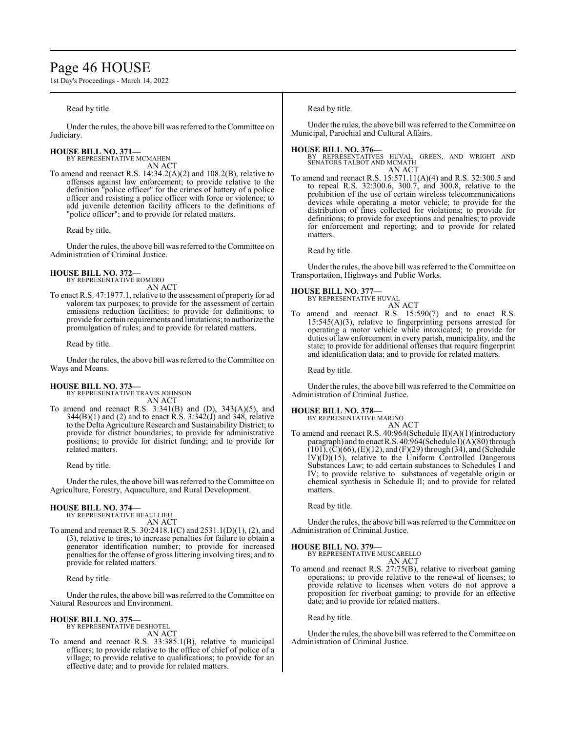Read by title.

Under the rules, the above bill was referred to the Committee on Judiciary.

**HOUSE BILL NO. 371—**
BY REPRESENTATIVE MCMAHEN
AN ACT

To amend and reenact R.S. 14:34.2(A)(2) and 108.2(B), relative to offenses against law enforcement; to provide relative to the definition "police officer" for the crimes of battery of a police officer and resisting a police officer with force or violence; to add juvenile detention facility officers to the definitions of "police officer"; and to provide for related matters.

Read by title.

Under the rules, the above bill was referred to the Committee on Administration of Criminal Justice.

**HOUSE BILL NO. 372—**
BY REPRESENTATIVE ROMERO
AN ACT

To enact R.S. 47:1977.1, relative to the assessment of property for ad valorem tax purposes; to provide for the assessment of certain emissions reduction facilities; to provide for definitions; to provide for certain requirements and limitations; to authorize the promulgation of rules; and to provide for related matters.

Read by title.

Under the rules, the above bill was referred to the Committee on Ways and Means.

**HOUSE BILL NO. 373—**
BY REPRESENTATIVE TRAVIS JOHNSON
AN ACT

To amend and reenact R.S. 3:341(B) and (D), 343(A)(5), and 344(B)(1) and (2) and to enact R.S. 3:342(J) and 348, relative to the Delta Agriculture Research and Sustainability District; to provide for district boundaries; to provide for administrative positions; to provide for district funding; and to provide for related matters.

Read by title.

Under the rules, the above bill was referred to the Committee on Agriculture, Forestry, Aquaculture, and Rural Development.

**HOUSE BILL NO. 374—**
BY REPRESENTATIVE BEAULLIEU
AN ACT

To amend and reenact R.S. 30:2418.1(C) and 2531.1(D)(1), (2), and (3), relative to tires; to increase penalties for failure to obtain a generator identification number; to provide for increased penalties for the offense of gross littering involving tires; and to provide for related matters.

Read by title.

Under the rules, the above bill was referred to the Committee on Natural Resources and Environment.

**HOUSE BILL NO. 375—**
BY REPRESENTATIVE DESHOTEL
AN ACT

To amend and reenact R.S. 33:385.1(B), relative to municipal officers; to provide relative to the office of chief of police of a village; to provide relative to qualifications; to provide for an effective date; and to provide for related matters.

Read by title.

Under the rules, the above bill was referred to the Committee on Municipal, Parochial and Cultural Affairs.

**HOUSE BILL NO. 376—**
BY REPRESENTATIVES HUVAL, GREEN, AND WRIGHT AND SENATORS TALBOT AND MCMATH
AN ACT

To amend and reenact R.S. 15:571.11(A)(4) and R.S. 32:300.5 and to repeal R.S. 32:300.6, 300.7, and 300.8, relative to the prohibition of the use of certain wireless telecommunications devices while operating a motor vehicle; to provide for the distribution of fines collected for violations; to provide for definitions; to provide for exceptions and penalties; to provide for enforcement and reporting; and to provide for related matters.

Read by title.

Under the rules, the above bill was referred to the Committee on Transportation, Highways and Public Works.

**HOUSE BILL NO. 377—**
BY REPRESENTATIVE HUVAL
AN ACT

To amend and reenact R.S. 15:590(7) and to enact R.S. 15:545(A)(3), relative to fingerprinting persons arrested for operating a motor vehicle while intoxicated; to provide for duties of law enforcement in every parish, municipality, and the state; to provide for additional offenses that require fingerprint and identification data; and to provide for related matters.

Read by title.

Under the rules, the above bill was referred to the Committee on Administration of Criminal Justice.

**HOUSE BILL NO. 378—**
BY REPRESENTATIVE MARINO
AN ACT

To amend and reenact R.S. 40:964(Schedule II)(A)(1)(introductory paragraph) and to enact R.S. 40:964(Schedule I)(A)(80) through (101), (C)(66), (E)(12), and (F)(29) through (34), and (Schedule IV)(D)(15), relative to the Uniform Controlled Dangerous Substances Law; to add certain substances to Schedules I and IV; to provide relative to substances of vegetable origin or chemical synthesis in Schedule II; and to provide for related matters.

Read by title.

Under the rules, the above bill was referred to the Committee on Administration of Criminal Justice.

**HOUSE BILL NO. 379—**
BY REPRESENTATIVE MUSCARELLO
AN ACT

To amend and reenact R.S. 27:75(B), relative to riverboat gaming operations; to provide relative to the renewal of licenses; to provide relative to licenses when voters do not approve a proposition for riverboat gaming; to provide for an effective date; and to provide for related matters.

Read by title.

Under the rules, the above bill was referred to the Committee on Administration of Criminal Justice.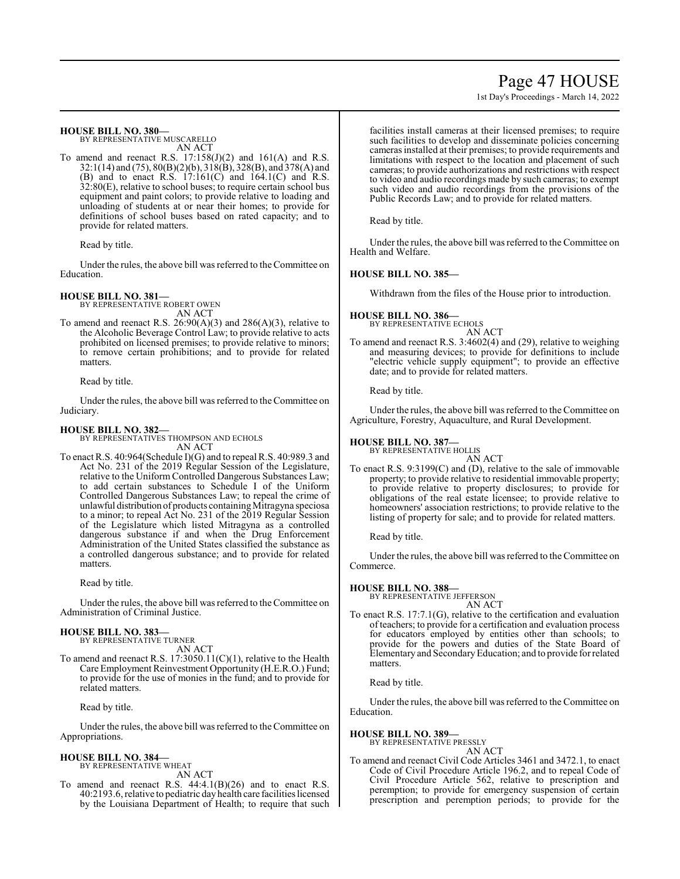**HOUSE BILL NO. 380—**
BY REPRESENTATIVE MUSCARELLO
AN ACT

To amend and reenact R.S. 17:158(J)(2) and 161(A) and R.S. 32:1(14) and (75), 80(B)(2)(b), 318(B), 328(B), and 378(A) and (B) and to enact R.S. 17:161(C) and 164.1(C) and R.S. 32:80(E), relative to school buses; to require certain school bus equipment and paint colors; to provide relative to loading and unloading of students at or near their homes; to provide for definitions of school buses based on rated capacity; and to provide for related matters.

Read by title.

Under the rules, the above bill was referred to the Committee on Education.

**HOUSE BILL NO. 381—**
BY REPRESENTATIVE ROBERT OWEN
AN ACT

To amend and reenact R.S. 26:90(A)(3) and 286(A)(3), relative to the Alcoholic Beverage Control Law; to provide relative to acts prohibited on licensed premises; to provide relative to minors; to remove certain prohibitions; and to provide for related matters.

Read by title.

Under the rules, the above bill was referred to the Committee on Judiciary.

**HOUSE BILL NO. 382—**
BY REPRESENTATIVES THOMPSON AND ECHOLS
AN ACT

To enact R.S. 40:964(Schedule I)(G) and to repeal R.S. 40:989.3 and Act No. 231 of the 2019 Regular Session of the Legislature, relative to the Uniform Controlled Dangerous Substances Law; to add certain substances to Schedule I of the Uniform Controlled Dangerous Substances Law; to repeal the crime of unlawful distribution of products containing Mitragyna speciosa to a minor; to repeal Act No. 231 of the 2019 Regular Session of the Legislature which listed Mitragyna as a controlled dangerous substance if and when the Drug Enforcement Administration of the United States classified the substance as a controlled dangerous substance; and to provide for related matters.

Read by title.

Under the rules, the above bill was referred to the Committee on Administration of Criminal Justice.

**HOUSE BILL NO. 383—**
BY REPRESENTATIVE TURNER
AN ACT

To amend and reenact R.S. 17:3050.11(C)(1), relative to the Health Care Employment Reinvestment Opportunity (H.E.R.O.) Fund; to provide for the use of monies in the fund; and to provide for related matters.

Read by title.

Under the rules, the above bill was referred to the Committee on Appropriations.

**HOUSE BILL NO. 384—**
BY REPRESENTATIVE WHEAT
AN ACT

To amend and reenact R.S. 44:4.1(B)(26) and to enact R.S. 40:2193.6, relative to pediatric day health care facilities licensed by the Louisiana Department of Health; to require that such facilities install cameras at their licensed premises; to require such facilities to develop and disseminate policies concerning cameras installed at their premises; to provide requirements and limitations with respect to the location and placement of such cameras; to provide authorizations and restrictions with respect to video and audio recordings made by such cameras; to exempt such video and audio recordings from the provisions of the Public Records Law; and to provide for related matters.

Read by title.

Under the rules, the above bill was referred to the Committee on Health and Welfare.

**HOUSE BILL NO. 385—**

Withdrawn from the files of the House prior to introduction.

**HOUSE BILL NO. 386—**
BY REPRESENTATIVE ECHOLS
AN ACT

To amend and reenact R.S. 3:4602(4) and (29), relative to weighing and measuring devices; to provide for definitions to include "electric vehicle supply equipment"; to provide an effective date; and to provide for related matters.

Read by title.

Under the rules, the above bill was referred to the Committee on Agriculture, Forestry, Aquaculture, and Rural Development.

**HOUSE BILL NO. 387—**
BY REPRESENTATIVE HOLLIS
AN ACT

To enact R.S. 9:3199(C) and (D), relative to the sale of immovable property; to provide relative to residential immovable property; to provide relative to property disclosures; to provide for obligations of the real estate licensee; to provide relative to homeowners' association restrictions; to provide relative to the listing of property for sale; and to provide for related matters.

Read by title.

Under the rules, the above bill was referred to the Committee on Commerce.

**HOUSE BILL NO. 388—**
BY REPRESENTATIVE JEFFERSON
AN ACT

To enact R.S. 17:7.1(G), relative to the certification and evaluation of teachers; to provide for a certification and evaluation process for educators employed by entities other than schools; to provide for the powers and duties of the State Board of Elementary and Secondary Education; and to provide for related matters.

Read by title.

Under the rules, the above bill was referred to the Committee on Education.

**HOUSE BILL NO. 389—**
BY REPRESENTATIVE PRESSLY
AN ACT

To amend and reenact Civil Code Articles 3461 and 3472.1, to enact Code of Civil Procedure Article 196.2, and to repeal Code of Civil Procedure Article 562, relative to prescription and peremption; to provide for emergency suspension of certain prescription and peremption periods; to provide for the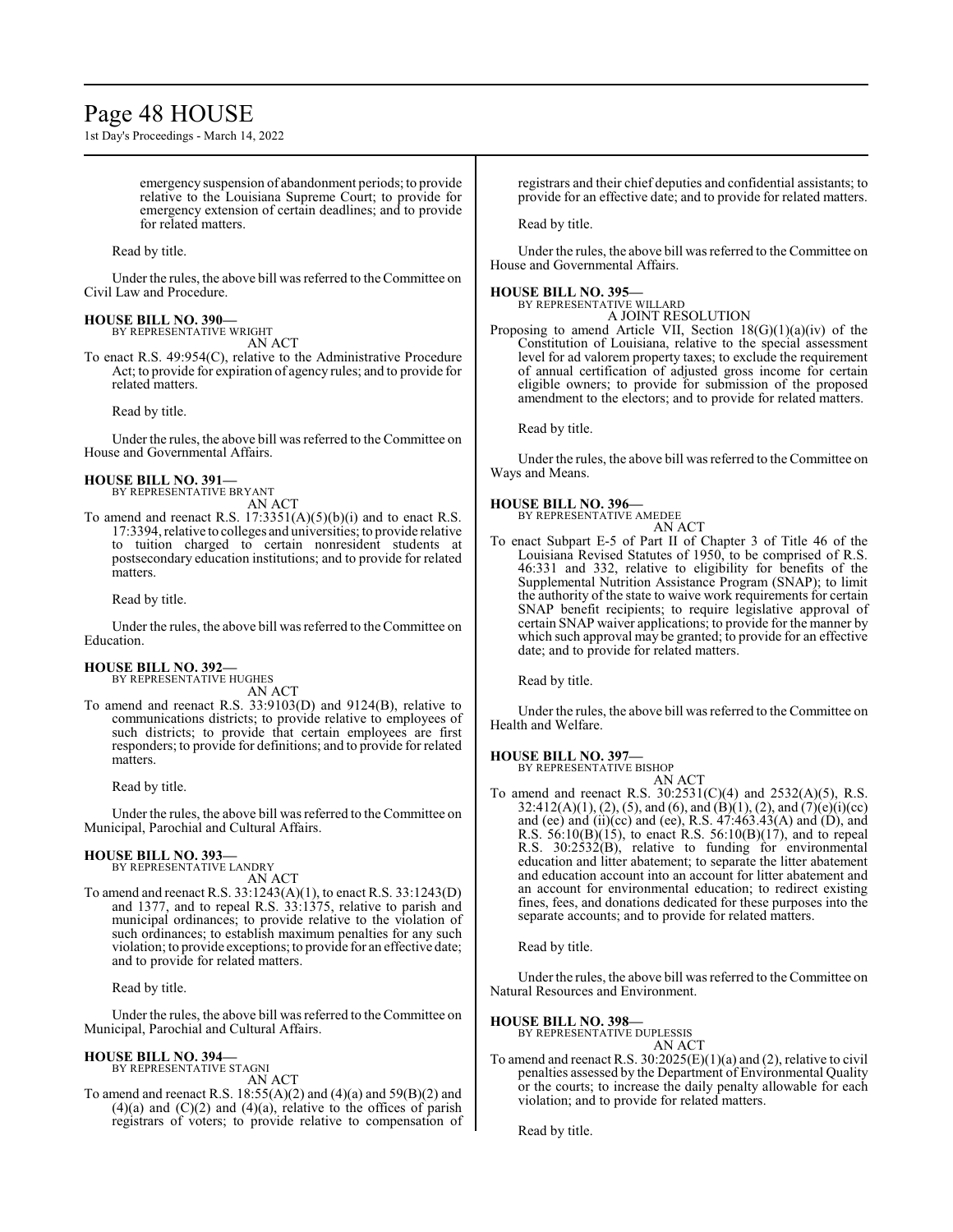emergency suspension of abandonment periods; to provide relative to the Louisiana Supreme Court; to provide for emergency extension of certain deadlines; and to provide for related matters.

Read by title.

Under the rules, the above bill was referred to the Committee on Civil Law and Procedure.

**HOUSE BILL NO. 390—**
BY REPRESENTATIVE WRIGHT
AN ACT

To enact R.S. 49:954(C), relative to the Administrative Procedure Act; to provide for expiration of agency rules; and to provide for related matters.

Read by title.

Under the rules, the above bill was referred to the Committee on House and Governmental Affairs.

**HOUSE BILL NO. 391—**
BY REPRESENTATIVE BRYANT
AN ACT

To amend and reenact R.S. 17:3351(A)(5)(b)(i) and to enact R.S. 17:3394, relative to colleges and universities; to provide relative to tuition charged to certain nonresident students at postsecondary education institutions; and to provide for related matters.

Read by title.

Under the rules, the above bill was referred to the Committee on Education.

**HOUSE BILL NO. 392—**
BY REPRESENTATIVE HUGHES
AN ACT

To amend and reenact R.S. 33:9103(D) and 9124(B), relative to communications districts; to provide relative to employees of such districts; to provide that certain employees are first responders; to provide for definitions; and to provide for related matters.

Read by title.

Under the rules, the above bill was referred to the Committee on Municipal, Parochial and Cultural Affairs.

**HOUSE BILL NO. 393—**
BY REPRESENTATIVE LANDRY
AN ACT

To amend and reenact R.S. 33:1243(A)(1), to enact R.S. 33:1243(D) and 1377, and to repeal R.S. 33:1375, relative to parish and municipal ordinances; to provide relative to the violation of such ordinances; to establish maximum penalties for any such violation; to provide exceptions; to provide for an effective date; and to provide for related matters.

Read by title.

Under the rules, the above bill was referred to the Committee on Municipal, Parochial and Cultural Affairs.

**HOUSE BILL NO. 394—**
BY REPRESENTATIVE STAGNI
AN ACT

To amend and reenact R.S. 18:55(A)(2) and (4)(a) and 59(B)(2) and (4)(a) and (C)(2) and (4)(a), relative to the offices of parish registrars of voters; to provide relative to compensation of registrars and their chief deputies and confidential assistants; to provide for an effective date; and to provide for related matters.

Read by title.

Under the rules, the above bill was referred to the Committee on House and Governmental Affairs.

**HOUSE BILL NO. 395—**
BY REPRESENTATIVE WILLARD
A JOINT RESOLUTION

Proposing to amend Article VII, Section 18(G)(1)(a)(iv) of the Constitution of Louisiana, relative to the special assessment level for ad valorem property taxes; to exclude the requirement of annual certification of adjusted gross income for certain eligible owners; to provide for submission of the proposed amendment to the electors; and to provide for related matters.

Read by title.

Under the rules, the above bill was referred to the Committee on Ways and Means.

**HOUSE BILL NO. 396—**
BY REPRESENTATIVE AMEDEE
AN ACT

To enact Subpart E-5 of Part II of Chapter 3 of Title 46 of the Louisiana Revised Statutes of 1950, to be comprised of R.S. 46:331 and 332, relative to eligibility for benefits of the Supplemental Nutrition Assistance Program (SNAP); to limit the authority of the state to waive work requirements for certain SNAP benefit recipients; to require legislative approval of certain SNAP waiver applications; to provide for the manner by which such approval may be granted; to provide for an effective date; and to provide for related matters.

Read by title.

Under the rules, the above bill was referred to the Committee on Health and Welfare.

**HOUSE BILL NO. 397—**
BY REPRESENTATIVE BISHOP
AN ACT

To amend and reenact R.S. 30:2531(C)(4) and 2532(A)(5), R.S. 32:412(A)(1), (2), (5), and (6), and (B)(1), (2), and (7)(e)(i)(cc) and (ee) and (ii)(cc) and (ee), R.S. 47:463.43(A) and (D), and R.S. 56:10(B)(15), to enact R.S. 56:10(B)(17), and to repeal R.S. 30:2532(B), relative to funding for environmental education and litter abatement; to separate the litter abatement and education account into an account for litter abatement and an account for environmental education; to redirect existing fines, fees, and donations dedicated for these purposes into the separate accounts; and to provide for related matters.

Read by title.

Under the rules, the above bill was referred to the Committee on Natural Resources and Environment.

**HOUSE BILL NO. 398—**
BY REPRESENTATIVE DUPLESSIS
AN ACT

To amend and reenact R.S. 30:2025(E)(1)(a) and (2), relative to civil penalties assessed by the Department of Environmental Quality or the courts; to increase the daily penalty allowable for each violation; and to provide for related matters.

Read by title.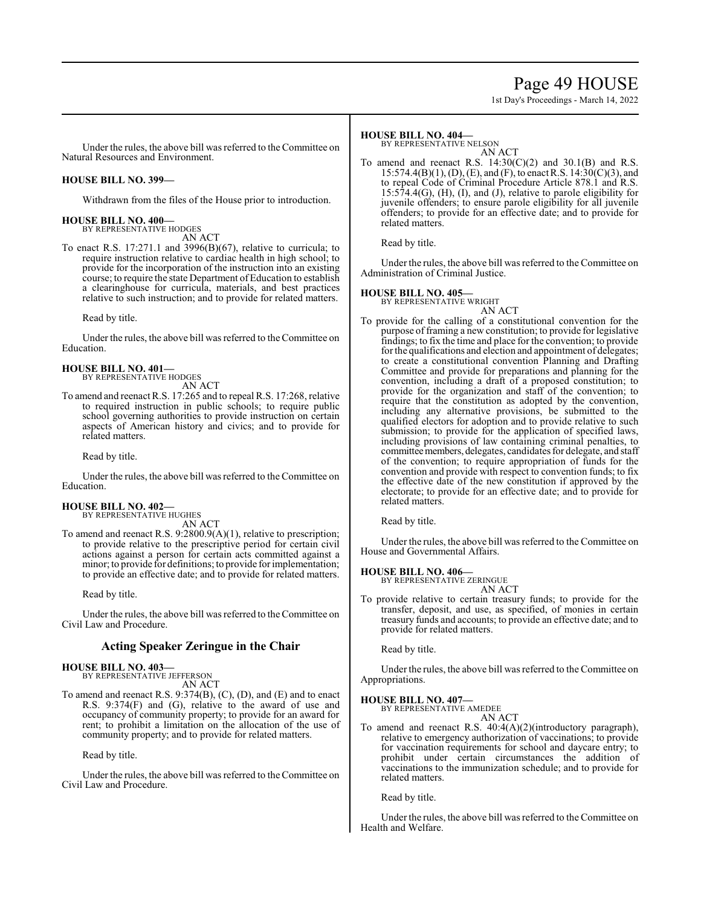Under the rules, the above bill was referred to the Committee on Natural Resources and Environment.

**HOUSE BILL NO. 399—**

Withdrawn from the files of the House prior to introduction.

**HOUSE BILL NO. 400—**
BY REPRESENTATIVE HODGES
AN ACT

To enact R.S. 17:271.1 and 3996(B)(67), relative to curricula; to require instruction relative to cardiac health in high school; to provide for the incorporation of the instruction into an existing course; to require the state Department of Education to establish a clearinghouse for curricula, materials, and best practices relative to such instruction; and to provide for related matters.

Read by title.

Under the rules, the above bill was referred to the Committee on Education.

**HOUSE BILL NO. 401—**
BY REPRESENTATIVE HODGES
AN ACT

To amend and reenact R.S. 17:265 and to repeal R.S. 17:268, relative to required instruction in public schools; to require public school governing authorities to provide instruction on certain aspects of American history and civics; and to provide for related matters.

Read by title.

Under the rules, the above bill was referred to the Committee on Education.

**HOUSE BILL NO. 402—**
BY REPRESENTATIVE HUGHES
AN ACT

To amend and reenact R.S. 9:2800.9(A)(1), relative to prescription; to provide relative to the prescriptive period for certain civil actions against a person for certain acts committed against a minor; to provide for definitions; to provide for implementation; to provide an effective date; and to provide for related matters.

Read by title.

Under the rules, the above bill was referred to the Committee on Civil Law and Procedure.

## Acting Speaker Zeringue in the Chair

**HOUSE BILL NO. 403—**
BY REPRESENTATIVE JEFFERSON
AN ACT

To amend and reenact R.S. 9:374(B), (C), (D), and (E) and to enact R.S. 9:374(F) and (G), relative to the award of use and occupancy of community property; to provide for an award for rent; to prohibit a limitation on the allocation of the use of community property; and to provide for related matters.

Read by title.

Under the rules, the above bill was referred to the Committee on Civil Law and Procedure.

**HOUSE BILL NO. 404—**
BY REPRESENTATIVE NELSON
AN ACT

To amend and reenact R.S. 14:30(C)(2) and 30.1(B) and R.S. 15:574.4(B)(1), (D), (E), and (F), to enact R.S. 14:30(C)(3), and to repeal Code of Criminal Procedure Article 878.1 and R.S. 15:574.4(G), (H), (I), and (J), relative to parole eligibility for juvenile offenders; to ensure parole eligibility for all juvenile offenders; to provide for an effective date; and to provide for related matters.

Read by title.

Under the rules, the above bill was referred to the Committee on Administration of Criminal Justice.

**HOUSE BILL NO. 405—**
BY REPRESENTATIVE WRIGHT
AN ACT

To provide for the calling of a constitutional convention for the purpose of framing a new constitution; to provide for legislative findings; to fix the time and place for the convention; to provide for the qualifications and election and appointment of delegates; to create a constitutional convention Planning and Drafting Committee and provide for preparations and planning for the convention, including a draft of a proposed constitution; to provide for the organization and staff of the convention; to require that the constitution as adopted by the convention, including any alternative provisions, be submitted to the qualified electors for adoption and to provide relative to such submission; to provide for the application of specified laws, including provisions of law containing criminal penalties, to committee members, delegates, candidates for delegate, and staff of the convention; to require appropriation of funds for the convention and provide with respect to convention funds; to fix the effective date of the new constitution if approved by the electorate; to provide for an effective date; and to provide for related matters.

Read by title.

Under the rules, the above bill was referred to the Committee on House and Governmental Affairs.

**HOUSE BILL NO. 406—**
BY REPRESENTATIVE ZERINGUE
AN ACT

To provide relative to certain treasury funds; to provide for the transfer, deposit, and use, as specified, of monies in certain treasury funds and accounts; to provide an effective date; and to provide for related matters.

Read by title.

Under the rules, the above bill was referred to the Committee on Appropriations.

**HOUSE BILL NO. 407—**
BY REPRESENTATIVE AMEDEE
AN ACT

To amend and reenact R.S. 40:4(A)(2)(introductory paragraph), relative to emergency authorization of vaccinations; to provide for vaccination requirements for school and daycare entry; to prohibit under certain circumstances the addition of vaccinations to the immunization schedule; and to provide for related matters.

Read by title.

Under the rules, the above bill was referred to the Committee on Health and Welfare.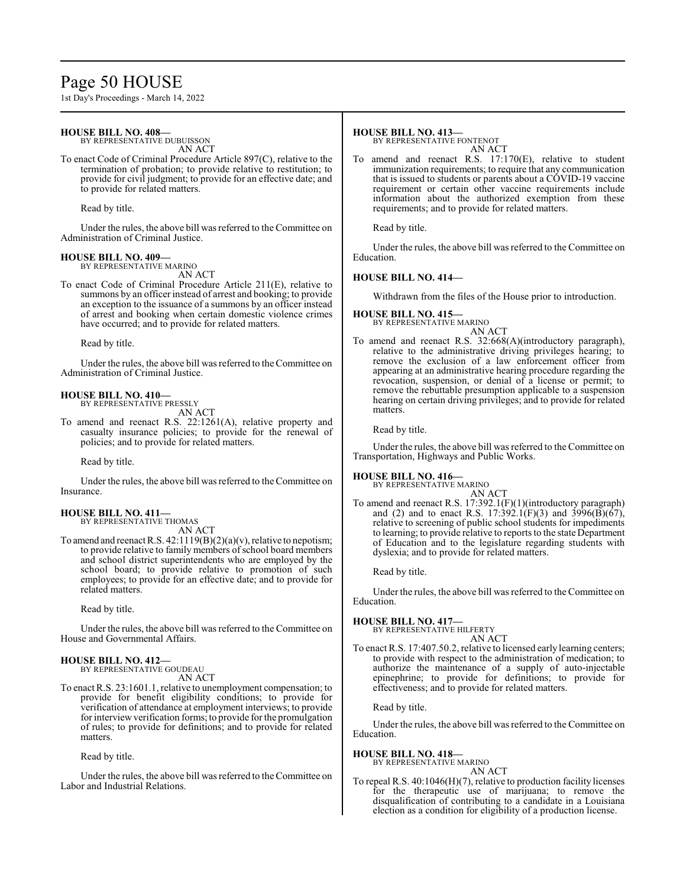**HOUSE BILL NO. 408—**
BY REPRESENTATIVE DUBUISSON
AN ACT
To enact Code of Criminal Procedure Article 897(C), relative to the termination of probation; to provide relative to restitution; to provide for civil judgment; to provide for an effective date; and to provide for related matters.

Read by title.

Under the rules, the above bill was referred to the Committee on Administration of Criminal Justice.

**HOUSE BILL NO. 409—**
BY REPRESENTATIVE MARINO
AN ACT
To enact Code of Criminal Procedure Article 211(E), relative to summons by an officer instead of arrest and booking; to provide an exception to the issuance of a summons by an officer instead of arrest and booking when certain domestic violence crimes have occurred; and to provide for related matters.

Read by title.

Under the rules, the above bill was referred to the Committee on Administration of Criminal Justice.

**HOUSE BILL NO. 410—**
BY REPRESENTATIVE PRESSLY
AN ACT
To amend and reenact R.S. 22:1261(A), relative property and casualty insurance policies; to provide for the renewal of policies; and to provide for related matters.

Read by title.

Under the rules, the above bill was referred to the Committee on Insurance.

**HOUSE BILL NO. 411—**
BY REPRESENTATIVE THOMAS
AN ACT
To amend and reenact R.S. 42:1119(B)(2)(a)(v), relative to nepotism; to provide relative to family members of school board members and school district superintendents who are employed by the school board; to provide relative to promotion of such employees; to provide for an effective date; and to provide for related matters.

Read by title.

Under the rules, the above bill was referred to the Committee on House and Governmental Affairs.

**HOUSE BILL NO. 412—**
BY REPRESENTATIVE GOUDEAU
AN ACT
To enact R.S. 23:1601.1, relative to unemployment compensation; to provide for benefit eligibility conditions; to provide for verification of attendance at employment interviews; to provide for interview verification forms; to provide for the promulgation of rules; to provide for definitions; and to provide for related matters.

Read by title.

Under the rules, the above bill was referred to the Committee on Labor and Industrial Relations.

**HOUSE BILL NO. 413—**
BY REPRESENTATIVE FONTENOT
AN ACT
To amend and reenact R.S. 17:170(E), relative to student immunization requirements; to require that any communication that is issued to students or parents about a COVID-19 vaccine requirement or certain other vaccine requirements include information about the authorized exemption from these requirements; and to provide for related matters.

Read by title.

Under the rules, the above bill was referred to the Committee on Education.

**HOUSE BILL NO. 414—**

Withdrawn from the files of the House prior to introduction.

**HOUSE BILL NO. 415—**
BY REPRESENTATIVE MARINO
AN ACT
To amend and reenact R.S. 32:668(A)(introductory paragraph), relative to the administrative driving privileges hearing; to remove the exclusion of a law enforcement officer from appearing at an administrative hearing procedure regarding the revocation, suspension, or denial of a license or permit; to remove the rebuttable presumption applicable to a suspension hearing on certain driving privileges; and to provide for related matters.

Read by title.

Under the rules, the above bill was referred to the Committee on Transportation, Highways and Public Works.

**HOUSE BILL NO. 416—**
BY REPRESENTATIVE MARINO
AN ACT
To amend and reenact R.S. 17:392.1(F)(1)(introductory paragraph) and (2) and to enact R.S. 17:392.1(F)(3) and 3996(B)(67), relative to screening of public school students for impediments to learning; to provide relative to reports to the state Department of Education and to the legislature regarding students with dyslexia; and to provide for related matters.

Read by title.

Under the rules, the above bill was referred to the Committee on Education.

**HOUSE BILL NO. 417—**
BY REPRESENTATIVE HILFERTY
AN ACT
To enact R.S. 17:407.50.2, relative to licensed early learning centers; to provide with respect to the administration of medication; to authorize the maintenance of a supply of auto-injectable epinephrine; to provide for definitions; to provide for effectiveness; and to provide for related matters.

Read by title.

Under the rules, the above bill was referred to the Committee on Education.

**HOUSE BILL NO. 418—**
BY REPRESENTATIVE MARINO
AN ACT
To repeal R.S. 40:1046(H)(7), relative to production facility licenses for the therapeutic use of marijuana; to remove the disqualification of contributing to a candidate in a Louisiana election as a condition for eligibility of a production license.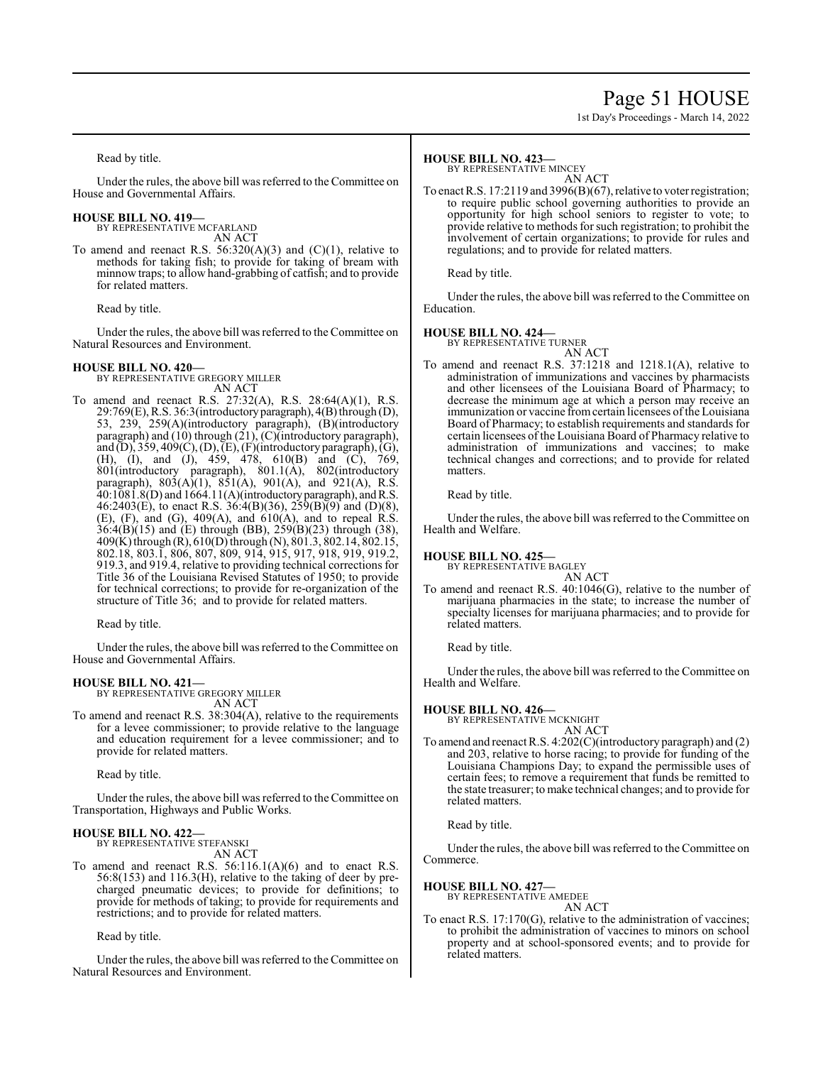Read by title.

Under the rules, the above bill was referred to the Committee on House and Governmental Affairs.

**HOUSE BILL NO. 419—**
BY REPRESENTATIVE MCFARLAND
AN ACT

To amend and reenact R.S. 56:320(A)(3) and (C)(1), relative to methods for taking fish; to provide for taking of bream with minnow traps; to allow hand-grabbing of catfish; and to provide for related matters.

Read by title.

Under the rules, the above bill was referred to the Committee on Natural Resources and Environment.

**HOUSE BILL NO. 420—**
BY REPRESENTATIVE GREGORY MILLER
AN ACT

To amend and reenact R.S. 27:32(A), R.S. 28:64(A)(1), R.S. 29:769(E), R.S. 36:3(introductory paragraph), 4(B) through (D), 53, 239, 259(A)(introductory paragraph), (B)(introductory paragraph) and (10) through (21), (C)(introductory paragraph), and (D), 359, 409(C), (D), (E), (F)(introductory paragraph), (G), (H), (I), and (J), 459, 478, 610(B) and (C), 769, 801(introductory paragraph), 801.1(A), 802(introductory paragraph), 803(A)(1), 851(A), 901(A), and 921(A), R.S. 40:1081.8(D) and 1664.11(A)(introductory paragraph), and R.S. 46:2403(E), to enact R.S. 36:4(B)(36), 259(B)(9) and (D)(8), (E), (F), and (G), 409(A), and 610(A), and to repeal R.S. 36:4(B)(15) and (E) through (BB), 259(B)(23) through (38), 409(K) through (R), 610(D) through (N), 801.3, 802.14, 802.15, 802.18, 803.1, 806, 807, 809, 914, 915, 917, 918, 919, 919.2, 919.3, and 919.4, relative to providing technical corrections for Title 36 of the Louisiana Revised Statutes of 1950; to provide for technical corrections; to provide for re-organization of the structure of Title 36; and to provide for related matters.

Read by title.

Under the rules, the above bill was referred to the Committee on House and Governmental Affairs.

**HOUSE BILL NO. 421—**
BY REPRESENTATIVE GREGORY MILLER
AN ACT

To amend and reenact R.S. 38:304(A), relative to the requirements for a levee commissioner; to provide relative to the language and education requirement for a levee commissioner; and to provide for related matters.

Read by title.

Under the rules, the above bill was referred to the Committee on Transportation, Highways and Public Works.

**HOUSE BILL NO. 422—**
BY REPRESENTATIVE STEFANSKI
AN ACT

To amend and reenact R.S. 56:116.1(A)(6) and to enact R.S. 56:8(153) and 116.3(H), relative to the taking of deer by pre-charged pneumatic devices; to provide for definitions; to provide for methods of taking; to provide for requirements and restrictions; and to provide for related matters.

Read by title.

Under the rules, the above bill was referred to the Committee on Natural Resources and Environment.

**HOUSE BILL NO. 423—**
BY REPRESENTATIVE MINCEY
AN ACT

To enact R.S. 17:2119 and 3996(B)(67), relative to voter registration; to require public school governing authorities to provide an opportunity for high school seniors to register to vote; to provide relative to methods for such registration; to prohibit the involvement of certain organizations; to provide for rules and regulations; and to provide for related matters.

Read by title.

Under the rules, the above bill was referred to the Committee on Education.

**HOUSE BILL NO. 424—**
BY REPRESENTATIVE TURNER
AN ACT

To amend and reenact R.S. 37:1218 and 1218.1(A), relative to administration of immunizations and vaccines by pharmacists and other licensees of the Louisiana Board of Pharmacy; to decrease the minimum age at which a person may receive an immunization or vaccine from certain licensees of the Louisiana Board of Pharmacy; to establish requirements and standards for certain licensees of the Louisiana Board of Pharmacy relative to administration of immunizations and vaccines; to make technical changes and corrections; and to provide for related matters.

Read by title.

Under the rules, the above bill was referred to the Committee on Health and Welfare.

**HOUSE BILL NO. 425—**
BY REPRESENTATIVE BAGLEY
AN ACT

To amend and reenact R.S. 40:1046(G), relative to the number of marijuana pharmacies in the state; to increase the number of specialty licenses for marijuana pharmacies; and to provide for related matters.

Read by title.

Under the rules, the above bill was referred to the Committee on Health and Welfare.

**HOUSE BILL NO. 426—**
BY REPRESENTATIVE MCKNIGHT
AN ACT

To amend and reenact R.S. 4:202(C)(introductory paragraph) and (2) and 203, relative to horse racing; to provide for funding of the Louisiana Champions Day; to expand the permissible uses of certain fees; to remove a requirement that funds be remitted to the state treasurer; to make technical changes; and to provide for related matters.

Read by title.

Under the rules, the above bill was referred to the Committee on Commerce.

**HOUSE BILL NO. 427—**
BY REPRESENTATIVE AMEDEE
AN ACT

To enact R.S. 17:170(G), relative to the administration of vaccines; to prohibit the administration of vaccines to minors on school property and at school-sponsored events; and to provide for related matters.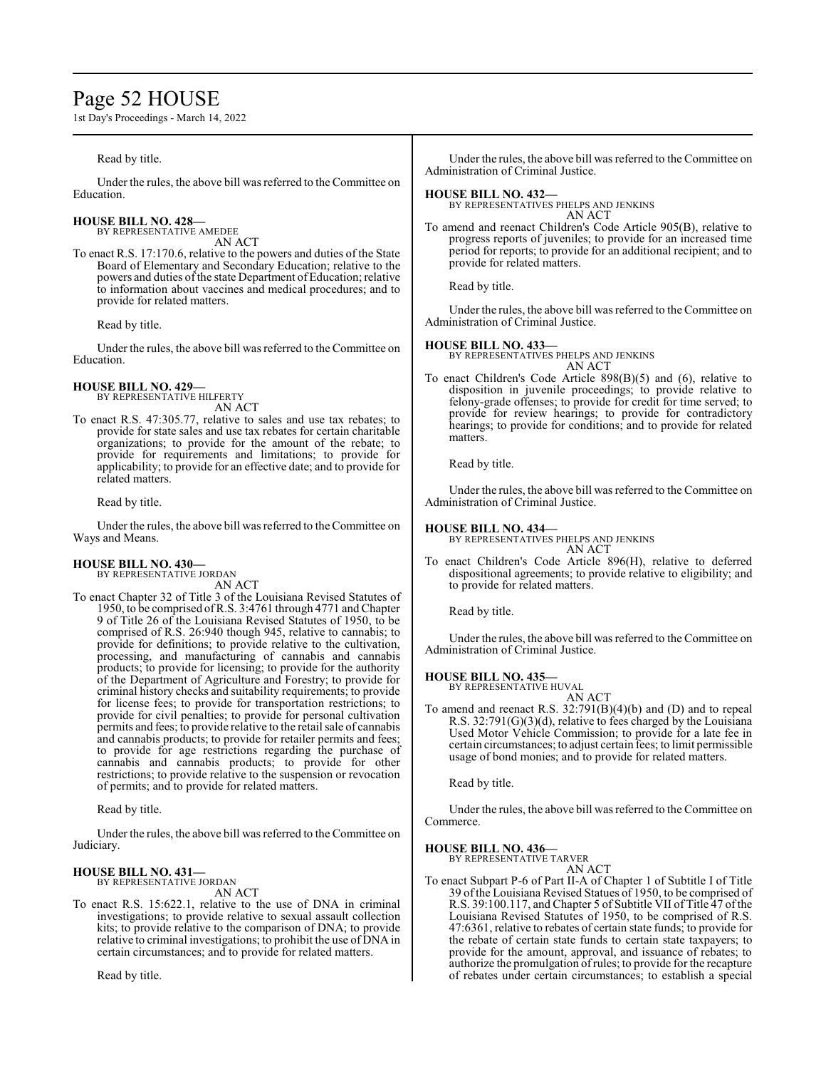Read by title.

Under the rules, the above bill was referred to the Committee on Education.

**HOUSE BILL NO. 428—**
BY REPRESENTATIVE AMEDEE
AN ACT

To enact R.S. 17:170.6, relative to the powers and duties of the State Board of Elementary and Secondary Education; relative to the powers and duties of the state Department of Education; relative to information about vaccines and medical procedures; and to provide for related matters.

Read by title.

Under the rules, the above bill was referred to the Committee on Education.

**HOUSE BILL NO. 429—**
BY REPRESENTATIVE HILFERTY
AN ACT

To enact R.S. 47:305.77, relative to sales and use tax rebates; to provide for state sales and use tax rebates for certain charitable organizations; to provide for the amount of the rebate; to provide for requirements and limitations; to provide for applicability; to provide for an effective date; and to provide for related matters.

Read by title.

Under the rules, the above bill was referred to the Committee on Ways and Means.

**HOUSE BILL NO. 430—**
BY REPRESENTATIVE JORDAN
AN ACT

To enact Chapter 32 of Title 3 of the Louisiana Revised Statutes of 1950, to be comprised of R.S. 3:4761 through 4771 and Chapter 9 of Title 26 of the Louisiana Revised Statutes of 1950, to be comprised of R.S. 26:940 though 945, relative to cannabis; to provide for definitions; to provide relative to the cultivation, processing, and manufacturing of cannabis and cannabis products; to provide for licensing; to provide for the authority of the Department of Agriculture and Forestry; to provide for criminal history checks and suitability requirements; to provide for license fees; to provide for transportation restrictions; to provide for civil penalties; to provide for personal cultivation permits and fees; to provide relative to the retail sale of cannabis and cannabis products; to provide for retailer permits and fees; to provide for age restrictions regarding the purchase of cannabis and cannabis products; to provide for other restrictions; to provide relative to the suspension or revocation of permits; and to provide for related matters.

Read by title.

Under the rules, the above bill was referred to the Committee on Judiciary.

**HOUSE BILL NO. 431—**
BY REPRESENTATIVE JORDAN
AN ACT

To enact R.S. 15:622.1, relative to the use of DNA in criminal investigations; to provide relative to sexual assault collection kits; to provide relative to the comparison of DNA; to provide relative to criminal investigations; to prohibit the use of DNA in certain circumstances; and to provide for related matters.

Read by title.

Under the rules, the above bill was referred to the Committee on Administration of Criminal Justice.

**HOUSE BILL NO. 432—**
BY REPRESENTATIVES PHELPS AND JENKINS
AN ACT

To amend and reenact Children's Code Article 905(B), relative to progress reports of juveniles; to provide for an increased time period for reports; to provide for an additional recipient; and to provide for related matters.

Read by title.

Under the rules, the above bill was referred to the Committee on Administration of Criminal Justice.

**HOUSE BILL NO. 433—**
BY REPRESENTATIVES PHELPS AND JENKINS
AN ACT

To enact Children's Code Article 898(B)(5) and (6), relative to disposition in juvenile proceedings; to provide relative to felony-grade offenses; to provide for credit for time served; to provide for review hearings; to provide for contradictory hearings; to provide for conditions; and to provide for related matters.

Read by title.

Under the rules, the above bill was referred to the Committee on Administration of Criminal Justice.

**HOUSE BILL NO. 434—**
BY REPRESENTATIVES PHELPS AND JENKINS
AN ACT

To enact Children's Code Article 896(H), relative to deferred dispositional agreements; to provide relative to eligibility; and to provide for related matters.

Read by title.

Under the rules, the above bill was referred to the Committee on Administration of Criminal Justice.

**HOUSE BILL NO. 435—**
BY REPRESENTATIVE HUVAL
AN ACT

To amend and reenact R.S. 32:791(B)(4)(b) and (D) and to repeal R.S. 32:791(G)(3)(d), relative to fees charged by the Louisiana Used Motor Vehicle Commission; to provide for a late fee in certain circumstances; to adjust certain fees; to limit permissible usage of bond monies; and to provide for related matters.

Read by title.

Under the rules, the above bill was referred to the Committee on Commerce.

**HOUSE BILL NO. 436—**
BY REPRESENTATIVE TARVER
AN ACT

To enact Subpart P-6 of Part II-A of Chapter 1 of Subtitle I of Title 39 of the Louisiana Revised Statues of 1950, to be comprised of R.S. 39:100.117, and Chapter 5 of Subtitle VII of Title 47 of the Louisiana Revised Statutes of 1950, to be comprised of R.S. 47:6361, relative to rebates of certain state funds; to provide for the rebate of certain state funds to certain state taxpayers; to provide for the amount, approval, and issuance of rebates; to authorize the promulgation of rules; to provide for the recapture of rebates under certain circumstances; to establish a special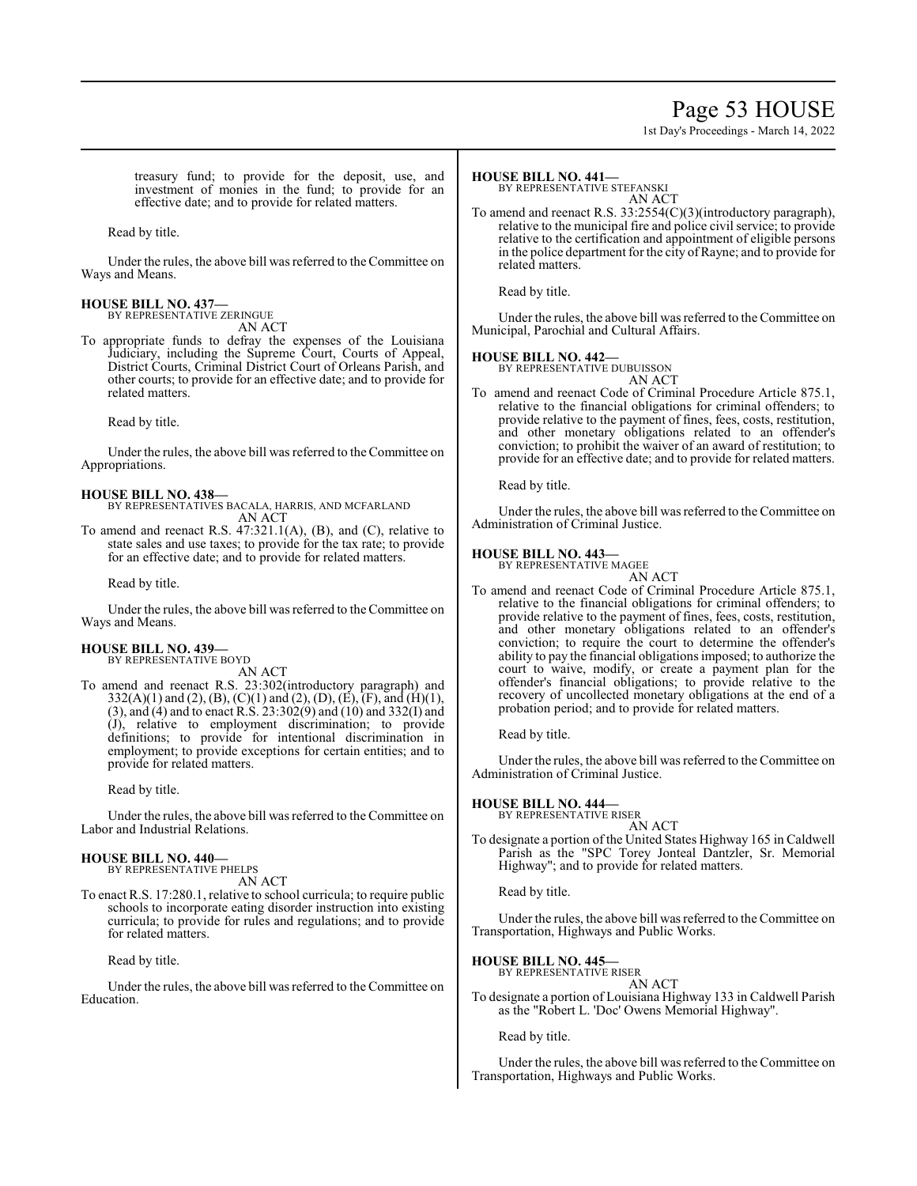treasury fund; to provide for the deposit, use, and investment of monies in the fund; to provide for an effective date; and to provide for related matters.

Read by title.

Under the rules, the above bill was referred to the Committee on Ways and Means.

**HOUSE BILL NO. 437—**
BY REPRESENTATIVE ZERINGUE
AN ACT

To appropriate funds to defray the expenses of the Louisiana Judiciary, including the Supreme Court, Courts of Appeal, District Courts, Criminal District Court of Orleans Parish, and other courts; to provide for an effective date; and to provide for related matters.

Read by title.

Under the rules, the above bill was referred to the Committee on Appropriations.

**HOUSE BILL NO. 438—**
BY REPRESENTATIVES BACALA, HARRIS, AND MCFARLAND
AN ACT

To amend and reenact R.S. 47:321.1(A), (B), and (C), relative to state sales and use taxes; to provide for the tax rate; to provide for an effective date; and to provide for related matters.

Read by title.

Under the rules, the above bill was referred to the Committee on Ways and Means.

**HOUSE BILL NO. 439—**
BY REPRESENTATIVE BOYD
AN ACT

To amend and reenact R.S. 23:302(introductory paragraph) and 332(A)(1) and (2), (B), (C)(1) and (2), (D), (E), (F), and (H)(1), (3), and (4) and to enact R.S. 23:302(9) and (10) and 332(I) and (J), relative to employment discrimination; to provide definitions; to provide for intentional discrimination in employment; to provide exceptions for certain entities; and to provide for related matters.

Read by title.

Under the rules, the above bill was referred to the Committee on Labor and Industrial Relations.

**HOUSE BILL NO. 440—**
BY REPRESENTATIVE PHELPS
AN ACT

To enact R.S. 17:280.1, relative to school curricula; to require public schools to incorporate eating disorder instruction into existing curricula; to provide for rules and regulations; and to provide for related matters.

Read by title.

Under the rules, the above bill was referred to the Committee on Education.

**HOUSE BILL NO. 441—**
BY REPRESENTATIVE STEFANSKI
AN ACT

To amend and reenact R.S. 33:2554(C)(3)(introductory paragraph), relative to the municipal fire and police civil service; to provide relative to the certification and appointment of eligible persons in the police department for the city of Rayne; and to provide for related matters.

Read by title.

Under the rules, the above bill was referred to the Committee on Municipal, Parochial and Cultural Affairs.

**HOUSE BILL NO. 442—**
BY REPRESENTATIVE DUBUISSON
AN ACT

To amend and reenact Code of Criminal Procedure Article 875.1, relative to the financial obligations for criminal offenders; to provide relative to the payment of fines, fees, costs, restitution, and other monetary obligations related to an offender's conviction; to prohibit the waiver of an award of restitution; to provide for an effective date; and to provide for related matters.

Read by title.

Under the rules, the above bill was referred to the Committee on Administration of Criminal Justice.

**HOUSE BILL NO. 443—**
BY REPRESENTATIVE MAGEE
AN ACT

To amend and reenact Code of Criminal Procedure Article 875.1, relative to the financial obligations for criminal offenders; to provide relative to the payment of fines, fees, costs, restitution, and other monetary obligations related to an offender's conviction; to require the court to determine the offender's ability to pay the financial obligations imposed; to authorize the court to waive, modify, or create a payment plan for the offender's financial obligations; to provide relative to the recovery of uncollected monetary obligations at the end of a probation period; and to provide for related matters.

Read by title.

Under the rules, the above bill was referred to the Committee on Administration of Criminal Justice.

**HOUSE BILL NO. 444—**
BY REPRESENTATIVE RISER
AN ACT

To designate a portion of the United States Highway 165 in Caldwell Parish as the "SPC Torey Jonteal Dantzler, Sr. Memorial Highway"; and to provide for related matters.

Read by title.

Under the rules, the above bill was referred to the Committee on Transportation, Highways and Public Works.

**HOUSE BILL NO. 445—**
BY REPRESENTATIVE RISER
AN ACT

To designate a portion of Louisiana Highway 133 in Caldwell Parish as the "Robert L. 'Doc' Owens Memorial Highway".

Read by title.

Under the rules, the above bill was referred to the Committee on Transportation, Highways and Public Works.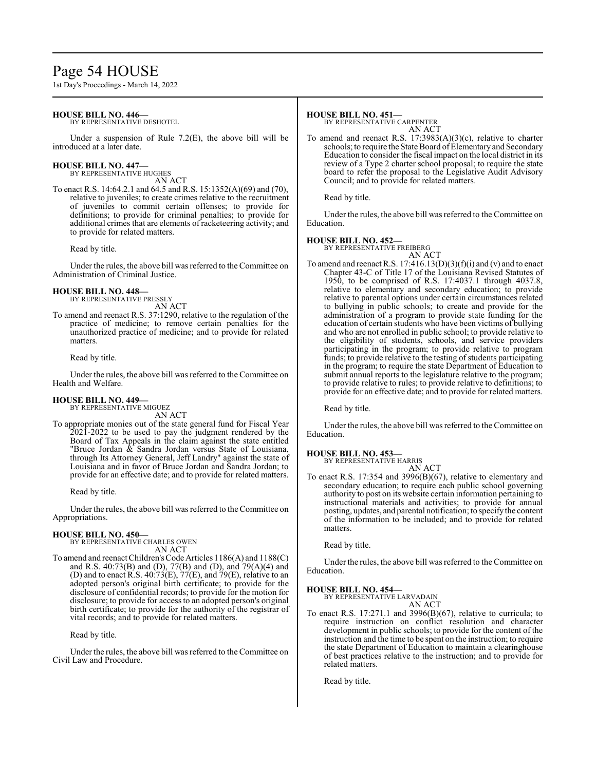**HOUSE BILL NO. 446—**
BY REPRESENTATIVE DESHOTEL

Under a suspension of Rule 7.2(E), the above bill will be introduced at a later date.

**HOUSE BILL NO. 447—**
BY REPRESENTATIVE HUGHES
AN ACT

To enact R.S. 14:64.2.1 and 64.5 and R.S. 15:1352(A)(69) and (70), relative to juveniles; to create crimes relative to the recruitment of juveniles to commit certain offenses; to provide for definitions; to provide for criminal penalties; to provide for additional crimes that are elements of racketeering activity; and to provide for related matters.

Read by title.

Under the rules, the above bill was referred to the Committee on Administration of Criminal Justice.

**HOUSE BILL NO. 448—**
BY REPRESENTATIVE PRESSLY
AN ACT

To amend and reenact R.S. 37:1290, relative to the regulation of the practice of medicine; to remove certain penalties for the unauthorized practice of medicine; and to provide for related matters.

Read by title.

Under the rules, the above bill was referred to the Committee on Health and Welfare.

**HOUSE BILL NO. 449—**
BY REPRESENTATIVE MIGUEZ
AN ACT

To appropriate monies out of the state general fund for Fiscal Year 2021-2022 to be used to pay the judgment rendered by the Board of Tax Appeals in the claim against the state entitled "Bruce Jordan & Sandra Jordan versus State of Louisiana, through Its Attorney General, Jeff Landry" against the state of Louisiana and in favor of Bruce Jordan and Sandra Jordan; to provide for an effective date; and to provide for related matters.

Read by title.

Under the rules, the above bill was referred to the Committee on Appropriations.

**HOUSE BILL NO. 450—**
BY REPRESENTATIVE CHARLES OWEN
AN ACT

To amend and reenact Children's Code Articles 1186(A) and 1188(C) and R.S. 40:73(B) and (D), 77(B) and (D), and 79(A)(4) and (D) and to enact R.S. 40:73(E), 77(E), and 79(E), relative to an adopted person's original birth certificate; to provide for the disclosure of confidential records; to provide for the motion for disclosure; to provide for access to an adopted person's original birth certificate; to provide for the authority of the registrar of vital records; and to provide for related matters.

Read by title.

Under the rules, the above bill was referred to the Committee on Civil Law and Procedure.

**HOUSE BILL NO. 451—**
BY REPRESENTATIVE CARPENTER
AN ACT

To amend and reenact R.S. 17:3983(A)(3)(c), relative to charter schools; to require the State Board of Elementary and Secondary Education to consider the fiscal impact on the local district in its review of a Type 2 charter school proposal; to require the state board to refer the proposal to the Legislative Audit Advisory Council; and to provide for related matters.

Read by title.

Under the rules, the above bill was referred to the Committee on Education.

**HOUSE BILL NO. 452—**
BY REPRESENTATIVE FREIBERG
AN ACT

To amend and reenact R.S. 17:416.13(D)(3)(f)(i) and (v) and to enact Chapter 43-C of Title 17 of the Louisiana Revised Statutes of 1950, to be comprised of R.S. 17:4037.1 through 4037.8, relative to elementary and secondary education; to provide relative to parental options under certain circumstances related to bullying in public schools; to create and provide for the administration of a program to provide state funding for the education of certain students who have been victims of bullying and who are not enrolled in public school; to provide relative to the eligibility of students, schools, and service providers participating in the program; to provide relative to program funds; to provide relative to the testing of students participating in the program; to require the state Department of Education to submit annual reports to the legislature relative to the program; to provide relative to rules; to provide relative to definitions; to provide for an effective date; and to provide for related matters.

Read by title.

Under the rules, the above bill was referred to the Committee on Education.

**HOUSE BILL NO. 453—**
BY REPRESENTATIVE HARRIS
AN ACT

To enact R.S. 17:354 and 3996(B)(67), relative to elementary and secondary education; to require each public school governing authority to post on its website certain information pertaining to instructional materials and activities; to provide for annual posting, updates, and parental notification; to specify the content of the information to be included; and to provide for related matters.

Read by title.

Under the rules, the above bill was referred to the Committee on Education.

**HOUSE BILL NO. 454—**
BY REPRESENTATIVE LARVADAIN
AN ACT

To enact R.S. 17:271.1 and 3996(B)(67), relative to curricula; to require instruction on conflict resolution and character development in public schools; to provide for the content of the instruction and the time to be spent on the instruction; to require the state Department of Education to maintain a clearinghouse of best practices relative to the instruction; and to provide for related matters.

Read by title.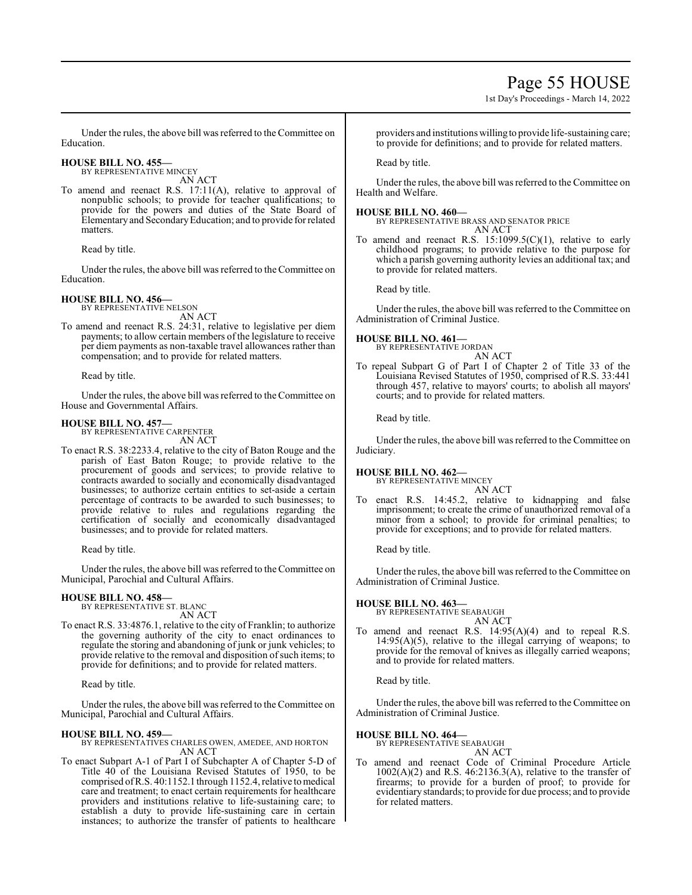Under the rules, the above bill was referred to the Committee on Education.

**HOUSE BILL NO. 455—**
BY REPRESENTATIVE MINCEY
AN ACT

To amend and reenact R.S. 17:11(A), relative to approval of nonpublic schools; to provide for teacher qualifications; to provide for the powers and duties of the State Board of Elementary and Secondary Education; and to provide for related matters.

Read by title.

Under the rules, the above bill was referred to the Committee on Education.

**HOUSE BILL NO. 456—**
BY REPRESENTATIVE NELSON
AN ACT

To amend and reenact R.S. 24:31, relative to legislative per diem payments; to allow certain members of the legislature to receive per diem payments as non-taxable travel allowances rather than compensation; and to provide for related matters.

Read by title.

Under the rules, the above bill was referred to the Committee on House and Governmental Affairs.

**HOUSE BILL NO. 457—**
BY REPRESENTATIVE CARPENTER
AN ACT

To enact R.S. 38:2233.4, relative to the city of Baton Rouge and the parish of East Baton Rouge; to provide relative to the procurement of goods and services; to provide relative to contracts awarded to socially and economically disadvantaged businesses; to authorize certain entities to set-aside a certain percentage of contracts to be awarded to such businesses; to provide relative to rules and regulations regarding the certification of socially and economically disadvantaged businesses; and to provide for related matters.

Read by title.

Under the rules, the above bill was referred to the Committee on Municipal, Parochial and Cultural Affairs.

**HOUSE BILL NO. 458—**
BY REPRESENTATIVE ST. BLANC
AN ACT

To enact R.S. 33:4876.1, relative to the city of Franklin; to authorize the governing authority of the city to enact ordinances to regulate the storing and abandoning of junk or junk vehicles; to provide relative to the removal and disposition of such items; to provide for definitions; and to provide for related matters.

Read by title.

Under the rules, the above bill was referred to the Committee on Municipal, Parochial and Cultural Affairs.

**HOUSE BILL NO. 459—**
BY REPRESENTATIVES CHARLES OWEN, AMEDEE, AND HORTON
AN ACT

To enact Subpart A-1 of Part I of Subchapter A of Chapter 5-D of Title 40 of the Louisiana Revised Statutes of 1950, to be comprised of R.S. 40:1152.1 through 1152.4, relative to medical care and treatment; to enact certain requirements for healthcare providers and institutions relative to life-sustaining care; to establish a duty to provide life-sustaining care in certain instances; to authorize the transfer of patients to healthcare providers and institutions willing to provide life-sustaining care; to provide for definitions; and to provide for related matters.

Read by title.

Under the rules, the above bill was referred to the Committee on Health and Welfare.

**HOUSE BILL NO. 460—**
BY REPRESENTATIVE BRASS AND SENATOR PRICE
AN ACT

To amend and reenact R.S. 15:1099.5(C)(1), relative to early childhood programs; to provide relative to the purpose for which a parish governing authority levies an additional tax; and to provide for related matters.

Read by title.

Under the rules, the above bill was referred to the Committee on Administration of Criminal Justice.

**HOUSE BILL NO. 461—**
BY REPRESENTATIVE JORDAN
AN ACT

To repeal Subpart G of Part I of Chapter 2 of Title 33 of the Louisiana Revised Statutes of 1950, comprised of R.S. 33:441 through 457, relative to mayors' courts; to abolish all mayors' courts; and to provide for related matters.

Read by title.

Under the rules, the above bill was referred to the Committee on Judiciary.

**HOUSE BILL NO. 462—**
BY REPRESENTATIVE MINCEY
AN ACT

To enact R.S. 14:45.2, relative to kidnapping and false imprisonment; to create the crime of unauthorized removal of a minor from a school; to provide for criminal penalties; to provide for exceptions; and to provide for related matters.

Read by title.

Under the rules, the above bill was referred to the Committee on Administration of Criminal Justice.

**HOUSE BILL NO. 463—**
BY REPRESENTATIVE SEABAUGH
AN ACT

To amend and reenact R.S. 14:95(A)(4) and to repeal R.S. 14:95(A)(5), relative to the illegal carrying of weapons; to provide for the removal of knives as illegally carried weapons; and to provide for related matters.

Read by title.

Under the rules, the above bill was referred to the Committee on Administration of Criminal Justice.

**HOUSE BILL NO. 464—**
BY REPRESENTATIVE SEABAUGH
AN ACT

To amend and reenact Code of Criminal Procedure Article 1002(A)(2) and R.S. 46:2136.3(A), relative to the transfer of firearms; to provide for a burden of proof; to provide for evidentiary standards; to provide for due process; and to provide for related matters.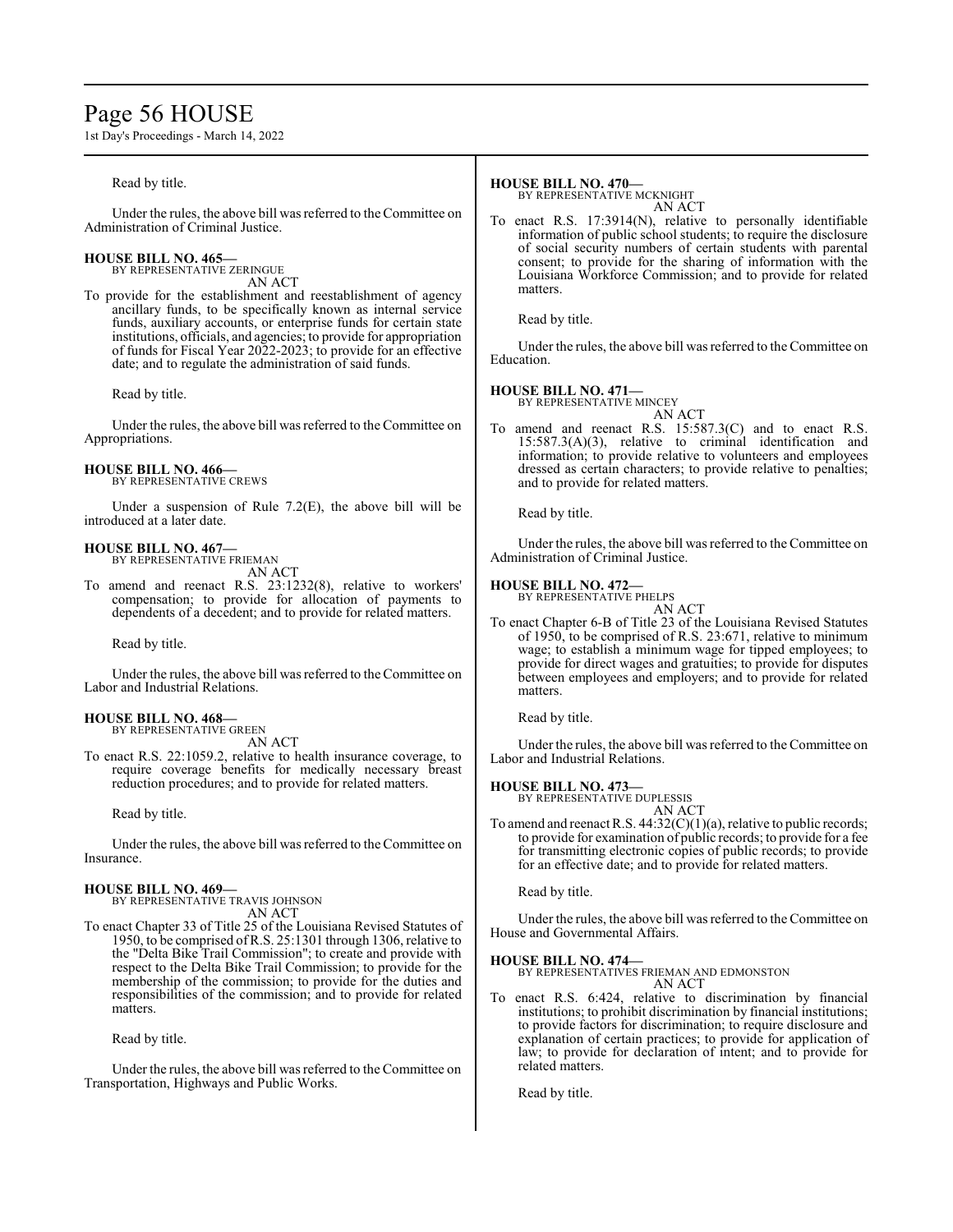Read by title.

Under the rules, the above bill was referred to the Committee on Administration of Criminal Justice.

**HOUSE BILL NO. 465—**
BY REPRESENTATIVE ZERINGUE
AN ACT

To provide for the establishment and reestablishment of agency ancillary funds, to be specifically known as internal service funds, auxiliary accounts, or enterprise funds for certain state institutions, officials, and agencies; to provide for appropriation of funds for Fiscal Year 2022-2023; to provide for an effective date; and to regulate the administration of said funds.

Read by title.

Under the rules, the above bill was referred to the Committee on Appropriations.

**HOUSE BILL NO. 466—**
BY REPRESENTATIVE CREWS

Under a suspension of Rule 7.2(E), the above bill will be introduced at a later date.

**HOUSE BILL NO. 467—**
BY REPRESENTATIVE FRIEMAN
AN ACT

To amend and reenact R.S. 23:1232(8), relative to workers' compensation; to provide for allocation of payments to dependents of a decedent; and to provide for related matters.

Read by title.

Under the rules, the above bill was referred to the Committee on Labor and Industrial Relations.

**HOUSE BILL NO. 468—**
BY REPRESENTATIVE GREEN
AN ACT

To enact R.S. 22:1059.2, relative to health insurance coverage, to require coverage benefits for medically necessary breast reduction procedures; and to provide for related matters.

Read by title.

Under the rules, the above bill was referred to the Committee on Insurance.

**HOUSE BILL NO. 469—**
BY REPRESENTATIVE TRAVIS JOHNSON
AN ACT

To enact Chapter 33 of Title 25 of the Louisiana Revised Statutes of 1950, to be comprised of R.S. 25:1301 through 1306, relative to the "Delta Bike Trail Commission"; to create and provide with respect to the Delta Bike Trail Commission; to provide for the membership of the commission; to provide for the duties and responsibilities of the commission; and to provide for related matters.

Read by title.

Under the rules, the above bill was referred to the Committee on Transportation, Highways and Public Works.

**HOUSE BILL NO. 470—**
BY REPRESENTATIVE MCKNIGHT
AN ACT

To enact R.S. 17:3914(N), relative to personally identifiable information of public school students; to require the disclosure of social security numbers of certain students with parental consent; to provide for the sharing of information with the Louisiana Workforce Commission; and to provide for related matters.

Read by title.

Under the rules, the above bill was referred to the Committee on Education.

**HOUSE BILL NO. 471—**
BY REPRESENTATIVE MINCEY
AN ACT

To amend and reenact R.S. 15:587.3(C) and to enact R.S. 15:587.3(A)(3), relative to criminal identification and information; to provide relative to volunteers and employees dressed as certain characters; to provide relative to penalties; and to provide for related matters.

Read by title.

Under the rules, the above bill was referred to the Committee on Administration of Criminal Justice.

**HOUSE BILL NO. 472—**
BY REPRESENTATIVE PHELPS
AN ACT

To enact Chapter 6-B of Title 23 of the Louisiana Revised Statutes of 1950, to be comprised of R.S. 23:671, relative to minimum wage; to establish a minimum wage for tipped employees; to provide for direct wages and gratuities; to provide for disputes between employees and employers; and to provide for related matters.

Read by title.

Under the rules, the above bill was referred to the Committee on Labor and Industrial Relations.

**HOUSE BILL NO. 473—**
BY REPRESENTATIVE DUPLESSIS
AN ACT

To amend and reenact R.S. 44:32(C)(1)(a), relative to public records; to provide for examination of public records; to provide for a fee for transmitting electronic copies of public records; to provide for an effective date; and to provide for related matters.

Read by title.

Under the rules, the above bill was referred to the Committee on House and Governmental Affairs.

**HOUSE BILL NO. 474—**
BY REPRESENTATIVES FRIEMAN AND EDMONSTON
AN ACT

To enact R.S. 6:424, relative to discrimination by financial institutions; to prohibit discrimination by financial institutions; to provide factors for discrimination; to require disclosure and explanation of certain practices; to provide for application of law; to provide for declaration of intent; and to provide for related matters.

Read by title.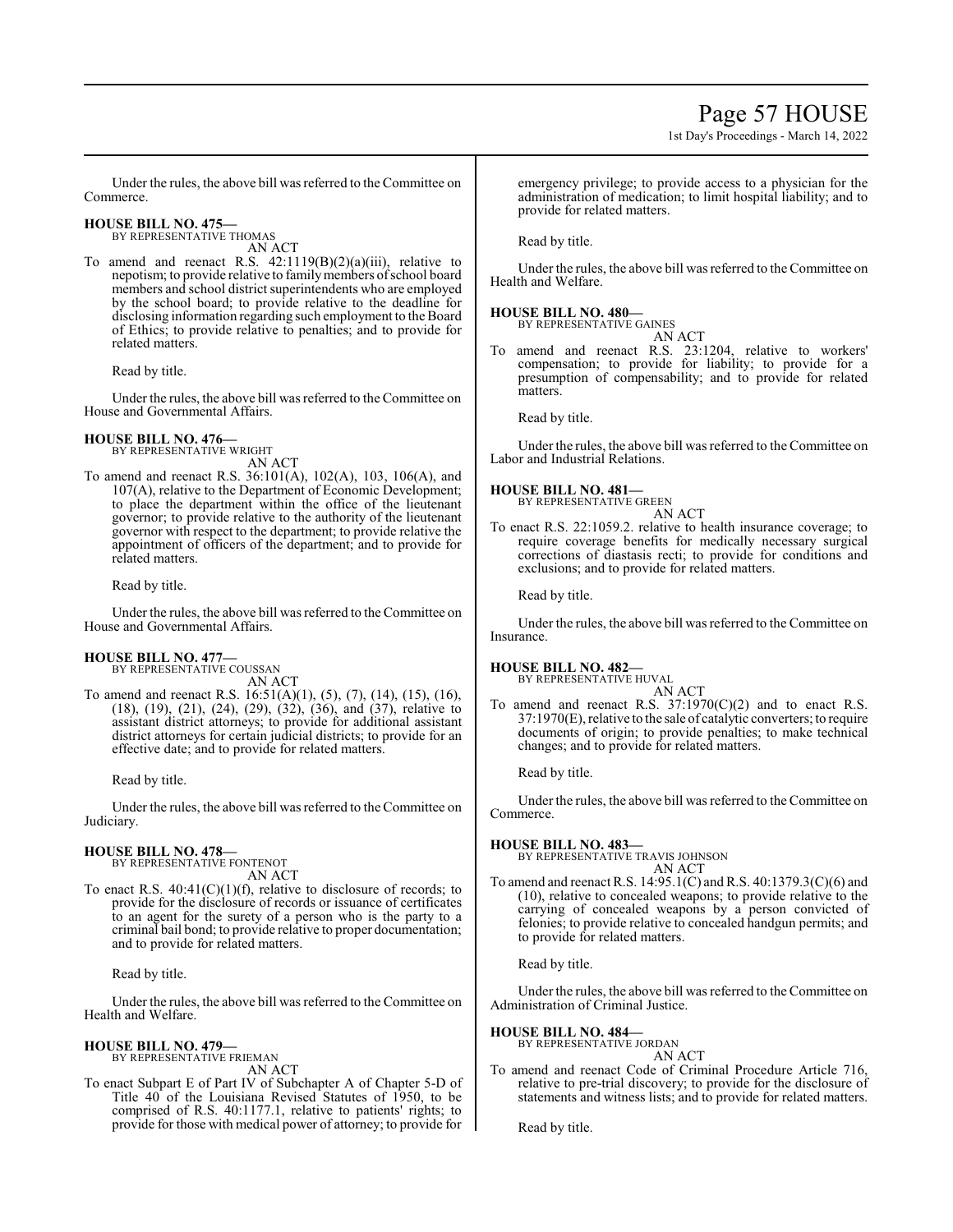Under the rules, the above bill was referred to the Committee on Commerce.

**HOUSE BILL NO. 475—**
BY REPRESENTATIVE THOMAS
AN ACT

To amend and reenact R.S. 42:1119(B)(2)(a)(iii), relative to nepotism; to provide relative to family members of school board members and school district superintendents who are employed by the school board; to provide relative to the deadline for disclosing information regarding such employment to the Board of Ethics; to provide relative to penalties; and to provide for related matters.

Read by title.

Under the rules, the above bill was referred to the Committee on House and Governmental Affairs.

**HOUSE BILL NO. 476—**
BY REPRESENTATIVE WRIGHT
AN ACT

To amend and reenact R.S. 36:101(A), 102(A), 103, 106(A), and 107(A), relative to the Department of Economic Development; to place the department within the office of the lieutenant governor; to provide relative to the authority of the lieutenant governor with respect to the department; to provide relative the appointment of officers of the department; and to provide for related matters.

Read by title.

Under the rules, the above bill was referred to the Committee on House and Governmental Affairs.

**HOUSE BILL NO. 477—**
BY REPRESENTATIVE COUSSAN
AN ACT

To amend and reenact R.S. 16:51(A)(1), (5), (7), (14), (15), (16), (18), (19), (21), (24), (29), (32), (36), and (37), relative to assistant district attorneys; to provide for additional assistant district attorneys for certain judicial districts; to provide for an effective date; and to provide for related matters.

Read by title.

Under the rules, the above bill was referred to the Committee on Judiciary.

**HOUSE BILL NO. 478—**
BY REPRESENTATIVE FONTENOT
AN ACT

To enact R.S. 40:41(C)(1)(f), relative to disclosure of records; to provide for the disclosure of records or issuance of certificates to an agent for the surety of a person who is the party to a criminal bail bond; to provide relative to proper documentation; and to provide for related matters.

Read by title.

Under the rules, the above bill was referred to the Committee on Health and Welfare.

**HOUSE BILL NO. 479—**
BY REPRESENTATIVE FRIEMAN
AN ACT

To enact Subpart E of Part IV of Subchapter A of Chapter 5-D of Title 40 of the Louisiana Revised Statutes of 1950, to be comprised of R.S. 40:1177.1, relative to patients' rights; to provide for those with medical power of attorney; to provide for emergency privilege; to provide access to a physician for the administration of medication; to limit hospital liability; and to provide for related matters.

Read by title.

Under the rules, the above bill was referred to the Committee on Health and Welfare.

**HOUSE BILL NO. 480—**
BY REPRESENTATIVE GAINES
AN ACT

To amend and reenact R.S. 23:1204, relative to workers' compensation; to provide for liability; to provide for a presumption of compensability; and to provide for related matters.

Read by title.

Under the rules, the above bill was referred to the Committee on Labor and Industrial Relations.

**HOUSE BILL NO. 481—**
BY REPRESENTATIVE GREEN
AN ACT

To enact R.S. 22:1059.2. relative to health insurance coverage; to require coverage benefits for medically necessary surgical corrections of diastasis recti; to provide for conditions and exclusions; and to provide for related matters.

Read by title.

Under the rules, the above bill was referred to the Committee on Insurance.

**HOUSE BILL NO. 482—**
BY REPRESENTATIVE HUVAL
AN ACT

To amend and reenact R.S. 37:1970(C)(2) and to enact R.S. 37:1970(E), relative to the sale of catalytic converters; to require documents of origin; to provide penalties; to make technical changes; and to provide for related matters.

Read by title.

Under the rules, the above bill was referred to the Committee on Commerce.

**HOUSE BILL NO. 483—**
BY REPRESENTATIVE TRAVIS JOHNSON
AN ACT

To amend and reenact R.S. 14:95.1(C) and R.S. 40:1379.3(C)(6) and (10), relative to concealed weapons; to provide relative to the carrying of concealed weapons by a person convicted of felonies; to provide relative to concealed handgun permits; and to provide for related matters.

Read by title.

Under the rules, the above bill was referred to the Committee on Administration of Criminal Justice.

**HOUSE BILL NO. 484—**
BY REPRESENTATIVE JORDAN
AN ACT

To amend and reenact Code of Criminal Procedure Article 716, relative to pre-trial discovery; to provide for the disclosure of statements and witness lists; and to provide for related matters.

Read by title.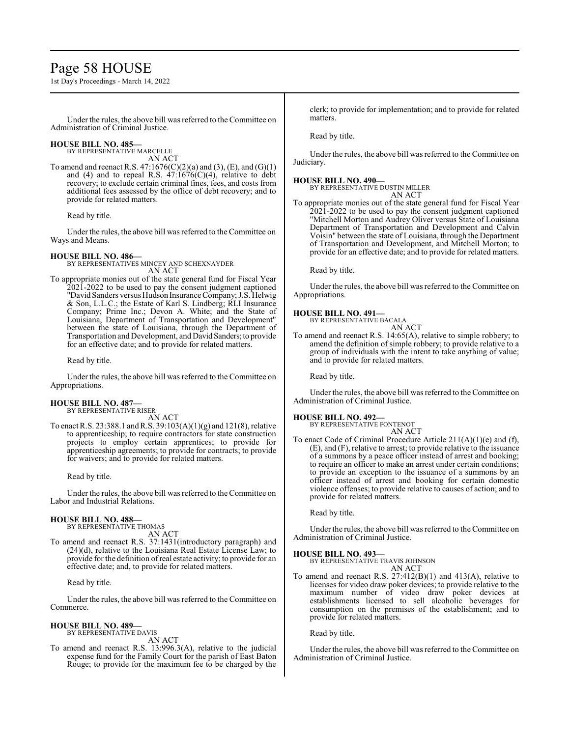Under the rules, the above bill was referred to the Committee on Administration of Criminal Justice.

**HOUSE BILL NO. 485—**
BY REPRESENTATIVE MARCELLE
AN ACT

To amend and reenact R.S. 47:1676(C)(2)(a) and (3), (E), and (G)(1) and (4) and to repeal R.S. 47:1676(C)(4), relative to debt recovery; to exclude certain criminal fines, fees, and costs from additional fees assessed by the office of debt recovery; and to provide for related matters.

Read by title.

Under the rules, the above bill was referred to the Committee on Ways and Means.

**HOUSE BILL NO. 486—**
BY REPRESENTATIVES MINCEY AND SCHEXNAYDER
AN ACT

To appropriate monies out of the state general fund for Fiscal Year 2021-2022 to be used to pay the consent judgment captioned "David Sanders versus Hudson Insurance Company; J.S. Helwig & Son, L.L.C.; the Estate of Karl S. Lindberg; RLI Insurance Company; Prime Inc.; Devon A. White; and the State of Louisiana, Department of Transportation and Development" between the state of Louisiana, through the Department of Transportation and Development, and David Sanders; to provide for an effective date; and to provide for related matters.

Read by title.

Under the rules, the above bill was referred to the Committee on Appropriations.

**HOUSE BILL NO. 487—**
BY REPRESENTATIVE RISER
AN ACT

To enact R.S. 23:388.1 and R.S. 39:103(A)(1)(g) and 121(8), relative to apprenticeship; to require contractors for state construction projects to employ certain apprentices; to provide for apprenticeship agreements; to provide for contracts; to provide for waivers; and to provide for related matters.

Read by title.

Under the rules, the above bill was referred to the Committee on Labor and Industrial Relations.

**HOUSE BILL NO. 488—**
BY REPRESENTATIVE THOMAS
AN ACT

To amend and reenact R.S. 37:1431(introductory paragraph) and (24)(d), relative to the Louisiana Real Estate License Law; to provide for the definition of real estate activity; to provide for an effective date; and, to provide for related matters.

Read by title.

Under the rules, the above bill was referred to the Committee on Commerce.

**HOUSE BILL NO. 489—**
BY REPRESENTATIVE DAVIS
AN ACT

To amend and reenact R.S. 13:996.3(A), relative to the judicial expense fund for the Family Court for the parish of East Baton Rouge; to provide for the maximum fee to be charged by the clerk; to provide for implementation; and to provide for related matters.

Read by title.

Under the rules, the above bill was referred to the Committee on Judiciary.

**HOUSE BILL NO. 490—**
BY REPRESENTATIVE DUSTIN MILLER
AN ACT

To appropriate monies out of the state general fund for Fiscal Year 2021-2022 to be used to pay the consent judgment captioned "Mitchell Morton and Audrey Oliver versus State of Louisiana Department of Transportation and Development and Calvin Voisin" between the state of Louisiana, through the Department of Transportation and Development, and Mitchell Morton; to provide for an effective date; and to provide for related matters.

Read by title.

Under the rules, the above bill was referred to the Committee on Appropriations.

**HOUSE BILL NO. 491—**
BY REPRESENTATIVE BACALA
AN ACT

To amend and reenact R.S. 14:65(A), relative to simple robbery; to amend the definition of simple robbery; to provide relative to a group of individuals with the intent to take anything of value; and to provide for related matters.

Read by title.

Under the rules, the above bill was referred to the Committee on Administration of Criminal Justice.

**HOUSE BILL NO. 492—**
BY REPRESENTATIVE FONTENOT
AN ACT

To enact Code of Criminal Procedure Article 211(A)(1)(e) and (f), (E), and (F), relative to arrest; to provide relative to the issuance of a summons by a peace officer instead of arrest and booking; to require an officer to make an arrest under certain conditions; to provide an exception to the issuance of a summons by an officer instead of arrest and booking for certain domestic violence offenses; to provide relative to causes of action; and to provide for related matters.

Read by title.

Under the rules, the above bill was referred to the Committee on Administration of Criminal Justice.

**HOUSE BILL NO. 493—**
BY REPRESENTATIVE TRAVIS JOHNSON
AN ACT

To amend and reenact R.S. 27:412(B)(1) and 413(A), relative to licenses for video draw poker devices; to provide relative to the maximum number of video draw poker devices at establishments licensed to sell alcoholic beverages for consumption on the premises of the establishment; and to provide for related matters.

Read by title.

Under the rules, the above bill was referred to the Committee on Administration of Criminal Justice.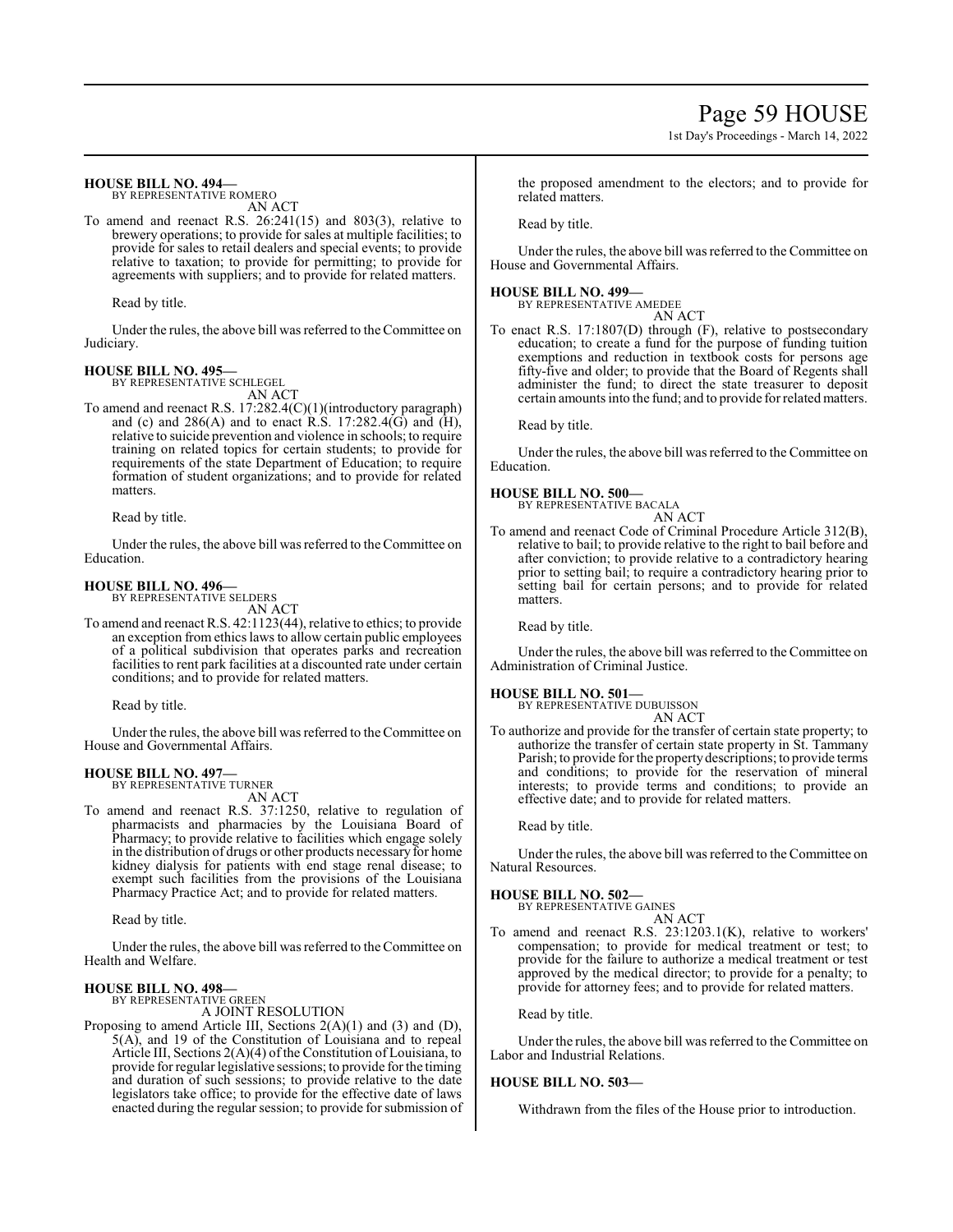**HOUSE BILL NO. 494—**
BY REPRESENTATIVE ROMERO
AN ACT

To amend and reenact R.S. 26:241(15) and 803(3), relative to brewery operations; to provide for sales at multiple facilities; to provide for sales to retail dealers and special events; to provide relative to taxation; to provide for permitting; to provide for agreements with suppliers; and to provide for related matters.

Read by title.

Under the rules, the above bill was referred to the Committee on Judiciary.

**HOUSE BILL NO. 495—**
BY REPRESENTATIVE SCHLEGEL
AN ACT

To amend and reenact R.S. 17:282.4(C)(1)(introductory paragraph) and (c) and 286(A) and to enact R.S. 17:282.4(G) and (H), relative to suicide prevention and violence in schools; to require training on related topics for certain students; to provide for requirements of the state Department of Education; to require formation of student organizations; and to provide for related matters.

Read by title.

Under the rules, the above bill was referred to the Committee on Education.

**HOUSE BILL NO. 496—**
BY REPRESENTATIVE SELDERS
AN ACT

To amend and reenact R.S. 42:1123(44), relative to ethics; to provide an exception from ethics laws to allow certain public employees of a political subdivision that operates parks and recreation facilities to rent park facilities at a discounted rate under certain conditions; and to provide for related matters.

Read by title.

Under the rules, the above bill was referred to the Committee on House and Governmental Affairs.

**HOUSE BILL NO. 497—**
BY REPRESENTATIVE TURNER
AN ACT

To amend and reenact R.S. 37:1250, relative to regulation of pharmacists and pharmacies by the Louisiana Board of Pharmacy; to provide relative to facilities which engage solely in the distribution of drugs or other products necessary for home kidney dialysis for patients with end stage renal disease; to exempt such facilities from the provisions of the Louisiana Pharmacy Practice Act; and to provide for related matters.

Read by title.

Under the rules, the above bill was referred to the Committee on Health and Welfare.

**HOUSE BILL NO. 498—**
BY REPRESENTATIVE GREEN
A JOINT RESOLUTION

Proposing to amend Article III, Sections 2(A)(1) and (3) and (D), 5(A), and 19 of the Constitution of Louisiana and to repeal Article III, Sections 2(A)(4) of the Constitution of Louisiana, to provide for regular legislative sessions; to provide for the timing and duration of such sessions; to provide relative to the date legislators take office; to provide for the effective date of laws enacted during the regular session; to provide for submission of the proposed amendment to the electors; and to provide for related matters.

Read by title.

Under the rules, the above bill was referred to the Committee on House and Governmental Affairs.

**HOUSE BILL NO. 499—**
BY REPRESENTATIVE AMEDEE
AN ACT

To enact R.S. 17:1807(D) through (F), relative to postsecondary education; to create a fund for the purpose of funding tuition exemptions and reduction in textbook costs for persons age fifty-five and older; to provide that the Board of Regents shall administer the fund; to direct the state treasurer to deposit certain amounts into the fund; and to provide for related matters.

Read by title.

Under the rules, the above bill was referred to the Committee on Education.

**HOUSE BILL NO. 500—**
BY REPRESENTATIVE BACALA
AN ACT

To amend and reenact Code of Criminal Procedure Article 312(B), relative to bail; to provide relative to the right to bail before and after conviction; to provide relative to a contradictory hearing prior to setting bail; to require a contradictory hearing prior to setting bail for certain persons; and to provide for related matters.

Read by title.

Under the rules, the above bill was referred to the Committee on Administration of Criminal Justice.

**HOUSE BILL NO. 501—**
BY REPRESENTATIVE DUBUISSON
AN ACT

To authorize and provide for the transfer of certain state property; to authorize the transfer of certain state property in St. Tammany Parish; to provide for the property descriptions; to provide terms and conditions; to provide for the reservation of mineral interests; to provide terms and conditions; to provide an effective date; and to provide for related matters.

Read by title.

Under the rules, the above bill was referred to the Committee on Natural Resources.

**HOUSE BILL NO. 502—**
BY REPRESENTATIVE GAINES
AN ACT

To amend and reenact R.S. 23:1203.1(K), relative to workers' compensation; to provide for medical treatment or test; to provide for the failure to authorize a medical treatment or test approved by the medical director; to provide for a penalty; to provide for attorney fees; and to provide for related matters.

Read by title.

Under the rules, the above bill was referred to the Committee on Labor and Industrial Relations.

**HOUSE BILL NO. 503—**

Withdrawn from the files of the House prior to introduction.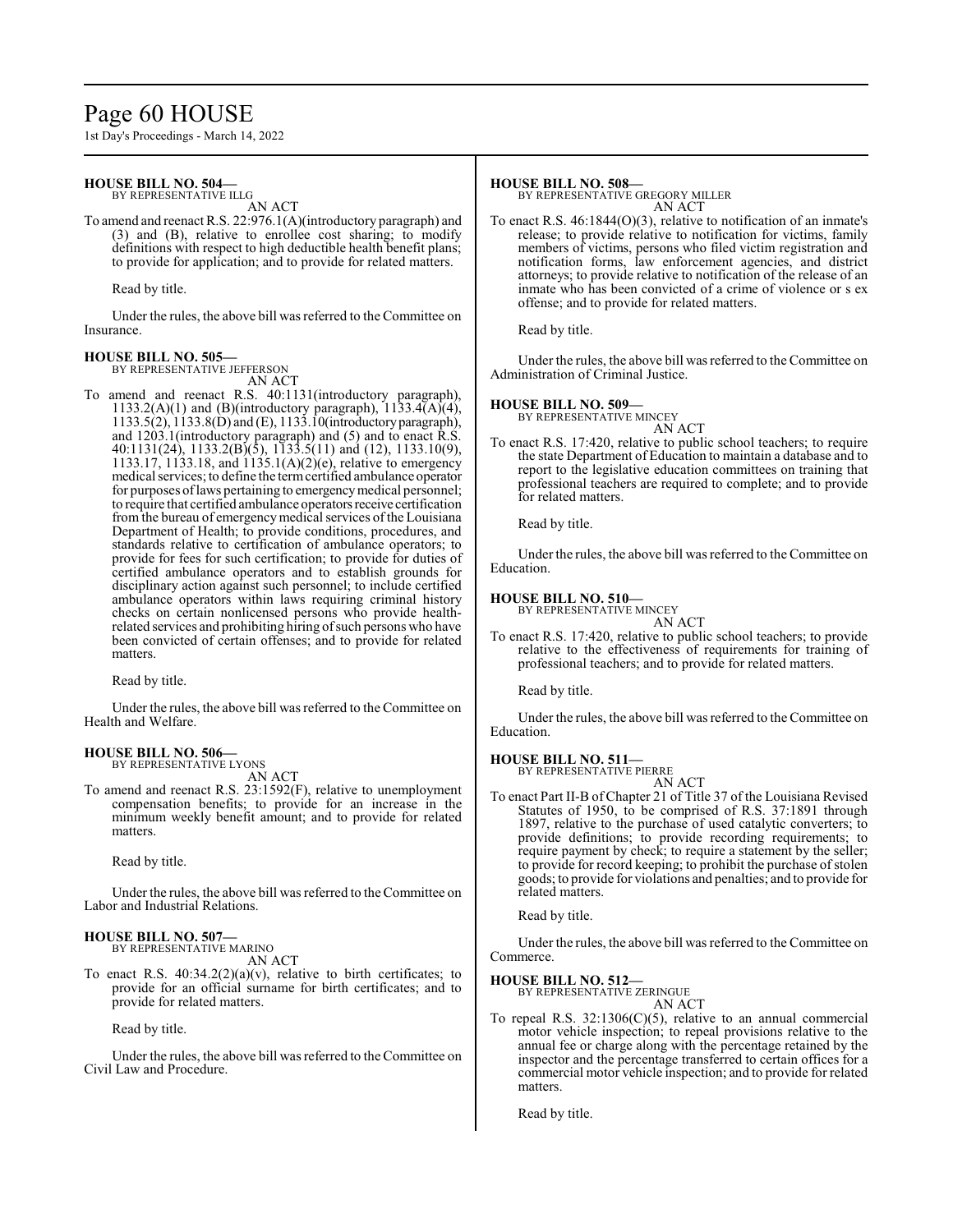**HOUSE BILL NO. 504—**
BY REPRESENTATIVE ILLG
AN ACT

To amend and reenact R.S. 22:976.1(A)(introductory paragraph) and (3) and (B), relative to enrollee cost sharing; to modify definitions with respect to high deductible health benefit plans; to provide for application; and to provide for related matters.

Read by title.

Under the rules, the above bill was referred to the Committee on Insurance.

**HOUSE BILL NO. 505—**
BY REPRESENTATIVE JEFFERSON
AN ACT

To amend and reenact R.S. 40:1131(introductory paragraph), 1133.2(A)(1) and (B)(introductory paragraph), 1133.4(A)(4), 1133.5(2), 1133.8(D) and (E), 1133.10(introductory paragraph), and 1203.1(introductory paragraph) and (5) and to enact R.S. 40:1131(24), 1133.2(B)(5), 1133.5(11) and (12), 1133.10(9), 1133.17, 1133.18, and 1135.1(A)(2)(e), relative to emergency medical services; to define the term certified ambulance operator for purposes of laws pertaining to emergency medical personnel; to require that certified ambulance operators receive certification from the bureau of emergency medical services of the Louisiana Department of Health; to provide conditions, procedures, and standards relative to certification of ambulance operators; to provide for fees for such certification; to provide for duties of certified ambulance operators and to establish grounds for disciplinary action against such personnel; to include certified ambulance operators within laws requiring criminal history checks on certain nonlicensed persons who provide health-related services and prohibiting hiring of such persons who have been convicted of certain offenses; and to provide for related matters.

Read by title.

Under the rules, the above bill was referred to the Committee on Health and Welfare.

**HOUSE BILL NO. 506—**
BY REPRESENTATIVE LYONS
AN ACT

To amend and reenact R.S. 23:1592(F), relative to unemployment compensation benefits; to provide for an increase in the minimum weekly benefit amount; and to provide for related matters.

Read by title.

Under the rules, the above bill was referred to the Committee on Labor and Industrial Relations.

**HOUSE BILL NO. 507—**
BY REPRESENTATIVE MARINO
AN ACT

To enact R.S. 40:34.2(2)(a)(v), relative to birth certificates; to provide for an official surname for birth certificates; and to provide for related matters.

Read by title.

Under the rules, the above bill was referred to the Committee on Civil Law and Procedure.

**HOUSE BILL NO. 508—**
BY REPRESENTATIVE GREGORY MILLER
AN ACT

To enact R.S. 46:1844(O)(3), relative to notification of an inmate's release; to provide relative to notification for victims, family members of victims, persons who filed victim registration and notification forms, law enforcement agencies, and district attorneys; to provide relative to notification of the release of an inmate who has been convicted of a crime of violence or s ex offense; and to provide for related matters.

Read by title.

Under the rules, the above bill was referred to the Committee on Administration of Criminal Justice.

**HOUSE BILL NO. 509—**
BY REPRESENTATIVE MINCEY
AN ACT

To enact R.S. 17:420, relative to public school teachers; to require the state Department of Education to maintain a database and to report to the legislative education committees on training that professional teachers are required to complete; and to provide for related matters.

Read by title.

Under the rules, the above bill was referred to the Committee on Education.

**HOUSE BILL NO. 510—**
BY REPRESENTATIVE MINCEY
AN ACT

To enact R.S. 17:420, relative to public school teachers; to provide relative to the effectiveness of requirements for training of professional teachers; and to provide for related matters.

Read by title.

Under the rules, the above bill was referred to the Committee on Education.

**HOUSE BILL NO. 511—**
BY REPRESENTATIVE PIERRE
AN ACT

To enact Part II-B of Chapter 21 of Title 37 of the Louisiana Revised Statutes of 1950, to be comprised of R.S. 37:1891 through 1897, relative to the purchase of used catalytic converters; to provide definitions; to provide recording requirements; to require payment by check; to require a statement by the seller; to provide for record keeping; to prohibit the purchase of stolen goods; to provide for violations and penalties; and to provide for related matters.

Read by title.

Under the rules, the above bill was referred to the Committee on Commerce.

**HOUSE BILL NO. 512—**
BY REPRESENTATIVE ZERINGUE
AN ACT

To repeal R.S. 32:1306(C)(5), relative to an annual commercial motor vehicle inspection; to repeal provisions relative to the annual fee or charge along with the percentage retained by the inspector and the percentage transferred to certain offices for a commercial motor vehicle inspection; and to provide for related matters.

Read by title.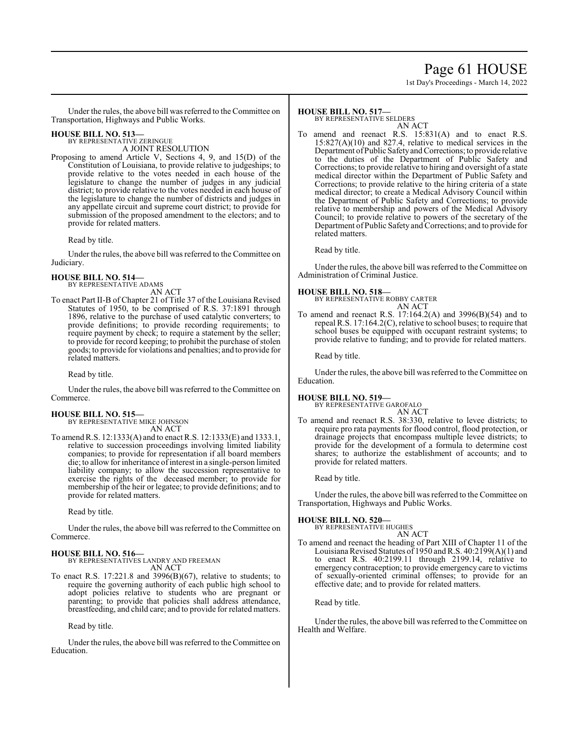Under the rules, the above bill was referred to the Committee on Transportation, Highways and Public Works.

**HOUSE BILL NO. 513—**
BY REPRESENTATIVE ZERINGUE
A JOINT RESOLUTION

Proposing to amend Article V, Sections 4, 9, and 15(D) of the Constitution of Louisiana, to provide relative to judgeships; to provide relative to the votes needed in each house of the legislature to change the number of judges in any judicial district; to provide relative to the votes needed in each house of the legislature to change the number of districts and judges in any appellate circuit and supreme court district; to provide for submission of the proposed amendment to the electors; and to provide for related matters.

Read by title.

Under the rules, the above bill was referred to the Committee on Judiciary.

**HOUSE BILL NO. 514—**
BY REPRESENTATIVE ADAMS
AN ACT

To enact Part II-B of Chapter 21 of Title 37 of the Louisiana Revised Statutes of 1950, to be comprised of R.S. 37:1891 through 1896, relative to the purchase of used catalytic converters; to provide definitions; to provide recording requirements; to require payment by check; to require a statement by the seller; to provide for record keeping; to prohibit the purchase of stolen goods; to provide for violations and penalties; and to provide for related matters.

Read by title.

Under the rules, the above bill was referred to the Committee on Commerce.

**HOUSE BILL NO. 515—**
BY REPRESENTATIVE MIKE JOHNSON
AN ACT

To amend R.S. 12:1333(A) and to enact R.S. 12:1333(E) and 1333.1, relative to succession proceedings involving limited liability companies; to provide for representation if all board members die; to allow for inheritance of interest in a single-person limited liability company; to allow the succession representative to exercise the rights of the deceased member; to provide for membership of the heir or legatee; to provide definitions; and to provide for related matters.

Read by title.

Under the rules, the above bill was referred to the Committee on Commerce.

**HOUSE BILL NO. 516—**
BY REPRESENTATIVES LANDRY AND FREEMAN
AN ACT

To enact R.S. 17:221.8 and 3996(B)(67), relative to students; to require the governing authority of each public high school to adopt policies relative to students who are pregnant or parenting; to provide that policies shall address attendance, breastfeeding, and child care; and to provide for related matters.

Read by title.

Under the rules, the above bill was referred to the Committee on Education.

**HOUSE BILL NO. 517—**
BY REPRESENTATIVE SELDERS
AN ACT

To amend and reenact R.S. 15:831(A) and to enact R.S. 15:827(A)(10) and 827.4, relative to medical services in the Department of Public Safety and Corrections; to provide relative to the duties of the Department of Public Safety and Corrections; to provide relative to hiring and oversight of a state medical director within the Department of Public Safety and Corrections; to provide relative to the hiring criteria of a state medical director; to create a Medical Advisory Council within the Department of Public Safety and Corrections; to provide relative to membership and powers of the Medical Advisory Council; to provide relative to powers of the secretary of the Department of Public Safety and Corrections; and to provide for related matters.

Read by title.

Under the rules, the above bill was referred to the Committee on Administration of Criminal Justice.

**HOUSE BILL NO. 518—**
BY REPRESENTATIVE ROBBY CARTER
AN ACT

To amend and reenact R.S. 17:164.2(A) and 3996(B)(54) and to repeal R.S. 17:164.2(C), relative to school buses; to require that school buses be equipped with occupant restraint systems; to provide relative to funding; and to provide for related matters.

Read by title.

Under the rules, the above bill was referred to the Committee on Education.

**HOUSE BILL NO. 519—**
BY REPRESENTATIVE GAROFALO
AN ACT

To amend and reenact R.S. 38:330, relative to levee districts; to require pro rata payments for flood control, flood protection, or drainage projects that encompass multiple levee districts; to provide for the development of a formula to determine cost shares; to authorize the establishment of accounts; and to provide for related matters.

Read by title.

Under the rules, the above bill was referred to the Committee on Transportation, Highways and Public Works.

**HOUSE BILL NO. 520—**
BY REPRESENTATIVE HUGHES
AN ACT

To amend and reenact the heading of Part XIII of Chapter 11 of the Louisiana Revised Statutes of 1950 and R.S. 40:2199(A)(1) and to enact R.S. 40:2199.11 through 2199.14, relative to emergency contraception; to provide emergency care to victims of sexually-oriented criminal offenses; to provide for an effective date; and to provide for related matters.

Read by title.

Under the rules, the above bill was referred to the Committee on Health and Welfare.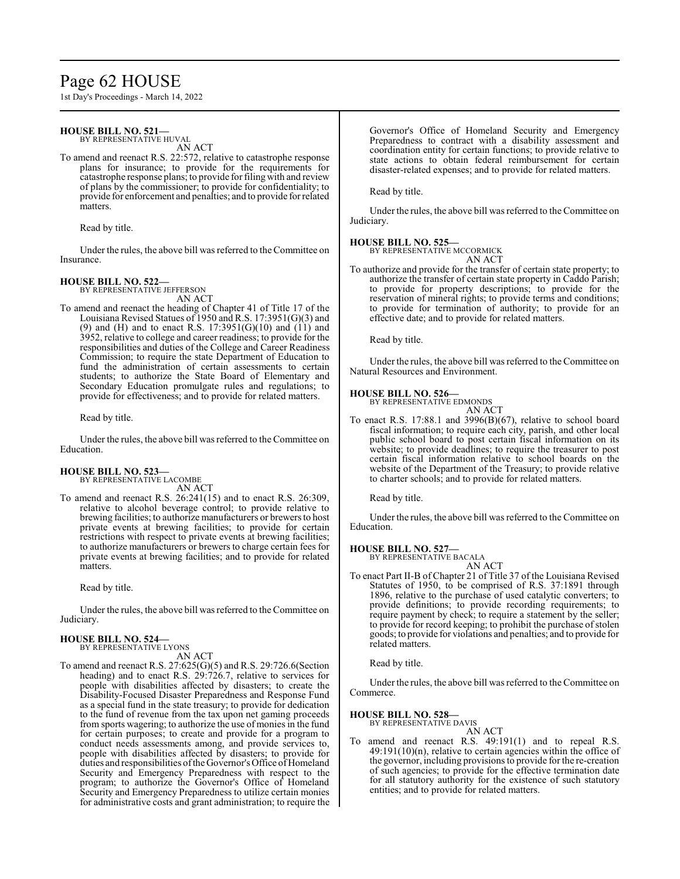**HOUSE BILL NO. 521—**
BY REPRESENTATIVE HUVAL

AN ACT

To amend and reenact R.S. 22:572, relative to catastrophe response plans for insurance; to provide for the requirements for catastrophe response plans; to provide for filing with and review of plans by the commissioner; to provide for confidentiality; to provide for enforcement and penalties; and to provide for related matters.

Read by title.

Under the rules, the above bill was referred to the Committee on Insurance.

**HOUSE BILL NO. 522—**
BY REPRESENTATIVE JEFFERSON

AN ACT

To amend and reenact the heading of Chapter 41 of Title 17 of the Louisiana Revised Statues of 1950 and R.S. 17:3951(G)(3) and (9) and (H) and to enact R.S. 17:3951(G)(10) and (11) and 3952, relative to college and career readiness; to provide for the responsibilities and duties of the College and Career Readiness Commission; to require the state Department of Education to fund the administration of certain assessments to certain students; to authorize the State Board of Elementary and Secondary Education promulgate rules and regulations; to provide for effectiveness; and to provide for related matters.

Read by title.

Under the rules, the above bill was referred to the Committee on Education.

**HOUSE BILL NO. 523—**
BY REPRESENTATIVE LACOMBE

AN ACT

To amend and reenact R.S. 26:241(15) and to enact R.S. 26:309, relative to alcohol beverage control; to provide relative to brewing facilities; to authorize manufacturers or brewers to host private events at brewing facilities; to provide for certain restrictions with respect to private events at brewing facilities; to authorize manufacturers or brewers to charge certain fees for private events at brewing facilities; and to provide for related matters.

Read by title.

Under the rules, the above bill was referred to the Committee on Judiciary.

**HOUSE BILL NO. 524—**
BY REPRESENTATIVE LYONS

AN ACT

To amend and reenact R.S. 27:625(G)(5) and R.S. 29:726.6(Section heading) and to enact R.S. 29:726.7, relative to services for people with disabilities affected by disasters; to create the Disability-Focused Disaster Preparedness and Response Fund as a special fund in the state treasury; to provide for dedication to the fund of revenue from the tax upon net gaming proceeds from sports wagering; to authorize the use of monies in the fund for certain purposes; to create and provide for a program to conduct needs assessments among, and provide services to, people with disabilities affected by disasters; to provide for duties and responsibilities of the Governor's Office of Homeland Security and Emergency Preparedness with respect to the program; to authorize the Governor's Office of Homeland Security and Emergency Preparedness to utilize certain monies for administrative costs and grant administration; to require the Governor's Office of Homeland Security and Emergency Preparedness to contract with a disability assessment and coordination entity for certain functions; to provide relative to state actions to obtain federal reimbursement for certain disaster-related expenses; and to provide for related matters.

Read by title.

Under the rules, the above bill was referred to the Committee on Judiciary.

**HOUSE BILL NO. 525—**
BY REPRESENTATIVE MCCORMICK

AN ACT

To authorize and provide for the transfer of certain state property; to authorize the transfer of certain state property in Caddo Parish; to provide for property descriptions; to provide for the reservation of mineral rights; to provide terms and conditions; to provide for termination of authority; to provide for an effective date; and to provide for related matters.

Read by title.

Under the rules, the above bill was referred to the Committee on Natural Resources and Environment.

**HOUSE BILL NO. 526—**
BY REPRESENTATIVE EDMONDS

AN ACT

To enact R.S. 17:88.1 and 3996(B)(67), relative to school board fiscal information; to require each city, parish, and other local public school board to post certain fiscal information on its website; to provide deadlines; to require the treasurer to post certain fiscal information relative to school boards on the website of the Department of the Treasury; to provide relative to charter schools; and to provide for related matters.

Read by title.

Under the rules, the above bill was referred to the Committee on Education.

**HOUSE BILL NO. 527—**
BY REPRESENTATIVE BACALA

AN ACT

To enact Part II-B of Chapter 21 of Title 37 of the Louisiana Revised Statutes of 1950, to be comprised of R.S. 37:1891 through 1896, relative to the purchase of used catalytic converters; to provide definitions; to provide recording requirements; to require payment by check; to require a statement by the seller; to provide for record keeping; to prohibit the purchase of stolen goods; to provide for violations and penalties; and to provide for related matters.

Read by title.

Under the rules, the above bill was referred to the Committee on Commerce.

**HOUSE BILL NO. 528—**
BY REPRESENTATIVE DAVIS

AN ACT

To amend and reenact R.S. 49:191(1) and to repeal R.S. 49:191(10)(n), relative to certain agencies within the office of the governor, including provisions to provide for the re-creation of such agencies; to provide for the effective termination date for all statutory authority for the existence of such statutory entities; and to provide for related matters.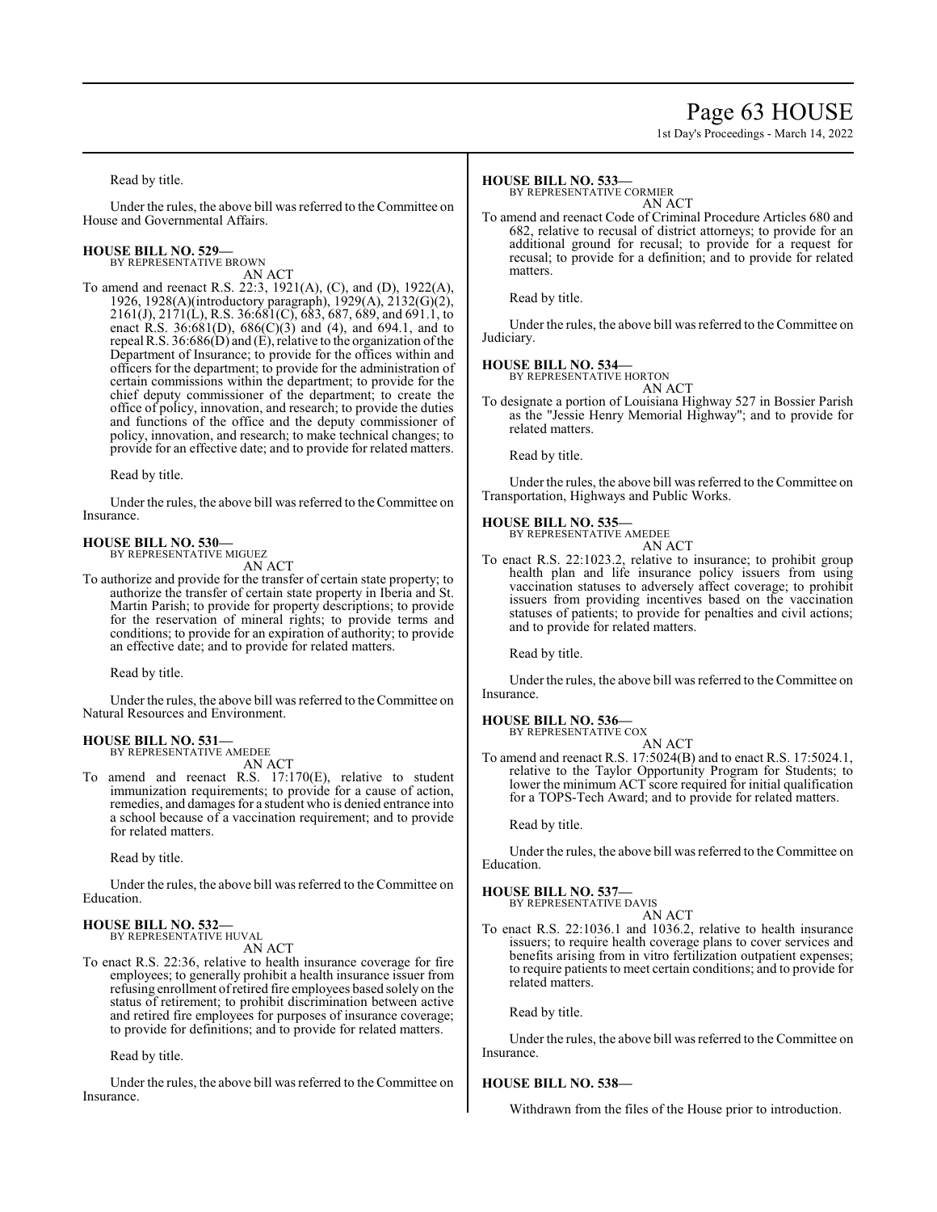Read by title.

Under the rules, the above bill was referred to the Committee on House and Governmental Affairs.

**HOUSE BILL NO. 529—**
BY REPRESENTATIVE BROWN
AN ACT

To amend and reenact R.S. 22:3, 1921(A), (C), and (D), 1922(A), 1926, 1928(A)(introductory paragraph), 1929(A), 2132(G)(2), 2161(J), 2171(L), R.S. 36:681(C), 683, 687, 689, and 691.1, to enact R.S. 36:681(D), 686(C)(3) and (4), and 694.1, and to repeal R.S. 36:686(D) and (E), relative to the organization of the Department of Insurance; to provide for the offices within and officers for the department; to provide for the administration of certain commissions within the department; to provide for the chief deputy commissioner of the department; to create the office of policy, innovation, and research; to provide the duties and functions of the office and the deputy commissioner of policy, innovation, and research; to make technical changes; to provide for an effective date; and to provide for related matters.

Read by title.

Under the rules, the above bill was referred to the Committee on Insurance.

**HOUSE BILL NO. 530—**
BY REPRESENTATIVE MIGUEZ
AN ACT

To authorize and provide for the transfer of certain state property; to authorize the transfer of certain state property in Iberia and St. Martin Parish; to provide for property descriptions; to provide for the reservation of mineral rights; to provide terms and conditions; to provide for an expiration of authority; to provide an effective date; and to provide for related matters.

Read by title.

Under the rules, the above bill was referred to the Committee on Natural Resources and Environment.

**HOUSE BILL NO. 531—**
BY REPRESENTATIVE AMEDEE
AN ACT

To amend and reenact R.S. 17:170(E), relative to student immunization requirements; to provide for a cause of action, remedies, and damages for a student who is denied entrance into a school because of a vaccination requirement; and to provide for related matters.

Read by title.

Under the rules, the above bill was referred to the Committee on Education.

**HOUSE BILL NO. 532—**
BY REPRESENTATIVE HUVAL
AN ACT

To enact R.S. 22:36, relative to health insurance coverage for fire employees; to generally prohibit a health insurance issuer from refusing enrollment of retired fire employees based solely on the status of retirement; to prohibit discrimination between active and retired fire employees for purposes of insurance coverage; to provide for definitions; and to provide for related matters.

Read by title.

Under the rules, the above bill was referred to the Committee on Insurance.

**HOUSE BILL NO. 533—**
BY REPRESENTATIVE CORMIER
AN ACT

To amend and reenact Code of Criminal Procedure Articles 680 and 682, relative to recusal of district attorneys; to provide for an additional ground for recusal; to provide for a request for recusal; to provide for a definition; and to provide for related matters.

Read by title.

Under the rules, the above bill was referred to the Committee on Judiciary.

**HOUSE BILL NO. 534—**
BY REPRESENTATIVE HORTON
AN ACT

To designate a portion of Louisiana Highway 527 in Bossier Parish as the "Jessie Henry Memorial Highway"; and to provide for related matters.

Read by title.

Under the rules, the above bill was referred to the Committee on Transportation, Highways and Public Works.

**HOUSE BILL NO. 535—**
BY REPRESENTATIVE AMEDEE
AN ACT

To enact R.S. 22:1023.2, relative to insurance; to prohibit group health plan and life insurance policy issuers from using vaccination statuses to adversely affect coverage; to prohibit issuers from providing incentives based on the vaccination statuses of patients; to provide for penalties and civil actions; and to provide for related matters.

Read by title.

Under the rules, the above bill was referred to the Committee on Insurance.

**HOUSE BILL NO. 536—**
BY REPRESENTATIVE COX
AN ACT

To amend and reenact R.S. 17:5024(B) and to enact R.S. 17:5024.1, relative to the Taylor Opportunity Program for Students; to lower the minimum ACT score required for initial qualification for a TOPS-Tech Award; and to provide for related matters.

Read by title.

Under the rules, the above bill was referred to the Committee on Education.

**HOUSE BILL NO. 537—**
BY REPRESENTATIVE DAVIS
AN ACT

To enact R.S. 22:1036.1 and 1036.2, relative to health insurance issuers; to require health coverage plans to cover services and benefits arising from in vitro fertilization outpatient expenses; to require patients to meet certain conditions; and to provide for related matters.

Read by title.

Under the rules, the above bill was referred to the Committee on Insurance.

**HOUSE BILL NO. 538—**

Withdrawn from the files of the House prior to introduction.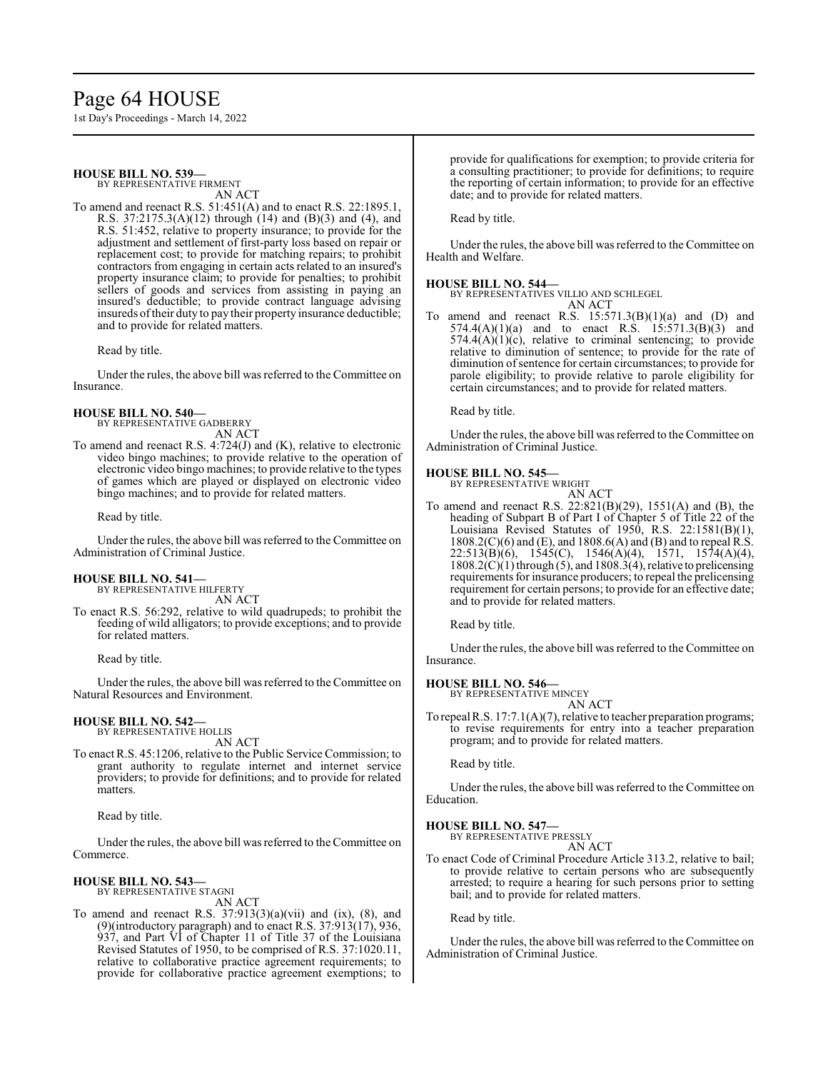**HOUSE BILL NO. 539—**
BY REPRESENTATIVE FIRMENT

AN ACT

To amend and reenact R.S. 51:451(A) and to enact R.S. 22:1895.1, R.S. 37:2175.3(A)(12) through (14) and (B)(3) and (4), and R.S. 51:452, relative to property insurance; to provide for the adjustment and settlement of first-party loss based on repair or replacement cost; to provide for matching repairs; to prohibit contractors from engaging in certain acts related to an insured's property insurance claim; to provide for penalties; to prohibit sellers of goods and services from assisting in paying an insured's deductible; to provide contract language advising insureds of their duty to pay their property insurance deductible; and to provide for related matters.

Read by title.

Under the rules, the above bill was referred to the Committee on Insurance.

**HOUSE BILL NO. 540—**
BY REPRESENTATIVE GADBERRY

AN ACT

To amend and reenact R.S. 4:724(J) and (K), relative to electronic video bingo machines; to provide relative to the operation of electronic video bingo machines; to provide relative to the types of games which are played or displayed on electronic video bingo machines; and to provide for related matters.

Read by title.

Under the rules, the above bill was referred to the Committee on Administration of Criminal Justice.

**HOUSE BILL NO. 541—**
BY REPRESENTATIVE HILFERTY

AN ACT

To enact R.S. 56:292, relative to wild quadrupeds; to prohibit the feeding of wild alligators; to provide exceptions; and to provide for related matters.

Read by title.

Under the rules, the above bill was referred to the Committee on Natural Resources and Environment.

**HOUSE BILL NO. 542—**
BY REPRESENTATIVE HOLLIS

AN ACT

To enact R.S. 45:1206, relative to the Public Service Commission; to grant authority to regulate internet and internet service providers; to provide for definitions; and to provide for related matters.

Read by title.

Under the rules, the above bill was referred to the Committee on Commerce.

**HOUSE BILL NO. 543—**
BY REPRESENTATIVE STAGNI

AN ACT

To amend and reenact R.S. 37:913(3)(a)(vii) and (ix), (8), and (9)(introductory paragraph) and to enact R.S. 37:913(17), 936, 937, and Part VI of Chapter 11 of Title 37 of the Louisiana Revised Statutes of 1950, to be comprised of R.S. 37:1020.11, relative to collaborative practice agreement requirements; to provide for collaborative practice agreement exemptions; to provide for qualifications for exemption; to provide criteria for a consulting practitioner; to provide for definitions; to require the reporting of certain information; to provide for an effective date; and to provide for related matters.

Read by title.

Under the rules, the above bill was referred to the Committee on Health and Welfare.

**HOUSE BILL NO. 544—**
BY REPRESENTATIVES VILLIO AND SCHLEGEL

AN ACT

To amend and reenact R.S. 15:571.3(B)(1)(a) and (D) and 574.4(A)(1)(a) and to enact R.S. 15:571.3(B)(3) and 574.4(A)(1)(c), relative to criminal sentencing; to provide relative to diminution of sentence; to provide for the rate of diminution of sentence for certain circumstances; to provide for parole eligibility; to provide relative to parole eligibility for certain circumstances; and to provide for related matters.

Read by title.

Under the rules, the above bill was referred to the Committee on Administration of Criminal Justice.

**HOUSE BILL NO. 545—**
BY REPRESENTATIVE WRIGHT

AN ACT

To amend and reenact R.S. 22:821(B)(29), 1551(A) and (B), the heading of Subpart B of Part I of Chapter 5 of Title 22 of the Louisiana Revised Statutes of 1950, R.S. 22:1581(B)(1), 1808.2(C)(6) and (E), and 1808.6(A) and (B) and to repeal R.S. 22:513(B)(6), 1545(C), 1546(A)(4), 1571, 1574(A)(4), 1808.2(C)(1) through (5), and 1808.3(4), relative to prelicensing requirements for insurance producers; to repeal the prelicensing requirement for certain persons; to provide for an effective date; and to provide for related matters.

Read by title.

Under the rules, the above bill was referred to the Committee on Insurance.

**HOUSE BILL NO. 546—**
BY REPRESENTATIVE MINCEY

AN ACT

To repeal R.S. 17:7.1(A)(7), relative to teacher preparation programs; to revise requirements for entry into a teacher preparation program; and to provide for related matters.

Read by title.

Under the rules, the above bill was referred to the Committee on Education.

**HOUSE BILL NO. 547—**
BY REPRESENTATIVE PRESSLY

AN ACT

To enact Code of Criminal Procedure Article 313.2, relative to bail; to provide relative to certain persons who are subsequently arrested; to require a hearing for such persons prior to setting bail; and to provide for related matters.

Read by title.

Under the rules, the above bill was referred to the Committee on Administration of Criminal Justice.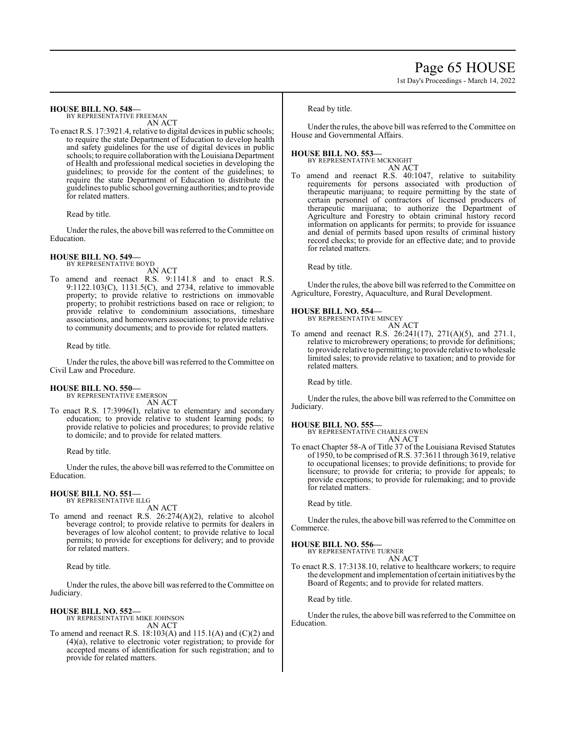**HOUSE BILL NO. 548—**

BY REPRESENTATIVE FREEMAN

AN ACT

To enact R.S. 17:3921.4, relative to digital devices in public schools; to require the state Department of Education to develop health and safety guidelines for the use of digital devices in public schools; to require collaboration with the Louisiana Department of Health and professional medical societies in developing the guidelines; to provide for the content of the guidelines; to require the state Department of Education to distribute the guidelines to public school governing authorities; and to provide for related matters.

Read by title.

Under the rules, the above bill was referred to the Committee on Education.

**HOUSE BILL NO. 549—**

BY REPRESENTATIVE BOYD

AN ACT

To amend and reenact R.S. 9:1141.8 and to enact R.S. 9:1122.103(C), 1131.5(C), and 2734, relative to immovable property; to provide relative to restrictions on immovable property; to prohibit restrictions based on race or religion; to provide relative to condominium associations, timeshare associations, and homeowners associations; to provide relative to community documents; and to provide for related matters.

Read by title.

Under the rules, the above bill was referred to the Committee on Civil Law and Procedure.

**HOUSE BILL NO. 550—**

BY REPRESENTATIVE EMERSON

AN ACT

To enact R.S. 17:3996(I), relative to elementary and secondary education; to provide relative to student learning pods; to provide relative to policies and procedures; to provide relative to domicile; and to provide for related matters.

Read by title.

Under the rules, the above bill was referred to the Committee on Education.

**HOUSE BILL NO. 551—**

BY REPRESENTATIVE ILLG

AN ACT

To amend and reenact R.S. 26:274(A)(2), relative to alcohol beverage control; to provide relative to permits for dealers in beverages of low alcohol content; to provide relative to local permits; to provide for exceptions for delivery; and to provide for related matters.

Read by title.

Under the rules, the above bill was referred to the Committee on Judiciary.

**HOUSE BILL NO. 552—**

BY REPRESENTATIVE MIKE JOHNSON

AN ACT

To amend and reenact R.S. 18:103(A) and 115.1(A) and (C)(2) and (4)(a), relative to electronic voter registration; to provide for accepted means of identification for such registration; and to provide for related matters.

Read by title.

Under the rules, the above bill was referred to the Committee on House and Governmental Affairs.

**HOUSE BILL NO. 553—**

BY REPRESENTATIVE MCKNIGHT

AN ACT

To amend and reenact R.S. 40:1047, relative to suitability requirements for persons associated with production of therapeutic marijuana; to require permitting by the state of certain personnel of contractors of licensed producers of therapeutic marijuana; to authorize the Department of Agriculture and Forestry to obtain criminal history record information on applicants for permits; to provide for issuance and denial of permits based upon results of criminal history record checks; to provide for an effective date; and to provide for related matters.

Read by title.

Under the rules, the above bill was referred to the Committee on Agriculture, Forestry, Aquaculture, and Rural Development.

**HOUSE BILL NO. 554—**

BY REPRESENTATIVE MINCEY

AN ACT

To amend and reenact R.S. 26:241(17), 271(A)(5), and 271.1, relative to microbrewery operations; to provide for definitions; to provide relative to permitting; to provide relative to wholesale limited sales; to provide relative to taxation; and to provide for related matters.

Read by title.

Under the rules, the above bill was referred to the Committee on Judiciary.

**HOUSE BILL NO. 555—**

BY REPRESENTATIVE CHARLES OWEN

AN ACT

To enact Chapter 58-A of Title 37 of the Louisiana Revised Statutes of 1950, to be comprised of R.S. 37:3611 through 3619, relative to occupational licenses; to provide definitions; to provide for licensure; to provide for criteria; to provide for appeals; to provide exceptions; to provide for rulemaking; and to provide for related matters.

Read by title.

Under the rules, the above bill was referred to the Committee on Commerce.

**HOUSE BILL NO. 556—**

BY REPRESENTATIVE TURNER

AN ACT

To enact R.S. 17:3138.10, relative to healthcare workers; to require the development and implementation of certain initiatives by the Board of Regents; and to provide for related matters.

Read by title.

Under the rules, the above bill was referred to the Committee on Education.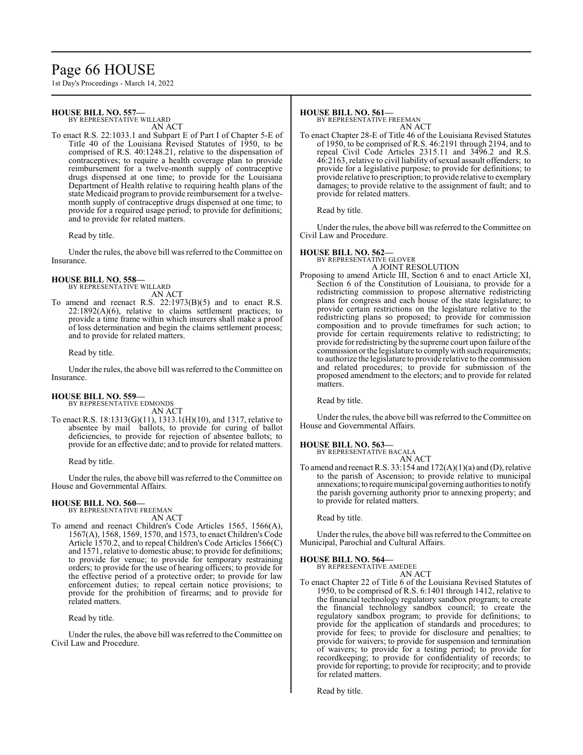**HOUSE BILL NO. 557—**
BY REPRESENTATIVE WILLARD
AN ACT

To enact R.S. 22:1033.1 and Subpart E of Part I of Chapter 5-E of Title 40 of the Louisiana Revised Statutes of 1950, to be comprised of R.S. 40:1248.21, relative to the dispensation of contraceptives; to require a health coverage plan to provide reimbursement for a twelve-month supply of contraceptive drugs dispensed at one time; to provide for the Louisiana Department of Health relative to requiring health plans of the state Medicaid program to provide reimbursement for a twelve-month supply of contraceptive drugs dispensed at one time; to provide for a required usage period; to provide for definitions; and to provide for related matters.

Read by title.

Under the rules, the above bill was referred to the Committee on Insurance.

**HOUSE BILL NO. 558—**
BY REPRESENTATIVE WILLARD
AN ACT

To amend and reenact R.S. 22:1973(B)(5) and to enact R.S. 22:1892(A)(6), relative to claims settlement practices; to provide a time frame within which insurers shall make a proof of loss determination and begin the claims settlement process; and to provide for related matters.

Read by title.

Under the rules, the above bill was referred to the Committee on Insurance.

**HOUSE BILL NO. 559—**
BY REPRESENTATIVE EDMONDS
AN ACT

To enact R.S. 18:1313(G)(11), 1313.1(H)(10), and 1317, relative to absentee by mail ballots, to provide for curing of ballot deficiencies, to provide for rejection of absentee ballots; to provide for an effective date; and to provide for related matters.

Read by title.

Under the rules, the above bill was referred to the Committee on House and Governmental Affairs.

**HOUSE BILL NO. 560—**
BY REPRESENTATIVE FREEMAN
AN ACT

To amend and reenact Children's Code Articles 1565, 1566(A), 1567(A), 1568, 1569, 1570, and 1573, to enact Children's Code Article 1570.2, and to repeal Children's Code Articles 1566(C) and 1571, relative to domestic abuse; to provide for definitions; to provide for venue; to provide for temporary restraining orders; to provide for the use of hearing officers; to provide for the effective period of a protective order; to provide for law enforcement duties; to repeal certain notice provisions; to provide for the prohibition of firearms; and to provide for related matters.

Read by title.

Under the rules, the above bill was referred to the Committee on Civil Law and Procedure.

**HOUSE BILL NO. 561—**
BY REPRESENTATIVE FREEMAN
AN ACT

To enact Chapter 28-E of Title 46 of the Louisiana Revised Statutes of 1950, to be comprised of R.S. 46:2191 through 2194, and to repeal Civil Code Articles 2315.11 and 3496.2 and R.S. 46:2163, relative to civil liability of sexual assault offenders; to provide for a legislative purpose; to provide for definitions; to provide relative to prescription; to provide relative to exemplary damages; to provide relative to the assignment of fault; and to provide for related matters.

Read by title.

Under the rules, the above bill was referred to the Committee on Civil Law and Procedure.

**HOUSE BILL NO. 562—**
BY REPRESENTATIVE GLOVER
A JOINT RESOLUTION

Proposing to amend Article III, Section 6 and to enact Article XI, Section 6 of the Constitution of Louisiana, to provide for a redistricting commission to propose alternative redistricting plans for congress and each house of the state legislature; to provide certain restrictions on the legislature relative to the redistricting plans so proposed; to provide for commission composition and to provide timeframes for such action; to provide for certain requirements relative to redistricting; to provide for redistricting by the supreme court upon failure of the commission or the legislature to comply with such requirements; to authorize the legislature to provide relative to the commission and related procedures; to provide for submission of the proposed amendment to the electors; and to provide for related matters.

Read by title.

Under the rules, the above bill was referred to the Committee on House and Governmental Affairs.

**HOUSE BILL NO. 563—**
BY REPRESENTATIVE BACALA
AN ACT

To amend and reenact R.S. 33:154 and 172(A)(1)(a) and (D), relative to the parish of Ascension; to provide relative to municipal annexations; to require municipal governing authorities to notify the parish governing authority prior to annexing property; and to provide for related matters.

Read by title.

Under the rules, the above bill was referred to the Committee on Municipal, Parochial and Cultural Affairs.

**HOUSE BILL NO. 564—**
BY REPRESENTATIVE AMEDEE
AN ACT

To enact Chapter 22 of Title 6 of the Louisiana Revised Statutes of 1950, to be comprised of R.S. 6:1401 through 1412, relative to the financial technology regulatory sandbox program; to create the financial technology sandbox council; to create the regulatory sandbox program; to provide for definitions; to provide for the application of standards and procedures; to provide for fees; to provide for disclosure and penalties; to provide for waivers; to provide for suspension and termination of waivers; to provide for a testing period; to provide for recordkeeping; to provide for confidentiality of records; to provide for reporting; to provide for reciprocity; and to provide for related matters.

Read by title.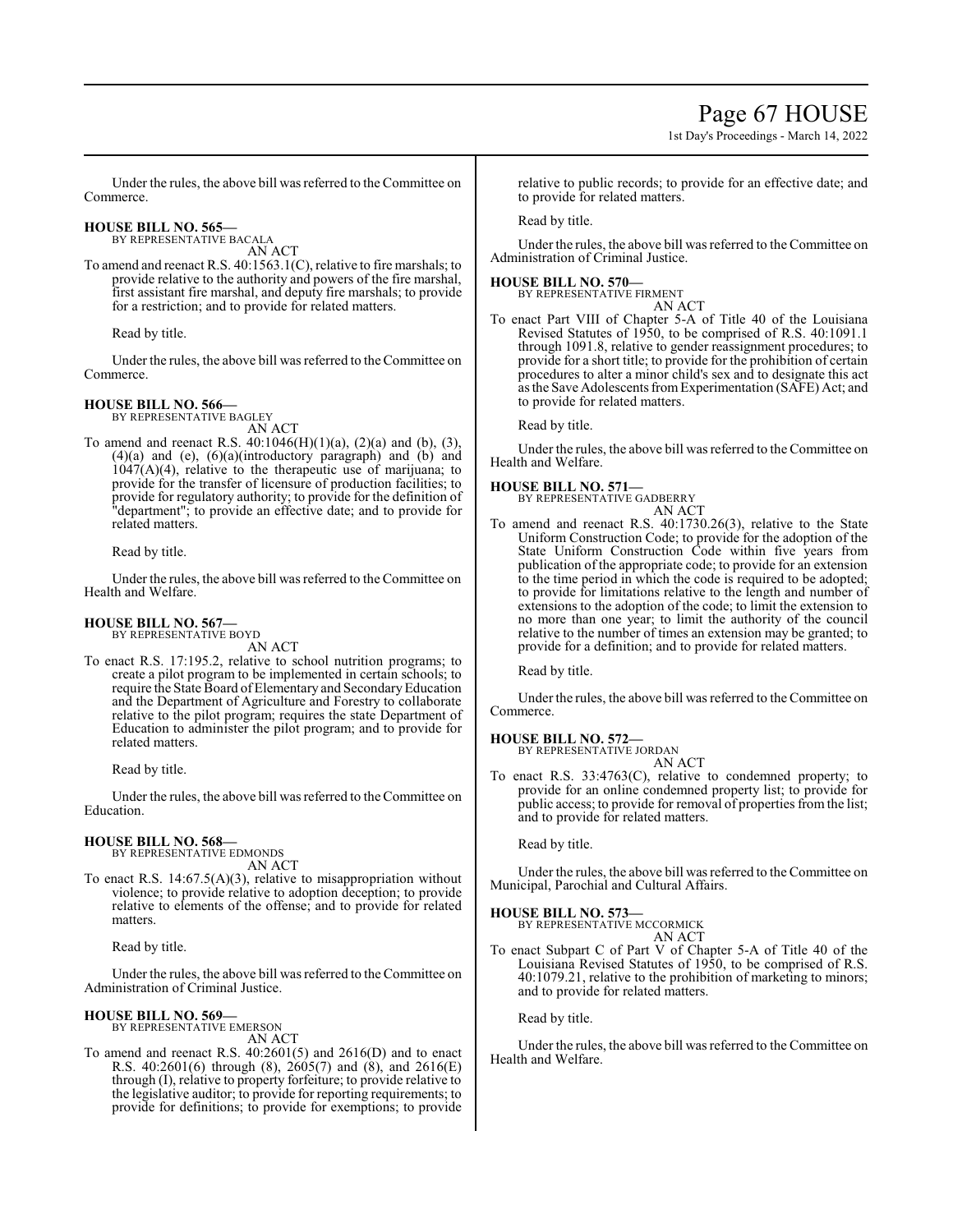Under the rules, the above bill was referred to the Committee on Commerce.

**HOUSE BILL NO. 565—**
BY REPRESENTATIVE BACALA
AN ACT

To amend and reenact R.S. 40:1563.1(C), relative to fire marshals; to provide relative to the authority and powers of the fire marshal, first assistant fire marshal, and deputy fire marshals; to provide for a restriction; and to provide for related matters.

Read by title.

Under the rules, the above bill was referred to the Committee on Commerce.

**HOUSE BILL NO. 566—**
BY REPRESENTATIVE BAGLEY
AN ACT

To amend and reenact R.S. 40:1046(H)(1)(a), (2)(a) and (b), (3), (4)(a) and (e), (6)(a)(introductory paragraph) and (b) and 1047(A)(4), relative to the therapeutic use of marijuana; to provide for the transfer of licensure of production facilities; to provide for regulatory authority; to provide for the definition of "department"; to provide an effective date; and to provide for related matters.

Read by title.

Under the rules, the above bill was referred to the Committee on Health and Welfare.

**HOUSE BILL NO. 567—**
BY REPRESENTATIVE BOYD
AN ACT

To enact R.S. 17:195.2, relative to school nutrition programs; to create a pilot program to be implemented in certain schools; to require the State Board of Elementary and Secondary Education and the Department of Agriculture and Forestry to collaborate relative to the pilot program; requires the state Department of Education to administer the pilot program; and to provide for related matters.

Read by title.

Under the rules, the above bill was referred to the Committee on Education.

**HOUSE BILL NO. 568—**
BY REPRESENTATIVE EDMONDS
AN ACT

To enact R.S. 14:67.5(A)(3), relative to misappropriation without violence; to provide relative to adoption deception; to provide relative to elements of the offense; and to provide for related matters.

Read by title.

Under the rules, the above bill was referred to the Committee on Administration of Criminal Justice.

**HOUSE BILL NO. 569—**
BY REPRESENTATIVE EMERSON
AN ACT

To amend and reenact R.S. 40:2601(5) and 2616(D) and to enact R.S. 40:2601(6) through (8), 2605(7) and (8), and 2616(E) through (I), relative to property forfeiture; to provide relative to the legislative auditor; to provide for reporting requirements; to provide for definitions; to provide for exemptions; to provide relative to public records; to provide for an effective date; and to provide for related matters.

Read by title.

Under the rules, the above bill was referred to the Committee on Administration of Criminal Justice.

**HOUSE BILL NO. 570—**
BY REPRESENTATIVE FIRMENT
AN ACT

To enact Part VIII of Chapter 5-A of Title 40 of the Louisiana Revised Statutes of 1950, to be comprised of R.S. 40:1091.1 through 1091.8, relative to gender reassignment procedures; to provide for a short title; to provide for the prohibition of certain procedures to alter a minor child's sex and to designate this act as the Save Adolescents from Experimentation (SAFE) Act; and to provide for related matters.

Read by title.

Under the rules, the above bill was referred to the Committee on Health and Welfare.

**HOUSE BILL NO. 571—**
BY REPRESENTATIVE GADBERRY
AN ACT

To amend and reenact R.S. 40:1730.26(3), relative to the State Uniform Construction Code; to provide for the adoption of the State Uniform Construction Code within five years from publication of the appropriate code; to provide for an extension to the time period in which the code is required to be adopted; to provide for limitations relative to the length and number of extensions to the adoption of the code; to limit the extension to no more than one year; to limit the authority of the council relative to the number of times an extension may be granted; to provide for a definition; and to provide for related matters.

Read by title.

Under the rules, the above bill was referred to the Committee on Commerce.

**HOUSE BILL NO. 572—**
BY REPRESENTATIVE JORDAN
AN ACT

To enact R.S. 33:4763(C), relative to condemned property; to provide for an online condemned property list; to provide for public access; to provide for removal of properties from the list; and to provide for related matters.

Read by title.

Under the rules, the above bill was referred to the Committee on Municipal, Parochial and Cultural Affairs.

**HOUSE BILL NO. 573—**
BY REPRESENTATIVE MCCORMICK
AN ACT

To enact Subpart C of Part V of Chapter 5-A of Title 40 of the Louisiana Revised Statutes of 1950, to be comprised of R.S. 40:1079.21, relative to the prohibition of marketing to minors; and to provide for related matters.

Read by title.

Under the rules, the above bill was referred to the Committee on Health and Welfare.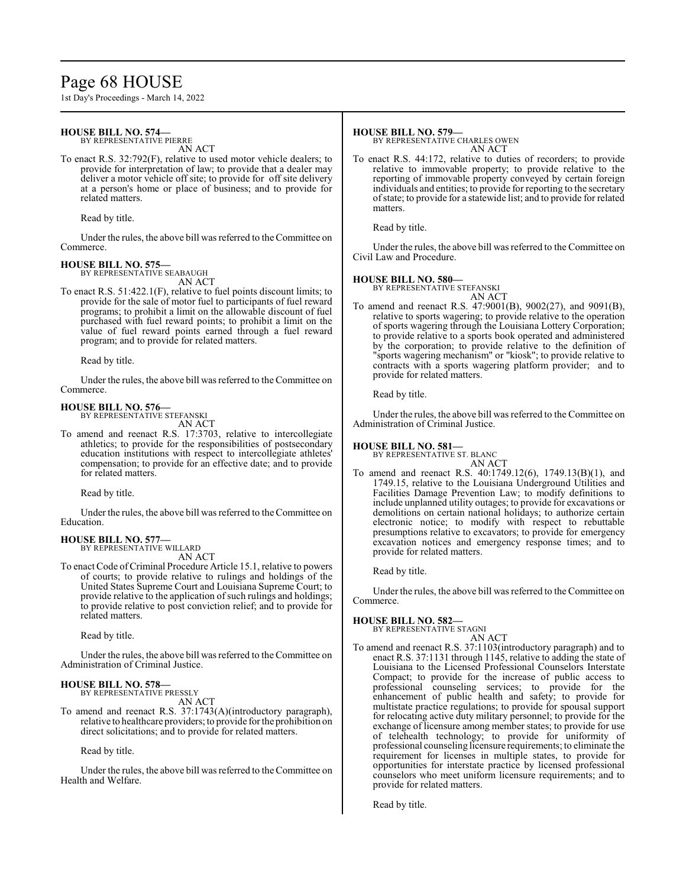**HOUSE BILL NO. 574—**
BY REPRESENTATIVE PIERRE
AN ACT

To enact R.S. 32:792(F), relative to used motor vehicle dealers; to provide for interpretation of law; to provide that a dealer may deliver a motor vehicle off site; to provide for off site delivery at a person's home or place of business; and to provide for related matters.

Read by title.

Under the rules, the above bill was referred to the Committee on Commerce.

**HOUSE BILL NO. 575—**
BY REPRESENTATIVE SEABAUGH
AN ACT

To enact R.S. 51:422.1(F), relative to fuel points discount limits; to provide for the sale of motor fuel to participants of fuel reward programs; to prohibit a limit on the allowable discount of fuel purchased with fuel reward points; to prohibit a limit on the value of fuel reward points earned through a fuel reward program; and to provide for related matters.

Read by title.

Under the rules, the above bill was referred to the Committee on Commerce.

**HOUSE BILL NO. 576—**
BY REPRESENTATIVE STEFANSKI
AN ACT

To amend and reenact R.S. 17:3703, relative to intercollegiate athletics; to provide for the responsibilities of postsecondary education institutions with respect to intercollegiate athletes' compensation; to provide for an effective date; and to provide for related matters.

Read by title.

Under the rules, the above bill was referred to the Committee on Education.

**HOUSE BILL NO. 577—**
BY REPRESENTATIVE WILLARD
AN ACT

To enact Code of Criminal Procedure Article 15.1, relative to powers of courts; to provide relative to rulings and holdings of the United States Supreme Court and Louisiana Supreme Court; to provide relative to the application of such rulings and holdings; to provide relative to post conviction relief; and to provide for related matters.

Read by title.

Under the rules, the above bill was referred to the Committee on Administration of Criminal Justice.

**HOUSE BILL NO. 578—**
BY REPRESENTATIVE PRESSLY
AN ACT

To amend and reenact R.S. 37:1743(A)(introductory paragraph), relative to healthcare providers; to provide for the prohibition on direct solicitations; and to provide for related matters.

Read by title.

Under the rules, the above bill was referred to the Committee on Health and Welfare.

**HOUSE BILL NO. 579—**
BY REPRESENTATIVE CHARLES OWEN
AN ACT

To enact R.S. 44:172, relative to duties of recorders; to provide relative to immovable property; to provide relative to the reporting of immovable property conveyed by certain foreign individuals and entities; to provide for reporting to the secretary of state; to provide for a statewide list; and to provide for related matters.

Read by title.

Under the rules, the above bill was referred to the Committee on Civil Law and Procedure.

**HOUSE BILL NO. 580—**
BY REPRESENTATIVE STEFANSKI
AN ACT

To amend and reenact R.S. 47:9001(B), 9002(27), and 9091(B), relative to sports wagering; to provide relative to the operation of sports wagering through the Louisiana Lottery Corporation; to provide relative to a sports book operated and administered by the corporation; to provide relative to the definition of "sports wagering mechanism" or "kiosk"; to provide relative to contracts with a sports wagering platform provider; and to provide for related matters.

Read by title.

Under the rules, the above bill was referred to the Committee on Administration of Criminal Justice.

**HOUSE BILL NO. 581—**
BY REPRESENTATIVE ST. BLANC
AN ACT

To amend and reenact R.S. 40:1749.12(6), 1749.13(B)(1), and 1749.15, relative to the Louisiana Underground Utilities and Facilities Damage Prevention Law; to modify definitions to include unplanned utility outages; to provide for excavations or demolitions on certain national holidays; to authorize certain electronic notice; to modify with respect to rebuttable presumptions relative to excavators; to provide for emergency excavation notices and emergency response times; and to provide for related matters.

Read by title.

Under the rules, the above bill was referred to the Committee on Commerce.

**HOUSE BILL NO. 582—**
BY REPRESENTATIVE STAGNI
AN ACT

To amend and reenact R.S. 37:1103(introductory paragraph) and to enact R.S. 37:1131 through 1145, relative to adding the state of Louisiana to the Licensed Professional Counselors Interstate Compact; to provide for the increase of public access to professional counseling services; to provide for the enhancement of public health and safety; to provide for multistate practice regulations; to provide for spousal support for relocating active duty military personnel; to provide for the exchange of licensure among member states; to provide for use of telehealth technology; to provide for uniformity of professional counseling licensure requirements; to eliminate the requirement for licenses in multiple states, to provide for opportunities for interstate practice by licensed professional counselors who meet uniform licensure requirements; and to provide for related matters.

Read by title.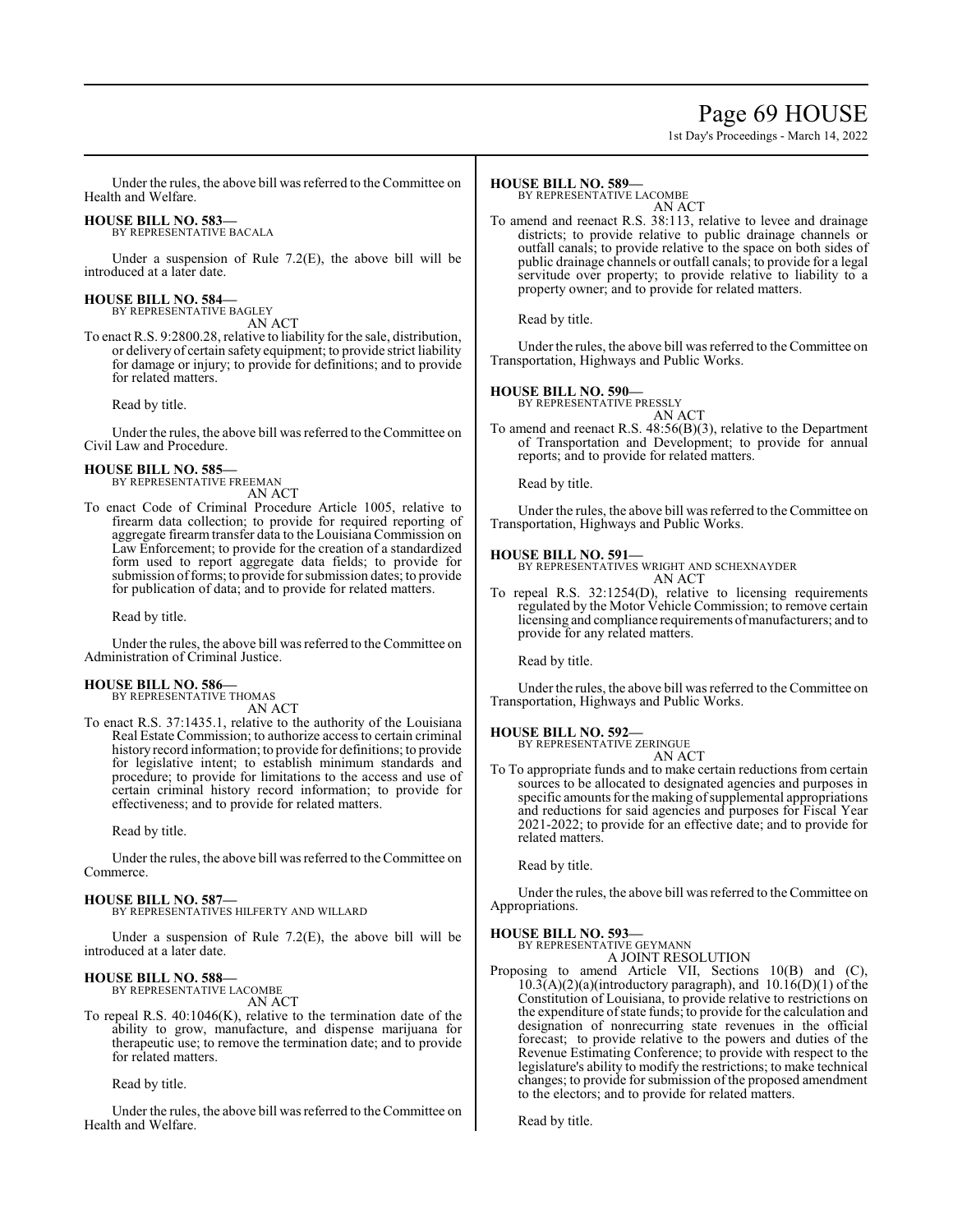Under the rules, the above bill was referred to the Committee on Health and Welfare.

**HOUSE BILL NO. 583—**
BY REPRESENTATIVE BACALA

Under a suspension of Rule 7.2(E), the above bill will be introduced at a later date.

**HOUSE BILL NO. 584—**
BY REPRESENTATIVE BAGLEY
AN ACT

To enact R.S. 9:2800.28, relative to liability for the sale, distribution, or delivery of certain safety equipment; to provide strict liability for damage or injury; to provide for definitions; and to provide for related matters.

Read by title.

Under the rules, the above bill was referred to the Committee on Civil Law and Procedure.

**HOUSE BILL NO. 585—**
BY REPRESENTATIVE FREEMAN
AN ACT

To enact Code of Criminal Procedure Article 1005, relative to firearm data collection; to provide for required reporting of aggregate firearm transfer data to the Louisiana Commission on Law Enforcement; to provide for the creation of a standardized form used to report aggregate data fields; to provide for submission of forms; to provide for submission dates; to provide for publication of data; and to provide for related matters.

Read by title.

Under the rules, the above bill was referred to the Committee on Administration of Criminal Justice.

**HOUSE BILL NO. 586—**
BY REPRESENTATIVE THOMAS
AN ACT

To enact R.S. 37:1435.1, relative to the authority of the Louisiana Real Estate Commission; to authorize access to certain criminal history record information; to provide for definitions; to provide for legislative intent; to establish minimum standards and procedure; to provide for limitations to the access and use of certain criminal history record information; to provide for effectiveness; and to provide for related matters.

Read by title.

Under the rules, the above bill was referred to the Committee on Commerce.

**HOUSE BILL NO. 587—**
BY REPRESENTATIVES HILFERTY AND WILLARD

Under a suspension of Rule 7.2(E), the above bill will be introduced at a later date.

**HOUSE BILL NO. 588—**
BY REPRESENTATIVE LACOMBE
AN ACT

To repeal R.S. 40:1046(K), relative to the termination date of the ability to grow, manufacture, and dispense marijuana for therapeutic use; to remove the termination date; and to provide for related matters.

Read by title.

Under the rules, the above bill was referred to the Committee on Health and Welfare.

**HOUSE BILL NO. 589—**
BY REPRESENTATIVE LACOMBE
AN ACT

To amend and reenact R.S. 38:113, relative to levee and drainage districts; to provide relative to public drainage channels or outfall canals; to provide relative to the space on both sides of public drainage channels or outfall canals; to provide for a legal servitude over property; to provide relative to liability to a property owner; and to provide for related matters.

Read by title.

Under the rules, the above bill was referred to the Committee on Transportation, Highways and Public Works.

**HOUSE BILL NO. 590—**
BY REPRESENTATIVE PRESSLY
AN ACT

To amend and reenact R.S. 48:56(B)(3), relative to the Department of Transportation and Development; to provide for annual reports; and to provide for related matters.

Read by title.

Under the rules, the above bill was referred to the Committee on Transportation, Highways and Public Works.

**HOUSE BILL NO. 591—**
BY REPRESENTATIVES WRIGHT AND SCHEXNAYDER
AN ACT

To repeal R.S. 32:1254(D), relative to licensing requirements regulated by the Motor Vehicle Commission; to remove certain licensing and compliance requirements of manufacturers; and to provide for any related matters.

Read by title.

Under the rules, the above bill was referred to the Committee on Transportation, Highways and Public Works.

**HOUSE BILL NO. 592—**
BY REPRESENTATIVE ZERINGUE
AN ACT

To To appropriate funds and to make certain reductions from certain sources to be allocated to designated agencies and purposes in specific amounts for the making of supplemental appropriations and reductions for said agencies and purposes for Fiscal Year 2021-2022; to provide for an effective date; and to provide for related matters.

Read by title.

Under the rules, the above bill was referred to the Committee on Appropriations.

**HOUSE BILL NO. 593—**
BY REPRESENTATIVE GEYMANN
A JOINT RESOLUTION

Proposing to amend Article VII, Sections 10(B) and (C), 10.3(A)(2)(a)(introductory paragraph), and 10.16(D)(1) of the Constitution of Louisiana, to provide relative to restrictions on the expenditure of state funds; to provide for the calculation and designation of nonrecurring state revenues in the official forecast; to provide relative to the powers and duties of the Revenue Estimating Conference; to provide with respect to the legislature's ability to modify the restrictions; to make technical changes; to provide for submission of the proposed amendment to the electors; and to provide for related matters.

Read by title.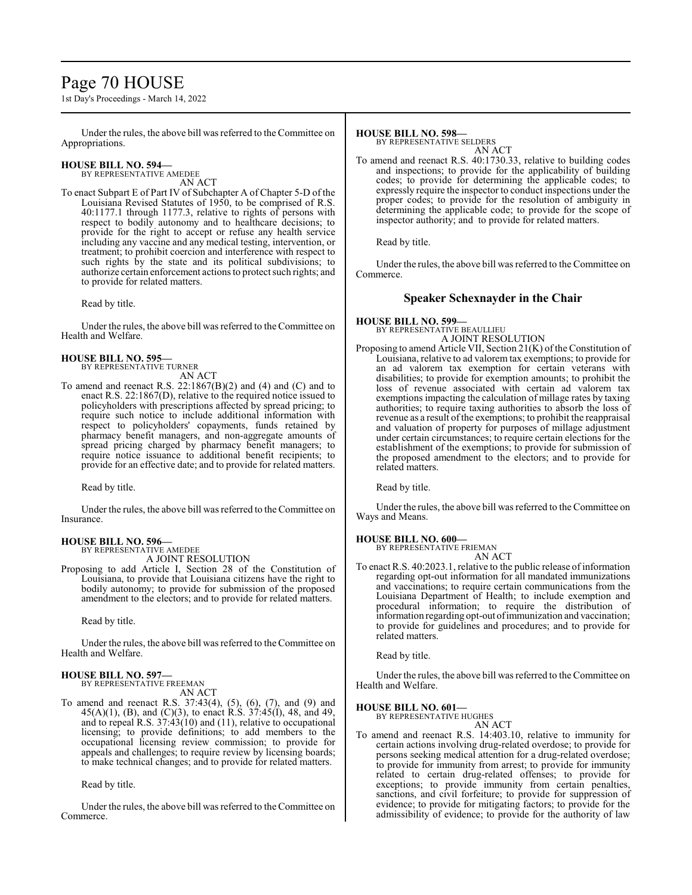Under the rules, the above bill was referred to the Committee on Appropriations.

**HOUSE BILL NO. 594—**
BY REPRESENTATIVE AMEDEE
AN ACT

To enact Subpart E of Part IV of Subchapter A of Chapter 5-D of the Louisiana Revised Statutes of 1950, to be comprised of R.S. 40:1177.1 through 1177.3, relative to rights of persons with respect to bodily autonomy and to healthcare decisions; to provide for the right to accept or refuse any health service including any vaccine and any medical testing, intervention, or treatment; to prohibit coercion and interference with respect to such rights by the state and its political subdivisions; to authorize certain enforcement actions to protect such rights; and to provide for related matters.

Read by title.

Under the rules, the above bill was referred to the Committee on Health and Welfare.

**HOUSE BILL NO. 595—**
BY REPRESENTATIVE TURNER
AN ACT

To amend and reenact R.S. 22:1867(B)(2) and (4) and (C) and to enact R.S. 22:1867(D), relative to the required notice issued to policyholders with prescriptions affected by spread pricing; to require such notice to include additional information with respect to policyholders' copayments, funds retained by pharmacy benefit managers, and non-aggregate amounts of spread pricing charged by pharmacy benefit managers; to require notice issuance to additional benefit recipients; to provide for an effective date; and to provide for related matters.

Read by title.

Under the rules, the above bill was referred to the Committee on Insurance.

**HOUSE BILL NO. 596—**
BY REPRESENTATIVE AMEDEE
A JOINT RESOLUTION

Proposing to add Article I, Section 28 of the Constitution of Louisiana, to provide that Louisiana citizens have the right to bodily autonomy; to provide for submission of the proposed amendment to the electors; and to provide for related matters.

Read by title.

Under the rules, the above bill was referred to the Committee on Health and Welfare.

**HOUSE BILL NO. 597—**
BY REPRESENTATIVE FREEMAN
AN ACT

To amend and reenact R.S. 37:43(4), (5), (6), (7), and (9) and 45(A)(1), (B), and (C)(3), to enact R.S. 37:45(I), 48, and 49, and to repeal R.S. 37:43(10) and (11), relative to occupational licensing; to provide definitions; to add members to the occupational licensing review commission; to provide for appeals and challenges; to require review by licensing boards; to make technical changes; and to provide for related matters.

Read by title.

Under the rules, the above bill was referred to the Committee on Commerce.

**HOUSE BILL NO. 598—**
BY REPRESENTATIVE SELDERS
AN ACT

To amend and reenact R.S. 40:1730.33, relative to building codes and inspections; to provide for the applicability of building codes; to provide for determining the applicable codes; to expressly require the inspector to conduct inspections under the proper codes; to provide for the resolution of ambiguity in determining the applicable code; to provide for the scope of inspector authority; and to provide for related matters.

Read by title.

Under the rules, the above bill was referred to the Committee on Commerce.

## Speaker Schexnayder in the Chair

**HOUSE BILL NO. 599—**
BY REPRESENTATIVE BEAULLIEU
A JOINT RESOLUTION

Proposing to amend Article VII, Section 21(K) of the Constitution of Louisiana, relative to ad valorem tax exemptions; to provide for an ad valorem tax exemption for certain veterans with disabilities; to provide for exemption amounts; to prohibit the loss of revenue associated with certain ad valorem tax exemptions impacting the calculation of millage rates by taxing authorities; to require taxing authorities to absorb the loss of revenue as a result of the exemptions; to prohibit the reappraisal and valuation of property for purposes of millage adjustment under certain circumstances; to require certain elections for the establishment of the exemptions; to provide for submission of the proposed amendment to the electors; and to provide for related matters.

Read by title.

Under the rules, the above bill was referred to the Committee on Ways and Means.

**HOUSE BILL NO. 600—**
BY REPRESENTATIVE FRIEMAN
AN ACT

To enact R.S. 40:2023.1, relative to the public release of information regarding opt-out information for all mandated immunizations and vaccinations; to require certain communications from the Louisiana Department of Health; to include exemption and procedural information; to require the distribution of information regarding opt-out of immunization and vaccination; to provide for guidelines and procedures; and to provide for related matters.

Read by title.

Under the rules, the above bill was referred to the Committee on Health and Welfare.

**HOUSE BILL NO. 601—**
BY REPRESENTATIVE HUGHES
AN ACT

To amend and reenact R.S. 14:403.10, relative to immunity for certain actions involving drug-related overdose; to provide for persons seeking medical attention for a drug-related overdose; to provide for immunity from arrest; to provide for immunity related to certain drug-related offenses; to provide for exceptions; to provide immunity from certain penalties, sanctions, and civil forfeiture; to provide for suppression of evidence; to provide for mitigating factors; to provide for the admissibility of evidence; to provide for the authority of law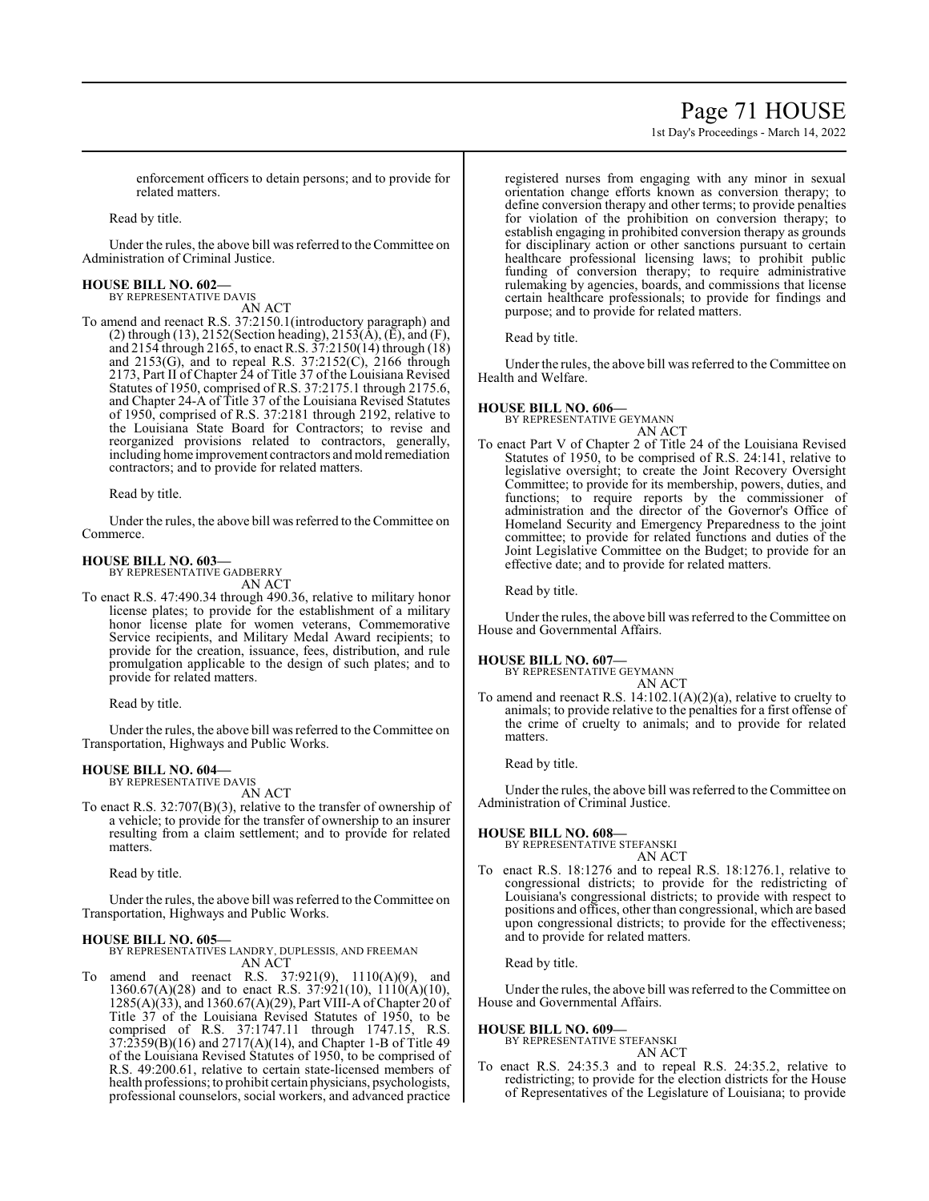enforcement officers to detain persons; and to provide for related matters.

Read by title.

Under the rules, the above bill was referred to the Committee on Administration of Criminal Justice.

**HOUSE BILL NO. 602—**
BY REPRESENTATIVE DAVIS
AN ACT

To amend and reenact R.S. 37:2150.1(introductory paragraph) and (2) through (13), 2152(Section heading), 2153(A), (E), and (F), and 2154 through 2165, to enact R.S. 37:2150(14) through (18) and 2153(G), and to repeal R.S. 37:2152(C), 2166 through 2173, Part II of Chapter 24 of Title 37 of the Louisiana Revised Statutes of 1950, comprised of R.S. 37:2175.1 through 2175.6, and Chapter 24-A of Title 37 of the Louisiana Revised Statutes of 1950, comprised of R.S. 37:2181 through 2192, relative to the Louisiana State Board for Contractors; to revise and reorganized provisions related to contractors, generally, including home improvement contractors and mold remediation contractors; and to provide for related matters.

Read by title.

Under the rules, the above bill was referred to the Committee on Commerce.

**HOUSE BILL NO. 603—**
BY REPRESENTATIVE GADBERRY
AN ACT

To enact R.S. 47:490.34 through 490.36, relative to military honor license plates; to provide for the establishment of a military honor license plate for women veterans, Commemorative Service recipients, and Military Medal Award recipients; to provide for the creation, issuance, fees, distribution, and rule promulgation applicable to the design of such plates; and to provide for related matters.

Read by title.

Under the rules, the above bill was referred to the Committee on Transportation, Highways and Public Works.

**HOUSE BILL NO. 604—**
BY REPRESENTATIVE DAVIS
AN ACT

To enact R.S. 32:707(B)(3), relative to the transfer of ownership of a vehicle; to provide for the transfer of ownership to an insurer resulting from a claim settlement; and to provide for related matters.

Read by title.

Under the rules, the above bill was referred to the Committee on Transportation, Highways and Public Works.

**HOUSE BILL NO. 605—**
BY REPRESENTATIVES LANDRY, DUPLESSIS, AND FREEMAN
AN ACT

To amend and reenact R.S. 37:921(9), 1110(A)(9), and 1360.67(A)(28) and to enact R.S. 37:921(10), 1110(A)(10), 1285(A)(33), and 1360.67(A)(29), Part VIII-A of Chapter 20 of Title 37 of the Louisiana Revised Statutes of 1950, to be comprised of R.S. 37:1747.11 through 1747.15, R.S. 37:2359(B)(16) and 2717(A)(14), and Chapter 1-B of Title 49 of the Louisiana Revised Statutes of 1950, to be comprised of R.S. 49:200.61, relative to certain state-licensed members of health professions; to prohibit certain physicians, psychologists, professional counselors, social workers, and advanced practice registered nurses from engaging with any minor in sexual orientation change efforts known as conversion therapy; to define conversion therapy and other terms; to provide penalties for violation of the prohibition on conversion therapy; to establish engaging in prohibited conversion therapy as grounds for disciplinary action or other sanctions pursuant to certain healthcare professional licensing laws; to prohibit public funding of conversion therapy; to require administrative rulemaking by agencies, boards, and commissions that license certain healthcare professionals; to provide for findings and purpose; and to provide for related matters.

Read by title.

Under the rules, the above bill was referred to the Committee on Health and Welfare.

**HOUSE BILL NO. 606—**
BY REPRESENTATIVE GEYMANN
AN ACT

To enact Part V of Chapter 2 of Title 24 of the Louisiana Revised Statutes of 1950, to be comprised of R.S. 24:141, relative to legislative oversight; to create the Joint Recovery Oversight Committee; to provide for its membership, powers, duties, and functions; to require reports by the commissioner of administration and the director of the Governor's Office of Homeland Security and Emergency Preparedness to the joint committee; to provide for related functions and duties of the Joint Legislative Committee on the Budget; to provide for an effective date; and to provide for related matters.

Read by title.

Under the rules, the above bill was referred to the Committee on House and Governmental Affairs.

**HOUSE BILL NO. 607—**
BY REPRESENTATIVE GEYMANN
AN ACT

To amend and reenact R.S. 14:102.1(A)(2)(a), relative to cruelty to animals; to provide relative to the penalties for a first offense of the crime of cruelty to animals; and to provide for related matters.

Read by title.

Under the rules, the above bill was referred to the Committee on Administration of Criminal Justice.

**HOUSE BILL NO. 608—**
BY REPRESENTATIVE STEFANSKI
AN ACT

To enact R.S. 18:1276 and to repeal R.S. 18:1276.1, relative to congressional districts; to provide for the redistricting of Louisiana's congressional districts; to provide with respect to positions and offices, other than congressional, which are based upon congressional districts; to provide for the effectiveness; and to provide for related matters.

Read by title.

Under the rules, the above bill was referred to the Committee on House and Governmental Affairs.

**HOUSE BILL NO. 609—**
BY REPRESENTATIVE STEFANSKI
AN ACT

To enact R.S. 24:35.3 and to repeal R.S. 24:35.2, relative to redistricting; to provide for the election districts for the House of Representatives of the Legislature of Louisiana; to provide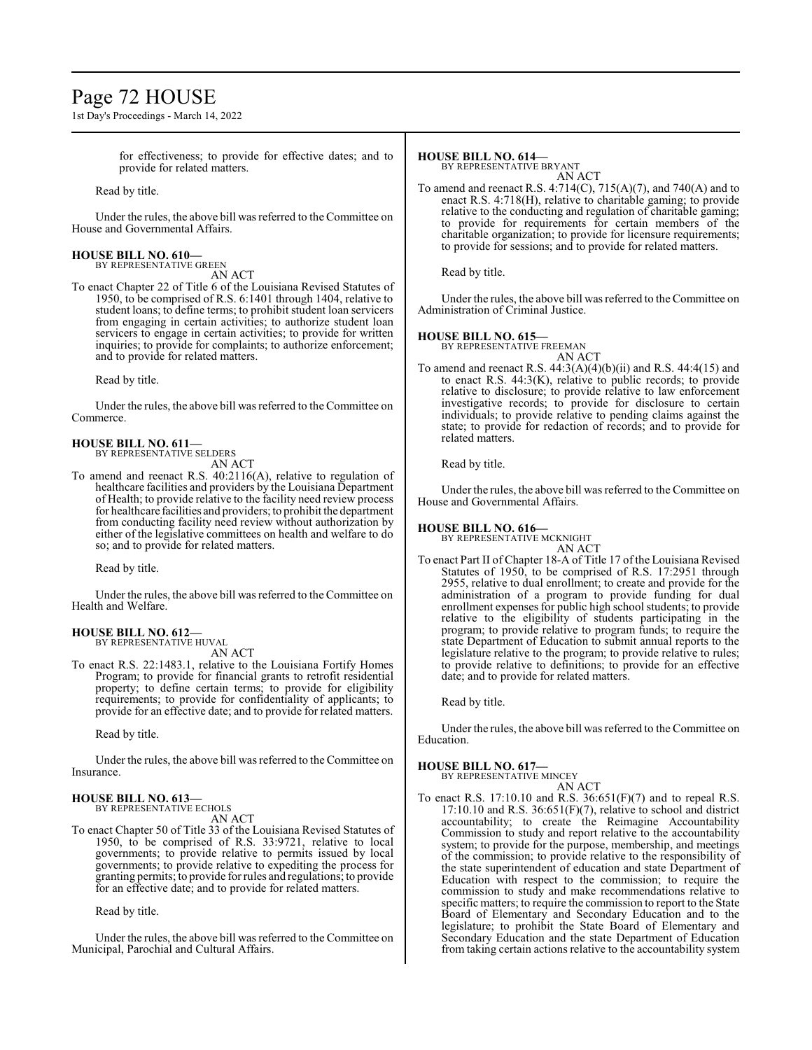for effectiveness; to provide for effective dates; and to provide for related matters.

Read by title.

Under the rules, the above bill was referred to the Committee on House and Governmental Affairs.

### HOUSE BILL NO. 610—
BY REPRESENTATIVE GREEN
AN ACT

To enact Chapter 22 of Title 6 of the Louisiana Revised Statutes of 1950, to be comprised of R.S. 6:1401 through 1404, relative to student loans; to define terms; to prohibit student loan servicers from engaging in certain activities; to authorize student loan servicers to engage in certain activities; to provide for written inquiries; to provide for complaints; to authorize enforcement; and to provide for related matters.

Read by title.

Under the rules, the above bill was referred to the Committee on Commerce.

### HOUSE BILL NO. 611—
BY REPRESENTATIVE SELDERS
AN ACT

To amend and reenact R.S. 40:2116(A), relative to regulation of healthcare facilities and providers by the Louisiana Department of Health; to provide relative to the facility need review process for healthcare facilities and providers; to prohibit the department from conducting facility need review without authorization by either of the legislative committees on health and welfare to do so; and to provide for related matters.

Read by title.

Under the rules, the above bill was referred to the Committee on Health and Welfare.

### HOUSE BILL NO. 612—
BY REPRESENTATIVE HUVAL
AN ACT

To enact R.S. 22:1483.1, relative to the Louisiana Fortify Homes Program; to provide for financial grants to retrofit residential property; to define certain terms; to provide for eligibility requirements; to provide for confidentiality of applicants; to provide for an effective date; and to provide for related matters.

Read by title.

Under the rules, the above bill was referred to the Committee on Insurance.

### HOUSE BILL NO. 613—
BY REPRESENTATIVE ECHOLS
AN ACT

To enact Chapter 50 of Title 33 of the Louisiana Revised Statutes of 1950, to be comprised of R.S. 33:9721, relative to local governments; to provide relative to permits issued by local governments; to provide relative to expediting the process for granting permits; to provide for rules and regulations; to provide for an effective date; and to provide for related matters.

Read by title.

Under the rules, the above bill was referred to the Committee on Municipal, Parochial and Cultural Affairs.

### HOUSE BILL NO. 614—
BY REPRESENTATIVE BRYANT
AN ACT

To amend and reenact R.S. 4:714(C), 715(A)(7), and 740(A) and to enact R.S. 4:718(H), relative to charitable gaming; to provide relative to the conducting and regulation of charitable gaming; to provide for requirements for certain members of the charitable organization; to provide for licensure requirements; to provide for sessions; and to provide for related matters.

Read by title.

Under the rules, the above bill was referred to the Committee on Administration of Criminal Justice.

### HOUSE BILL NO. 615—
BY REPRESENTATIVE FREEMAN
AN ACT

To amend and reenact R.S. 44:3(A)(4)(b)(ii) and R.S. 44:4(15) and to enact R.S. 44:3(K), relative to public records; to provide relative to disclosure; to provide relative to law enforcement investigative records; to provide for disclosure to certain individuals; to provide relative to pending claims against the state; to provide for redaction of records; and to provide for related matters.

Read by title.

Under the rules, the above bill was referred to the Committee on House and Governmental Affairs.

### HOUSE BILL NO. 616—
BY REPRESENTATIVE MCKNIGHT
AN ACT

To enact Part II of Chapter 18-A of Title 17 of the Louisiana Revised Statutes of 1950, to be comprised of R.S. 17:2951 through 2955, relative to dual enrollment; to create and provide for the administration of a program to provide funding for dual enrollment expenses for public high school students; to provide relative to the eligibility of students participating in the program; to provide relative to program funds; to require the state Department of Education to submit annual reports to the legislature relative to the program; to provide relative to rules; to provide relative to definitions; to provide for an effective date; and to provide for related matters.

Read by title.

Under the rules, the above bill was referred to the Committee on Education.

### HOUSE BILL NO. 617—
BY REPRESENTATIVE MINCEY
AN ACT

To enact R.S. 17:10.10 and R.S. 36:651(F)(7) and to repeal R.S. 17:10.10 and R.S. 36:651(F)(7), relative to school and district accountability; to create the Reimagine Accountability Commission to study and report relative to the accountability system; to provide for the purpose, membership, and meetings of the commission; to provide relative to the responsibility of the state superintendent of education and state Department of Education with respect to the commission; to require the commission to study and make recommendations relative to specific matters; to require the commission to report to the State Board of Elementary and Secondary Education and to the legislature; to prohibit the State Board of Elementary and Secondary Education and the state Department of Education from taking certain actions relative to the accountability system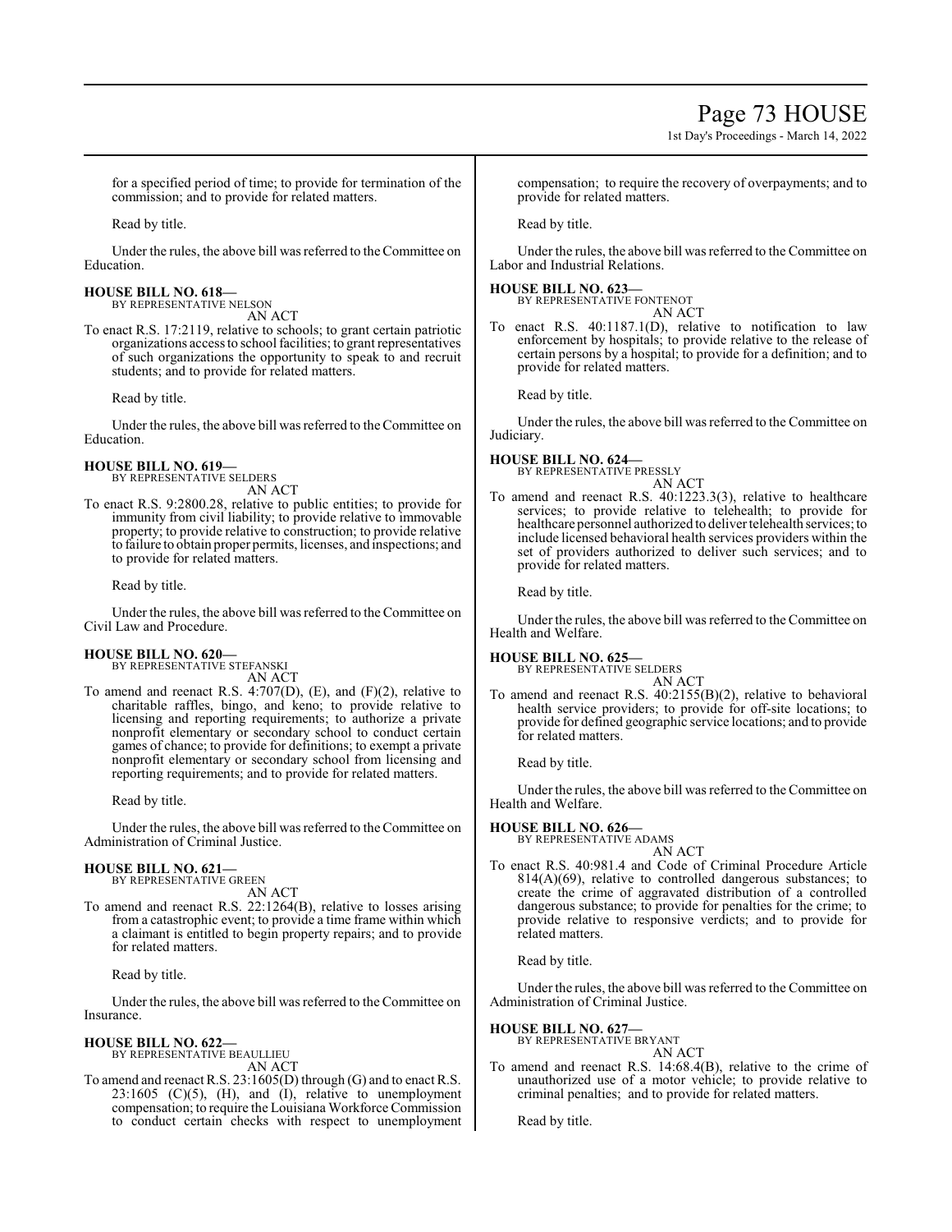for a specified period of time; to provide for termination of the commission; and to provide for related matters.

Read by title.

Under the rules, the above bill was referred to the Committee on Education.

**HOUSE BILL NO. 618—**
BY REPRESENTATIVE NELSON
AN ACT

To enact R.S. 17:2119, relative to schools; to grant certain patriotic organizations access to school facilities; to grant representatives of such organizations the opportunity to speak to and recruit students; and to provide for related matters.

Read by title.

Under the rules, the above bill was referred to the Committee on Education.

**HOUSE BILL NO. 619—**
BY REPRESENTATIVE SELDERS
AN ACT

To enact R.S. 9:2800.28, relative to public entities; to provide for immunity from civil liability; to provide relative to immovable property; to provide relative to construction; to provide relative to failure to obtain proper permits, licenses, and inspections; and to provide for related matters.

Read by title.

Under the rules, the above bill was referred to the Committee on Civil Law and Procedure.

**HOUSE BILL NO. 620—**
BY REPRESENTATIVE STEFANSKI
AN ACT

To amend and reenact R.S. 4:707(D), (E), and (F)(2), relative to charitable raffles, bingo, and keno; to provide relative to licensing and reporting requirements; to authorize a private nonprofit elementary or secondary school to conduct certain games of chance; to provide for definitions; to exempt a private nonprofit elementary or secondary school from licensing and reporting requirements; and to provide for related matters.

Read by title.

Under the rules, the above bill was referred to the Committee on Administration of Criminal Justice.

**HOUSE BILL NO. 621—**
BY REPRESENTATIVE GREEN
AN ACT

To amend and reenact R.S. 22:1264(B), relative to losses arising from a catastrophic event; to provide a time frame within which a claimant is entitled to begin property repairs; and to provide for related matters.

Read by title.

Under the rules, the above bill was referred to the Committee on Insurance.

**HOUSE BILL NO. 622—**
BY REPRESENTATIVE BEAULLIEU
AN ACT

To amend and reenact R.S. 23:1605(D) through (G) and to enact R.S. 23:1605 (C)(5), (H), and (I), relative to unemployment compensation; to require the Louisiana Workforce Commission to conduct certain checks with respect to unemployment compensation; to require the recovery of overpayments; and to provide for related matters.

Read by title.

Under the rules, the above bill was referred to the Committee on Labor and Industrial Relations.

**HOUSE BILL NO. 623—**
BY REPRESENTATIVE FONTENOT
AN ACT

To enact R.S. 40:1187.1(D), relative to notification to law enforcement by hospitals; to provide relative to the release of certain persons by a hospital; to provide for a definition; and to provide for related matters.

Read by title.

Under the rules, the above bill was referred to the Committee on Judiciary.

**HOUSE BILL NO. 624—**
BY REPRESENTATIVE PRESSLY
AN ACT

To amend and reenact R.S. 40:1223.3(3), relative to healthcare services; to provide relative to telehealth; to provide for healthcare personnel authorized to deliver telehealth services; to include licensed behavioral health services providers within the set of providers authorized to deliver such services; and to provide for related matters.

Read by title.

Under the rules, the above bill was referred to the Committee on Health and Welfare.

**HOUSE BILL NO. 625—**
BY REPRESENTATIVE SELDERS
AN ACT

To amend and reenact R.S. 40:2155(B)(2), relative to behavioral health service providers; to provide for off-site locations; to provide for defined geographic service locations; and to provide for related matters.

Read by title.

Under the rules, the above bill was referred to the Committee on Health and Welfare.

**HOUSE BILL NO. 626—**
BY REPRESENTATIVE ADAMS
AN ACT

To enact R.S. 40:981.4 and Code of Criminal Procedure Article 814(A)(69), relative to controlled dangerous substances; to create the crime of aggravated distribution of a controlled dangerous substance; to provide for penalties for the crime; to provide relative to responsive verdicts; and to provide for related matters.

Read by title.

Under the rules, the above bill was referred to the Committee on Administration of Criminal Justice.

**HOUSE BILL NO. 627—**
BY REPRESENTATIVE BRYANT
AN ACT

To amend and reenact R.S. 14:68.4(B), relative to the crime of unauthorized use of a motor vehicle; to provide relative to criminal penalties; and to provide for related matters.

Read by title.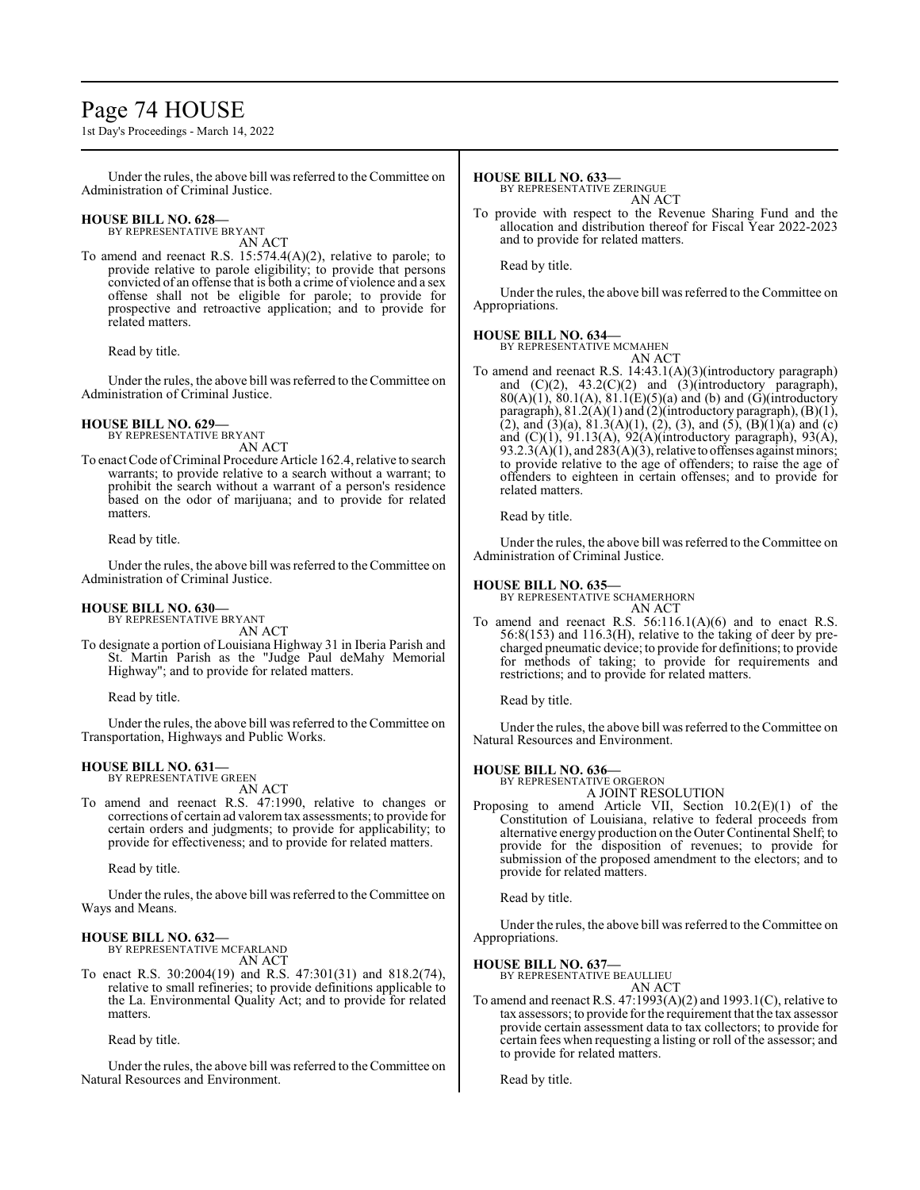Under the rules, the above bill was referred to the Committee on Administration of Criminal Justice.

**HOUSE BILL NO. 628—**
BY REPRESENTATIVE BRYANT
AN ACT

To amend and reenact R.S. 15:574.4(A)(2), relative to parole; to provide relative to parole eligibility; to provide that persons convicted of an offense that is both a crime of violence and a sex offense shall not be eligible for parole; to provide for prospective and retroactive application; and to provide for related matters.

Read by title.

Under the rules, the above bill was referred to the Committee on Administration of Criminal Justice.

**HOUSE BILL NO. 629—**
BY REPRESENTATIVE BRYANT
AN ACT

To enact Code of Criminal Procedure Article 162.4, relative to search warrants; to provide relative to a search without a warrant; to prohibit the search without a warrant of a person's residence based on the odor of marijuana; and to provide for related matters.

Read by title.

Under the rules, the above bill was referred to the Committee on Administration of Criminal Justice.

**HOUSE BILL NO. 630—**
BY REPRESENTATIVE BRYANT
AN ACT

To designate a portion of Louisiana Highway 31 in Iberia Parish and St. Martin Parish as the "Judge Paul deMahy Memorial Highway"; and to provide for related matters.

Read by title.

Under the rules, the above bill was referred to the Committee on Transportation, Highways and Public Works.

**HOUSE BILL NO. 631—**
BY REPRESENTATIVE GREEN
AN ACT

To amend and reenact R.S. 47:1990, relative to changes or corrections of certain ad valorem tax assessments; to provide for certain orders and judgments; to provide for applicability; to provide for effectiveness; and to provide for related matters.

Read by title.

Under the rules, the above bill was referred to the Committee on Ways and Means.

**HOUSE BILL NO. 632—**
BY REPRESENTATIVE MCFARLAND
AN ACT

To enact R.S. 30:2004(19) and R.S. 47:301(31) and 818.2(74), relative to small refineries; to provide definitions applicable to the La. Environmental Quality Act; and to provide for related matters.

Read by title.

Under the rules, the above bill was referred to the Committee on Natural Resources and Environment.

**HOUSE BILL NO. 633—**
BY REPRESENTATIVE ZERINGUE
AN ACT

To provide with respect to the Revenue Sharing Fund and the allocation and distribution thereof for Fiscal Year 2022-2023 and to provide for related matters.

Read by title.

Under the rules, the above bill was referred to the Committee on Appropriations.

**HOUSE BILL NO. 634—**
BY REPRESENTATIVE MCMAHEN
AN ACT

To amend and reenact R.S. 14:43.1(A)(3)(introductory paragraph) and (C)(2), 43.2(C)(2) and (3)(introductory paragraph), 80(A)(1), 80.1(A), 81.1(E)(5)(a) and (b) and (G)(introductory paragraph), 81.2(A)(1) and (2)(introductory paragraph), (B)(1), (2), and (3)(a), 81.3(A)(1), (2), (3), and (5), (B)(1)(a) and (c) and (C)(1), 91.13(A), 92(A)(introductory paragraph), 93(A), 93.2.3(A)(1), and 283(A)(3), relative to offenses against minors; to provide relative to the age of offenders; to raise the age of offenders to eighteen in certain offenses; and to provide for related matters.

Read by title.

Under the rules, the above bill was referred to the Committee on Administration of Criminal Justice.

**HOUSE BILL NO. 635—**
BY REPRESENTATIVE SCHAMERHORN
AN ACT

To amend and reenact R.S. 56:116.1(A)(6) and to enact R.S. 56:8(153) and 116.3(H), relative to the taking of deer by pre-charged pneumatic device; to provide for definitions; to provide for methods of taking; to provide for requirements and restrictions; and to provide for related matters.

Read by title.

Under the rules, the above bill was referred to the Committee on Natural Resources and Environment.

**HOUSE BILL NO. 636—**
BY REPRESENTATIVE ORGERON
A JOINT RESOLUTION

Proposing to amend Article VII, Section 10.2(E)(1) of the Constitution of Louisiana, relative to federal proceeds from alternative energy production on the Outer Continental Shelf; to provide for the disposition of revenues; to provide for submission of the proposed amendment to the electors; and to provide for related matters.

Read by title.

Under the rules, the above bill was referred to the Committee on Appropriations.

**HOUSE BILL NO. 637—**
BY REPRESENTATIVE BEAULLIEU
AN ACT

To amend and reenact R.S. 47:1993(A)(2) and 1993.1(C), relative to tax assessors; to provide for the requirement that the tax assessor provide certain assessment data to tax collectors; to provide for certain fees when requesting a listing or roll of the assessor; and to provide for related matters.

Read by title.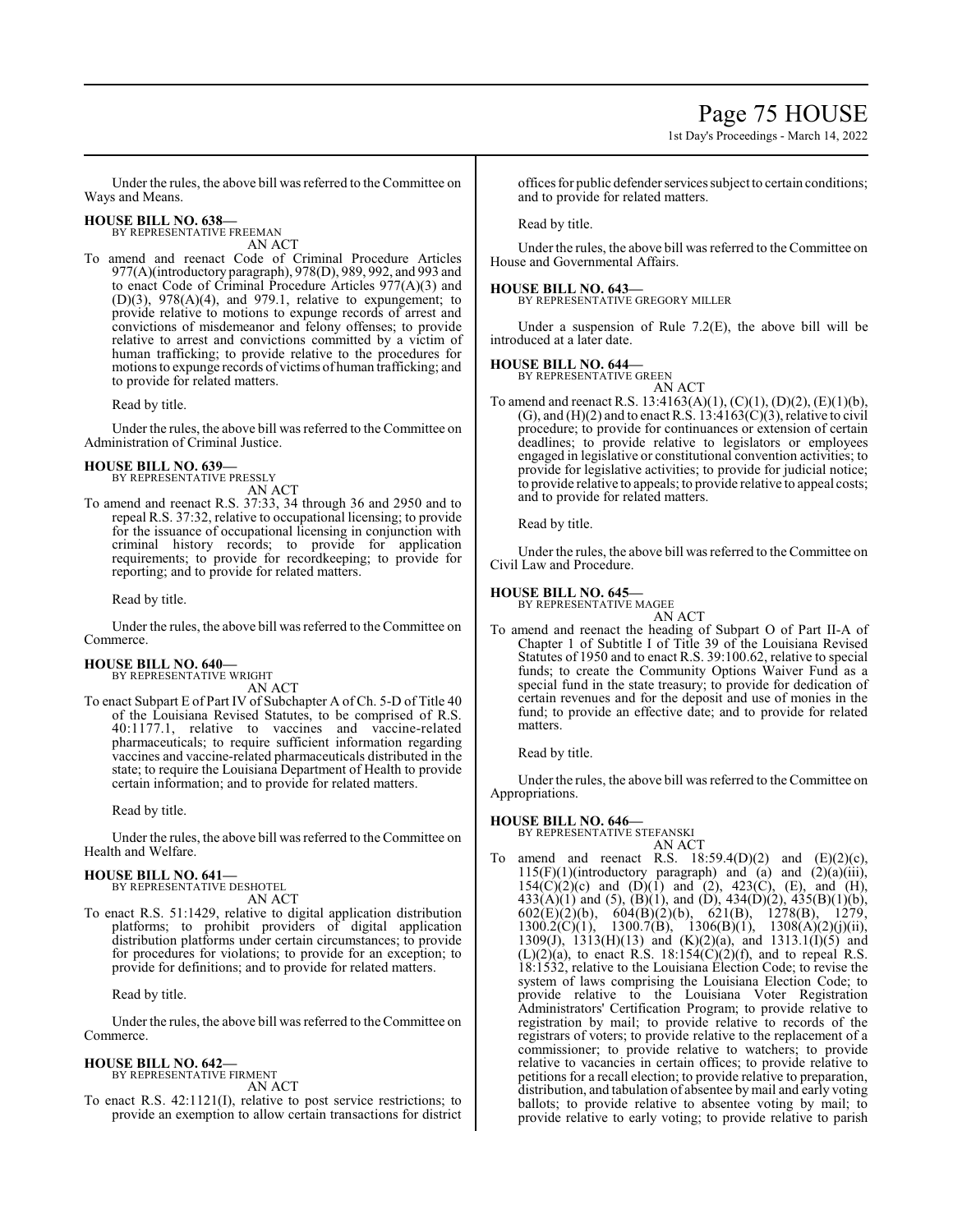Under the rules, the above bill was referred to the Committee on Ways and Means.

**HOUSE BILL NO. 638—**
BY REPRESENTATIVE FREEMAN
AN ACT

To amend and reenact Code of Criminal Procedure Articles 977(A)(introductory paragraph), 978(D), 989, 992, and 993 and to enact Code of Criminal Procedure Articles 977(A)(3) and (D)(3), 978(A)(4), and 979.1, relative to expungement; to provide relative to motions to expunge records of arrest and convictions of misdemeanor and felony offenses; to provide relative to arrest and convictions committed by a victim of human trafficking; to provide relative to the procedures for motions to expunge records of victims of human trafficking; and to provide for related matters.

Read by title.

Under the rules, the above bill was referred to the Committee on Administration of Criminal Justice.

**HOUSE BILL NO. 639—**
BY REPRESENTATIVE PRESSLY
AN ACT

To amend and reenact R.S. 37:33, 34 through 36 and 2950 and to repeal R.S. 37:32, relative to occupational licensing; to provide for the issuance of occupational licensing in conjunction with criminal history records; to provide for application requirements; to provide for recordkeeping; to provide for reporting; and to provide for related matters.

Read by title.

Under the rules, the above bill was referred to the Committee on Commerce.

**HOUSE BILL NO. 640—**
BY REPRESENTATIVE WRIGHT
AN ACT

To enact Subpart E of Part IV of Subchapter A of Ch. 5-D of Title 40 of the Louisiana Revised Statutes, to be comprised of R.S. 40:1177.1, relative to vaccines and vaccine-related pharmaceuticals; to require sufficient information regarding vaccines and vaccine-related pharmaceuticals distributed in the state; to require the Louisiana Department of Health to provide certain information; and to provide for related matters.

Read by title.

Under the rules, the above bill was referred to the Committee on Health and Welfare.

**HOUSE BILL NO. 641—**
BY REPRESENTATIVE DESHOTEL
AN ACT

To enact R.S. 51:1429, relative to digital application distribution platforms; to prohibit providers of digital application distribution platforms under certain circumstances; to provide for procedures for violations; to provide for an exception; to provide for definitions; and to provide for related matters.

Read by title.

Under the rules, the above bill was referred to the Committee on Commerce.

**HOUSE BILL NO. 642—**
BY REPRESENTATIVE FIRMENT
AN ACT

To enact R.S. 42:1121(I), relative to post service restrictions; to provide an exemption to allow certain transactions for district offices for public defender services subject to certain conditions; and to provide for related matters.

Read by title.

Under the rules, the above bill was referred to the Committee on House and Governmental Affairs.

**HOUSE BILL NO. 643—**
BY REPRESENTATIVE GREGORY MILLER

Under a suspension of Rule 7.2(E), the above bill will be introduced at a later date.

**HOUSE BILL NO. 644—**
BY REPRESENTATIVE GREEN
AN ACT

To amend and reenact R.S. 13:4163(A)(1), (C)(1), (D)(2), (E)(1)(b), (G), and (H)(2) and to enact R.S. 13:4163(C)(3), relative to civil procedure; to provide for continuances or extension of certain deadlines; to provide relative to legislators or employees engaged in legislative or constitutional convention activities; to provide for legislative activities; to provide for judicial notice; to provide relative to appeals; to provide relative to appeal costs; and to provide for related matters.

Read by title.

Under the rules, the above bill was referred to the Committee on Civil Law and Procedure.

**HOUSE BILL NO. 645—**
BY REPRESENTATIVE MAGEE
AN ACT

To amend and reenact the heading of Subpart O of Part II-A of Chapter 1 of Subtitle I of Title 39 of the Louisiana Revised Statutes of 1950 and to enact R.S. 39:100.62, relative to special funds; to create the Community Options Waiver Fund as a special fund in the state treasury; to provide for dedication of certain revenues and for the deposit and use of monies in the fund; to provide an effective date; and to provide for related matters.

Read by title.

Under the rules, the above bill was referred to the Committee on Appropriations.

**HOUSE BILL NO. 646—**
BY REPRESENTATIVE STEFANSKI
AN ACT

To amend and reenact R.S. 18:59.4(D)(2) and (E)(2)(c), 115(F)(1)(introductory paragraph) and (a) and (2)(a)(iii), 154(C)(2)(c) and (D)(1) and (2), 423(C), (E), and (H), 433(A)(1) and (5), (B)(1), and (D), 434(D)(2), 435(B)(1)(b), 602(E)(2)(b), 604(B)(2)(b), 621(B), 1278(B), 1279, 1300.2(C)(1), 1300.7(B), 1306(B)(1), 1308(A)(2)(j)(ii), 1309(J), 1313(H)(13) and (K)(2)(a), and 1313.1(I)(5) and (L)(2)(a), to enact R.S. 18:154(C)(2)(f), and to repeal R.S. 18:1532, relative to the Louisiana Election Code; to revise the system of laws comprising the Louisiana Election Code; to provide relative to the Louisiana Voter Registration Administrators' Certification Program; to provide relative to registration by mail; to provide relative to records of the registrars of voters; to provide relative to the replacement of a commissioner; to provide relative to watchers; to provide relative to vacancies in certain offices; to provide relative to petitions for a recall election; to provide relative to preparation, distribution, and tabulation of absentee by mail and early voting ballots; to provide relative to absentee voting by mail; to provide relative to early voting; to provide relative to parish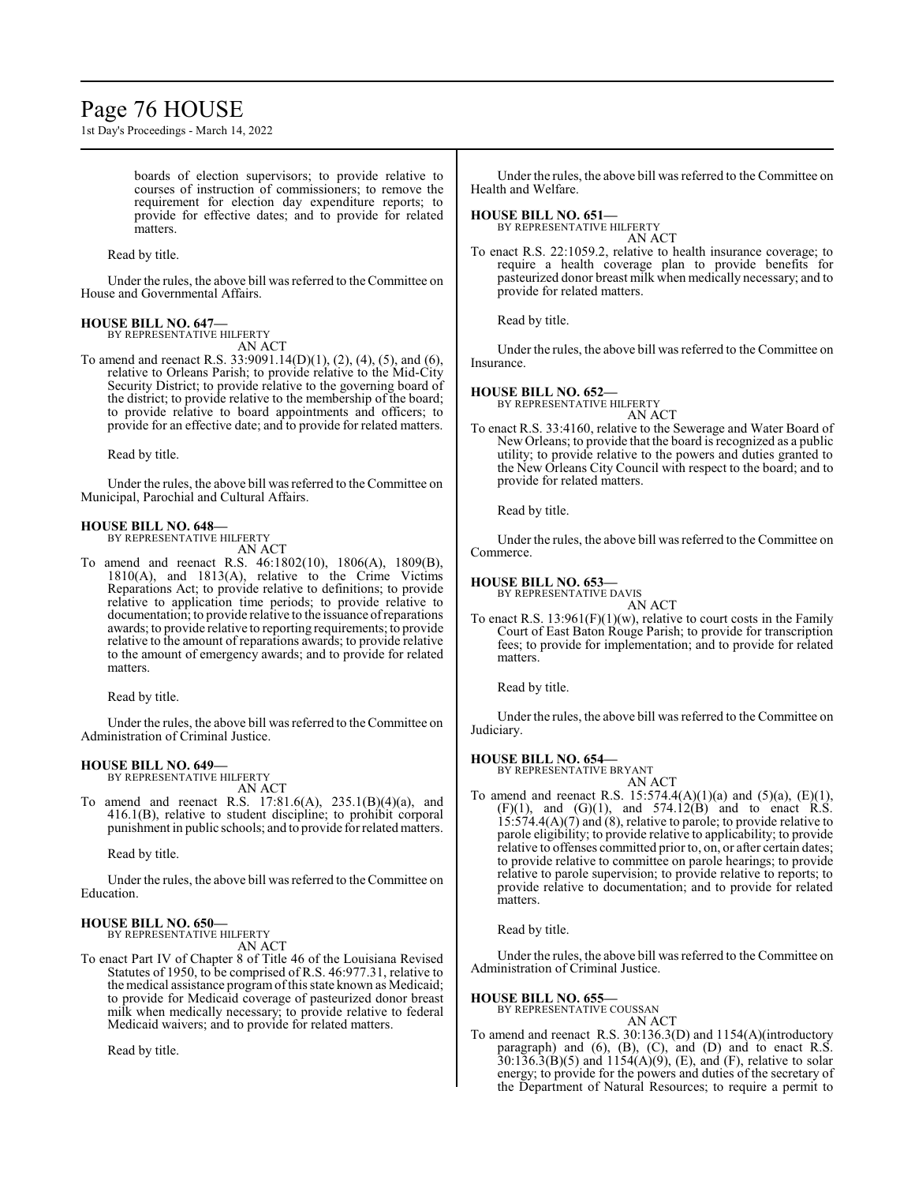boards of election supervisors; to provide relative to courses of instruction of commissioners; to remove the requirement for election day expenditure reports; to provide for effective dates; and to provide for related matters.

Read by title.

Under the rules, the above bill was referred to the Committee on House and Governmental Affairs.

**HOUSE BILL NO. 647—**
BY REPRESENTATIVE HILFERTY
AN ACT

To amend and reenact R.S. 33:9091.14(D)(1), (2), (4), (5), and (6), relative to Orleans Parish; to provide relative to the Mid-City Security District; to provide relative to the governing board of the district; to provide relative to the membership of the board; to provide relative to board appointments and officers; to provide for an effective date; and to provide for related matters.

Read by title.

Under the rules, the above bill was referred to the Committee on Municipal, Parochial and Cultural Affairs.

**HOUSE BILL NO. 648—**
BY REPRESENTATIVE HILFERTY
AN ACT

To amend and reenact R.S. 46:1802(10), 1806(A), 1809(B), 1810(A), and 1813(A), relative to the Crime Victims Reparations Act; to provide relative to definitions; to provide relative to application time periods; to provide relative to documentation; to provide relative to the issuance of reparations awards; to provide relative to reporting requirements; to provide relative to the amount of reparations awards; to provide relative to the amount of emergency awards; and to provide for related matters.

Read by title.

Under the rules, the above bill was referred to the Committee on Administration of Criminal Justice.

**HOUSE BILL NO. 649—**
BY REPRESENTATIVE HILFERTY
AN ACT

To amend and reenact R.S. 17:81.6(A), 235.1(B)(4)(a), and 416.1(B), relative to student discipline; to prohibit corporal punishment in public schools; and to provide for related matters.

Read by title.

Under the rules, the above bill was referred to the Committee on Education.

**HOUSE BILL NO. 650—**
BY REPRESENTATIVE HILFERTY
AN ACT

To enact Part IV of Chapter 8 of Title 46 of the Louisiana Revised Statutes of 1950, to be comprised of R.S. 46:977.31, relative to the medical assistance program of this state known as Medicaid; to provide for Medicaid coverage of pasteurized donor breast milk when medically necessary; to provide relative to federal Medicaid waivers; and to provide for related matters.

Read by title.

Under the rules, the above bill was referred to the Committee on Health and Welfare.

**HOUSE BILL NO. 651—**
BY REPRESENTATIVE HILFERTY
AN ACT

To enact R.S. 22:1059.2, relative to health insurance coverage; to require a health coverage plan to provide benefits for pasteurized donor breast milk when medically necessary; and to provide for related matters.

Read by title.

Under the rules, the above bill was referred to the Committee on Insurance.

**HOUSE BILL NO. 652—**
BY REPRESENTATIVE HILFERTY
AN ACT

To enact R.S. 33:4160, relative to the Sewerage and Water Board of New Orleans; to provide that the board is recognized as a public utility; to provide relative to the powers and duties granted to the New Orleans City Council with respect to the board; and to provide for related matters.

Read by title.

Under the rules, the above bill was referred to the Committee on Commerce.

**HOUSE BILL NO. 653—**
BY REPRESENTATIVE DAVIS
AN ACT

To enact R.S. 13:961(F)(1)(w), relative to court costs in the Family Court of East Baton Rouge Parish; to provide for transcription fees; to provide for implementation; and to provide for related matters.

Read by title.

Under the rules, the above bill was referred to the Committee on Judiciary.

**HOUSE BILL NO. 654—**
BY REPRESENTATIVE BRYANT
AN ACT

To amend and reenact R.S. 15:574.4(A)(1)(a) and (5)(a), (E)(1), (F)(1), and (G)(1), and 574.12(B) and to enact R.S. 15:574.4(A)(7) and (8), relative to parole; to provide relative to parole eligibility; to provide relative to applicability; to provide relative to offenses committed prior to, on, or after certain dates; to provide relative to committee on parole hearings; to provide relative to parole supervision; to provide relative to reports; to provide relative to documentation; and to provide for related matters.

Read by title.

Under the rules, the above bill was referred to the Committee on Administration of Criminal Justice.

**HOUSE BILL NO. 655—**
BY REPRESENTATIVE COUSSAN
AN ACT

To amend and reenact R.S. 30:136.3(D) and 1154(A)(introductory paragraph) and (6), (B), (C), and (D) and to enact R.S. 30:136.3(B)(5) and 1154(A)(9), (E), and (F), relative to solar energy; to provide for the powers and duties of the secretary of the Department of Natural Resources; to require a permit to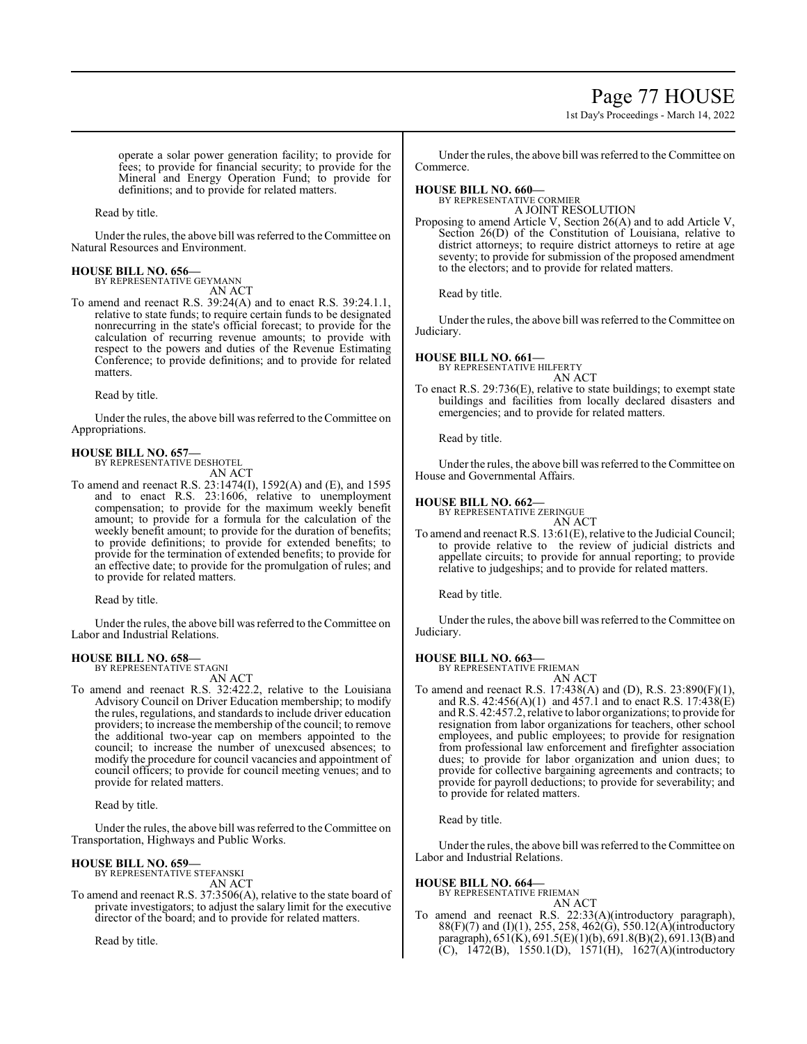operate a solar power generation facility; to provide for fees; to provide for financial security; to provide for the Mineral and Energy Operation Fund; to provide for definitions; and to provide for related matters.

Read by title.

Under the rules, the above bill was referred to the Committee on Natural Resources and Environment.

**HOUSE BILL NO. 656—**
BY REPRESENTATIVE GEYMANN
AN ACT

To amend and reenact R.S. 39:24(A) and to enact R.S. 39:24.1.1, relative to state funds; to require certain funds to be designated nonrecurring in the state's official forecast; to provide for the calculation of recurring revenue amounts; to provide with respect to the powers and duties of the Revenue Estimating Conference; to provide definitions; and to provide for related matters.

Read by title.

Under the rules, the above bill was referred to the Committee on Appropriations.

**HOUSE BILL NO. 657—**
BY REPRESENTATIVE DESHOTEL
AN ACT

To amend and reenact R.S. 23:1474(I), 1592(A) and (E), and 1595 and to enact R.S. 23:1606, relative to unemployment compensation; to provide for the maximum weekly benefit amount; to provide for a formula for the calculation of the weekly benefit amount; to provide for the duration of benefits; to provide definitions; to provide for extended benefits; to provide for the termination of extended benefits; to provide for an effective date; to provide for the promulgation of rules; and to provide for related matters.

Read by title.

Under the rules, the above bill was referred to the Committee on Labor and Industrial Relations.

**HOUSE BILL NO. 658—**
BY REPRESENTATIVE STAGNI
AN ACT

To amend and reenact R.S. 32:422.2, relative to the Louisiana Advisory Council on Driver Education membership; to modify the rules, regulations, and standards to include driver education providers; to increase the membership of the council; to remove the additional two-year cap on members appointed to the council; to increase the number of unexcused absences; to modify the procedure for council vacancies and appointment of council officers; to provide for council meeting venues; and to provide for related matters.

Read by title.

Under the rules, the above bill was referred to the Committee on Transportation, Highways and Public Works.

**HOUSE BILL NO. 659—**
BY REPRESENTATIVE STEFANSKI
AN ACT

To amend and reenact R.S. 37:3506(A), relative to the state board of private investigators; to adjust the salary limit for the executive director of the board; and to provide for related matters.

Read by title.

Under the rules, the above bill was referred to the Committee on Commerce.

**HOUSE BILL NO. 660—**
BY REPRESENTATIVE CORMIER
A JOINT RESOLUTION

Proposing to amend Article V, Section 26(A) and to add Article V, Section 26(D) of the Constitution of Louisiana, relative to district attorneys; to require district attorneys to retire at age seventy; to provide for submission of the proposed amendment to the electors; and to provide for related matters.

Read by title.

Under the rules, the above bill was referred to the Committee on Judiciary.

**HOUSE BILL NO. 661—**
BY REPRESENTATIVE HILFERTY
AN ACT

To enact R.S. 29:736(E), relative to state buildings; to exempt state buildings and facilities from locally declared disasters and emergencies; and to provide for related matters.

Read by title.

Under the rules, the above bill was referred to the Committee on House and Governmental Affairs.

**HOUSE BILL NO. 662—**
BY REPRESENTATIVE ZERINGUE
AN ACT

To amend and reenact R.S. 13:61(E), relative to the Judicial Council; to provide relative to the review of judicial districts and appellate circuits; to provide for annual reporting; to provide relative to judgeships; and to provide for related matters.

Read by title.

Under the rules, the above bill was referred to the Committee on Judiciary.

**HOUSE BILL NO. 663—**
BY REPRESENTATIVE FRIEMAN
AN ACT

To amend and reenact R.S. 17:438(A) and (D), R.S. 23:890(F)(1), and R.S. 42:456(A)(1) and 457.1 and to enact R.S. 17:438(E) and R.S. 42:457.2, relative to labor organizations; to provide for resignation from labor organizations for teachers, other school employees, and public employees; to provide for resignation from professional law enforcement and firefighter association dues; to provide for labor organization and union dues; to provide for collective bargaining agreements and contracts; to provide for payroll deductions; to provide for severability; and to provide for related matters.

Read by title.

Under the rules, the above bill was referred to the Committee on Labor and Industrial Relations.

**HOUSE BILL NO. 664—**
BY REPRESENTATIVE FRIEMAN
AN ACT

To amend and reenact R.S. 22:33(A)(introductory paragraph), 88(F)(7) and (I)(1), 255, 258, 462(G), 550.12(A)(introductory paragraph), 651(K), 691.5(E)(1)(b), 691.8(B)(2), 691.13(B) and (C), 1472(B), 1550.1(D), 1571(H), 1627(A)(introductory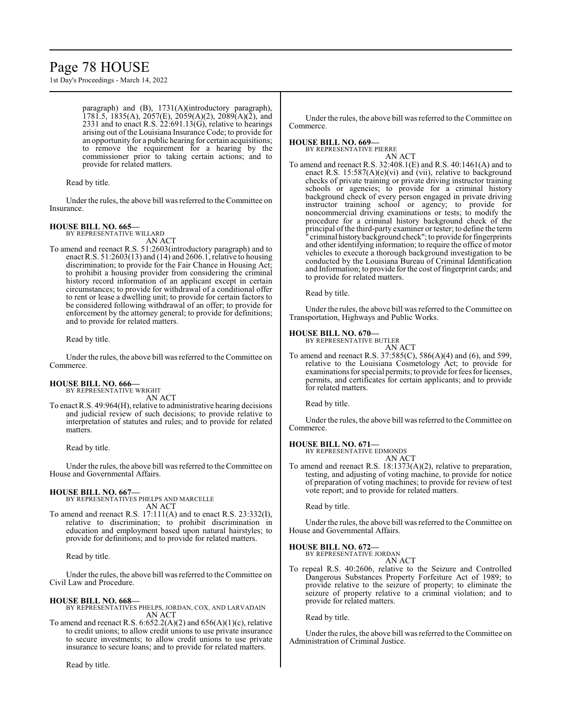paragraph) and (B), 1731(A)(introductory paragraph), 1781.5, 1835(A), 2057(E), 2059(A)(2), 2089(A)(2), and 2331 and to enact R.S. 22:691.13(G), relative to hearings arising out of the Louisiana Insurance Code; to provide for an opportunity for a public hearing for certain acquisitions; to remove the requirement for a hearing by the commissioner prior to taking certain actions; and to provide for related matters.

Read by title.

Under the rules, the above bill was referred to the Committee on Insurance.

**HOUSE BILL NO. 665—**
BY REPRESENTATIVE WILLARD
AN ACT

To amend and reenact R.S. 51:2603(introductory paragraph) and to enact R.S. 51:2603(13) and (14) and 2606.1, relative to housing discrimination; to provide for the Fair Chance in Housing Act; to prohibit a housing provider from considering the criminal history record information of an applicant except in certain circumstances; to provide for withdrawal of a conditional offer to rent or lease a dwelling unit; to provide for certain factors to be considered following withdrawal of an offer; to provide for enforcement by the attorney general; to provide for definitions; and to provide for related matters.

Read by title.

Under the rules, the above bill was referred to the Committee on Commerce.

**HOUSE BILL NO. 666—**
BY REPRESENTATIVE WRIGHT
AN ACT

To enact R.S. 49:964(H), relative to administrative hearing decisions and judicial review of such decisions; to provide relative to interpretation of statutes and rules; and to provide for related matters.

Read by title.

Under the rules, the above bill was referred to the Committee on House and Governmental Affairs.

**HOUSE BILL NO. 667—**
BY REPRESENTATIVES PHELPS AND MARCELLE
AN ACT

To amend and reenact R.S. 17:111(A) and to enact R.S. 23:332(I), relative to discrimination; to prohibit discrimination in education and employment based upon natural hairstyles; to provide for definitions; and to provide for related matters.

Read by title.

Under the rules, the above bill was referred to the Committee on Civil Law and Procedure.

**HOUSE BILL NO. 668—**
BY REPRESENTATIVES PHELPS, JORDAN, COX, AND LARVADAIN
AN ACT

To amend and reenact R.S. 6:652.2(A)(2) and 656(A)(1)(c), relative to credit unions; to allow credit unions to use private insurance to secure investments; to allow credit unions to use private insurance to secure loans; and to provide for related matters.

Read by title.

Under the rules, the above bill was referred to the Committee on Commerce.

**HOUSE BILL NO. 669—**
BY REPRESENTATIVE PIERRE
AN ACT

To amend and reenact R.S. 32:408.1(E) and R.S. 40:1461(A) and to enact R.S. 15:587(A)(e)(vi) and (vii), relative to background checks of private training or private driving instructor training schools or agencies; to provide for a criminal history background check of every person engaged in private driving instructor training school or agency; to provide for noncommercial driving examinations or tests; to modify the procedure for a criminal history background check of the principal of the third-party examiner or tester; to define the term "criminal history background check"; to provide for fingerprints and other identifying information; to require the office of motor vehicles to execute a thorough background investigation to be conducted by the Louisiana Bureau of Criminal Identification and Information; to provide for the cost of fingerprint cards; and to provide for related matters.

Read by title.

Under the rules, the above bill was referred to the Committee on Transportation, Highways and Public Works.

**HOUSE BILL NO. 670—**
BY REPRESENTATIVE BUTLER
AN ACT

To amend and reenact R.S. 37:585(C), 586(A)(4) and (6), and 599, relative to the Louisiana Cosmetology Act; to provide for examinations for special permits; to provide for fees for licenses, permits, and certificates for certain applicants; and to provide for related matters.

Read by title.

Under the rules, the above bill was referred to the Committee on Commerce.

**HOUSE BILL NO. 671—**
BY REPRESENTATIVE EDMONDS
AN ACT

To amend and reenact R.S. 18:1373(A)(2), relative to preparation, testing, and adjusting of voting machine, to provide for notice of preparation of voting machines; to provide for review of test vote report; and to provide for related matters.

Read by title.

Under the rules, the above bill was referred to the Committee on House and Governmental Affairs.

**HOUSE BILL NO. 672—**
BY REPRESENTATIVE JORDAN
AN ACT

To repeal R.S. 40:2606, relative to the Seizure and Controlled Dangerous Substances Property Forfeiture Act of 1989; to provide relative to the seizure of property; to eliminate the seizure of property relative to a criminal violation; and to provide for related matters.

Read by title.

Under the rules, the above bill was referred to the Committee on Administration of Criminal Justice.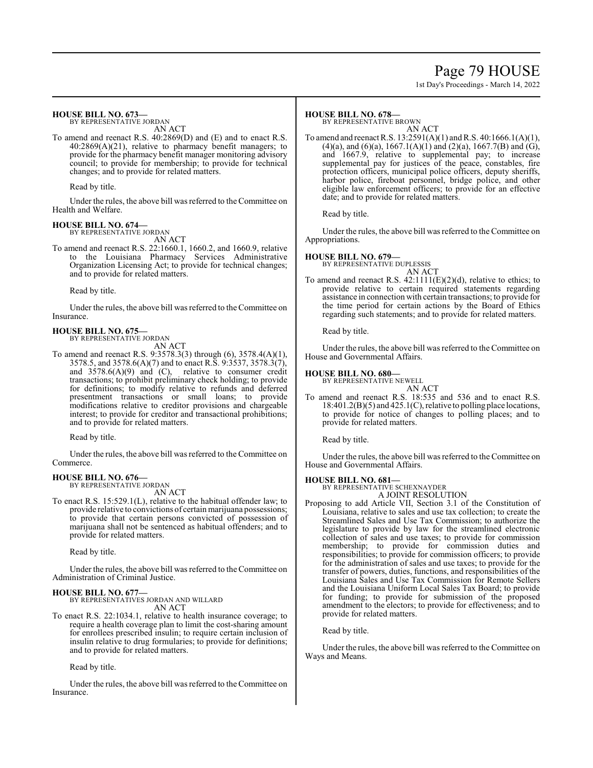**HOUSE BILL NO. 673—**
BY REPRESENTATIVE JORDAN
AN ACT

To amend and reenact R.S. 40:2869(D) and (E) and to enact R.S. 40:2869(A)(21), relative to pharmacy benefit managers; to provide for the pharmacy benefit manager monitoring advisory council; to provide for membership; to provide for technical changes; and to provide for related matters.

Read by title.

Under the rules, the above bill was referred to the Committee on Health and Welfare.

**HOUSE BILL NO. 674—**
BY REPRESENTATIVE JORDAN
AN ACT

To amend and reenact R.S. 22:1660.1, 1660.2, and 1660.9, relative to the Louisiana Pharmacy Services Administrative Organization Licensing Act; to provide for technical changes; and to provide for related matters.

Read by title.

Under the rules, the above bill was referred to the Committee on Insurance.

**HOUSE BILL NO. 675—**
BY REPRESENTATIVE JORDAN
AN ACT

To amend and reenact R.S. 9:3578.3(3) through (6), 3578.4(A)(1), 3578.5, and 3578.6(A)(7) and to enact R.S. 9:3537, 3578.3(7), and 3578.6(A)(9) and (C), relative to consumer credit transactions; to prohibit preliminary check holding; to provide for definitions; to modify relative to refunds and deferred presentment transactions or small loans; to provide modifications relative to creditor provisions and chargeable interest; to provide for creditor and transactional prohibitions; and to provide for related matters.

Read by title.

Under the rules, the above bill was referred to the Committee on Commerce.

**HOUSE BILL NO. 676—**
BY REPRESENTATIVE JORDAN
AN ACT

To enact R.S. 15:529.1(L), relative to the habitual offender law; to provide relative to convictions of certain marijuana possessions; to provide that certain persons convicted of possession of marijuana shall not be sentenced as habitual offenders; and to provide for related matters.

Read by title.

Under the rules, the above bill was referred to the Committee on Administration of Criminal Justice.

**HOUSE BILL NO. 677—**
BY REPRESENTATIVES JORDAN AND WILLARD
AN ACT

To enact R.S. 22:1034.1, relative to health insurance coverage; to require a health coverage plan to limit the cost-sharing amount for enrollees prescribed insulin; to require certain inclusion of insulin relative to drug formularies; to provide for definitions; and to provide for related matters.

Read by title.

Under the rules, the above bill was referred to the Committee on Insurance.

**HOUSE BILL NO. 678—**
BY REPRESENTATIVE BROWN
AN ACT

To amend and reenact R.S. 13:2591(A)(1) and R.S. 40:1666.1(A)(1), (4)(a), and (6)(a), 1667.1(A)(1) and (2)(a), 1667.7(B) and (G), and 1667.9, relative to supplemental pay; to increase supplemental pay for justices of the peace, constables, fire protection officers, municipal police officers, deputy sheriffs, harbor police, fireboat personnel, bridge police, and other eligible law enforcement officers; to provide for an effective date; and to provide for related matters.

Read by title.

Under the rules, the above bill was referred to the Committee on Appropriations.

**HOUSE BILL NO. 679—**
BY REPRESENTATIVE DUPLESSIS
AN ACT

To amend and reenact R.S. 42:1111(E)(2)(d), relative to ethics; to provide relative to certain required statements regarding assistance in connection with certain transactions; to provide for the time period for certain actions by the Board of Ethics regarding such statements; and to provide for related matters.

Read by title.

Under the rules, the above bill was referred to the Committee on House and Governmental Affairs.

**HOUSE BILL NO. 680—**
BY REPRESENTATIVE NEWELL
AN ACT

To amend and reenact R.S. 18:535 and 536 and to enact R.S. 18:401.2(B)(5) and 425.1(C), relative to polling place locations, to provide for notice of changes to polling places; and to provide for related matters.

Read by title.

Under the rules, the above bill was referred to the Committee on House and Governmental Affairs.

**HOUSE BILL NO. 681—**
BY REPRESENTATIVE SCHEXNAYDER
A JOINT RESOLUTION

Proposing to add Article VII, Section 3.1 of the Constitution of Louisiana, relative to sales and use tax collection; to create the Streamlined Sales and Use Tax Commission; to authorize the legislature to provide by law for the streamlined electronic collection of sales and use taxes; to provide for commission membership; to provide for commission duties and responsibilities; to provide for commission officers; to provide for the administration of sales and use taxes; to provide for the transfer of powers, duties, functions, and responsibilities of the Louisiana Sales and Use Tax Commission for Remote Sellers and the Louisiana Uniform Local Sales Tax Board; to provide for funding; to provide for submission of the proposed amendment to the electors; to provide for effectiveness; and to provide for related matters.

Read by title.

Under the rules, the above bill was referred to the Committee on Ways and Means.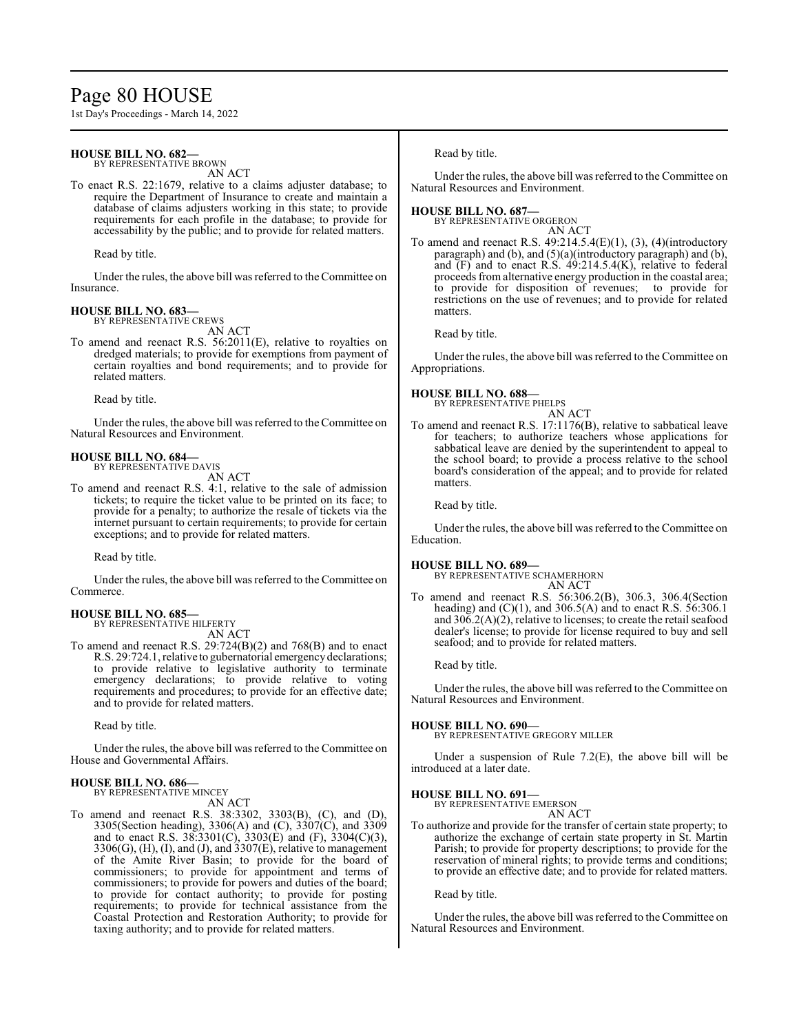**HOUSE BILL NO. 682—**
BY REPRESENTATIVE BROWN

AN ACT

To enact R.S. 22:1679, relative to a claims adjuster database; to require the Department of Insurance to create and maintain a database of claims adjusters working in this state; to provide requirements for each profile in the database; to provide for accessability by the public; and to provide for related matters.

Read by title.

Under the rules, the above bill was referred to the Committee on Insurance.

**HOUSE BILL NO. 683—**
BY REPRESENTATIVE CREWS

AN ACT

To amend and reenact R.S. 56:2011(E), relative to royalties on dredged materials; to provide for exemptions from payment of certain royalties and bond requirements; and to provide for related matters.

Read by title.

Under the rules, the above bill was referred to the Committee on Natural Resources and Environment.

**HOUSE BILL NO. 684—**
BY REPRESENTATIVE DAVIS

AN ACT

To amend and reenact R.S. 4:1, relative to the sale of admission tickets; to require the ticket value to be printed on its face; to provide for a penalty; to authorize the resale of tickets via the internet pursuant to certain requirements; to provide for certain exceptions; and to provide for related matters.

Read by title.

Under the rules, the above bill was referred to the Committee on Commerce.

**HOUSE BILL NO. 685—**
BY REPRESENTATIVE HILFERTY

AN ACT

To amend and reenact R.S. 29:724(B)(2) and 768(B) and to enact R.S. 29:724.1, relative to gubernatorial emergency declarations; to provide relative to legislative authority to terminate emergency declarations; to provide relative to voting requirements and procedures; to provide for an effective date; and to provide for related matters.

Read by title.

Under the rules, the above bill was referred to the Committee on House and Governmental Affairs.

**HOUSE BILL NO. 686—**
BY REPRESENTATIVE MINCEY

AN ACT

To amend and reenact R.S. 38:3302, 3303(B), (C), and (D), 3305(Section heading), 3306(A) and (C), 3307(C), and 3309 and to enact R.S. 38:3301(C), 3303(E) and (F), 3304(C)(3), 3306(G), (H), (I), and (J), and 3307(E), relative to management of the Amite River Basin; to provide for the board of commissioners; to provide for appointment and terms of commissioners; to provide for powers and duties of the board; to provide for contact authority; to provide for posting requirements; to provide for technical assistance from the Coastal Protection and Restoration Authority; to provide for taxing authority; and to provide for related matters.

Read by title.

Under the rules, the above bill was referred to the Committee on Natural Resources and Environment.

**HOUSE BILL NO. 687—**
BY REPRESENTATIVE ORGERON

AN ACT

To amend and reenact R.S. 49:214.5.4(E)(1), (3), (4)(introductory paragraph) and (b), and (5)(a)(introductory paragraph) and (b), and (F) and to enact R.S. 49:214.5.4(K), relative to federal proceeds from alternative energy production in the coastal area; to provide for disposition of revenues; to provide for restrictions on the use of revenues; and to provide for related matters.

Read by title.

Under the rules, the above bill was referred to the Committee on Appropriations.

**HOUSE BILL NO. 688—**
BY REPRESENTATIVE PHELPS

AN ACT

To amend and reenact R.S. 17:1176(B), relative to sabbatical leave for teachers; to authorize teachers whose applications for sabbatical leave are denied by the superintendent to appeal to the school board; to provide a process relative to the school board's consideration of the appeal; and to provide for related matters.

Read by title.

Under the rules, the above bill was referred to the Committee on Education.

**HOUSE BILL NO. 689—**
BY REPRESENTATIVE SCHAMERHORN

AN ACT

To amend and reenact R.S. 56:306.2(B), 306.3, 306.4(Section heading) and (C)(1), and 306.5(A) and to enact R.S. 56:306.1 and 306.2(A)(2), relative to licenses; to create the retail seafood dealer's license; to provide for license required to buy and sell seafood; and to provide for related matters.

Read by title.

Under the rules, the above bill was referred to the Committee on Natural Resources and Environment.

**HOUSE BILL NO. 690—**
BY REPRESENTATIVE GREGORY MILLER

Under a suspension of Rule 7.2(E), the above bill will be introduced at a later date.

**HOUSE BILL NO. 691—**
BY REPRESENTATIVE EMERSON

AN ACT

To authorize and provide for the transfer of certain state property; to authorize the exchange of certain state property in St. Martin Parish; to provide for property descriptions; to provide for the reservation of mineral rights; to provide terms and conditions; to provide an effective date; and to provide for related matters.

Read by title.

Under the rules, the above bill was referred to the Committee on Natural Resources and Environment.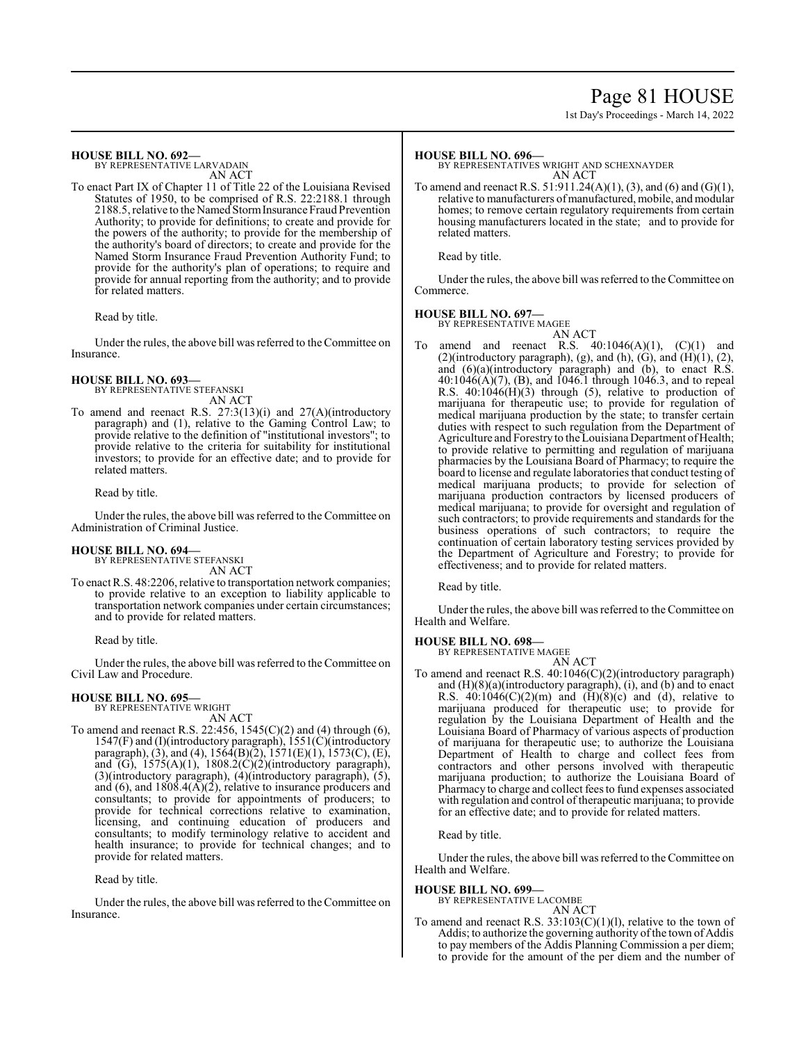**HOUSE BILL NO. 692—**
BY REPRESENTATIVE LARVADAIN
AN ACT

To enact Part IX of Chapter 11 of Title 22 of the Louisiana Revised Statutes of 1950, to be comprised of R.S. 22:2188.1 through 2188.5, relative to the Named Storm Insurance Fraud Prevention Authority; to provide for definitions; to create and provide for the powers of the authority; to provide for the membership of the authority's board of directors; to create and provide for the Named Storm Insurance Fraud Prevention Authority Fund; to provide for the authority's plan of operations; to require and provide for annual reporting from the authority; and to provide for related matters.

Read by title.

Under the rules, the above bill was referred to the Committee on Insurance.

**HOUSE BILL NO. 693—**
BY REPRESENTATIVE STEFANSKI
AN ACT

To amend and reenact R.S. 27:3(13)(i) and 27(A)(introductory paragraph) and (1), relative to the Gaming Control Law; to provide relative to the definition of "institutional investors"; to provide relative to the criteria for suitability for institutional investors; to provide for an effective date; and to provide for related matters.

Read by title.

Under the rules, the above bill was referred to the Committee on Administration of Criminal Justice.

**HOUSE BILL NO. 694—**
BY REPRESENTATIVE STEFANSKI
AN ACT

To enact R.S. 48:2206, relative to transportation network companies; to provide relative to an exception to liability applicable to transportation network companies under certain circumstances; and to provide for related matters.

Read by title.

Under the rules, the above bill was referred to the Committee on Civil Law and Procedure.

**HOUSE BILL NO. 695—**
BY REPRESENTATIVE WRIGHT
AN ACT

To amend and reenact R.S. 22:456, 1545(C)(2) and (4) through (6), 1547(F) and (I)(introductory paragraph), 1551(C)(introductory paragraph), (3), and (4), 1564(B)(2), 1571(E)(1), 1573(C), (E), and (G), 1575(A)(1), 1808.2(C)(2)(introductory paragraph), (3)(introductory paragraph), (4)(introductory paragraph), (5), and (6), and 1808.4(A)(2), relative to insurance producers and consultants; to provide for appointments of producers; to provide for technical corrections relative to examination, licensing, and continuing education of producers and consultants; to modify terminology relative to accident and health insurance; to provide for technical changes; and to provide for related matters.

Read by title.

Under the rules, the above bill was referred to the Committee on Insurance.

**HOUSE BILL NO. 696—**
BY REPRESENTATIVES WRIGHT AND SCHEXNAYDER
AN ACT

To amend and reenact R.S. 51:911.24(A)(1), (3), and (6) and (G)(1), relative to manufacturers of manufactured, mobile, and modular homes; to remove certain regulatory requirements from certain housing manufacturers located in the state; and to provide for related matters.

Read by title.

Under the rules, the above bill was referred to the Committee on Commerce.

**HOUSE BILL NO. 697—**
BY REPRESENTATIVE MAGEE
AN ACT

To amend and reenact R.S. 40:1046(A)(1), (C)(1) and (2)(introductory paragraph), (g), and (h), (G), and (H)(1), (2), and (6)(a)(introductory paragraph) and (b), to enact R.S. 40:1046(A)(7), (B), and 1046.1 through 1046.3, and to repeal R.S. 40:1046(H)(3) through (5), relative to production of marijuana for therapeutic use; to provide for regulation of medical marijuana production by the state; to transfer certain duties with respect to such regulation from the Department of Agriculture and Forestry to the Louisiana Department of Health; to provide relative to permitting and regulation of marijuana pharmacies by the Louisiana Board of Pharmacy; to require the board to license and regulate laboratories that conduct testing of medical marijuana products; to provide for selection of marijuana production contractors by licensed producers of medical marijuana; to provide for oversight and regulation of such contractors; to provide requirements and standards for the business operations of such contractors; to require the continuation of certain laboratory testing services provided by the Department of Agriculture and Forestry; to provide for effectiveness; and to provide for related matters.

Read by title.

Under the rules, the above bill was referred to the Committee on Health and Welfare.

**HOUSE BILL NO. 698—**
BY REPRESENTATIVE MAGEE
AN ACT

To amend and reenact R.S. 40:1046(C)(2)(introductory paragraph) and (H)(8)(a)(introductory paragraph), (i), and (b) and to enact R.S. 40:1046(C)(2)(m) and (H)(8)(c) and (d), relative to marijuana produced for therapeutic use; to provide for regulation by the Louisiana Department of Health and the Louisiana Board of Pharmacy of various aspects of production of marijuana for therapeutic use; to authorize the Louisiana Department of Health to charge and collect fees from contractors and other persons involved with therapeutic marijuana production; to authorize the Louisiana Board of Pharmacy to charge and collect fees to fund expenses associated with regulation and control of therapeutic marijuana; to provide for an effective date; and to provide for related matters.

Read by title.

Under the rules, the above bill was referred to the Committee on Health and Welfare.

**HOUSE BILL NO. 699—**
BY REPRESENTATIVE LACOMBE
AN ACT

To amend and reenact R.S. 33:103(C)(1)(l), relative to the town of Addis; to authorize the governing authority of the town of Addis to pay members of the Addis Planning Commission a per diem; to provide for the amount of the per diem and the number of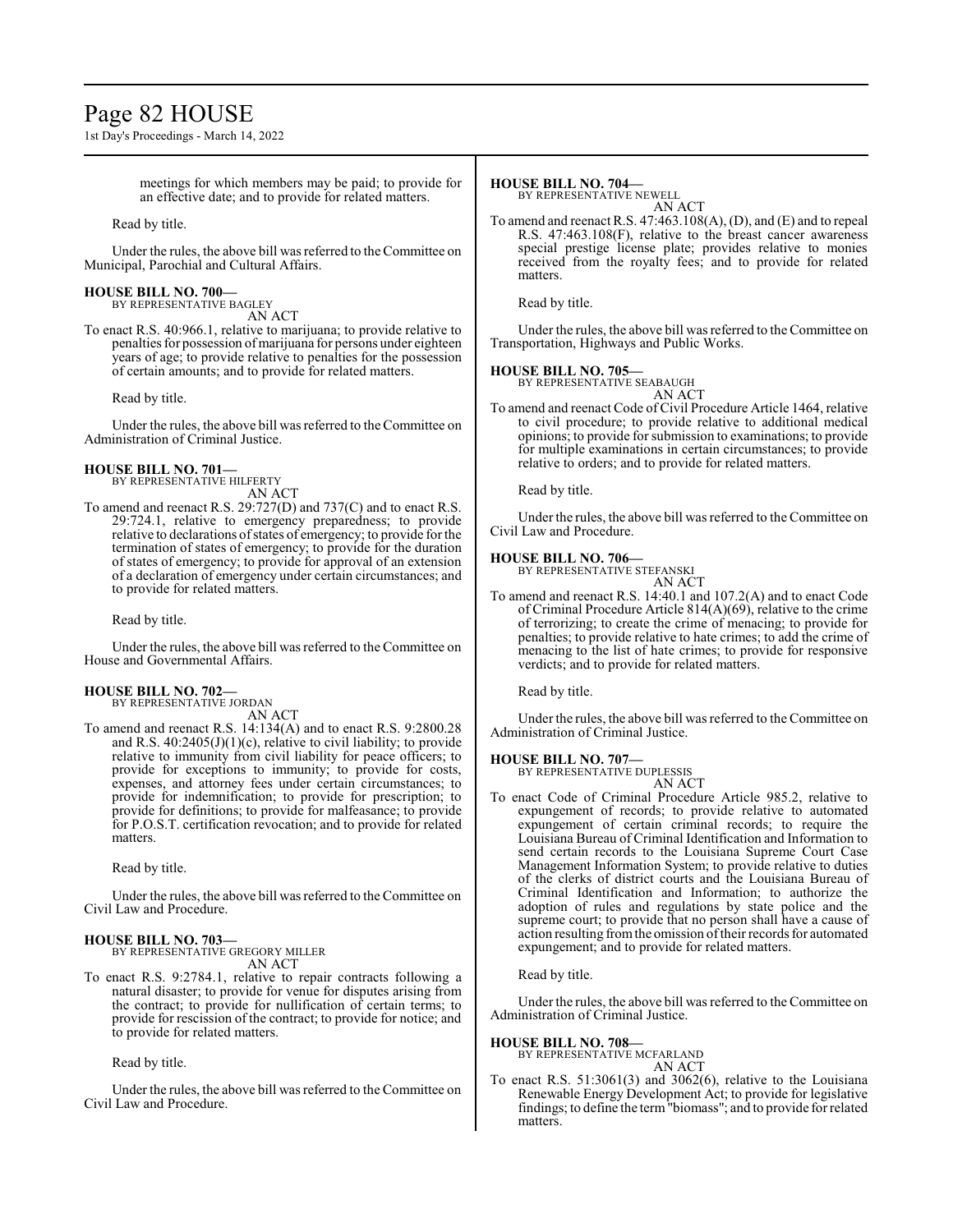meetings for which members may be paid; to provide for an effective date; and to provide for related matters.

Read by title.

Under the rules, the above bill was referred to the Committee on Municipal, Parochial and Cultural Affairs.

**HOUSE BILL NO. 700—**
BY REPRESENTATIVE BAGLEY
AN ACT

To enact R.S. 40:966.1, relative to marijuana; to provide relative to penalties for possession of marijuana for persons under eighteen years of age; to provide relative to penalties for the possession of certain amounts; and to provide for related matters.

Read by title.

Under the rules, the above bill was referred to the Committee on Administration of Criminal Justice.

**HOUSE BILL NO. 701—**
BY REPRESENTATIVE HILFERTY
AN ACT

To amend and reenact R.S. 29:727(D) and 737(C) and to enact R.S. 29:724.1, relative to emergency preparedness; to provide relative to declarations of states of emergency; to provide for the termination of states of emergency; to provide for the duration of states of emergency; to provide for approval of an extension of a declaration of emergency under certain circumstances; and to provide for related matters.

Read by title.

Under the rules, the above bill was referred to the Committee on House and Governmental Affairs.

**HOUSE BILL NO. 702—**
BY REPRESENTATIVE JORDAN
AN ACT

To amend and reenact R.S. 14:134(A) and to enact R.S. 9:2800.28 and R.S. 40:2405(J)(1)(c), relative to civil liability; to provide relative to immunity from civil liability for peace officers; to provide for exceptions to immunity; to provide for costs, expenses, and attorney fees under certain circumstances; to provide for indemnification; to provide for prescription; to provide for definitions; to provide for malfeasance; to provide for P.O.S.T. certification revocation; and to provide for related matters.

Read by title.

Under the rules, the above bill was referred to the Committee on Civil Law and Procedure.

**HOUSE BILL NO. 703—**
BY REPRESENTATIVE GREGORY MILLER
AN ACT

To enact R.S. 9:2784.1, relative to repair contracts following a natural disaster; to provide for venue for disputes arising from the contract; to provide for nullification of certain terms; to provide for rescission of the contract; to provide for notice; and to provide for related matters.

Read by title.

Under the rules, the above bill was referred to the Committee on Civil Law and Procedure.

**HOUSE BILL NO. 704—**
BY REPRESENTATIVE NEWELL
AN ACT

To amend and reenact R.S. 47:463.108(A), (D), and (E) and to repeal R.S. 47:463.108(F), relative to the breast cancer awareness special prestige license plate; provides relative to monies received from the royalty fees; and to provide for related matters.

Read by title.

Under the rules, the above bill was referred to the Committee on Transportation, Highways and Public Works.

**HOUSE BILL NO. 705—**
BY REPRESENTATIVE SEABAUGH
AN ACT

To amend and reenact Code of Civil Procedure Article 1464, relative to civil procedure; to provide relative to additional medical opinions; to provide for submission to examinations; to provide for multiple examinations in certain circumstances; to provide relative to orders; and to provide for related matters.

Read by title.

Under the rules, the above bill was referred to the Committee on Civil Law and Procedure.

**HOUSE BILL NO. 706—**
BY REPRESENTATIVE STEFANSKI
AN ACT

To amend and reenact R.S. 14:40.1 and 107.2(A) and to enact Code of Criminal Procedure Article 814(A)(69), relative to the crime of terrorizing; to create the crime of menacing; to provide for penalties; to provide relative to hate crimes; to add the crime of menacing to the list of hate crimes; to provide for responsive verdicts; and to provide for related matters.

Read by title.

Under the rules, the above bill was referred to the Committee on Administration of Criminal Justice.

**HOUSE BILL NO. 707—**
BY REPRESENTATIVE DUPLESSIS
AN ACT

To enact Code of Criminal Procedure Article 985.2, relative to expungement of records; to provide relative to automated expungement of certain criminal records; to require the Louisiana Bureau of Criminal Identification and Information to send certain records to the Louisiana Supreme Court Case Management Information System; to provide relative to duties of the clerks of district courts and the Louisiana Bureau of Criminal Identification and Information; to authorize the adoption of rules and regulations by state police and the supreme court; to provide that no person shall have a cause of action resulting from the omission of their records for automated expungement; and to provide for related matters.

Read by title.

Under the rules, the above bill was referred to the Committee on Administration of Criminal Justice.

**HOUSE BILL NO. 708—**
BY REPRESENTATIVE MCFARLAND
AN ACT

To enact R.S. 51:3061(3) and 3062(6), relative to the Louisiana Renewable Energy Development Act; to provide for legislative findings; to define the term "biomass"; and to provide for related matters.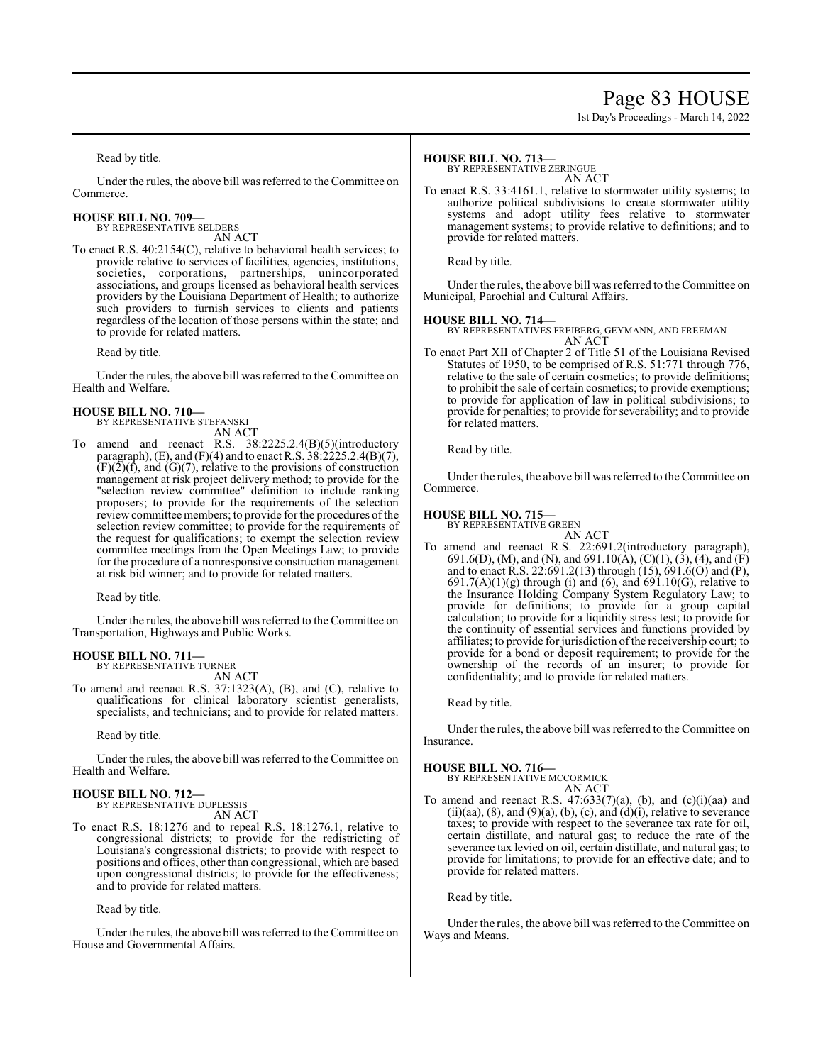Read by title.

Under the rules, the above bill was referred to the Committee on Commerce.

### HOUSE BILL NO. 709—

BY REPRESENTATIVE SELDERS

AN ACT

To enact R.S. 40:2154(C), relative to behavioral health services; to provide relative to services of facilities, agencies, institutions, societies, corporations, partnerships, unincorporated associations, and groups licensed as behavioral health services providers by the Louisiana Department of Health; to authorize such providers to furnish services to clients and patients regardless of the location of those persons within the state; and to provide for related matters.

Read by title.

Under the rules, the above bill was referred to the Committee on Health and Welfare.

### HOUSE BILL NO. 710—

BY REPRESENTATIVE STEFANSKI

AN ACT

To amend and reenact R.S. 38:2225.2.4(B)(5)(introductory paragraph), (E), and (F)(4) and to enact R.S. 38:2225.2.4(B)(7), (F)(2)(f), and (G)(7), relative to the provisions of construction management at risk project delivery method; to provide for the "selection review committee" definition to include ranking proposers; to provide for the requirements of the selection review committee members; to provide for the procedures of the selection review committee; to provide for the requirements of the request for qualifications; to exempt the selection review committee meetings from the Open Meetings Law; to provide for the procedure of a nonresponsive construction management at risk bid winner; and to provide for related matters.

Read by title.

Under the rules, the above bill was referred to the Committee on Transportation, Highways and Public Works.

### HOUSE BILL NO. 711—

BY REPRESENTATIVE TURNER

AN ACT

To amend and reenact R.S. 37:1323(A), (B), and (C), relative to qualifications for clinical laboratory scientist generalists, specialists, and technicians; and to provide for related matters.

Read by title.

Under the rules, the above bill was referred to the Committee on Health and Welfare.

### HOUSE BILL NO. 712—

BY REPRESENTATIVE DUPLESSIS

AN ACT

To enact R.S. 18:1276 and to repeal R.S. 18:1276.1, relative to congressional districts; to provide for the redistricting of Louisiana's congressional districts; to provide with respect to positions and offices, other than congressional, which are based upon congressional districts; to provide for the effectiveness; and to provide for related matters.

Read by title.

Under the rules, the above bill was referred to the Committee on House and Governmental Affairs.

### HOUSE BILL NO. 713—

BY REPRESENTATIVE ZERINGUE

AN ACT

To enact R.S. 33:4161.1, relative to stormwater utility systems; to authorize political subdivisions to create stormwater utility systems and adopt utility fees relative to stormwater management systems; to provide relative to definitions; and to provide for related matters.

Read by title.

Under the rules, the above bill was referred to the Committee on Municipal, Parochial and Cultural Affairs.

### HOUSE BILL NO. 714—

BY REPRESENTATIVES FREIBERG, GEYMANN, AND FREEMAN

AN ACT

To enact Part XII of Chapter 2 of Title 51 of the Louisiana Revised Statutes of 1950, to be comprised of R.S. 51:771 through 776, relative to the sale of certain cosmetics; to provide definitions; to prohibit the sale of certain cosmetics; to provide exemptions; to provide for application of law in political subdivisions; to provide for penalties; to provide for severability; and to provide for related matters.

Read by title.

Under the rules, the above bill was referred to the Committee on Commerce.

### HOUSE BILL NO. 715—

BY REPRESENTATIVE GREEN

AN ACT

To amend and reenact R.S. 22:691.2(introductory paragraph), 691.6(D), (M), and (N), and 691.10(A), (C)(1), (3), (4), and (F) and to enact R.S. 22:691.2(13) through (15), 691.6(O) and (P), 691.7(A)(1)(g) through (i) and (6), and 691.10(G), relative to the Insurance Holding Company System Regulatory Law; to provide for definitions; to provide for a group capital calculation; to provide for a liquidity stress test; to provide for the continuity of essential services and functions provided by affiliates; to provide for jurisdiction of the receivership court; to provide for a bond or deposit requirement; to provide for the ownership of the records of an insurer; to provide for confidentiality; and to provide for related matters.

Read by title.

Under the rules, the above bill was referred to the Committee on Insurance.

### HOUSE BILL NO. 716—

BY REPRESENTATIVE MCCORMICK

AN ACT

To amend and reenact R.S. 47:633(7)(a), (b), and (c)(i)(aa) and (ii)(aa), (8), and (9)(a), (b), (c), and (d)(i), relative to severance taxes; to provide with respect to the severance tax rate for oil, certain distillate, and natural gas; to reduce the rate of the severance tax levied on oil, certain distillate, and natural gas; to provide for limitations; to provide for an effective date; and to provide for related matters.

Read by title.

Under the rules, the above bill was referred to the Committee on Ways and Means.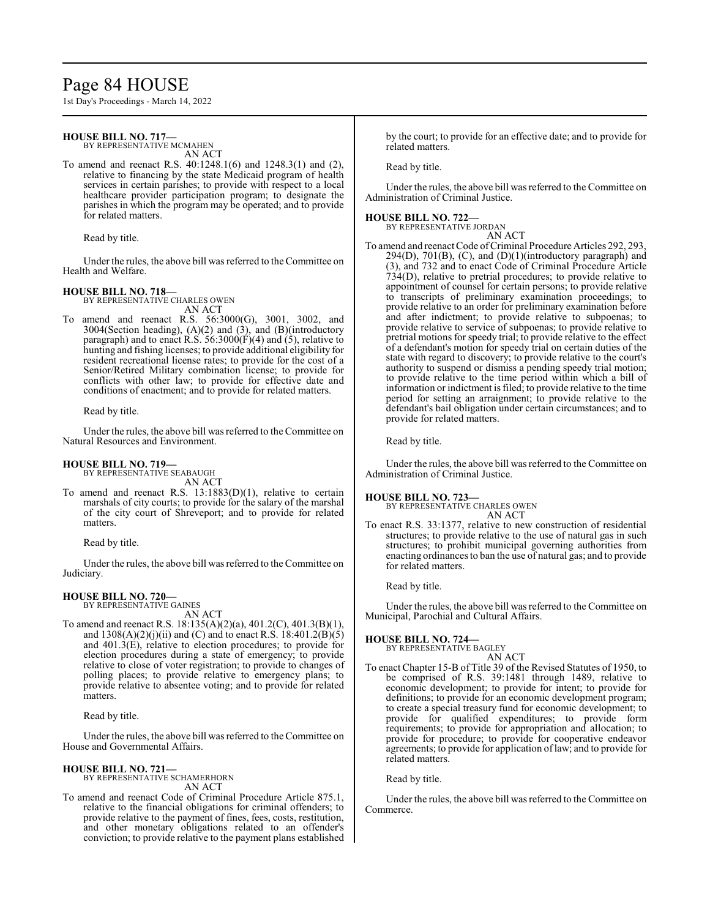**HOUSE BILL NO. 717—**
BY REPRESENTATIVE MCMAHEN
AN ACT

To amend and reenact R.S. 40:1248.1(6) and 1248.3(1) and (2), relative to financing by the state Medicaid program of health services in certain parishes; to provide with respect to a local healthcare provider participation program; to designate the parishes in which the program may be operated; and to provide for related matters.

Read by title.

Under the rules, the above bill was referred to the Committee on Health and Welfare.

**HOUSE BILL NO. 718—**
BY REPRESENTATIVE CHARLES OWEN
AN ACT

To amend and reenact R.S. 56:3000(G), 3001, 3002, and 3004(Section heading), (A)(2) and (3), and (B)(introductory paragraph) and to enact R.S. 56:3000(F)(4) and (5), relative to hunting and fishing licenses; to provide additional eligibility for resident recreational license rates; to provide for the cost of a Senior/Retired Military combination license; to provide for conflicts with other law; to provide for effective date and conditions of enactment; and to provide for related matters.

Read by title.

Under the rules, the above bill was referred to the Committee on Natural Resources and Environment.

**HOUSE BILL NO. 719—**
BY REPRESENTATIVE SEABAUGH
AN ACT

To amend and reenact R.S. 13:1883(D)(1), relative to certain marshals of city courts; to provide for the salary of the marshal of the city court of Shreveport; and to provide for related matters.

Read by title.

Under the rules, the above bill was referred to the Committee on Judiciary.

**HOUSE BILL NO. 720—**
BY REPRESENTATIVE GAINES
AN ACT

To amend and reenact R.S. 18:135(A)(2)(a), 401.2(C), 401.3(B)(1), and 1308(A)(2)(j)(ii) and (C) and to enact R.S. 18:401.2(B)(5) and 401.3(E), relative to election procedures; to provide for election procedures during a state of emergency; to provide relative to close of voter registration; to provide to changes of polling places; to provide relative to emergency plans; to provide relative to absentee voting; and to provide for related matters.

Read by title.

Under the rules, the above bill was referred to the Committee on House and Governmental Affairs.

**HOUSE BILL NO. 721—**
BY REPRESENTATIVE SCHAMERHORN
AN ACT

To amend and reenact Code of Criminal Procedure Article 875.1, relative to the financial obligations for criminal offenders; to provide relative to the payment of fines, fees, costs, restitution, and other monetary obligations related to an offender's conviction; to provide relative to the payment plans established by the court; to provide for an effective date; and to provide for related matters.

Read by title.

Under the rules, the above bill was referred to the Committee on Administration of Criminal Justice.

**HOUSE BILL NO. 722—**
BY REPRESENTATIVE JORDAN
AN ACT

To amend and reenact Code of Criminal Procedure Articles 292, 293, 294(D), 701(B), (C), and (D)(1)(introductory paragraph) and (3), and 732 and to enact Code of Criminal Procedure Article 734(D), relative to pretrial procedures; to provide relative to appointment of counsel for certain persons; to provide relative to transcripts of preliminary examination proceedings; to provide relative to an order for preliminary examination before and after indictment; to provide relative to subpoenas; to provide relative to service of subpoenas; to provide relative to pretrial motions for speedy trial; to provide relative to the effect of a defendant's motion for speedy trial on certain duties of the state with regard to discovery; to provide relative to the court's authority to suspend or dismiss a pending speedy trial motion; to provide relative to the time period within which a bill of information or indictment is filed; to provide relative to the time period for setting an arraignment; to provide relative to the defendant's bail obligation under certain circumstances; and to provide for related matters.

Read by title.

Under the rules, the above bill was referred to the Committee on Administration of Criminal Justice.

**HOUSE BILL NO. 723—**
BY REPRESENTATIVE CHARLES OWEN
AN ACT

To enact R.S. 33:1377, relative to new construction of residential structures; to provide relative to the use of natural gas in such structures; to prohibit municipal governing authorities from enacting ordinances to ban the use of natural gas; and to provide for related matters.

Read by title.

Under the rules, the above bill was referred to the Committee on Municipal, Parochial and Cultural Affairs.

**HOUSE BILL NO. 724—**
BY REPRESENTATIVE BAGLEY
AN ACT

To enact Chapter 15-B of Title 39 of the Revised Statutes of 1950, to be comprised of R.S. 39:1481 through 1489, relative to economic development; to provide for intent; to provide for definitions; to provide for an economic development program; to create a special treasury fund for economic development; to provide for qualified expenditures; to provide form requirements; to provide for appropriation and allocation; to provide for procedure; to provide for cooperative endeavor agreements; to provide for application of law; and to provide for related matters.

Read by title.

Under the rules, the above bill was referred to the Committee on Commerce.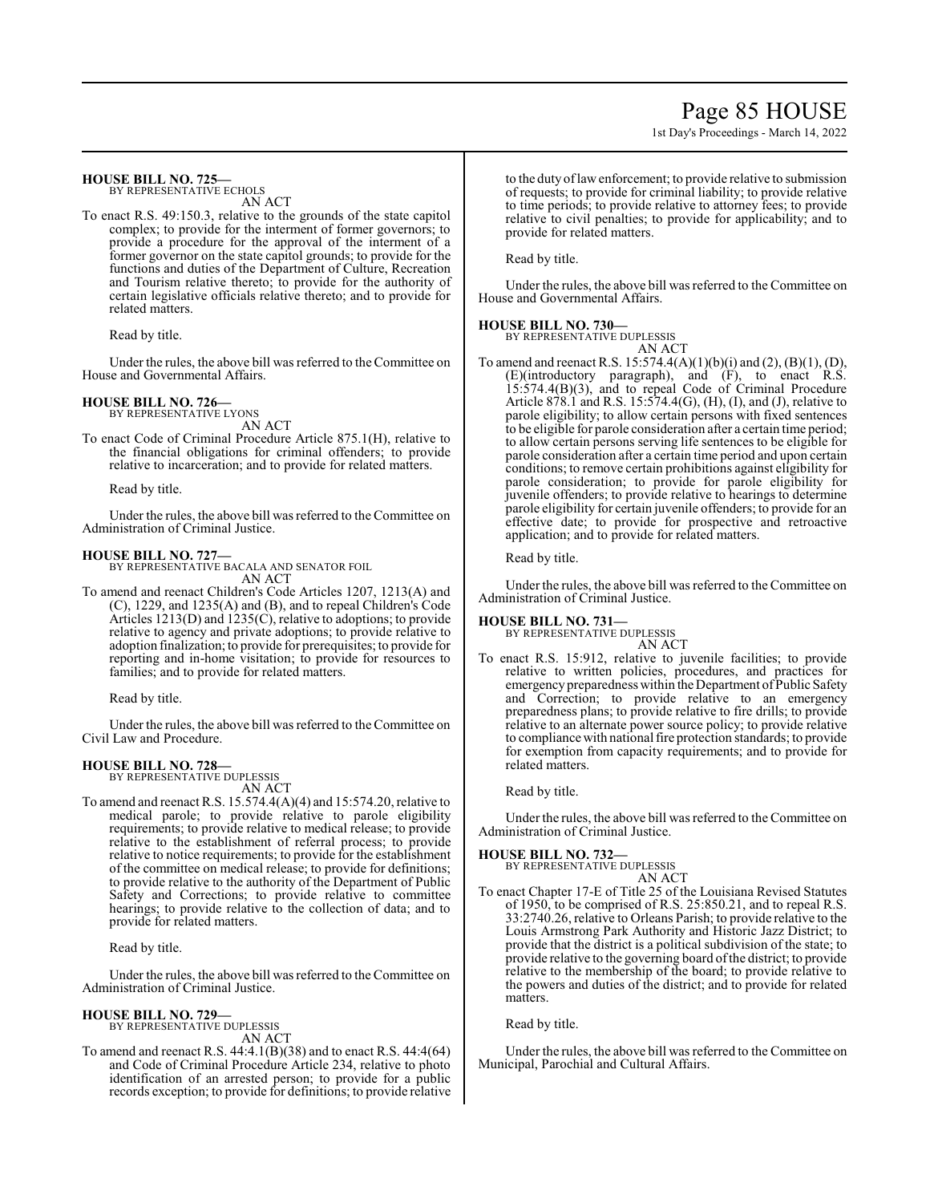**HOUSE BILL NO. 725—**
BY REPRESENTATIVE ECHOLS
AN ACT

To enact R.S. 49:150.3, relative to the grounds of the state capitol complex; to provide for the interment of former governors; to provide a procedure for the approval of the interment of a former governor on the state capitol grounds; to provide for the functions and duties of the Department of Culture, Recreation and Tourism relative thereto; to provide for the authority of certain legislative officials relative thereto; and to provide for related matters.

Read by title.

Under the rules, the above bill was referred to the Committee on House and Governmental Affairs.

**HOUSE BILL NO. 726—**
BY REPRESENTATIVE LYONS
AN ACT

To enact Code of Criminal Procedure Article 875.1(H), relative to the financial obligations for criminal offenders; to provide relative to incarceration; and to provide for related matters.

Read by title.

Under the rules, the above bill was referred to the Committee on Administration of Criminal Justice.

**HOUSE BILL NO. 727—**
BY REPRESENTATIVE BACALA AND SENATOR FOIL
AN ACT

To amend and reenact Children's Code Articles 1207, 1213(A) and (C), 1229, and 1235(A) and (B), and to repeal Children's Code Articles 1213(D) and 1235(C), relative to adoptions; to provide relative to agency and private adoptions; to provide relative to adoption finalization; to provide for prerequisites; to provide for reporting and in-home visitation; to provide for resources to families; and to provide for related matters.

Read by title.

Under the rules, the above bill was referred to the Committee on Civil Law and Procedure.

**HOUSE BILL NO. 728—**
BY REPRESENTATIVE DUPLESSIS
AN ACT

To amend and reenact R.S. 15.574.4(A)(4) and 15:574.20, relative to medical parole; to provide relative to parole eligibility requirements; to provide relative to medical release; to provide relative to the establishment of referral process; to provide relative to notice requirements; to provide for the establishment of the committee on medical release; to provide for definitions; to provide relative to the authority of the Department of Public Safety and Corrections; to provide relative to committee hearings; to provide relative to the collection of data; and to provide for related matters.

Read by title.

Under the rules, the above bill was referred to the Committee on Administration of Criminal Justice.

**HOUSE BILL NO. 729—**
BY REPRESENTATIVE DUPLESSIS
AN ACT

To amend and reenact R.S. 44:4.1(B)(38) and to enact R.S. 44:4(64) and Code of Criminal Procedure Article 234, relative to photo identification of an arrested person; to provide for a public records exception; to provide for definitions; to provide relative to the duty of law enforcement; to provide relative to submission of requests; to provide for criminal liability; to provide relative to time periods; to provide relative to attorney fees; to provide relative to civil penalties; to provide for applicability; and to provide for related matters.

Read by title.

Under the rules, the above bill was referred to the Committee on House and Governmental Affairs.

**HOUSE BILL NO. 730—**
BY REPRESENTATIVE DUPLESSIS
AN ACT

To amend and reenact R.S. 15:574.4(A)(1)(b)(i) and (2), (B)(1), (D), (E)(introductory paragraph), and (F), to enact R.S. 15:574.4(B)(3), and to repeal Code of Criminal Procedure Article 878.1 and R.S. 15:574.4(G), (H), (I), and (J), relative to parole eligibility; to allow certain persons with fixed sentences to be eligible for parole consideration after a certain time period; to allow certain persons serving life sentences to be eligible for parole consideration after a certain time period and upon certain conditions; to remove certain prohibitions against eligibility for parole consideration; to provide for parole eligibility for juvenile offenders; to provide relative to hearings to determine parole eligibility for certain juvenile offenders; to provide for an effective date; to provide for prospective and retroactive application; and to provide for related matters.

Read by title.

Under the rules, the above bill was referred to the Committee on Administration of Criminal Justice.

**HOUSE BILL NO. 731—**
BY REPRESENTATIVE DUPLESSIS
AN ACT

To enact R.S. 15:912, relative to juvenile facilities; to provide relative to written policies, procedures, and practices for emergency preparedness within the Department of Public Safety and Correction; to provide relative to an emergency preparedness plans; to provide relative to fire drills; to provide relative to an alternate power source policy; to provide relative to compliance with national fire protection standards; to provide for exemption from capacity requirements; and to provide for related matters.

Read by title.

Under the rules, the above bill was referred to the Committee on Administration of Criminal Justice.

**HOUSE BILL NO. 732—**
BY REPRESENTATIVE DUPLESSIS
AN ACT

To enact Chapter 17-E of Title 25 of the Louisiana Revised Statutes of 1950, to be comprised of R.S. 25:850.21, and to repeal R.S. 33:2740.26, relative to Orleans Parish; to provide relative to the Louis Armstrong Park Authority and Historic Jazz District; to provide that the district is a political subdivision of the state; to provide relative to the governing board of the district; to provide relative to the membership of the board; to provide relative to the powers and duties of the district; and to provide for related matters.

Read by title.

Under the rules, the above bill was referred to the Committee on Municipal, Parochial and Cultural Affairs.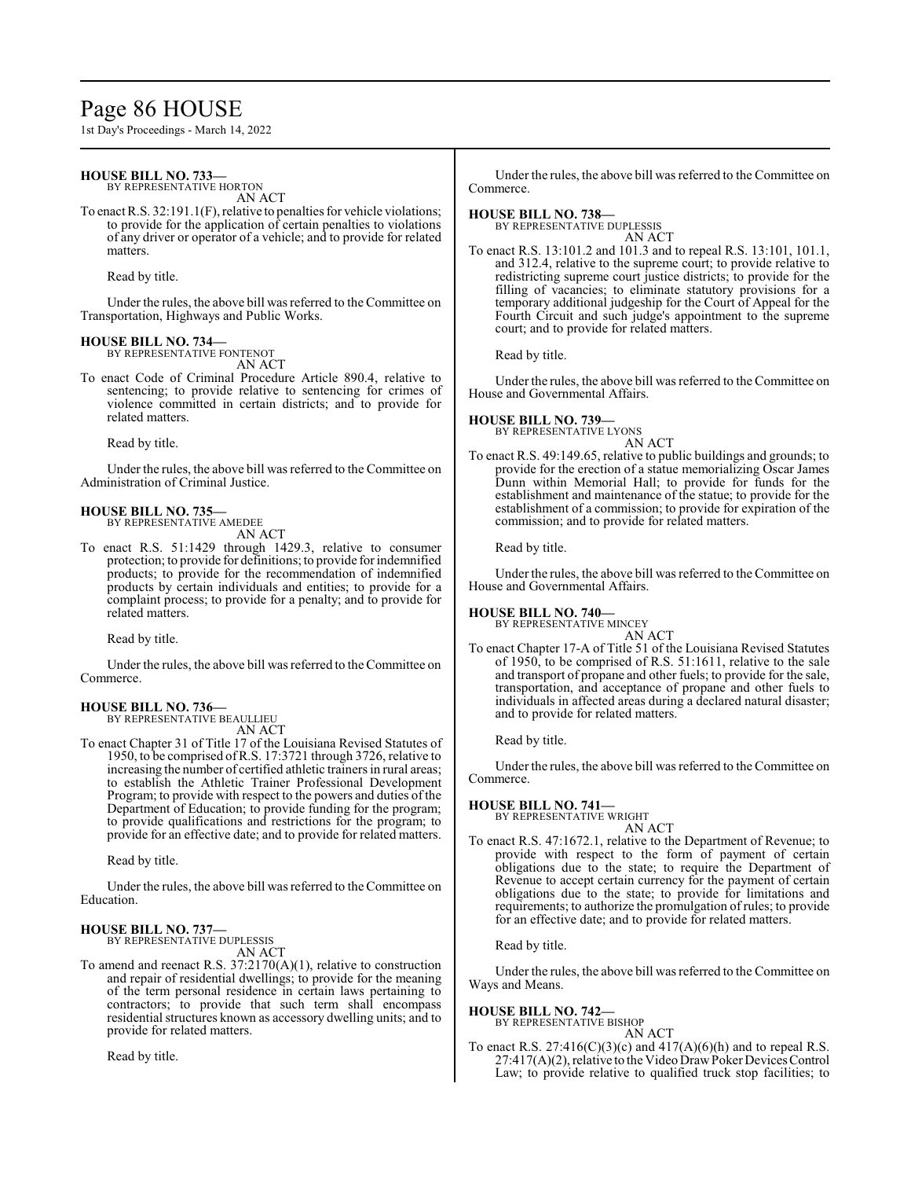**HOUSE BILL NO. 733—**
BY REPRESENTATIVE HORTON
AN ACT

To enact R.S. 32:191.1(F), relative to penalties for vehicle violations; to provide for the application of certain penalties to violations of any driver or operator of a vehicle; and to provide for related matters.

Read by title.

Under the rules, the above bill was referred to the Committee on Transportation, Highways and Public Works.

**HOUSE BILL NO. 734—**
BY REPRESENTATIVE FONTENOT
AN ACT

To enact Code of Criminal Procedure Article 890.4, relative to sentencing; to provide relative to sentencing for crimes of violence committed in certain districts; and to provide for related matters.

Read by title.

Under the rules, the above bill was referred to the Committee on Administration of Criminal Justice.

**HOUSE BILL NO. 735—**
BY REPRESENTATIVE AMEDEE
AN ACT

To enact R.S. 51:1429 through 1429.3, relative to consumer protection; to provide for definitions; to provide for indemnified products; to provide for the recommendation of indemnified products by certain individuals and entities; to provide for a complaint process; to provide for a penalty; and to provide for related matters.

Read by title.

Under the rules, the above bill was referred to the Committee on Commerce.

**HOUSE BILL NO. 736—**
BY REPRESENTATIVE BEAULLIEU
AN ACT

To enact Chapter 31 of Title 17 of the Louisiana Revised Statutes of 1950, to be comprised of R.S. 17:3721 through 3726, relative to increasing the number of certified athletic trainers in rural areas; to establish the Athletic Trainer Professional Development Program; to provide with respect to the powers and duties of the Department of Education; to provide funding for the program; to provide qualifications and restrictions for the program; to provide for an effective date; and to provide for related matters.

Read by title.

Under the rules, the above bill was referred to the Committee on Education.

**HOUSE BILL NO. 737—**
BY REPRESENTATIVE DUPLESSIS
AN ACT

To amend and reenact R.S. 37:2170(A)(1), relative to construction and repair of residential dwellings; to provide for the meaning of the term personal residence in certain laws pertaining to contractors; to provide that such term shall encompass residential structures known as accessory dwelling units; and to provide for related matters.

Read by title.

Under the rules, the above bill was referred to the Committee on Commerce.

**HOUSE BILL NO. 738—**
BY REPRESENTATIVE DUPLESSIS
AN ACT

To enact R.S. 13:101.2 and 101.3 and to repeal R.S. 13:101, 101.1, and 312.4, relative to the supreme court; to provide relative to redistricting supreme court justice districts; to provide for the filling of vacancies; to eliminate statutory provisions for a temporary additional judgeship for the Court of Appeal for the Fourth Circuit and such judge's appointment to the supreme court; and to provide for related matters.

Read by title.

Under the rules, the above bill was referred to the Committee on House and Governmental Affairs.

**HOUSE BILL NO. 739—**
BY REPRESENTATIVE LYONS
AN ACT

To enact R.S. 49:149.65, relative to public buildings and grounds; to provide for the erection of a statue memorializing Oscar James Dunn within Memorial Hall; to provide for funds for the establishment and maintenance of the statue; to provide for the establishment of a commission; to provide for expiration of the commission; and to provide for related matters.

Read by title.

Under the rules, the above bill was referred to the Committee on House and Governmental Affairs.

**HOUSE BILL NO. 740—**
BY REPRESENTATIVE MINCEY
AN ACT

To enact Chapter 17-A of Title 51 of the Louisiana Revised Statutes of 1950, to be comprised of R.S. 51:1611, relative to the sale and transport of propane and other fuels; to provide for the sale, transportation, and acceptance of propane and other fuels to individuals in affected areas during a declared natural disaster; and to provide for related matters.

Read by title.

Under the rules, the above bill was referred to the Committee on Commerce.

**HOUSE BILL NO. 741—**
BY REPRESENTATIVE WRIGHT
AN ACT

To enact R.S. 47:1672.1, relative to the Department of Revenue; to provide with respect to the form of payment of certain obligations due to the state; to require the Department of Revenue to accept certain currency for the payment of certain obligations due to the state; to provide for limitations and requirements; to authorize the promulgation of rules; to provide for an effective date; and to provide for related matters.

Read by title.

Under the rules, the above bill was referred to the Committee on Ways and Means.

**HOUSE BILL NO. 742—**
BY REPRESENTATIVE BISHOP
AN ACT

To enact R.S. 27:416(C)(3)(c) and 417(A)(6)(h) and to repeal R.S. 27:417(A)(2), relative to the Video Draw Poker Devices Control Law; to provide relative to qualified truck stop facilities; to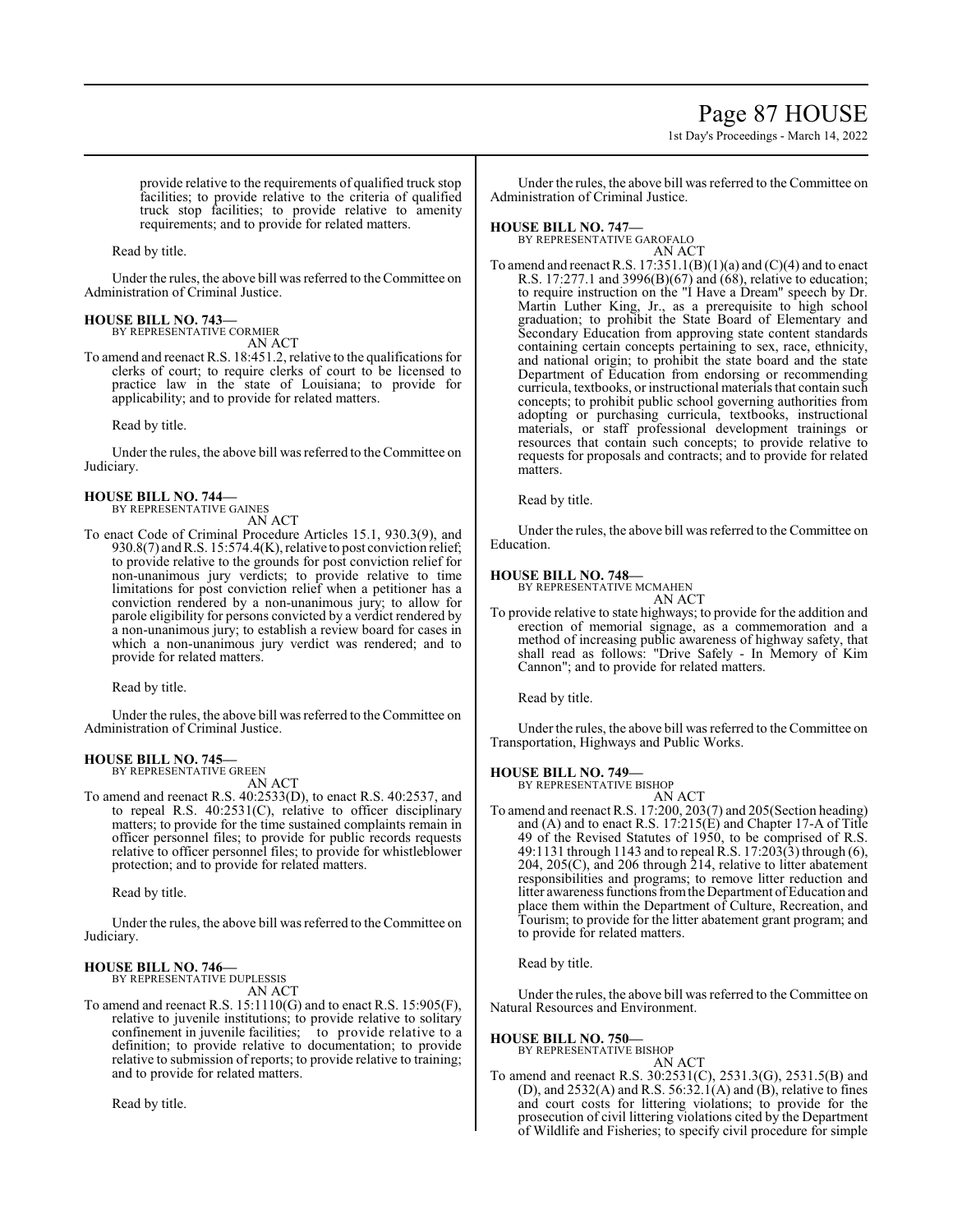provide relative to the requirements of qualified truck stop facilities; to provide relative to the criteria of qualified truck stop facilities; to provide relative to amenity requirements; and to provide for related matters.

Read by title.

Under the rules, the above bill was referred to the Committee on Administration of Criminal Justice.

**HOUSE BILL NO. 743—**
BY REPRESENTATIVE CORMIER
AN ACT

To amend and reenact R.S. 18:451.2, relative to the qualifications for clerks of court; to require clerks of court to be licensed to practice law in the state of Louisiana; to provide for applicability; and to provide for related matters.

Read by title.

Under the rules, the above bill was referred to the Committee on Judiciary.

**HOUSE BILL NO. 744—**
BY REPRESENTATIVE GAINES
AN ACT

To enact Code of Criminal Procedure Articles 15.1, 930.3(9), and 930.8(7) and R.S. 15:574.4(K), relative to post conviction relief; to provide relative to the grounds for post conviction relief for non-unanimous jury verdicts; to provide relative to time limitations for post conviction relief when a petitioner has a conviction rendered by a non-unanimous jury; to allow for parole eligibility for persons convicted by a verdict rendered by a non-unanimous jury; to establish a review board for cases in which a non-unanimous jury verdict was rendered; and to provide for related matters.

Read by title.

Under the rules, the above bill was referred to the Committee on Administration of Criminal Justice.

**HOUSE BILL NO. 745—**
BY REPRESENTATIVE GREEN
AN ACT

To amend and reenact R.S. 40:2533(D), to enact R.S. 40:2537, and to repeal R.S. 40:2531(C), relative to officer disciplinary matters; to provide for the time sustained complaints remain in officer personnel files; to provide for public records requests relative to officer personnel files; to provide for whistleblower protection; and to provide for related matters.

Read by title.

Under the rules, the above bill was referred to the Committee on Judiciary.

**HOUSE BILL NO. 746—**
BY REPRESENTATIVE DUPLESSIS
AN ACT

To amend and reenact R.S. 15:1110(G) and to enact R.S. 15:905(F), relative to juvenile institutions; to provide relative to solitary confinement in juvenile facilities; to provide relative to a definition; to provide relative to documentation; to provide relative to submission of reports; to provide relative to training; and to provide for related matters.

Read by title.

Under the rules, the above bill was referred to the Committee on Administration of Criminal Justice.

**HOUSE BILL NO. 747—**
BY REPRESENTATIVE GAROFALO
AN ACT

To amend and reenact R.S. 17:351.1(B)(1)(a) and (C)(4) and to enact R.S. 17:277.1 and 3996(B)(67) and (68), relative to education; to require instruction on the "I Have a Dream" speech by Dr. Martin Luther King, Jr., as a prerequisite to high school graduation; to prohibit the State Board of Elementary and Secondary Education from approving state content standards containing certain concepts pertaining to sex, race, ethnicity, and national origin; to prohibit the state board and the state Department of Education from endorsing or recommending curricula, textbooks, or instructional materials that contain such concepts; to prohibit public school governing authorities from adopting or purchasing curricula, textbooks, instructional materials, or staff professional development trainings or resources that contain such concepts; to provide relative to requests for proposals and contracts; and to provide for related matters.

Read by title.

Under the rules, the above bill was referred to the Committee on Education.

**HOUSE BILL NO. 748—**
BY REPRESENTATIVE MCMAHEN
AN ACT

To provide relative to state highways; to provide for the addition and erection of memorial signage, as a commemoration and a method of increasing public awareness of highway safety, that shall read as follows: "Drive Safely - In Memory of Kim Cannon"; and to provide for related matters.

Read by title.

Under the rules, the above bill was referred to the Committee on Transportation, Highways and Public Works.

**HOUSE BILL NO. 749—**
BY REPRESENTATIVE BISHOP
AN ACT

To amend and reenact R.S. 17:200, 203(7) and 205(Section heading) and (A) and to enact R.S. 17:215(E) and Chapter 17-A of Title 49 of the Revised Statutes of 1950, to be comprised of R.S. 49:1131 through 1143 and to repeal R.S. 17:203(3) through (6), 204, 205(C), and 206 through 214, relative to litter abatement responsibilities and programs; to remove litter reduction and litter awareness functions from the Department of Education and place them within the Department of Culture, Recreation, and Tourism; to provide for the litter abatement grant program; and to provide for related matters.

Read by title.

Under the rules, the above bill was referred to the Committee on Natural Resources and Environment.

**HOUSE BILL NO. 750—**
BY REPRESENTATIVE BISHOP
AN ACT

To amend and reenact R.S. 30:2531(C), 2531.3(G), 2531.5(B) and (D), and 2532(A) and R.S. 56:32.1(A) and (B), relative to fines and court costs for littering violations; to provide for the prosecution of civil littering violations cited by the Department of Wildlife and Fisheries; to specify civil procedure for simple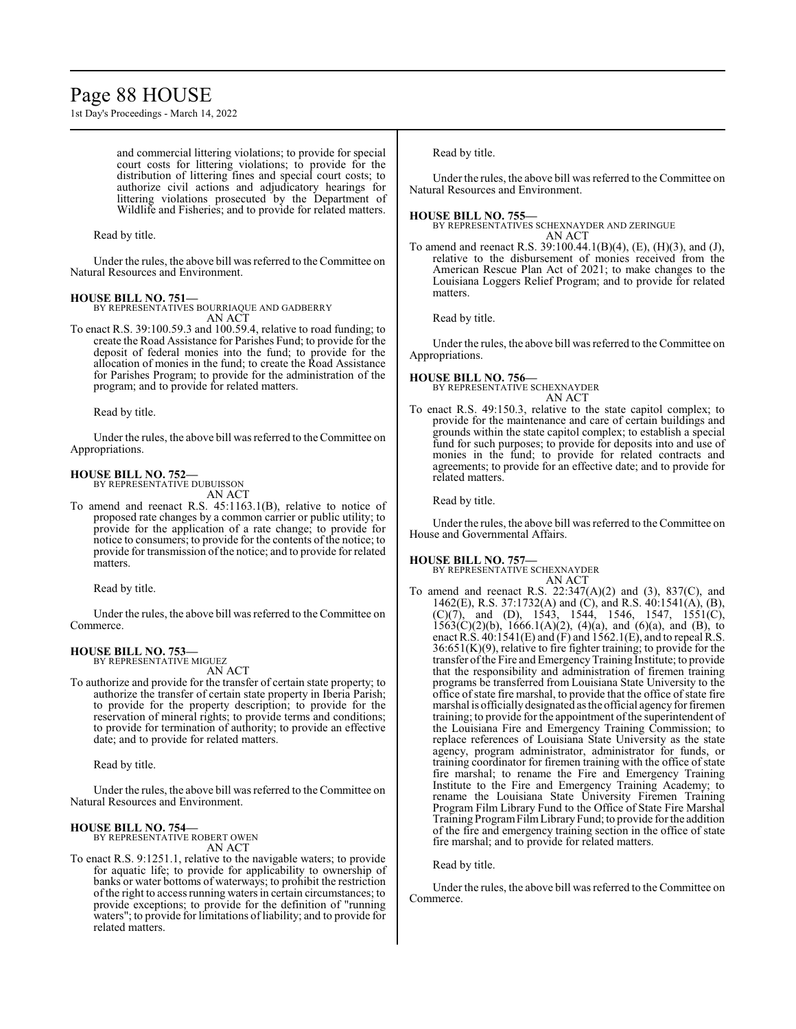and commercial littering violations; to provide for special court costs for littering violations; to provide for the distribution of littering fines and special court costs; to authorize civil actions and adjudicatory hearings for littering violations prosecuted by the Department of Wildlife and Fisheries; and to provide for related matters.

Read by title.

Under the rules, the above bill was referred to the Committee on Natural Resources and Environment.

**HOUSE BILL NO. 751—**
BY REPRESENTATIVES BOURRIAQUE AND GADBERRY
AN ACT

To enact R.S. 39:100.59.3 and 100.59.4, relative to road funding; to create the Road Assistance for Parishes Fund; to provide for the deposit of federal monies into the fund; to provide for the allocation of monies in the fund; to create the Road Assistance for Parishes Program; to provide for the administration of the program; and to provide for related matters.

Read by title.

Under the rules, the above bill was referred to the Committee on Appropriations.

**HOUSE BILL NO. 752—**
BY REPRESENTATIVE DUBUISSON
AN ACT

To amend and reenact R.S. 45:1163.1(B), relative to notice of proposed rate changes by a common carrier or public utility; to provide for the application of a rate change; to provide for notice to consumers; to provide for the contents of the notice; to provide for transmission of the notice; and to provide for related matters.

Read by title.

Under the rules, the above bill was referred to the Committee on Commerce.

**HOUSE BILL NO. 753—**
BY REPRESENTATIVE MIGUEZ
AN ACT

To authorize and provide for the transfer of certain state property; to authorize the transfer of certain state property in Iberia Parish; to provide for the property description; to provide for the reservation of mineral rights; to provide terms and conditions; to provide for termination of authority; to provide an effective date; and to provide for related matters.

Read by title.

Under the rules, the above bill was referred to the Committee on Natural Resources and Environment.

**HOUSE BILL NO. 754—**
BY REPRESENTATIVE ROBERT OWEN
AN ACT

To enact R.S. 9:1251.1, relative to the navigable waters; to provide for aquatic life; to provide for applicability to ownership of banks or water bottoms of waterways; to prohibit the restriction of the right to access running waters in certain circumstances; to provide exceptions; to provide for the definition of "running waters"; to provide for limitations of liability; and to provide for related matters.

Read by title.

Under the rules, the above bill was referred to the Committee on Natural Resources and Environment.

**HOUSE BILL NO. 755—**
BY REPRESENTATIVES SCHEXNAYDER AND ZERINGUE
AN ACT

To amend and reenact R.S. 39:100.44.1(B)(4), (E), (H)(3), and (J), relative to the disbursement of monies received from the American Rescue Plan Act of 2021; to make changes to the Louisiana Loggers Relief Program; and to provide for related matters.

Read by title.

Under the rules, the above bill was referred to the Committee on Appropriations.

**HOUSE BILL NO. 756—**
BY REPRESENTATIVE SCHEXNAYDER
AN ACT

To enact R.S. 49:150.3, relative to the state capitol complex; to provide for the maintenance and care of certain buildings and grounds within the state capitol complex; to establish a special fund for such purposes; to provide for deposits into and use of monies in the fund; to provide for related contracts and agreements; to provide for an effective date; and to provide for related matters.

Read by title.

Under the rules, the above bill was referred to the Committee on House and Governmental Affairs.

**HOUSE BILL NO. 757—**
BY REPRESENTATIVE SCHEXNAYDER
AN ACT

To amend and reenact R.S. 22:347(A)(2) and (3), 837(C), and 1462(E), R.S. 37:1732(A) and (C), and R.S. 40:1541(A), (B), (C)(7), and (D), 1543, 1544, 1546, 1547, 1551(C), 1563(C)(2)(b), 1666.1(A)(2), (4)(a), and (6)(a), and (B), to enact R.S. 40:1541(E) and (F) and 1562.1(E), and to repeal R.S. 36:651(K)(9), relative to fire fighter training; to provide for the transfer of the Fire and Emergency Training Institute; to provide that the responsibility and administration of firemen training programs be transferred from Louisiana State University to the office of state fire marshal, to provide that the office of state fire marshal is officially designated as the official agency for firemen training; to provide for the appointment of the superintendent of the Louisiana Fire and Emergency Training Commission; to replace references of Louisiana State University as the state agency, program administrator, administrator for funds, or training coordinator for firemen training with the office of state fire marshal; to rename the Fire and Emergency Training Institute to the Fire and Emergency Training Academy; to rename the Louisiana State University Firemen Training Program Film Library Fund to the Office of State Fire Marshal Training Program Film Library Fund; to provide for the addition of the fire and emergency training section in the office of state fire marshal; and to provide for related matters.

Read by title.

Under the rules, the above bill was referred to the Committee on Commerce.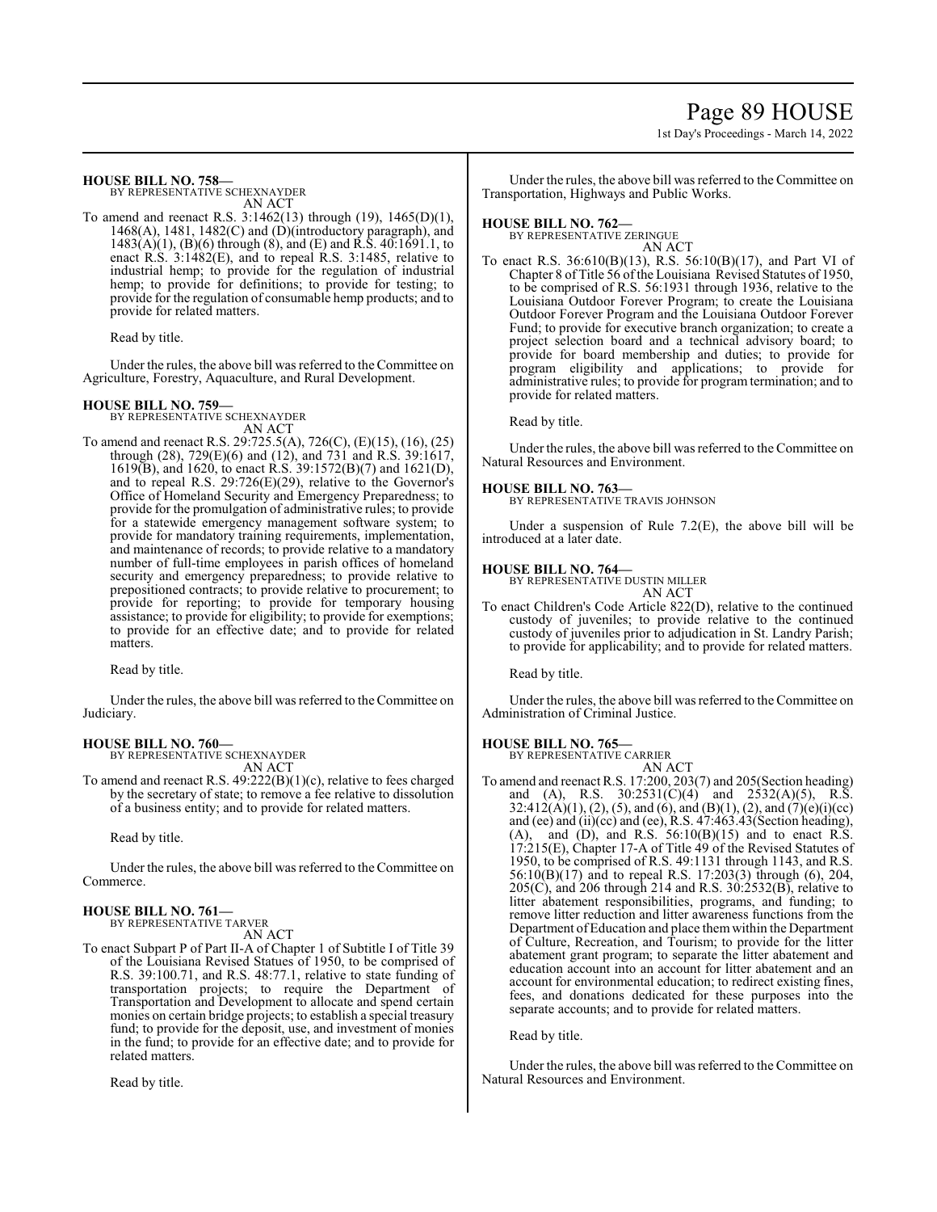**HOUSE BILL NO. 758—**
BY REPRESENTATIVE SCHEXNAYDER
AN ACT

To amend and reenact R.S. 3:1462(13) through (19), 1465(D)(1), 1468(A), 1481, 1482(C) and (D)(introductory paragraph), and 1483(A)(1), (B)(6) through (8), and (E) and R.S. 40:1691.1, to enact R.S. 3:1482(E), and to repeal R.S. 3:1485, relative to industrial hemp; to provide for the regulation of industrial hemp; to provide for definitions; to provide for testing; to provide for the regulation of consumable hemp products; and to provide for related matters.

Read by title.

Under the rules, the above bill was referred to the Committee on Agriculture, Forestry, Aquaculture, and Rural Development.

**HOUSE BILL NO. 759—**
BY REPRESENTATIVE SCHEXNAYDER
AN ACT

To amend and reenact R.S. 29:725.5(A), 726(C), (E)(15), (16), (25) through (28), 729(E)(6) and (12), and 731 and R.S. 39:1617, 1619(B), and 1620, to enact R.S. 39:1572(B)(7) and 1621(D), and to repeal R.S. 29:726(E)(29), relative to the Governor's Office of Homeland Security and Emergency Preparedness; to provide for the promulgation of administrative rules; to provide for a statewide emergency management software system; to provide for mandatory training requirements, implementation, and maintenance of records; to provide relative to a mandatory number of full-time employees in parish offices of homeland security and emergency preparedness; to provide relative to prepositioned contracts; to provide relative to procurement; to provide for reporting; to provide for temporary housing assistance; to provide for eligibility; to provide for exemptions; to provide for an effective date; and to provide for related matters.

Read by title.

Under the rules, the above bill was referred to the Committee on Judiciary.

**HOUSE BILL NO. 760—**
BY REPRESENTATIVE SCHEXNAYDER
AN ACT

To amend and reenact R.S. 49:222(B)(1)(c), relative to fees charged by the secretary of state; to remove a fee relative to dissolution of a business entity; and to provide for related matters.

Read by title.

Under the rules, the above bill was referred to the Committee on Commerce.

**HOUSE BILL NO. 761—**
BY REPRESENTATIVE TARVER
AN ACT

To enact Subpart P of Part II-A of Chapter 1 of Subtitle I of Title 39 of the Louisiana Revised Statues of 1950, to be comprised of R.S. 39:100.71, and R.S. 48:77.1, relative to state funding of transportation projects; to require the Department of Transportation and Development to allocate and spend certain monies on certain bridge projects; to establish a special treasury fund; to provide for the deposit, use, and investment of monies in the fund; to provide for an effective date; and to provide for related matters.

Read by title.

Under the rules, the above bill was referred to the Committee on Transportation, Highways and Public Works.

**HOUSE BILL NO. 762—**
BY REPRESENTATIVE ZERINGUE
AN ACT

To enact R.S. 36:610(B)(13), R.S. 56:10(B)(17), and Part VI of Chapter 8 of Title 56 of the Louisiana Revised Statutes of 1950, to be comprised of R.S. 56:1931 through 1936, relative to the Louisiana Outdoor Forever Program; to create the Louisiana Outdoor Forever Program and the Louisiana Outdoor Forever Fund; to provide for executive branch organization; to create a project selection board and a technical advisory board; to provide for board membership and duties; to provide for program eligibility and applications; to provide for administrative rules; to provide for program termination; and to provide for related matters.

Read by title.

Under the rules, the above bill was referred to the Committee on Natural Resources and Environment.

**HOUSE BILL NO. 763—**
BY REPRESENTATIVE TRAVIS JOHNSON

Under a suspension of Rule 7.2(E), the above bill will be introduced at a later date.

**HOUSE BILL NO. 764—**
BY REPRESENTATIVE DUSTIN MILLER
AN ACT

To enact Children's Code Article 822(D), relative to the continued custody of juveniles; to provide relative to the continued custody of juveniles prior to adjudication in St. Landry Parish; to provide for applicability; and to provide for related matters.

Read by title.

Under the rules, the above bill was referred to the Committee on Administration of Criminal Justice.

**HOUSE BILL NO. 765—**
BY REPRESENTATIVE CARRIER
AN ACT

To amend and reenact R.S. 17:200, 203(7) and 205(Section heading) and (A), R.S. 30:2531(C)(4) and 2532(A)(5), R.S. 32:412(A)(1), (2), (5), and (6), and (B)(1), (2), and (7)(e)(i)(cc) and (ee) and (ii)(cc) and (ee), R.S. 47:463.43(Section heading), (A), and (D), and R.S. 56:10(B)(15) and to enact R.S. 17:215(E), Chapter 17-A of Title 49 of the Revised Statutes of 1950, to be comprised of R.S. 49:1131 through 1143, and R.S. 56:10(B)(17) and to repeal R.S. 17:203(3) through (6), 204, 205(C), and 206 through 214 and R.S. 30:2532(B), relative to litter abatement responsibilities, programs, and funding; to remove litter reduction and litter awareness functions from the Department of Education and place them within the Department of Culture, Recreation, and Tourism; to provide for the litter abatement grant program; to separate the litter abatement and education account into an account for litter abatement and an account for environmental education; to redirect existing fines, fees, and donations dedicated for these purposes into the separate accounts; and to provide for related matters.

Read by title.

Under the rules, the above bill was referred to the Committee on Natural Resources and Environment.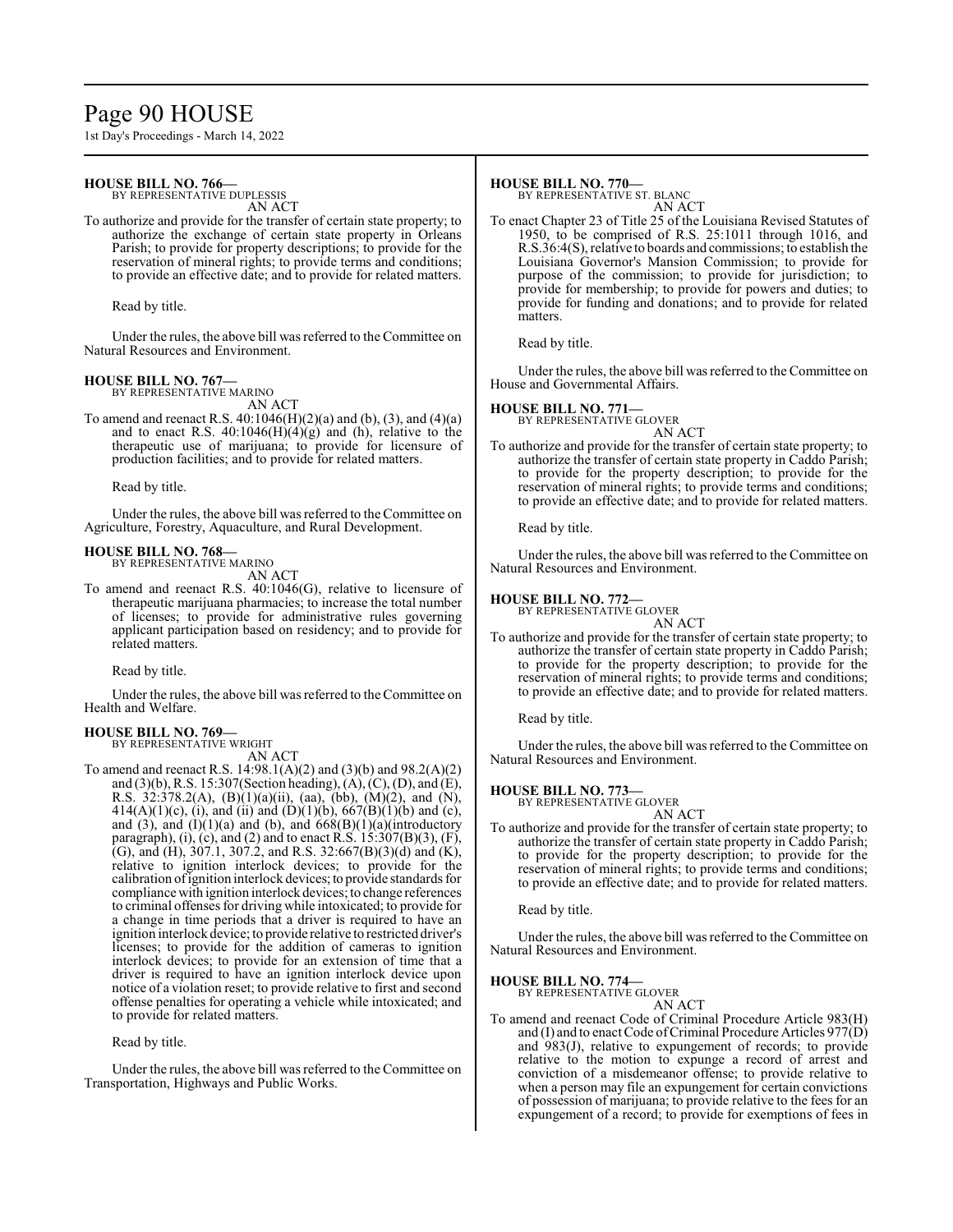**HOUSE BILL NO. 766—**
BY REPRESENTATIVE DUPLESSIS
AN ACT

To authorize and provide for the transfer of certain state property; to authorize the exchange of certain state property in Orleans Parish; to provide for property descriptions; to provide for the reservation of mineral rights; to provide terms and conditions; to provide an effective date; and to provide for related matters.

Read by title.

Under the rules, the above bill was referred to the Committee on Natural Resources and Environment.

**HOUSE BILL NO. 767—**
BY REPRESENTATIVE MARINO
AN ACT

To amend and reenact R.S. 40:1046(H)(2)(a) and (b), (3), and (4)(a) and to enact R.S. 40:1046(H)(4)(g) and (h), relative to the therapeutic use of marijuana; to provide for licensure of production facilities; and to provide for related matters.

Read by title.

Under the rules, the above bill was referred to the Committee on Agriculture, Forestry, Aquaculture, and Rural Development.

**HOUSE BILL NO. 768—**
BY REPRESENTATIVE MARINO
AN ACT

To amend and reenact R.S. 40:1046(G), relative to licensure of therapeutic marijuana pharmacies; to increase the total number of licenses; to provide for administrative rules governing applicant participation based on residency; and to provide for related matters.

Read by title.

Under the rules, the above bill was referred to the Committee on Health and Welfare.

**HOUSE BILL NO. 769—**
BY REPRESENTATIVE WRIGHT
AN ACT

To amend and reenact R.S. 14:98.1(A)(2) and (3)(b) and 98.2(A)(2) and (3)(b), R.S. 15:307(Section heading), (A), (C), (D), and (E), R.S. 32:378.2(A), (B)(1)(a)(ii), (aa), (bb), (M)(2), and (N), 414(A)(1)(c), (i), and (ii) and (D)(1)(b), 667(B)(1)(b) and (c), and (3), and (I)(1)(a) and (b), and 668(B)(1)(a)(introductory paragraph), (i), (c), and (2) and to enact R.S. 15:307(B)(3), (F), (G), and (H), 307.1, 307.2, and R.S. 32:667(B)(3)(d) and (K), relative to ignition interlock devices; to provide for the calibration of ignition interlock devices; to provide standards for compliance with ignition interlock devices; to change references to criminal offenses for driving while intoxicated; to provide for a change in time periods that a driver is required to have an ignition interlock device; to provide relative to restricted driver's licenses; to provide for the addition of cameras to ignition interlock devices; to provide for an extension of time that a driver is required to have an ignition interlock device upon notice of a violation reset; to provide relative to first and second offense penalties for operating a vehicle while intoxicated; and to provide for related matters.

Read by title.

Under the rules, the above bill was referred to the Committee on Transportation, Highways and Public Works.

**HOUSE BILL NO. 770—**
BY REPRESENTATIVE ST. BLANC
AN ACT

To enact Chapter 23 of Title 25 of the Louisiana Revised Statutes of 1950, to be comprised of R.S. 25:1011 through 1016, and R.S.36:4(S), relative to boards and commissions; to establish the Louisiana Governor's Mansion Commission; to provide for purpose of the commission; to provide for jurisdiction; to provide for membership; to provide for powers and duties; to provide for funding and donations; and to provide for related matters.

Read by title.

Under the rules, the above bill was referred to the Committee on House and Governmental Affairs.

**HOUSE BILL NO. 771—**
BY REPRESENTATIVE GLOVER
AN ACT

To authorize and provide for the transfer of certain state property; to authorize the transfer of certain state property in Caddo Parish; to provide for the property description; to provide for the reservation of mineral rights; to provide terms and conditions; to provide an effective date; and to provide for related matters.

Read by title.

Under the rules, the above bill was referred to the Committee on Natural Resources and Environment.

**HOUSE BILL NO. 772—**
BY REPRESENTATIVE GLOVER
AN ACT

To authorize and provide for the transfer of certain state property; to authorize the transfer of certain state property in Caddo Parish; to provide for the property description; to provide for the reservation of mineral rights; to provide terms and conditions; to provide an effective date; and to provide for related matters.

Read by title.

Under the rules, the above bill was referred to the Committee on Natural Resources and Environment.

**HOUSE BILL NO. 773—**
BY REPRESENTATIVE GLOVER
AN ACT

To authorize and provide for the transfer of certain state property; to authorize the transfer of certain state property in Caddo Parish; to provide for the property description; to provide for the reservation of mineral rights; to provide terms and conditions; to provide an effective date; and to provide for related matters.

Read by title.

Under the rules, the above bill was referred to the Committee on Natural Resources and Environment.

**HOUSE BILL NO. 774—**
BY REPRESENTATIVE GLOVER
AN ACT

To amend and reenact Code of Criminal Procedure Article 983(H) and (I) and to enact Code of Criminal Procedure Articles 977(D) and 983(J), relative to expungement of records; to provide relative to the motion to expunge a record of arrest and conviction of a misdemeanor offense; to provide relative to when a person may file an expungement for certain convictions of possession of marijuana; to provide relative to the fees for an expungement of a record; to provide for exemptions of fees in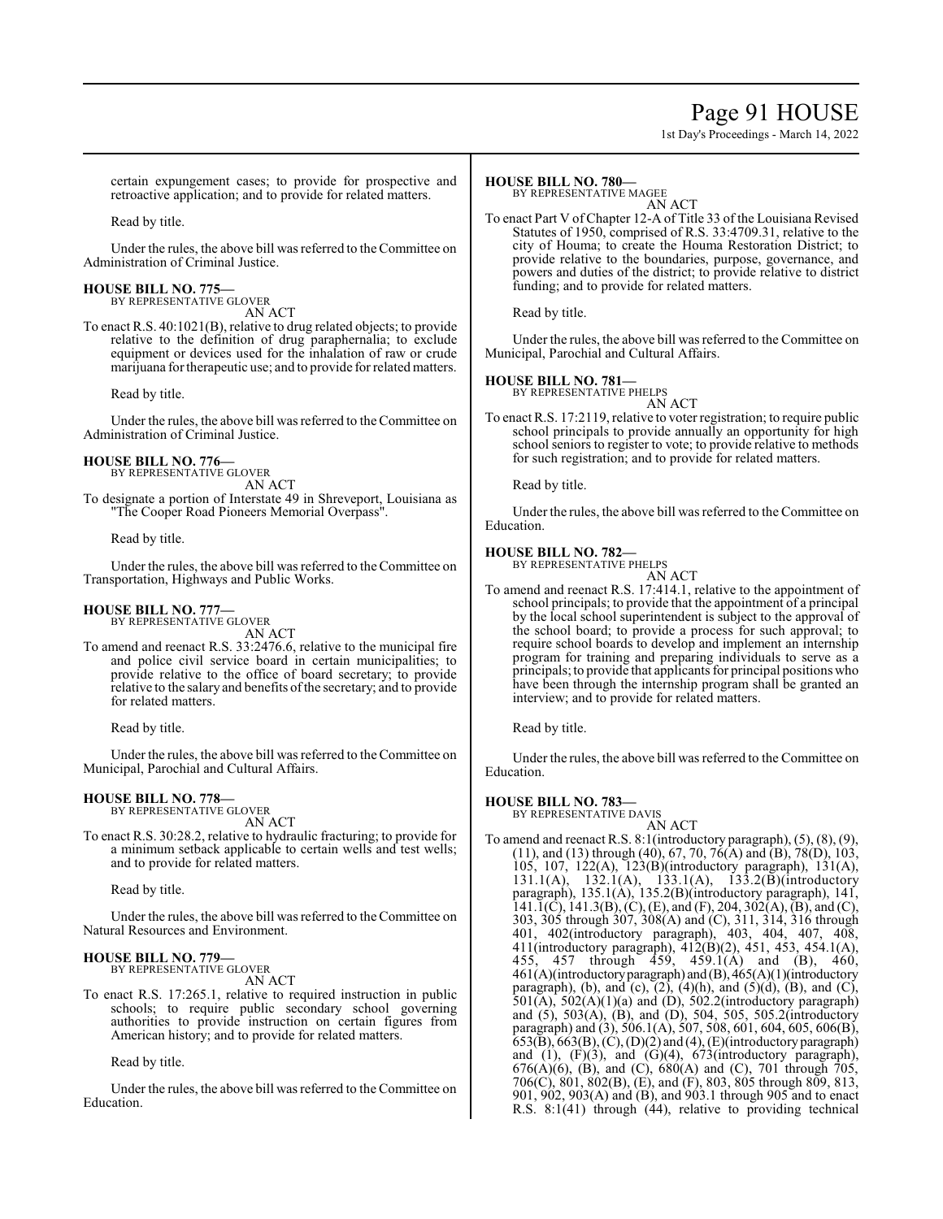certain expungement cases; to provide for prospective and retroactive application; and to provide for related matters.

Read by title.

Under the rules, the above bill was referred to the Committee on Administration of Criminal Justice.

**HOUSE BILL NO. 775—**
BY REPRESENTATIVE GLOVER
AN ACT

To enact R.S. 40:1021(B), relative to drug related objects; to provide relative to the definition of drug paraphernalia; to exclude equipment or devices used for the inhalation of raw or crude marijuana for therapeutic use; and to provide for related matters.

Read by title.

Under the rules, the above bill was referred to the Committee on Administration of Criminal Justice.

**HOUSE BILL NO. 776—**
BY REPRESENTATIVE GLOVER
AN ACT

To designate a portion of Interstate 49 in Shreveport, Louisiana as "The Cooper Road Pioneers Memorial Overpass".

Read by title.

Under the rules, the above bill was referred to the Committee on Transportation, Highways and Public Works.

**HOUSE BILL NO. 777—**
BY REPRESENTATIVE GLOVER
AN ACT

To amend and reenact R.S. 33:2476.6, relative to the municipal fire and police civil service board in certain municipalities; to provide relative to the office of board secretary; to provide relative to the salary and benefits of the secretary; and to provide for related matters.

Read by title.

Under the rules, the above bill was referred to the Committee on Municipal, Parochial and Cultural Affairs.

**HOUSE BILL NO. 778—**
BY REPRESENTATIVE GLOVER
AN ACT

To enact R.S. 30:28.2, relative to hydraulic fracturing; to provide for a minimum setback applicable to certain wells and test wells; and to provide for related matters.

Read by title.

Under the rules, the above bill was referred to the Committee on Natural Resources and Environment.

**HOUSE BILL NO. 779—**
BY REPRESENTATIVE GLOVER
AN ACT

To enact R.S. 17:265.1, relative to required instruction in public schools; to require public secondary school governing authorities to provide instruction on certain figures from American history; and to provide for related matters.

Read by title.

Under the rules, the above bill was referred to the Committee on Education.

**HOUSE BILL NO. 780—**
BY REPRESENTATIVE MAGEE
AN ACT

To enact Part V of Chapter 12-A of Title 33 of the Louisiana Revised Statutes of 1950, comprised of R.S. 33:4709.31, relative to the city of Houma; to create the Houma Restoration District; to provide relative to the boundaries, purpose, governance, and powers and duties of the district; to provide relative to district funding; and to provide for related matters.

Read by title.

Under the rules, the above bill was referred to the Committee on Municipal, Parochial and Cultural Affairs.

**HOUSE BILL NO. 781—**
BY REPRESENTATIVE PHELPS
AN ACT

To enact R.S. 17:2119, relative to voter registration; to require public school principals to provide annually an opportunity for high school seniors to register to vote; to provide relative to methods for such registration; and to provide for related matters.

Read by title.

Under the rules, the above bill was referred to the Committee on Education.

**HOUSE BILL NO. 782—**
BY REPRESENTATIVE PHELPS
AN ACT

To amend and reenact R.S. 17:414.1, relative to the appointment of school principals; to provide that the appointment of a principal by the local school superintendent is subject to the approval of the school board; to provide a process for such approval; to require school boards to develop and implement an internship program for training and preparing individuals to serve as a principals; to provide that applicants for principal positions who have been through the internship program shall be granted an interview; and to provide for related matters.

Read by title.

Under the rules, the above bill was referred to the Committee on Education.

**HOUSE BILL NO. 783—**
BY REPRESENTATIVE DAVIS
AN ACT

To amend and reenact R.S. 8:1(introductory paragraph), (5), (8), (9), (11), and (13) through (40), 67, 70, 76(A) and (B), 78(D), 103, 105, 107, 122(A), 123(B)(introductory paragraph), 131(A), 131.1(A), 132.1(A), 133.1(A), 133.2(B)(introductory paragraph), 135.1(A), 135.2(B)(introductory paragraph), 141, 141.1(C), 141.3(B), (C), (E), and (F), 204, 302(A), (B), and (C), 303, 305 through 307, 308(A) and (C), 311, 314, 316 through 401, 402(introductory paragraph), 403, 404, 407, 408, 411(introductory paragraph), 412(B)(2), 451, 453, 454.1(A), 455, 457 through 459, 459.1(A) and (B), 460, 461(A)(introductory paragraph) and (B), 465(A)(1)(introductory paragraph), (b), and (c), (2), (4)(h), and (5)(d), (B), and (C), 501(A), 502(A)(1)(a) and (D), 502.2(introductory paragraph) and (5), 503(A), (B), and (D), 504, 505, 505.2(introductory paragraph) and (3), 506.1(A), 507, 508, 601, 604, 605, 606(B), 653(B), 663(B), (C), (D)(2) and (4), (E)(introductory paragraph) and (1), (F)(3), and (G)(4), 673(introductory paragraph), 676(A)(6), (B), and (C), 680(A) and (C), 701 through 705, 706(C), 801, 802(B), (E), and (F), 803, 805 through 809, 813, 901, 902, 903(A) and (B), and 903.1 through 905 and to enact R.S. 8:1(41) through (44), relative to providing technical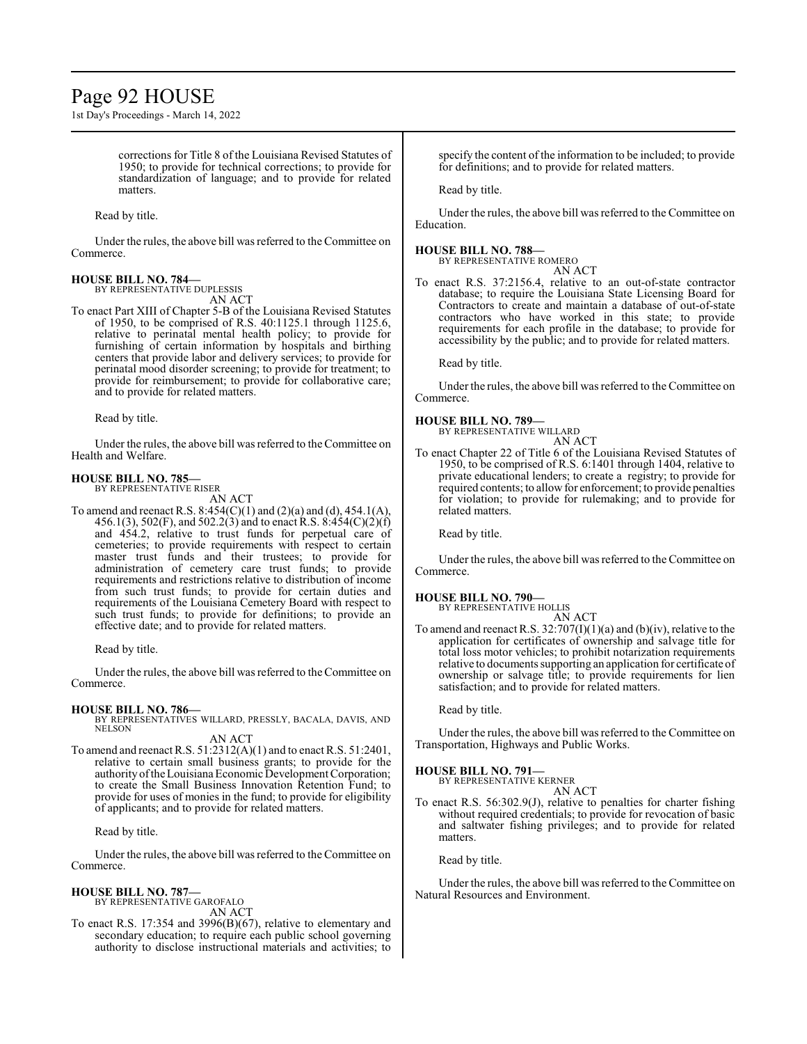corrections for Title 8 of the Louisiana Revised Statutes of 1950; to provide for technical corrections; to provide for standardization of language; and to provide for related matters.

Read by title.

Under the rules, the above bill was referred to the Committee on Commerce.

**HOUSE BILL NO. 784—**
BY REPRESENTATIVE DUPLESSIS
AN ACT

To enact Part XIII of Chapter 5-B of the Louisiana Revised Statutes of 1950, to be comprised of R.S. 40:1125.1 through 1125.6, relative to perinatal mental health policy; to provide for furnishing of certain information by hospitals and birthing centers that provide labor and delivery services; to provide for perinatal mood disorder screening; to provide for treatment; to provide for reimbursement; to provide for collaborative care; and to provide for related matters.

Read by title.

Under the rules, the above bill was referred to the Committee on Health and Welfare.

**HOUSE BILL NO. 785—**
BY REPRESENTATIVE RISER
AN ACT

To amend and reenact R.S. 8:454(C)(1) and (2)(a) and (d), 454.1(A), 456.1(3), 502(F), and 502.2(3) and to enact R.S. 8:454(C)(2)(f) and 454.2, relative to trust funds for perpetual care of cemeteries; to provide requirements with respect to certain master trust funds and their trustees; to provide for administration of cemetery care trust funds; to provide requirements and restrictions relative to distribution of income from such trust funds; to provide for certain duties and requirements of the Louisiana Cemetery Board with respect to such trust funds; to provide for definitions; to provide an effective date; and to provide for related matters.

Read by title.

Under the rules, the above bill was referred to the Committee on Commerce.

**HOUSE BILL NO. 786—**
BY REPRESENTATIVES WILLARD, PRESSLY, BACALA, DAVIS, AND NELSON
AN ACT

To amend and reenact R.S. 51:2312(A)(1) and to enact R.S. 51:2401, relative to certain small business grants; to provide for the authority of the Louisiana Economic Development Corporation; to create the Small Business Innovation Retention Fund; to provide for uses of monies in the fund; to provide for eligibility of applicants; and to provide for related matters.

Read by title.

Under the rules, the above bill was referred to the Committee on Commerce.

**HOUSE BILL NO. 787—**
BY REPRESENTATIVE GAROFALO
AN ACT

To enact R.S. 17:354 and 3996(B)(67), relative to elementary and secondary education; to require each public school governing authority to disclose instructional materials and activities; to specify the content of the information to be included; to provide for definitions; and to provide for related matters.

Read by title.

Under the rules, the above bill was referred to the Committee on Education.

**HOUSE BILL NO. 788—**
BY REPRESENTATIVE ROMERO
AN ACT

To enact R.S. 37:2156.4, relative to an out-of-state contractor database; to require the Louisiana State Licensing Board for Contractors to create and maintain a database of out-of-state contractors who have worked in this state; to provide requirements for each profile in the database; to provide for accessibility by the public; and to provide for related matters.

Read by title.

Under the rules, the above bill was referred to the Committee on Commerce.

**HOUSE BILL NO. 789—**
BY REPRESENTATIVE WILLARD
AN ACT

To enact Chapter 22 of Title 6 of the Louisiana Revised Statutes of 1950, to be comprised of R.S. 6:1401 through 1404, relative to private educational lenders; to create a registry; to provide for required contents; to allow for enforcement; to provide penalties for violation; to provide for rulemaking; and to provide for related matters.

Read by title.

Under the rules, the above bill was referred to the Committee on Commerce.

**HOUSE BILL NO. 790—**
BY REPRESENTATIVE HOLLIS
AN ACT

To amend and reenact R.S. 32:707(I)(1)(a) and (b)(iv), relative to the application for certificates of ownership and salvage title for total loss motor vehicles; to prohibit notarization requirements relative to documents supporting an application for certificate of ownership or salvage title; to provide requirements for lien satisfaction; and to provide for related matters.

Read by title.

Under the rules, the above bill was referred to the Committee on Transportation, Highways and Public Works.

**HOUSE BILL NO. 791—**
BY REPRESENTATIVE KERNER
AN ACT

To enact R.S. 56:302.9(J), relative to penalties for charter fishing without required credentials; to provide for revocation of basic and saltwater fishing privileges; and to provide for related matters.

Read by title.

Under the rules, the above bill was referred to the Committee on Natural Resources and Environment.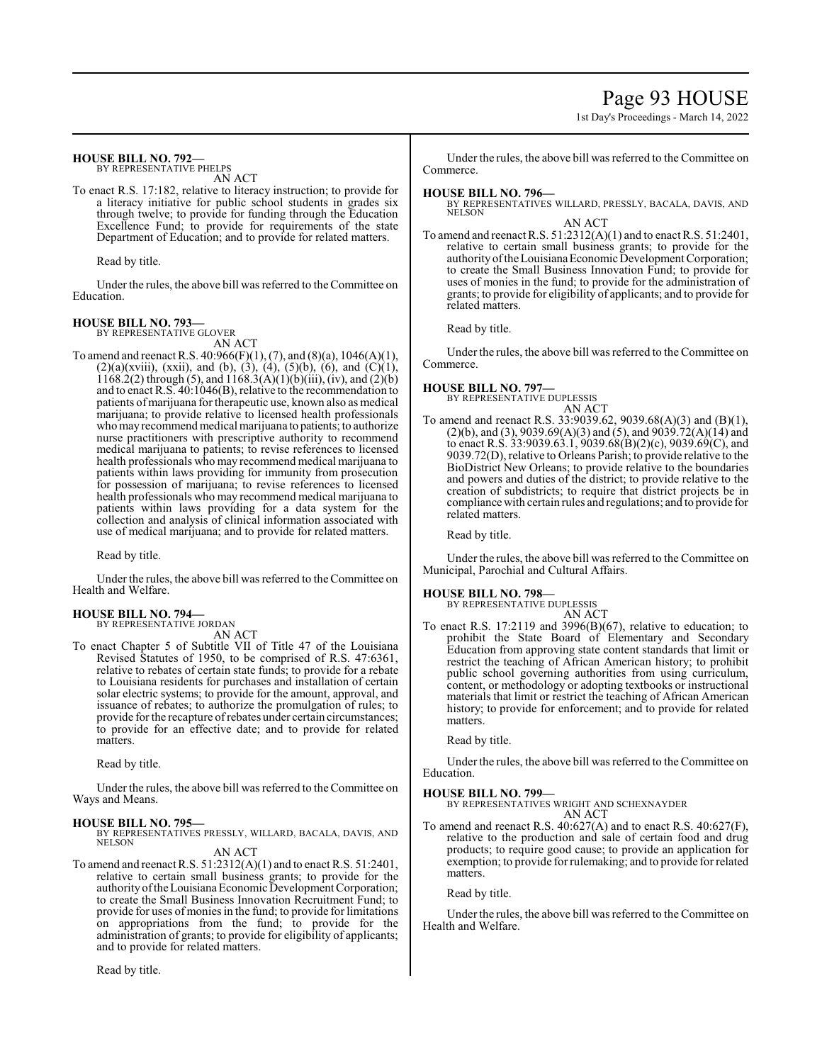**HOUSE BILL NO. 792—**
BY REPRESENTATIVE PHELPS
AN ACT

To enact R.S. 17:182, relative to literacy instruction; to provide for a literacy initiative for public school students in grades six through twelve; to provide for funding through the Education Excellence Fund; to provide for requirements of the state Department of Education; and to provide for related matters.

Read by title.

Under the rules, the above bill was referred to the Committee on Education.

**HOUSE BILL NO. 793—**
BY REPRESENTATIVE GLOVER
AN ACT

To amend and reenact R.S. 40:966(F)(1), (7), and (8)(a), 1046(A)(1), (2)(a)(xviii), (xxii), and (b), (3), (4), (5)(b), (6), and (C)(1), 1168.2(2) through (5), and 1168.3(A)(1)(b)(iii), (iv), and (2)(b) and to enact R.S. 40:1046(B), relative to the recommendation to patients of marijuana for therapeutic use, known also as medical marijuana; to provide relative to licensed health professionals who may recommend medical marijuana to patients; to authorize nurse practitioners with prescriptive authority to recommend medical marijuana to patients; to revise references to licensed health professionals who may recommend medical marijuana to patients within laws providing for immunity from prosecution for possession of marijuana; to revise references to licensed health professionals who may recommend medical marijuana to patients within laws providing for a data system for the collection and analysis of clinical information associated with use of medical marijuana; and to provide for related matters.

Read by title.

Under the rules, the above bill was referred to the Committee on Health and Welfare.

**HOUSE BILL NO. 794—**
BY REPRESENTATIVE JORDAN
AN ACT

To enact Chapter 5 of Subtitle VII of Title 47 of the Louisiana Revised Statutes of 1950, to be comprised of R.S. 47:6361, relative to rebates of certain state funds; to provide for a rebate to Louisiana residents for purchases and installation of certain solar electric systems; to provide for the amount, approval, and issuance of rebates; to authorize the promulgation of rules; to provide for the recapture of rebates under certain circumstances; to provide for an effective date; and to provide for related matters.

Read by title.

Under the rules, the above bill was referred to the Committee on Ways and Means.

**HOUSE BILL NO. 795—**
BY REPRESENTATIVES PRESSLY, WILLARD, BACALA, DAVIS, AND NELSON
AN ACT

To amend and reenact R.S. 51:2312(A)(1) and to enact R.S. 51:2401, relative to certain small business grants; to provide for the authority of the Louisiana Economic Development Corporation; to create the Small Business Innovation Recruitment Fund; to provide for uses of monies in the fund; to provide for limitations on appropriations from the fund; to provide for the administration of grants; to provide for eligibility of applicants; and to provide for related matters.

Read by title.

Under the rules, the above bill was referred to the Committee on Commerce.

**HOUSE BILL NO. 796—**
BY REPRESENTATIVES WILLARD, PRESSLY, BACALA, DAVIS, AND NELSON
AN ACT

To amend and reenact R.S. 51:2312(A)(1) and to enact R.S. 51:2401, relative to certain small business grants; to provide for the authority of the Louisiana Economic Development Corporation; to create the Small Business Innovation Fund; to provide for uses of monies in the fund; to provide for the administration of grants; to provide for eligibility of applicants; and to provide for related matters.

Read by title.

Under the rules, the above bill was referred to the Committee on Commerce.

**HOUSE BILL NO. 797—**
BY REPRESENTATIVE DUPLESSIS
AN ACT

To amend and reenact R.S. 33:9039.62, 9039.68(A)(3) and (B)(1), (2)(b), and (3), 9039.69(A)(3) and (5), and 9039.72(A)(14) and to enact R.S. 33:9039.63.1, 9039.68(B)(2)(c), 9039.69(C), and 9039.72(D), relative to Orleans Parish; to provide relative to the BioDistrict New Orleans; to provide relative to the boundaries and powers and duties of the district; to provide relative to the creation of subdistricts; to require that district projects be in compliance with certain rules and regulations; and to provide for related matters.

Read by title.

Under the rules, the above bill was referred to the Committee on Municipal, Parochial and Cultural Affairs.

**HOUSE BILL NO. 798—**
BY REPRESENTATIVE DUPLESSIS
AN ACT

To enact R.S. 17:2119 and 3996(B)(67), relative to education; to prohibit the State Board of Elementary and Secondary Education from approving state content standards that limit or restrict the teaching of African American history; to prohibit public school governing authorities from using curriculum, content, or methodology or adopting textbooks or instructional materials that limit or restrict the teaching of African American history; to provide for enforcement; and to provide for related matters.

Read by title.

Under the rules, the above bill was referred to the Committee on Education.

**HOUSE BILL NO. 799—**
BY REPRESENTATIVES WRIGHT AND SCHEXNAYDER
AN ACT

To amend and reenact R.S. 40:627(A) and to enact R.S. 40:627(F), relative to the production and sale of certain food and drug products; to require good cause; to provide an application for exemption; to provide for rulemaking; and to provide for related matters.

Read by title.

Under the rules, the above bill was referred to the Committee on Health and Welfare.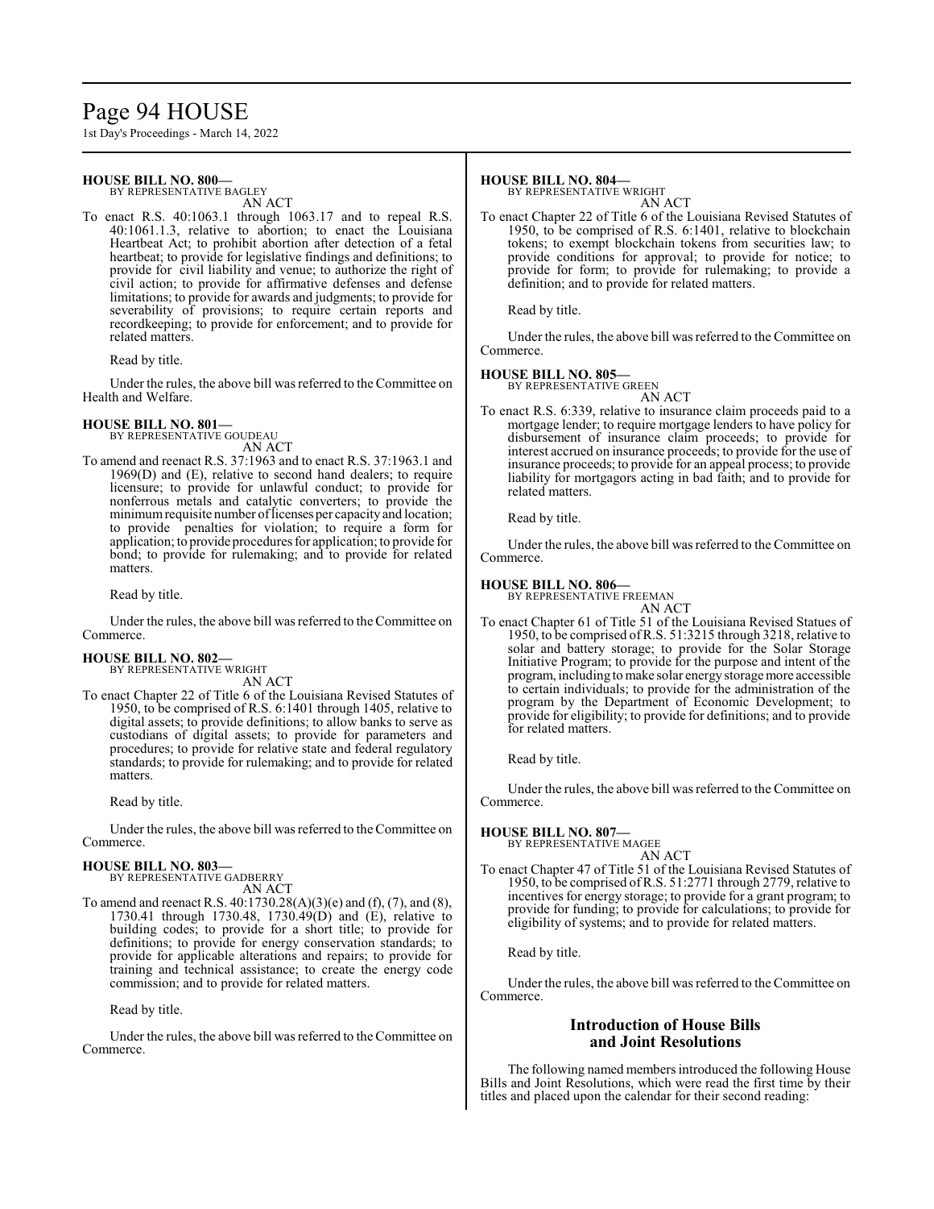**HOUSE BILL NO. 800—**
BY REPRESENTATIVE BAGLEY
AN ACT

To enact R.S. 40:1063.1 through 1063.17 and to repeal R.S. 40:1061.1.3, relative to abortion; to enact the Louisiana Heartbeat Act; to prohibit abortion after detection of a fetal heartbeat; to provide for legislative findings and definitions; to provide for civil liability and venue; to authorize the right of civil action; to provide for affirmative defenses and defense limitations; to provide for awards and judgments; to provide for severability of provisions; to require certain reports and recordkeeping; to provide for enforcement; and to provide for related matters.

Read by title.

Under the rules, the above bill was referred to the Committee on Health and Welfare.

**HOUSE BILL NO. 801—**
BY REPRESENTATIVE GOUDEAU
AN ACT

To amend and reenact R.S. 37:1963 and to enact R.S. 37:1963.1 and 1969(D) and (E), relative to second hand dealers; to require licensure; to provide for unlawful conduct; to provide for nonferrous metals and catalytic converters; to provide the minimum requisite number of licenses per capacity and location; to provide penalties for violation; to require a form for application; to provide procedures for application; to provide for bond; to provide for rulemaking; and to provide for related matters.

Read by title.

Under the rules, the above bill was referred to the Committee on Commerce.

**HOUSE BILL NO. 802—**
BY REPRESENTATIVE WRIGHT
AN ACT

To enact Chapter 22 of Title 6 of the Louisiana Revised Statutes of 1950, to be comprised of R.S. 6:1401 through 1405, relative to digital assets; to provide definitions; to allow banks to serve as custodians of digital assets; to provide for parameters and procedures; to provide for relative state and federal regulatory standards; to provide for rulemaking; and to provide for related matters.

Read by title.

Under the rules, the above bill was referred to the Committee on Commerce.

**HOUSE BILL NO. 803—**
BY REPRESENTATIVE GADBERRY
AN ACT

To amend and reenact R.S. 40:1730.28(A)(3)(e) and (f), (7), and (8), 1730.41 through 1730.48, 1730.49(D) and (E), relative to building codes; to provide for a short title; to provide for definitions; to provide for energy conservation standards; to provide for applicable alterations and repairs; to provide for training and technical assistance; to create the energy code commission; and to provide for related matters.

Read by title.

Under the rules, the above bill was referred to the Committee on Commerce.

**HOUSE BILL NO. 804—**
BY REPRESENTATIVE WRIGHT
AN ACT

To enact Chapter 22 of Title 6 of the Louisiana Revised Statutes of 1950, to be comprised of R.S. 6:1401, relative to blockchain tokens; to exempt blockchain tokens from securities law; to provide conditions for approval; to provide for notice; to provide for form; to provide for rulemaking; to provide a definition; and to provide for related matters.

Read by title.

Under the rules, the above bill was referred to the Committee on Commerce.

**HOUSE BILL NO. 805—**
BY REPRESENTATIVE GREEN
AN ACT

To enact R.S. 6:339, relative to insurance claim proceeds paid to a mortgage lender; to require mortgage lenders to have policy for disbursement of insurance claim proceeds; to provide for interest accrued on insurance proceeds; to provide for the use of insurance proceeds; to provide for an appeal process; to provide liability for mortgagors acting in bad faith; and to provide for related matters.

Read by title.

Under the rules, the above bill was referred to the Committee on Commerce.

**HOUSE BILL NO. 806—**
BY REPRESENTATIVE FREEMAN
AN ACT

To enact Chapter 61 of Title 51 of the Louisiana Revised Statues of 1950, to be comprised of R.S. 51:3215 through 3218, relative to solar and battery storage; to provide for the Solar Storage Initiative Program; to provide for the purpose and intent of the program, including to make solar energy storage more accessible to certain individuals; to provide for the administration of the program by the Department of Economic Development; to provide for eligibility; to provide for definitions; and to provide for related matters.

Read by title.

Under the rules, the above bill was referred to the Committee on Commerce.

**HOUSE BILL NO. 807—**
BY REPRESENTATIVE MAGEE
AN ACT

To enact Chapter 47 of Title 51 of the Louisiana Revised Statutes of 1950, to be comprised of R.S. 51:2771 through 2779, relative to incentives for energy storage; to provide for a grant program; to provide for funding; to provide for calculations; to provide for eligibility of systems; and to provide for related matters.

Read by title.

Under the rules, the above bill was referred to the Committee on Commerce.

## Introduction of House Bills and Joint Resolutions

The following named members introduced the following House Bills and Joint Resolutions, which were read the first time by their titles and placed upon the calendar for their second reading: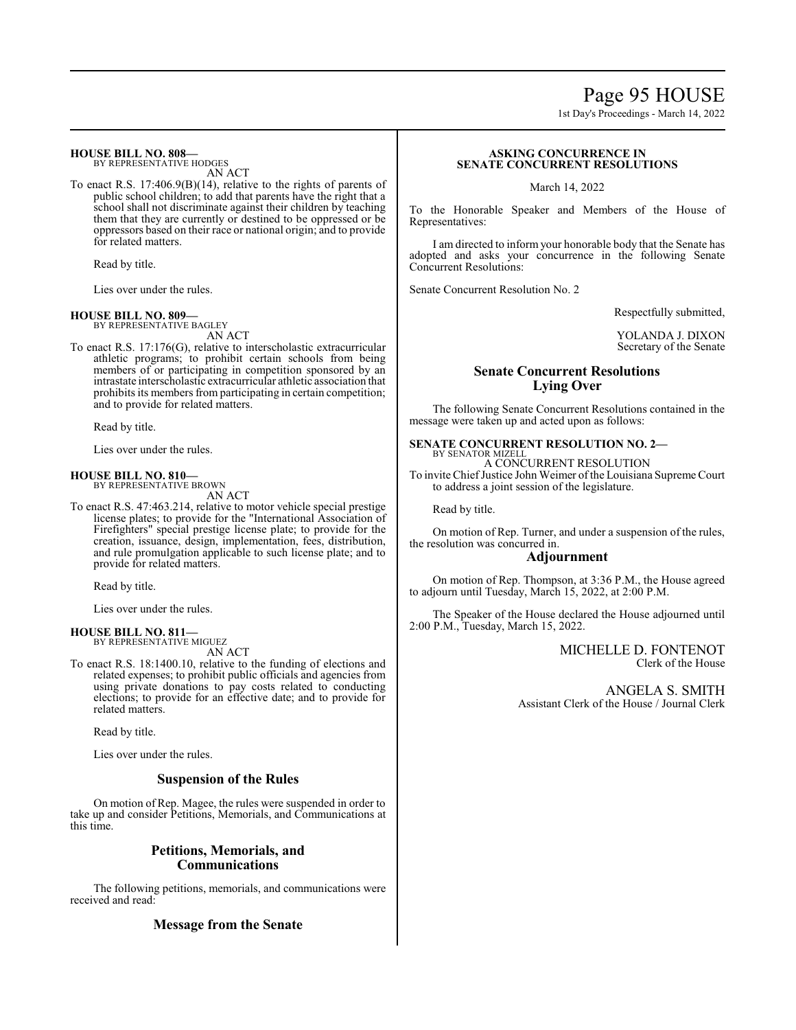**HOUSE BILL NO. 808—**
BY REPRESENTATIVE HODGES
AN ACT

To enact R.S. 17:406.9(B)(14), relative to the rights of parents of public school children; to add that parents have the right that a school shall not discriminate against their children by teaching them that they are currently or destined to be oppressed or be oppressors based on their race or national origin; and to provide for related matters.

Read by title.

Lies over under the rules.

**HOUSE BILL NO. 809—**
BY REPRESENTATIVE BAGLEY
AN ACT

To enact R.S. 17:176(G), relative to interscholastic extracurricular athletic programs; to prohibit certain schools from being members of or participating in competition sponsored by an intrastate interscholastic extracurricular athletic association that prohibits its members from participating in certain competition; and to provide for related matters.

Read by title.

Lies over under the rules.

**HOUSE BILL NO. 810—**
BY REPRESENTATIVE BROWN
AN ACT

To enact R.S. 47:463.214, relative to motor vehicle special prestige license plates; to provide for the "International Association of Firefighters" special prestige license plate; to provide for the creation, issuance, design, implementation, fees, distribution, and rule promulgation applicable to such license plate; and to provide for related matters.

Read by title.

Lies over under the rules.

**HOUSE BILL NO. 811—**
BY REPRESENTATIVE MIGUEZ
AN ACT

To enact R.S. 18:1400.10, relative to the funding of elections and related expenses; to prohibit public officials and agencies from using private donations to pay costs related to conducting elections; to provide for an effective date; and to provide for related matters.

Read by title.

Lies over under the rules.

## Suspension of the Rules

On motion of Rep. Magee, the rules were suspended in order to take up and consider Petitions, Memorials, and Communications at this time.

## Petitions, Memorials, and Communications

The following petitions, memorials, and communications were received and read:

## Message from the Senate

**ASKING CONCURRENCE IN SENATE CONCURRENT RESOLUTIONS**

March 14, 2022

To the Honorable Speaker and Members of the House of Representatives:

I am directed to inform your honorable body that the Senate has adopted and asks your concurrence in the following Senate Concurrent Resolutions:

Senate Concurrent Resolution No. 2

Respectfully submitted,

YOLANDA J. DIXON
Secretary of the Senate

## Senate Concurrent Resolutions Lying Over

The following Senate Concurrent Resolutions contained in the message were taken up and acted upon as follows:

**SENATE CONCURRENT RESOLUTION NO. 2—**
BY SENATOR MIZELL
A CONCURRENT RESOLUTION

To invite Chief Justice John Weimer of the Louisiana Supreme Court to address a joint session of the legislature.

Read by title.

On motion of Rep. Turner, and under a suspension of the rules, the resolution was concurred in.

## Adjournment

On motion of Rep. Thompson, at 3:36 P.M., the House agreed to adjourn until Tuesday, March 15, 2022, at 2:00 P.M.

The Speaker of the House declared the House adjourned until 2:00 P.M., Tuesday, March 15, 2022.

MICHELLE D. FONTENOT
Clerk of the House

ANGELA S. SMITH
Assistant Clerk of the House / Journal Clerk